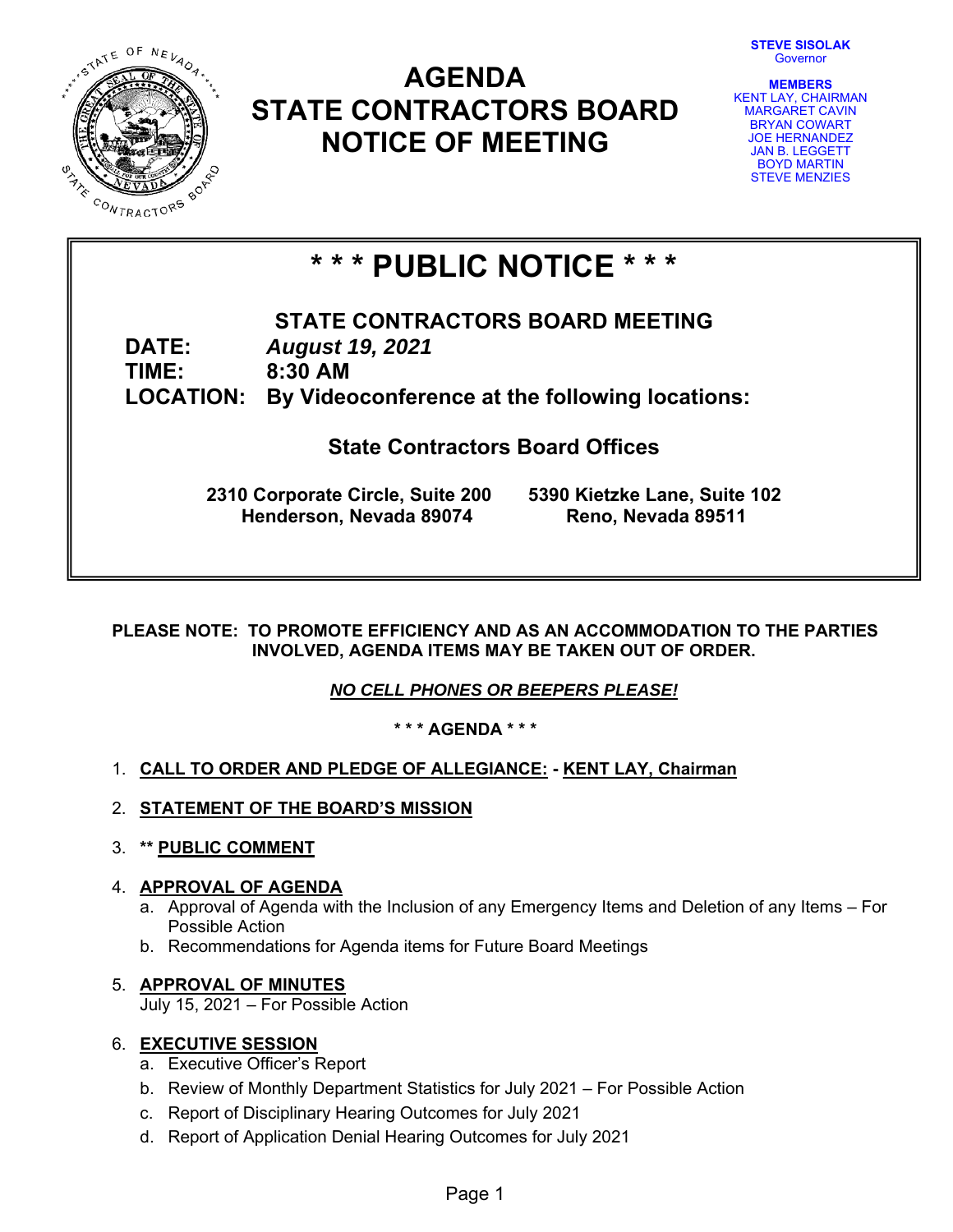STEVE SISOLAK
Governor

**MEMBERS**
KENT LAY, CHAIRMAN
MARGARET CAVIN
BRYAN COWART
JOE HERNANDEZ
JAN B. LEGGETT
BOYD MARTIN
STEVE MENZIES

# AGENDA
# STATE CONTRACTORS BOARD
# NOTICE OF MEETING

## * * * PUBLIC NOTICE * * *

**STATE CONTRACTORS BOARD MEETING**

**DATE:** ***August 19, 2021***
**TIME:** **8:30 AM**
**LOCATION:** **By Videoconference at the following locations:**

**State Contractors Board Offices**

**2310 Corporate Circle, Suite 200**
**Henderson, Nevada 89074**

**5390 Kietzke Lane, Suite 102**
**Reno, Nevada 89511**

**PLEASE NOTE: TO PROMOTE EFFICIENCY AND AS AN ACCOMMODATION TO THE PARTIES INVOLVED, AGENDA ITEMS MAY BE TAKEN OUT OF ORDER.**

***NO CELL PHONES OR BEEPERS PLEASE!***

**\* \* \* AGENDA \* \* \***

1. **CALL TO ORDER AND PLEDGE OF ALLEGIANCE: - KENT LAY, Chairman**
2. **STATEMENT OF THE BOARD'S MISSION**
3. **\*\* PUBLIC COMMENT**
4. **APPROVAL OF AGENDA**
   a. Approval of Agenda with the Inclusion of any Emergency Items and Deletion of any Items – For Possible Action
   b. Recommendations for Agenda items for Future Board Meetings
5. **APPROVAL OF MINUTES**
   July 15, 2021 – For Possible Action
6. **EXECUTIVE SESSION**
   a. Executive Officer's Report
   b. Review of Monthly Department Statistics for July 2021 – For Possible Action
   c. Report of Disciplinary Hearing Outcomes for July 2021
   d. Report of Application Denial Hearing Outcomes for July 2021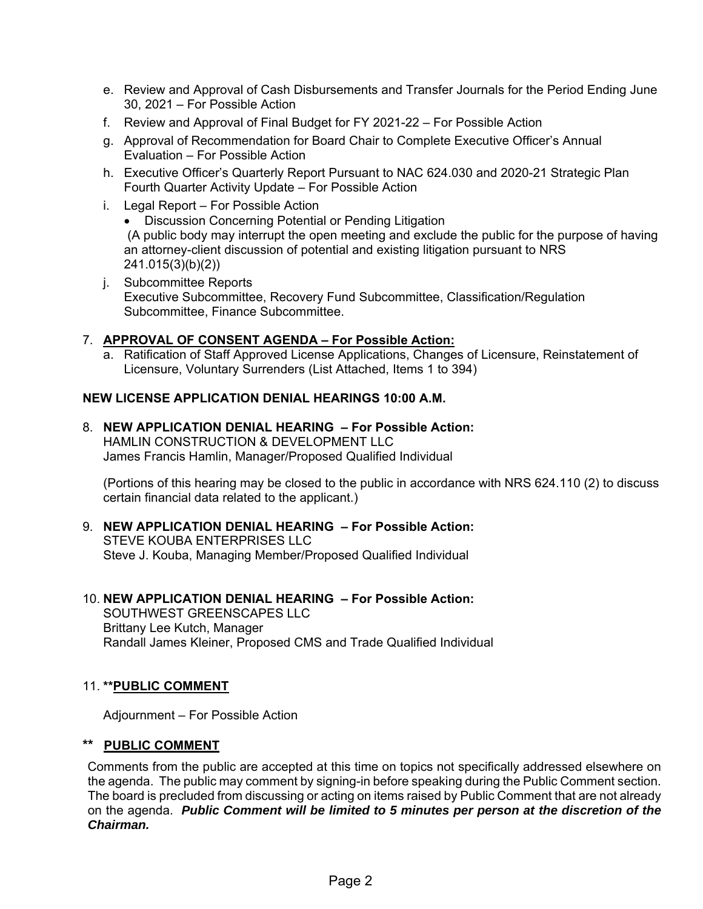e. Review and Approval of Cash Disbursements and Transfer Journals for the Period Ending June 30, 2021 – For Possible Action
f. Review and Approval of Final Budget for FY 2021-22 – For Possible Action
g. Approval of Recommendation for Board Chair to Complete Executive Officer's Annual Evaluation – For Possible Action
h. Executive Officer's Quarterly Report Pursuant to NAC 624.030 and 2020-21 Strategic Plan Fourth Quarter Activity Update – For Possible Action
i. Legal Report – For Possible Action
   - Discussion Concerning Potential or Pending Litigation

   (A public body may interrupt the open meeting and exclude the public for the purpose of having an attorney-client discussion of potential and existing litigation pursuant to NRS 241.015(3)(b)(2))
j. Subcommittee Reports

   Executive Subcommittee, Recovery Fund Subcommittee, Classification/Regulation Subcommittee, Finance Subcommittee.

7. **APPROVAL OF CONSENT AGENDA – For Possible Action:**
   a. Ratification of Staff Approved License Applications, Changes of Licensure, Reinstatement of Licensure, Voluntary Surrenders (List Attached, Items 1 to 394)

**NEW LICENSE APPLICATION DENIAL HEARINGS 10:00 A.M.**

8. **NEW APPLICATION DENIAL HEARING – For Possible Action:**

   HAMLIN CONSTRUCTION & DEVELOPMENT LLC
   James Francis Hamlin, Manager/Proposed Qualified Individual

   (Portions of this hearing may be closed to the public in accordance with NRS 624.110 (2) to discuss certain financial data related to the applicant.)

9. **NEW APPLICATION DENIAL HEARING – For Possible Action:**

   STEVE KOUBA ENTERPRISES LLC
   Steve J. Kouba, Managing Member/Proposed Qualified Individual

10. **NEW APPLICATION DENIAL HEARING – For Possible Action:**

    SOUTHWEST GREENSCAPES LLC
    Brittany Lee Kutch, Manager
    Randall James Kleiner, Proposed CMS and Trade Qualified Individual

11. **PUBLIC COMMENT

    Adjournment – For Possible Action

** **PUBLIC COMMENT**

Comments from the public are accepted at this time on topics not specifically addressed elsewhere on the agenda. The public may comment by signing-in before speaking during the Public Comment section. The board is precluded from discussing or acting on items raised by Public Comment that are not already on the agenda. ***Public Comment will be limited to 5 minutes per person at the discretion of the Chairman.***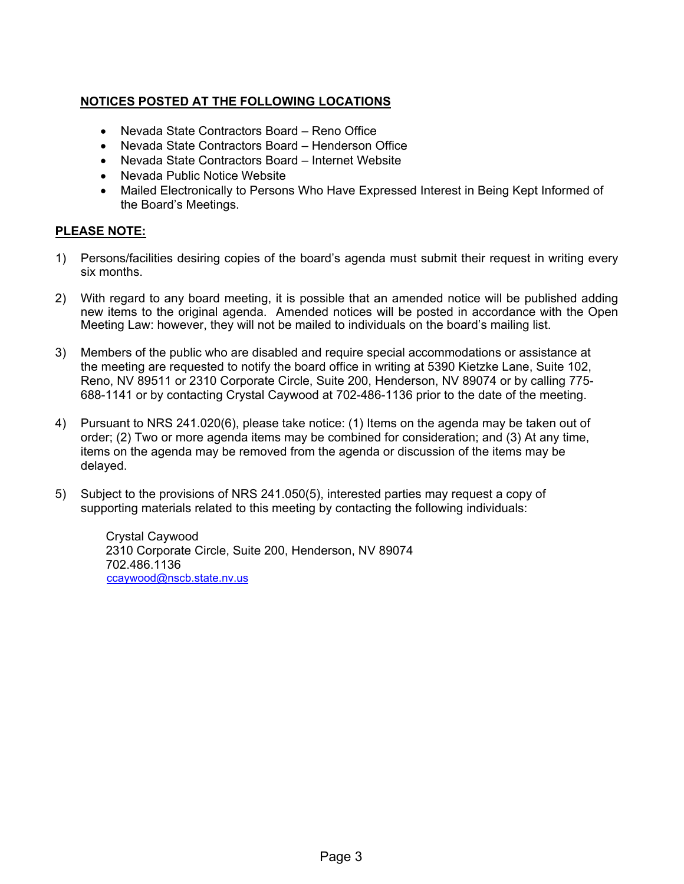**NOTICES POSTED AT THE FOLLOWING LOCATIONS**

- Nevada State Contractors Board – Reno Office
- Nevada State Contractors Board – Henderson Office
- Nevada State Contractors Board – Internet Website
- Nevada Public Notice Website
- Mailed Electronically to Persons Who Have Expressed Interest in Being Kept Informed of the Board's Meetings.

**PLEASE NOTE:**

1) Persons/facilities desiring copies of the board's agenda must submit their request in writing every six months.

2) With regard to any board meeting, it is possible that an amended notice will be published adding new items to the original agenda. Amended notices will be posted in accordance with the Open Meeting Law: however, they will not be mailed to individuals on the board's mailing list.

3) Members of the public who are disabled and require special accommodations or assistance at the meeting are requested to notify the board office in writing at 5390 Kietzke Lane, Suite 102, Reno, NV 89511 or 2310 Corporate Circle, Suite 200, Henderson, NV 89074 or by calling 775-688-1141 or by contacting Crystal Caywood at 702-486-1136 prior to the date of the meeting.

4) Pursuant to NRS 241.020(6), please take notice: (1) Items on the agenda may be taken out of order; (2) Two or more agenda items may be combined for consideration; and (3) At any time, items on the agenda may be removed from the agenda or discussion of the items may be delayed.

5) Subject to the provisions of NRS 241.050(5), interested parties may request a copy of supporting materials related to this meeting by contacting the following individuals:

   Crystal Caywood
   2310 Corporate Circle, Suite 200, Henderson, NV 89074
   702.486.1136
   ccaywood@nscb.state.nv.us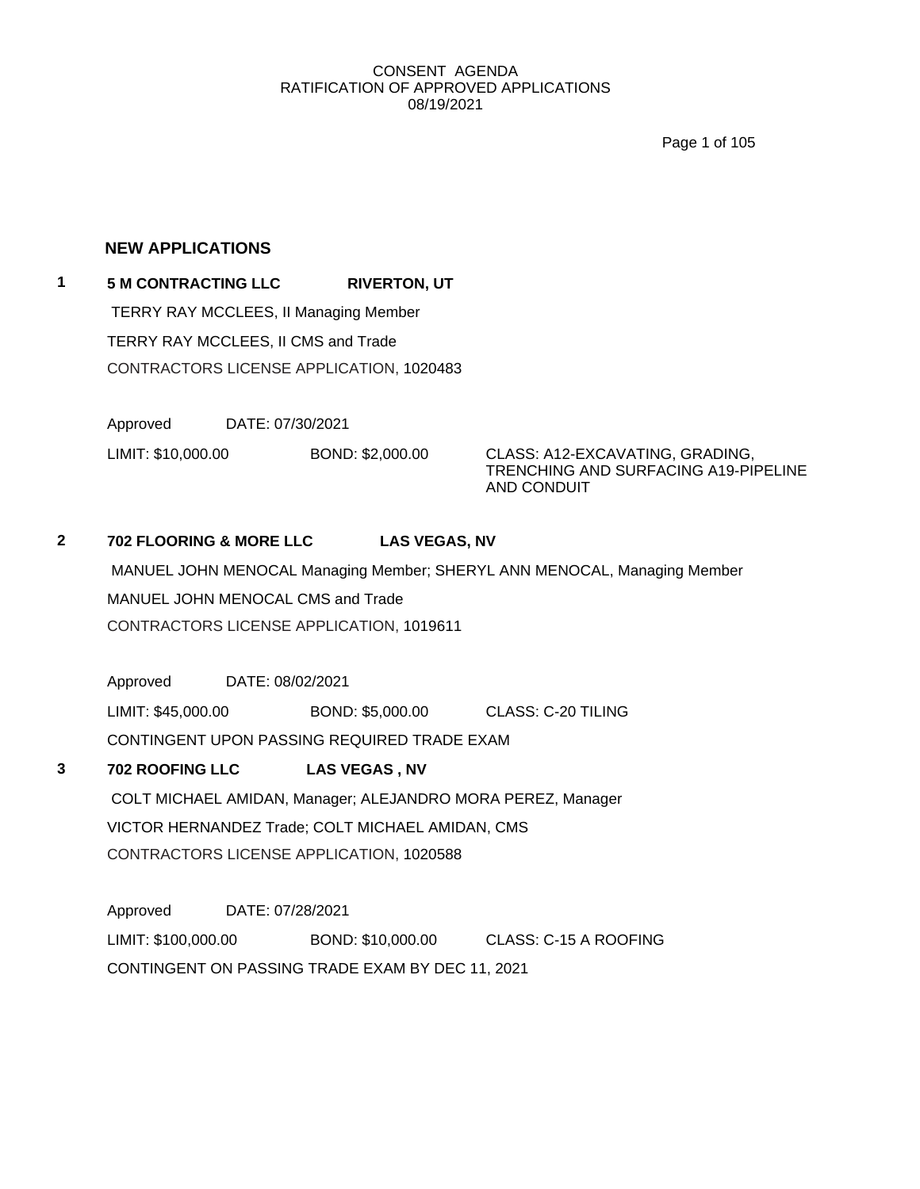CONSENT AGENDA
RATIFICATION OF APPROVED APPLICATIONS
08/19/2021

## NEW APPLICATIONS

**1** **5 M CONTRACTING LLC** **RIVERTON, UT**

TERRY RAY MCCLEES, II Managing Member

TERRY RAY MCCLEES, II CMS and Trade

CONTRACTORS LICENSE APPLICATION, 1020483

Approved DATE: 07/30/2021

LIMIT: $10,000.00 BOND: $2,000.00 CLASS: A12-EXCAVATING, GRADING, TRENCHING AND SURFACING A19-PIPELINE AND CONDUIT

**2** **702 FLOORING & MORE LLC** **LAS VEGAS, NV**

MANUEL JOHN MENOCAL Managing Member; SHERYL ANN MENOCAL, Managing Member

MANUEL JOHN MENOCAL CMS and Trade

CONTRACTORS LICENSE APPLICATION, 1019611

Approved DATE: 08/02/2021

LIMIT: $45,000.00 BOND: $5,000.00 CLASS: C-20 TILING

CONTINGENT UPON PASSING REQUIRED TRADE EXAM

**3** **702 ROOFING LLC** **LAS VEGAS , NV**

COLT MICHAEL AMIDAN, Manager; ALEJANDRO MORA PEREZ, Manager

VICTOR HERNANDEZ Trade; COLT MICHAEL AMIDAN, CMS

CONTRACTORS LICENSE APPLICATION, 1020588

Approved DATE: 07/28/2021

LIMIT: $100,000.00 BOND: $10,000.00 CLASS: C-15 A ROOFING

CONTINGENT ON PASSING TRADE EXAM BY DEC 11, 2021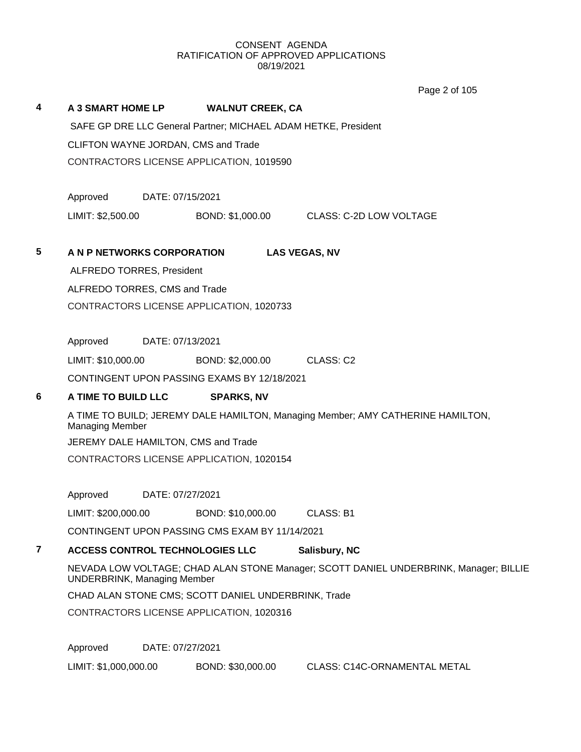CONSENT AGENDA
RATIFICATION OF APPROVED APPLICATIONS
08/19/2021

**4** **A 3 SMART HOME LP** **WALNUT CREEK, CA**

SAFE GP DRE LLC General Partner; MICHAEL ADAM HETKE, President

CLIFTON WAYNE JORDAN, CMS and Trade

CONTRACTORS LICENSE APPLICATION, 1019590

Approved DATE: 07/15/2021

LIMIT: $2,500.00 BOND: $1,000.00 CLASS: C-2D LOW VOLTAGE

**5** **A N P NETWORKS CORPORATION** **LAS VEGAS, NV**

ALFREDO TORRES, President

ALFREDO TORRES, CMS and Trade

CONTRACTORS LICENSE APPLICATION, 1020733

Approved DATE: 07/13/2021

LIMIT: $10,000.00 BOND: $2,000.00 CLASS: C2

CONTINGENT UPON PASSING EXAMS BY 12/18/2021

**6** **A TIME TO BUILD LLC** **SPARKS, NV**

A TIME TO BUILD; JEREMY DALE HAMILTON, Managing Member; AMY CATHERINE HAMILTON, Managing Member

JEREMY DALE HAMILTON, CMS and Trade

CONTRACTORS LICENSE APPLICATION, 1020154

Approved DATE: 07/27/2021

LIMIT: $200,000.00 BOND: $10,000.00 CLASS: B1

CONTINGENT UPON PASSING CMS EXAM BY 11/14/2021

**7** **ACCESS CONTROL TECHNOLOGIES LLC** **Salisbury, NC**

NEVADA LOW VOLTAGE; CHAD ALAN STONE Manager; SCOTT DANIEL UNDERBRINK, Manager; BILLIE UNDERBRINK, Managing Member

CHAD ALAN STONE CMS; SCOTT DANIEL UNDERBRINK, Trade

CONTRACTORS LICENSE APPLICATION, 1020316

Approved DATE: 07/27/2021

LIMIT: $1,000,000.00 BOND: $30,000.00 CLASS: C14C-ORNAMENTAL METAL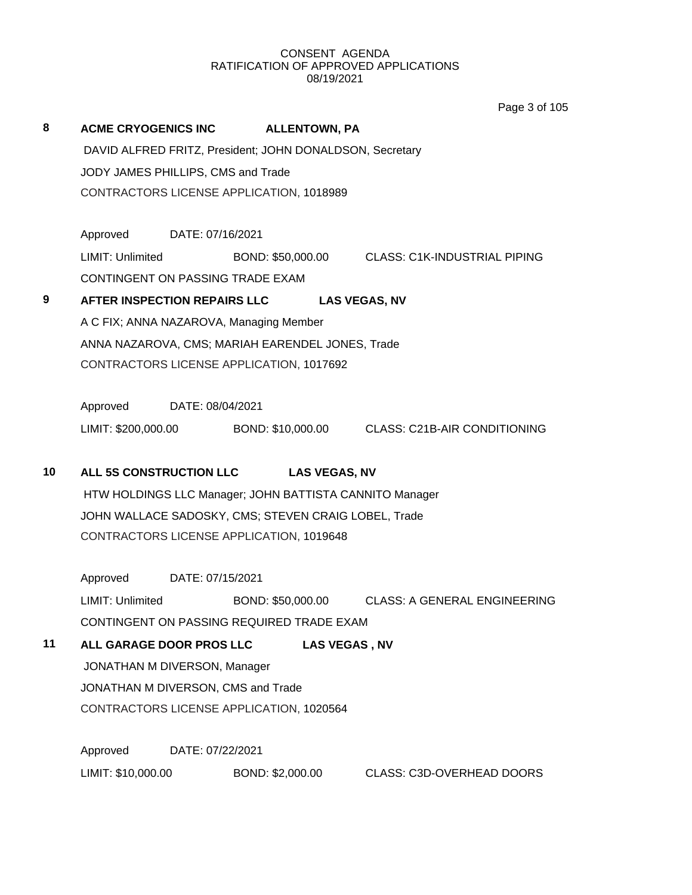CONSENT AGENDA
RATIFICATION OF APPROVED APPLICATIONS
08/19/2021

**8** **ACME CRYOGENICS INC** **ALLENTOWN, PA**

DAVID ALFRED FRITZ, President; JOHN DONALDSON, Secretary

JODY JAMES PHILLIPS, CMS and Trade

CONTRACTORS LICENSE APPLICATION, 1018989

Approved DATE: 07/16/2021

LIMIT: Unlimited BOND: $50,000.00 CLASS: C1K-INDUSTRIAL PIPING

CONTINGENT ON PASSING TRADE EXAM

**9** **AFTER INSPECTION REPAIRS LLC** **LAS VEGAS, NV**

A C FIX; ANNA NAZAROVA, Managing Member

ANNA NAZAROVA, CMS; MARIAH EARENDEL JONES, Trade

CONTRACTORS LICENSE APPLICATION, 1017692

Approved DATE: 08/04/2021

LIMIT: $200,000.00 BOND: $10,000.00 CLASS: C21B-AIR CONDITIONING

**10** **ALL 5S CONSTRUCTION LLC** **LAS VEGAS, NV**

HTW HOLDINGS LLC Manager; JOHN BATTISTA CANNITO Manager

JOHN WALLACE SADOSKY, CMS; STEVEN CRAIG LOBEL, Trade

CONTRACTORS LICENSE APPLICATION, 1019648

Approved DATE: 07/15/2021

LIMIT: Unlimited BOND: $50,000.00 CLASS: A GENERAL ENGINEERING

CONTINGENT ON PASSING REQUIRED TRADE EXAM

**11** **ALL GARAGE DOOR PROS LLC** **LAS VEGAS , NV**

JONATHAN M DIVERSON, Manager

JONATHAN M DIVERSON, CMS and Trade

CONTRACTORS LICENSE APPLICATION, 1020564

Approved DATE: 07/22/2021

LIMIT: $10,000.00 BOND: $2,000.00 CLASS: C3D-OVERHEAD DOORS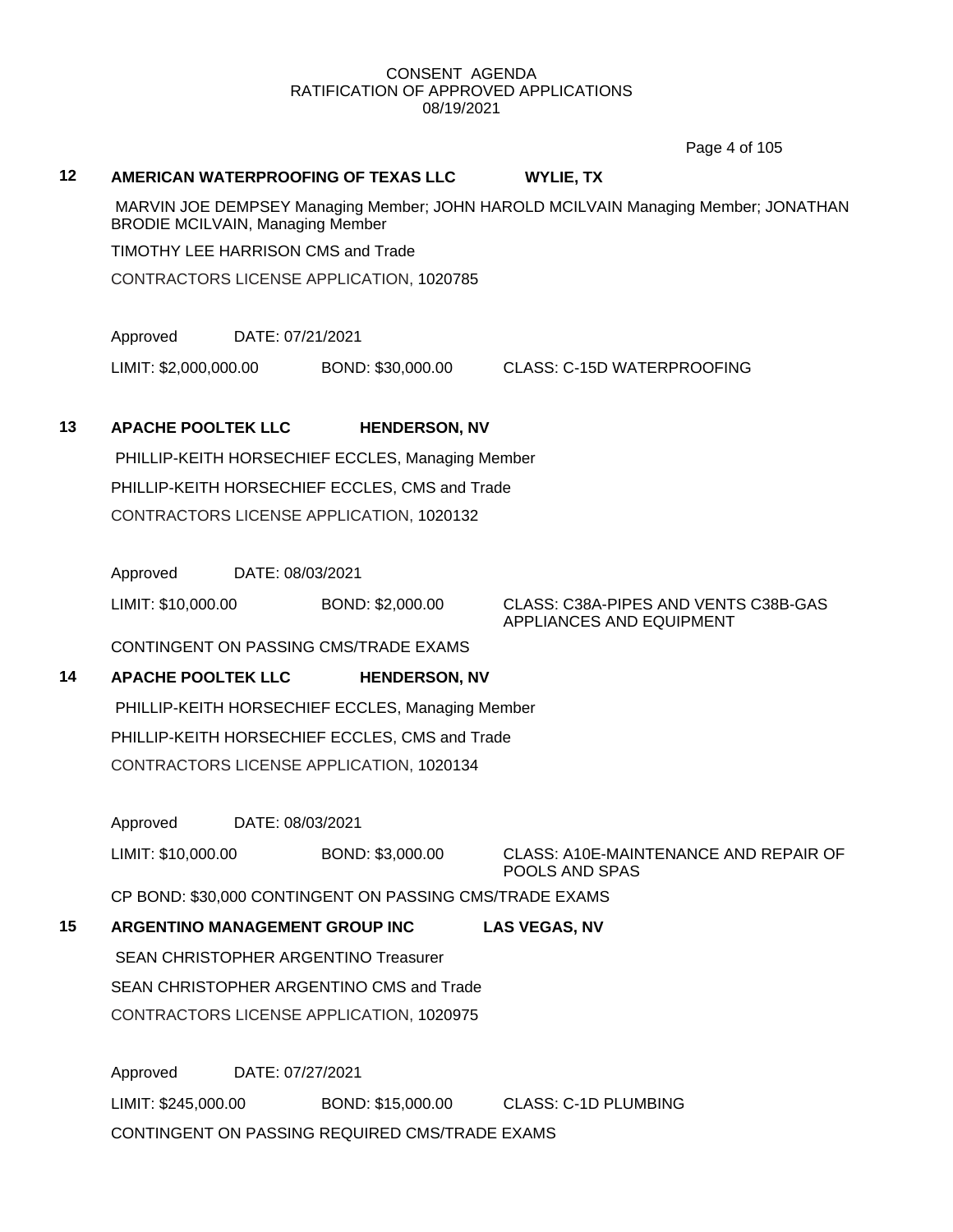CONSENT AGENDA
RATIFICATION OF APPROVED APPLICATIONS
08/19/2021

**12 AMERICAN WATERPROOFING OF TEXAS LLC WYLIE, TX**

MARVIN JOE DEMPSEY Managing Member; JOHN HAROLD MCILVAIN Managing Member; JONATHAN BRODIE MCILVAIN, Managing Member

TIMOTHY LEE HARRISON CMS and Trade

CONTRACTORS LICENSE APPLICATION, 1020785

Approved DATE: 07/21/2021

LIMIT: $2,000,000.00 BOND: $30,000.00 CLASS: C-15D WATERPROOFING

**13 APACHE POOLTEK LLC HENDERSON, NV**

PHILLIP-KEITH HORSECHIEF ECCLES, Managing Member

PHILLIP-KEITH HORSECHIEF ECCLES, CMS and Trade

CONTRACTORS LICENSE APPLICATION, 1020132

Approved DATE: 08/03/2021

LIMIT: $10,000.00 BOND: $2,000.00 CLASS: C38A-PIPES AND VENTS C38B-GAS APPLIANCES AND EQUIPMENT

CONTINGENT ON PASSING CMS/TRADE EXAMS

**14 APACHE POOLTEK LLC HENDERSON, NV**

PHILLIP-KEITH HORSECHIEF ECCLES, Managing Member

PHILLIP-KEITH HORSECHIEF ECCLES, CMS and Trade

CONTRACTORS LICENSE APPLICATION, 1020134

Approved DATE: 08/03/2021

LIMIT: $10,000.00 BOND: $3,000.00 CLASS: A10E-MAINTENANCE AND REPAIR OF POOLS AND SPAS

CP BOND: $30,000 CONTINGENT ON PASSING CMS/TRADE EXAMS

**15 ARGENTINO MANAGEMENT GROUP INC LAS VEGAS, NV**

SEAN CHRISTOPHER ARGENTINO Treasurer

SEAN CHRISTOPHER ARGENTINO CMS and Trade

CONTRACTORS LICENSE APPLICATION, 1020975

Approved DATE: 07/27/2021

LIMIT: $245,000.00 BOND: $15,000.00 CLASS: C-1D PLUMBING

CONTINGENT ON PASSING REQUIRED CMS/TRADE EXAMS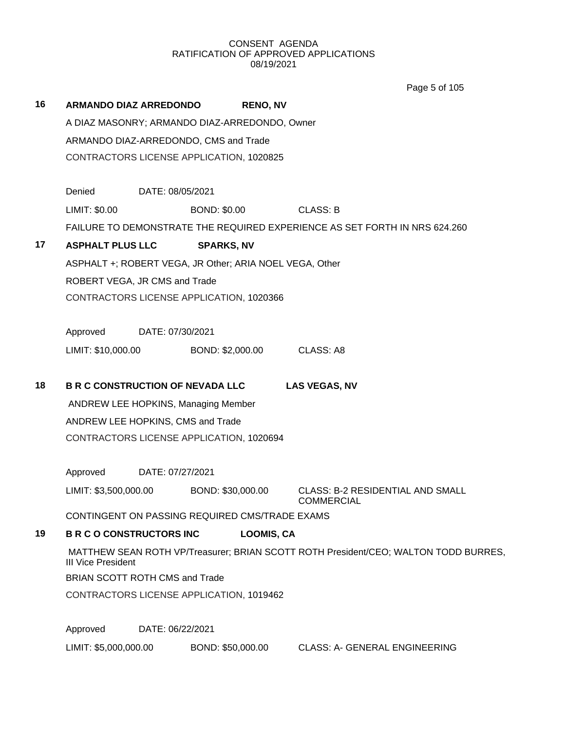CONSENT AGENDA
RATIFICATION OF APPROVED APPLICATIONS
08/19/2021

**16 ARMANDO DIAZ ARREDONDO RENO, NV**

A DIAZ MASONRY; ARMANDO DIAZ-ARREDONDO, Owner

ARMANDO DIAZ-ARREDONDO, CMS and Trade

CONTRACTORS LICENSE APPLICATION, 1020825

Denied DATE: 08/05/2021

LIMIT: $0.00 BOND: $0.00 CLASS: B

FAILURE TO DEMONSTRATE THE REQUIRED EXPERIENCE AS SET FORTH IN NRS 624.260

**17 ASPHALT PLUS LLC SPARKS, NV**

ASPHALT +; ROBERT VEGA, JR Other; ARIA NOEL VEGA, Other

ROBERT VEGA, JR CMS and Trade

CONTRACTORS LICENSE APPLICATION, 1020366

Approved DATE: 07/30/2021

LIMIT: $10,000.00 BOND: $2,000.00 CLASS: A8

**18 B R C CONSTRUCTION OF NEVADA LLC LAS VEGAS, NV**

ANDREW LEE HOPKINS, Managing Member

ANDREW LEE HOPKINS, CMS and Trade

CONTRACTORS LICENSE APPLICATION, 1020694

Approved DATE: 07/27/2021

LIMIT: $3,500,000.00 BOND: $30,000.00 CLASS: B-2 RESIDENTIAL AND SMALL COMMERCIAL

CONTINGENT ON PASSING REQUIRED CMS/TRADE EXAMS

**19 B R C O CONSTRUCTORS INC LOOMIS, CA**

MATTHEW SEAN ROTH VP/Treasurer; BRIAN SCOTT ROTH President/CEO; WALTON TODD BURRES, III Vice President

BRIAN SCOTT ROTH CMS and Trade

CONTRACTORS LICENSE APPLICATION, 1019462

Approved DATE: 06/22/2021

LIMIT: $5,000,000.00 BOND: $50,000.00 CLASS: A- GENERAL ENGINEERING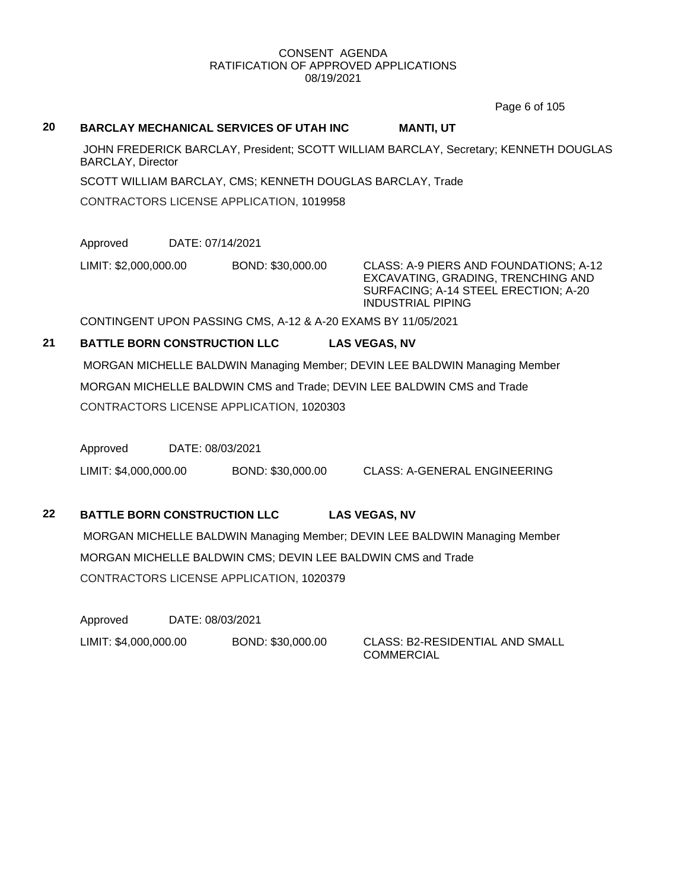CONSENT AGENDA
RATIFICATION OF APPROVED APPLICATIONS
08/19/2021

**20 BARCLAY MECHANICAL SERVICES OF UTAH INC MANTI, UT**

JOHN FREDERICK BARCLAY, President; SCOTT WILLIAM BARCLAY, Secretary; KENNETH DOUGLAS BARCLAY, Director

SCOTT WILLIAM BARCLAY, CMS; KENNETH DOUGLAS BARCLAY, Trade

CONTRACTORS LICENSE APPLICATION, 1019958

Approved DATE: 07/14/2021

LIMIT: $2,000,000.00 BOND: $30,000.00 CLASS: A-9 PIERS AND FOUNDATIONS; A-12 EXCAVATING, GRADING, TRENCHING AND SURFACING; A-14 STEEL ERECTION; A-20 INDUSTRIAL PIPING

CONTINGENT UPON PASSING CMS, A-12 & A-20 EXAMS BY 11/05/2021

**21 BATTLE BORN CONSTRUCTION LLC LAS VEGAS, NV**

MORGAN MICHELLE BALDWIN Managing Member; DEVIN LEE BALDWIN Managing Member

MORGAN MICHELLE BALDWIN CMS and Trade; DEVIN LEE BALDWIN CMS and Trade

CONTRACTORS LICENSE APPLICATION, 1020303

Approved DATE: 08/03/2021

LIMIT: $4,000,000.00 BOND: $30,000.00 CLASS: A-GENERAL ENGINEERING

**22 BATTLE BORN CONSTRUCTION LLC LAS VEGAS, NV**

MORGAN MICHELLE BALDWIN Managing Member; DEVIN LEE BALDWIN Managing Member

MORGAN MICHELLE BALDWIN CMS; DEVIN LEE BALDWIN CMS and Trade

CONTRACTORS LICENSE APPLICATION, 1020379

Approved DATE: 08/03/2021

LIMIT: $4,000,000.00 BOND: $30,000.00 CLASS: B2-RESIDENTIAL AND SMALL COMMERCIAL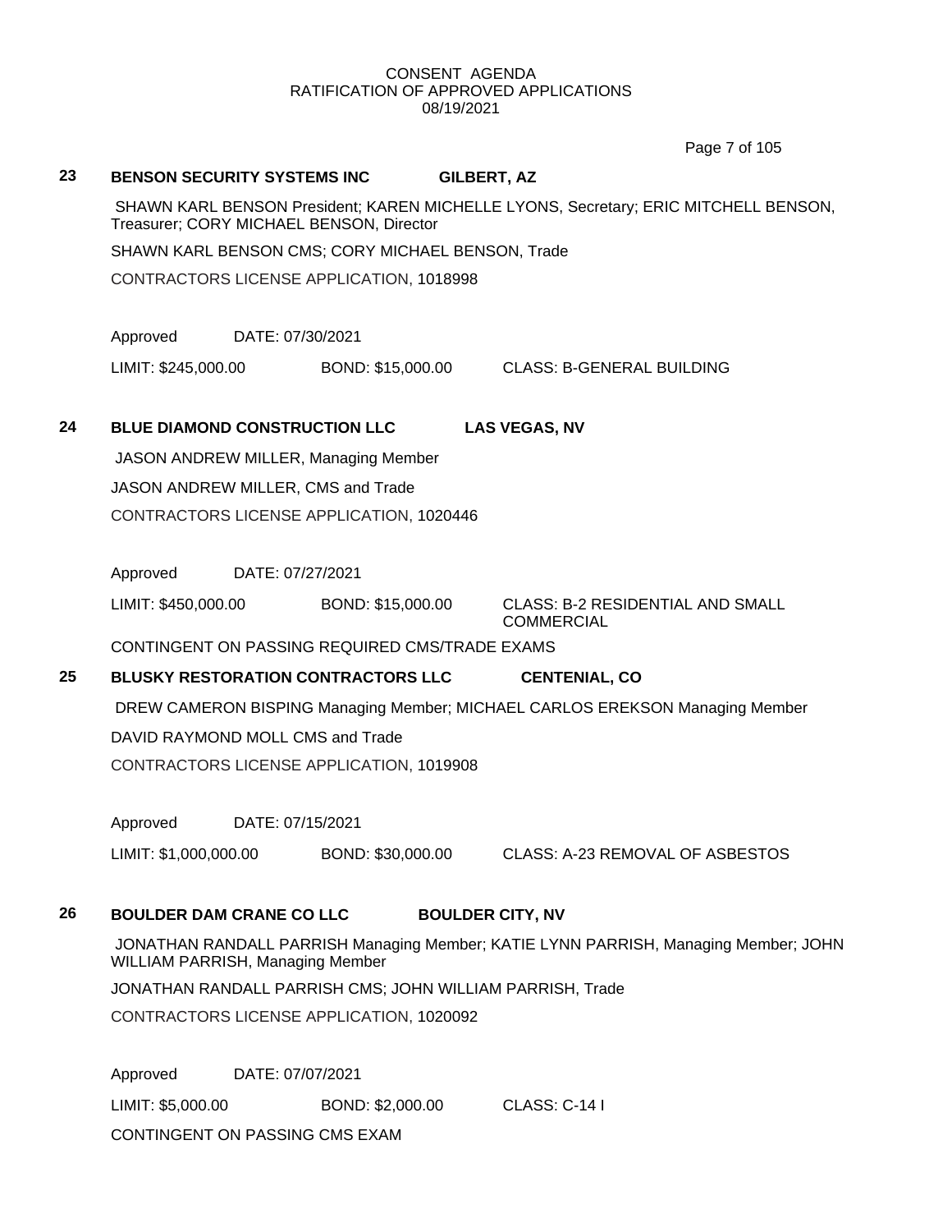## 23 BENSON SECURITY SYSTEMS INC GILBERT, AZ

SHAWN KARL BENSON President; KAREN MICHELLE LYONS, Secretary; ERIC MITCHELL BENSON, Treasurer; CORY MICHAEL BENSON, Director

SHAWN KARL BENSON CMS; CORY MICHAEL BENSON, Trade

CONTRACTORS LICENSE APPLICATION, 1018998

Approved DATE: 07/30/2021

LIMIT: $245,000.00 BOND: $15,000.00 CLASS: B-GENERAL BUILDING

## 24 BLUE DIAMOND CONSTRUCTION LLC LAS VEGAS, NV

JASON ANDREW MILLER, Managing Member

JASON ANDREW MILLER, CMS and Trade

CONTRACTORS LICENSE APPLICATION, 1020446

Approved DATE: 07/27/2021

LIMIT: $450,000.00 BOND: $15,000.00 CLASS: B-2 RESIDENTIAL AND SMALL COMMERCIAL

CONTINGENT ON PASSING REQUIRED CMS/TRADE EXAMS

## 25 BLUSKY RESTORATION CONTRACTORS LLC CENTENIAL, CO

DREW CAMERON BISPING Managing Member; MICHAEL CARLOS EREKSON Managing Member

DAVID RAYMOND MOLL CMS and Trade

CONTRACTORS LICENSE APPLICATION, 1019908

Approved DATE: 07/15/2021

LIMIT: $1,000,000.00 BOND: $30,000.00 CLASS: A-23 REMOVAL OF ASBESTOS

## 26 BOULDER DAM CRANE CO LLC BOULDER CITY, NV

JONATHAN RANDALL PARRISH Managing Member; KATIE LYNN PARRISH, Managing Member; JOHN WILLIAM PARRISH, Managing Member

JONATHAN RANDALL PARRISH CMS; JOHN WILLIAM PARRISH, Trade

CONTRACTORS LICENSE APPLICATION, 1020092

Approved DATE: 07/07/2021

LIMIT: $5,000.00 BOND: $2,000.00 CLASS: C-14 I

CONTINGENT ON PASSING CMS EXAM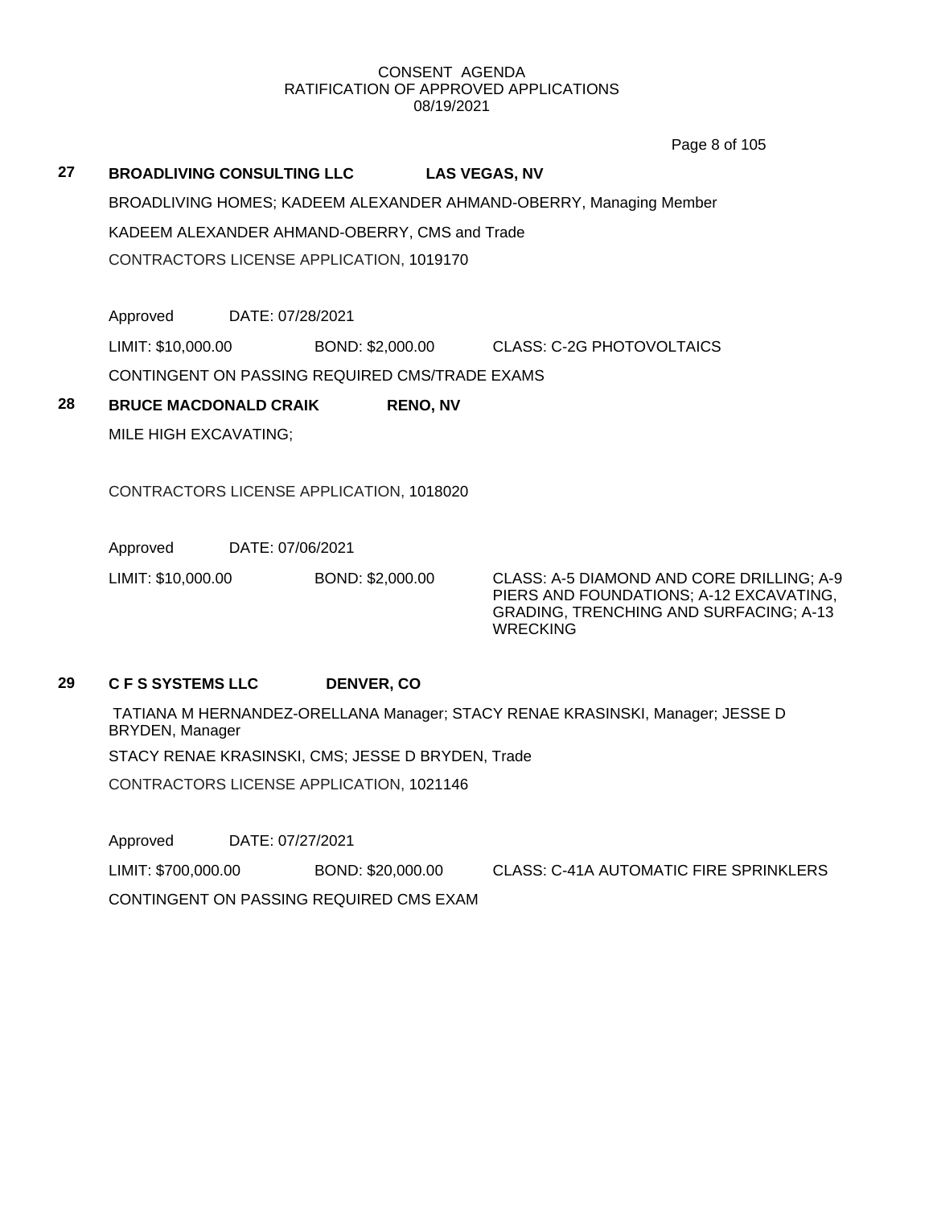CONSENT AGENDA
RATIFICATION OF APPROVED APPLICATIONS
08/19/2021

**27 BROADLIVING CONSULTING LLC LAS VEGAS, NV**

BROADLIVING HOMES; KADEEM ALEXANDER AHMAND-OBERRY, Managing Member

KADEEM ALEXANDER AHMAND-OBERRY, CMS and Trade

CONTRACTORS LICENSE APPLICATION, 1019170

Approved DATE: 07/28/2021

LIMIT: $10,000.00 BOND: $2,000.00 CLASS: C-2G PHOTOVOLTAICS

CONTINGENT ON PASSING REQUIRED CMS/TRADE EXAMS

**28 BRUCE MACDONALD CRAIK RENO, NV**

MILE HIGH EXCAVATING;

CONTRACTORS LICENSE APPLICATION, 1018020

Approved DATE: 07/06/2021

LIMIT: $10,000.00 BOND: $2,000.00 CLASS: A-5 DIAMOND AND CORE DRILLING; A-9 PIERS AND FOUNDATIONS; A-12 EXCAVATING, GRADING, TRENCHING AND SURFACING; A-13 WRECKING

**29 C F S SYSTEMS LLC DENVER, CO**

TATIANA M HERNANDEZ-ORELLANA Manager; STACY RENAE KRASINSKI, Manager; JESSE D BRYDEN, Manager

STACY RENAE KRASINSKI, CMS; JESSE D BRYDEN, Trade

CONTRACTORS LICENSE APPLICATION, 1021146

Approved DATE: 07/27/2021

LIMIT: $700,000.00 BOND: $20,000.00 CLASS: C-41A AUTOMATIC FIRE SPRINKLERS

CONTINGENT ON PASSING REQUIRED CMS EXAM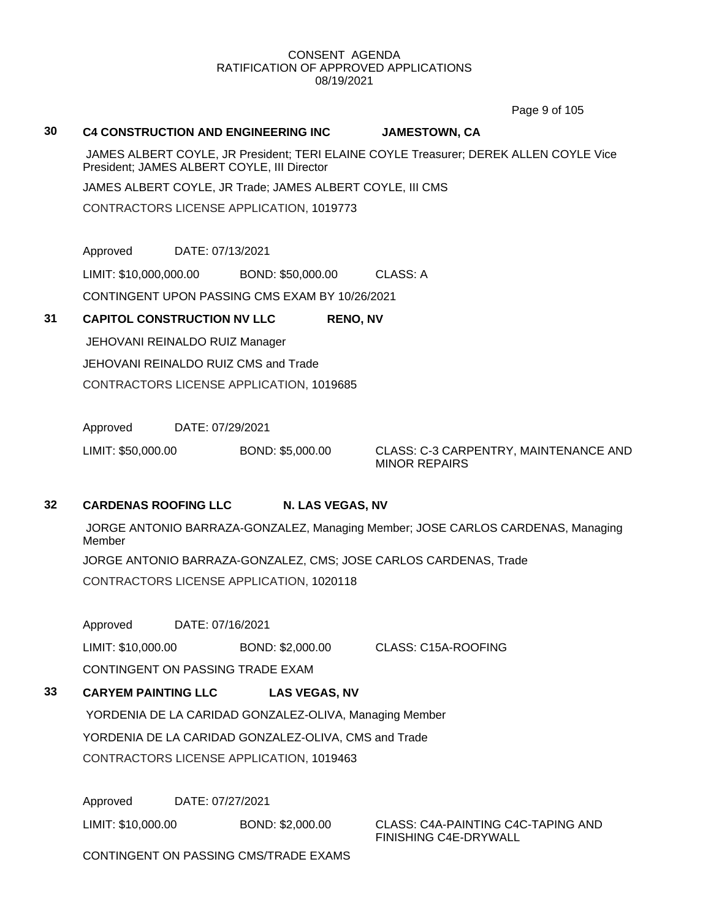CONSENT AGENDA
RATIFICATION OF APPROVED APPLICATIONS
08/19/2021

**30 C4 CONSTRUCTION AND ENGINEERING INC JAMESTOWN, CA**

JAMES ALBERT COYLE, JR President; TERI ELAINE COYLE Treasurer; DEREK ALLEN COYLE Vice President; JAMES ALBERT COYLE, III Director

JAMES ALBERT COYLE, JR Trade; JAMES ALBERT COYLE, III CMS

CONTRACTORS LICENSE APPLICATION, 1019773

Approved DATE: 07/13/2021

LIMIT: $10,000,000.00 BOND: $50,000.00 CLASS: A

CONTINGENT UPON PASSING CMS EXAM BY 10/26/2021

**31 CAPITOL CONSTRUCTION NV LLC RENO, NV**

JEHOVANI REINALDO RUIZ Manager

JEHOVANI REINALDO RUIZ CMS and Trade

CONTRACTORS LICENSE APPLICATION, 1019685

Approved DATE: 07/29/2021

LIMIT: $50,000.00 BOND: $5,000.00 CLASS: C-3 CARPENTRY, MAINTENANCE AND MINOR REPAIRS

**32 CARDENAS ROOFING LLC N. LAS VEGAS, NV**

JORGE ANTONIO BARRAZA-GONZALEZ, Managing Member; JOSE CARLOS CARDENAS, Managing Member

JORGE ANTONIO BARRAZA-GONZALEZ, CMS; JOSE CARLOS CARDENAS, Trade

CONTRACTORS LICENSE APPLICATION, 1020118

Approved DATE: 07/16/2021

LIMIT: $10,000.00 BOND: $2,000.00 CLASS: C15A-ROOFING

CONTINGENT ON PASSING TRADE EXAM

**33 CARYEM PAINTING LLC LAS VEGAS, NV**

YORDENIA DE LA CARIDAD GONZALEZ-OLIVA, Managing Member

YORDENIA DE LA CARIDAD GONZALEZ-OLIVA, CMS and Trade

CONTRACTORS LICENSE APPLICATION, 1019463

Approved DATE: 07/27/2021

LIMIT: $10,000.00 BOND: $2,000.00 CLASS: C4A-PAINTING C4C-TAPING AND FINISHING C4E-DRYWALL

CONTINGENT ON PASSING CMS/TRADE EXAMS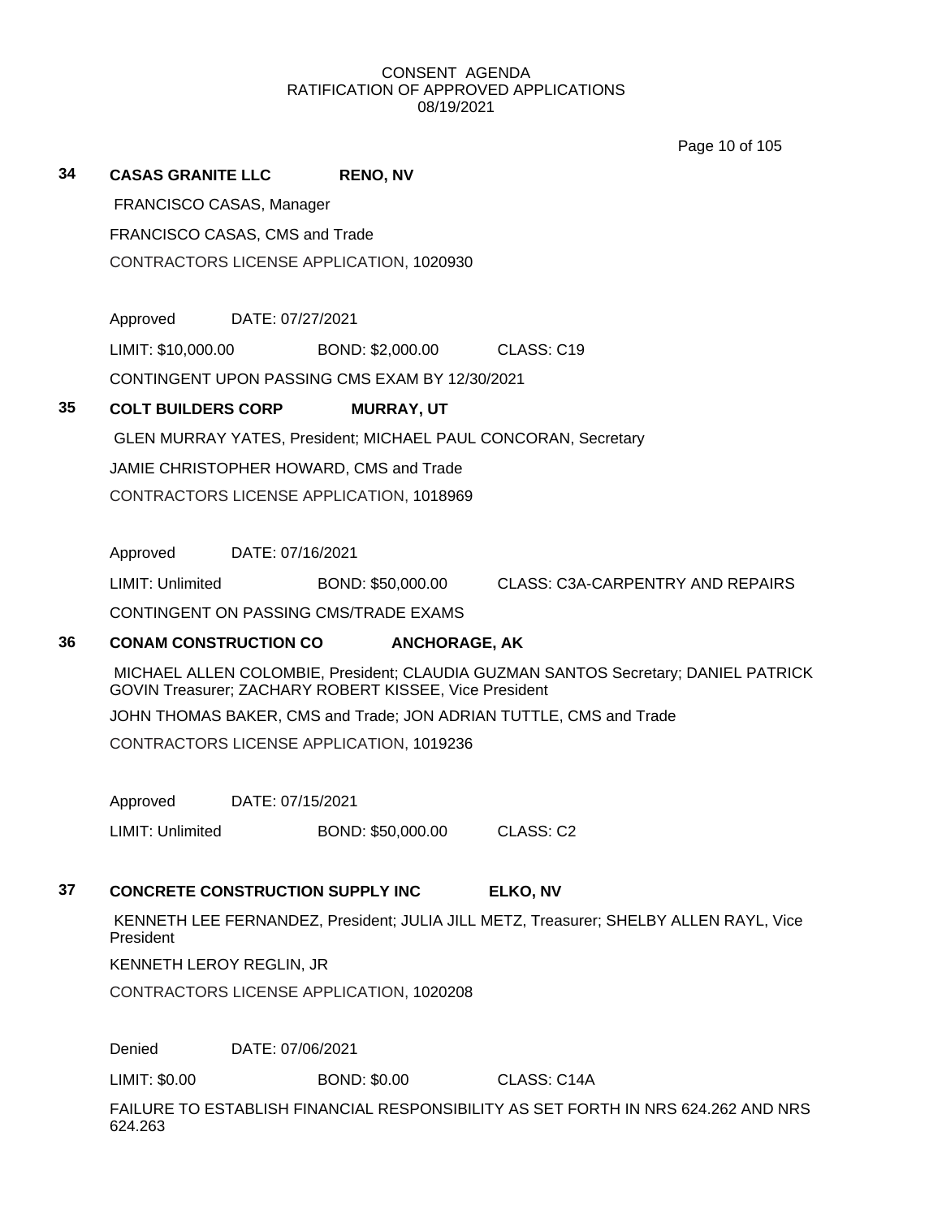CONSENT AGENDA
RATIFICATION OF APPROVED APPLICATIONS
08/19/2021

**34 CASAS GRANITE LLC RENO, NV**

FRANCISCO CASAS, Manager

FRANCISCO CASAS, CMS and Trade

CONTRACTORS LICENSE APPLICATION, 1020930

Approved DATE: 07/27/2021

LIMIT: $10,000.00 BOND: $2,000.00 CLASS: C19

CONTINGENT UPON PASSING CMS EXAM BY 12/30/2021

**35 COLT BUILDERS CORP MURRAY, UT**

GLEN MURRAY YATES, President; MICHAEL PAUL CONCORAN, Secretary

JAMIE CHRISTOPHER HOWARD, CMS and Trade

CONTRACTORS LICENSE APPLICATION, 1018969

Approved DATE: 07/16/2021

LIMIT: Unlimited BOND: $50,000.00 CLASS: C3A-CARPENTRY AND REPAIRS

CONTINGENT ON PASSING CMS/TRADE EXAMS

**36 CONAM CONSTRUCTION CO ANCHORAGE, AK**

MICHAEL ALLEN COLOMBIE, President; CLAUDIA GUZMAN SANTOS Secretary; DANIEL PATRICK GOVIN Treasurer; ZACHARY ROBERT KISSEE, Vice President

JOHN THOMAS BAKER, CMS and Trade; JON ADRIAN TUTTLE, CMS and Trade

CONTRACTORS LICENSE APPLICATION, 1019236

Approved DATE: 07/15/2021

LIMIT: Unlimited BOND: $50,000.00 CLASS: C2

**37 CONCRETE CONSTRUCTION SUPPLY INC ELKO, NV**

KENNETH LEE FERNANDEZ, President; JULIA JILL METZ, Treasurer; SHELBY ALLEN RAYL, Vice President

KENNETH LEROY REGLIN, JR

CONTRACTORS LICENSE APPLICATION, 1020208

Denied DATE: 07/06/2021

LIMIT: $0.00 BOND: $0.00 CLASS: C14A

FAILURE TO ESTABLISH FINANCIAL RESPONSIBILITY AS SET FORTH IN NRS 624.262 AND NRS 624.263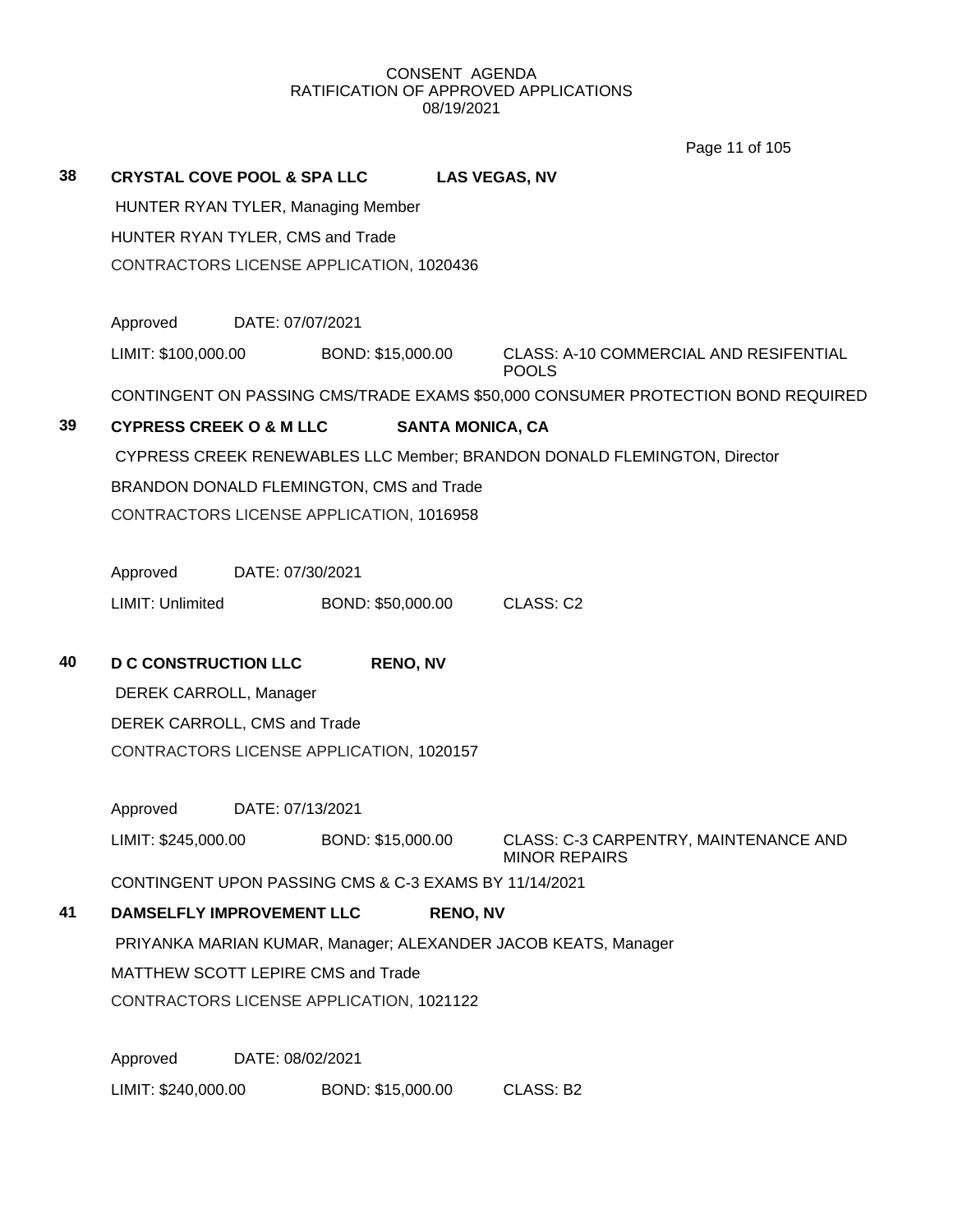CONSENT AGENDA
RATIFICATION OF APPROVED APPLICATIONS
08/19/2021

**38 CRYSTAL COVE POOL & SPA LLC LAS VEGAS, NV**

HUNTER RYAN TYLER, Managing Member

HUNTER RYAN TYLER, CMS and Trade

CONTRACTORS LICENSE APPLICATION, 1020436

Approved DATE: 07/07/2021

LIMIT: $100,000.00 BOND: $15,000.00 CLASS: A-10 COMMERCIAL AND RESIFENTIAL POOLS

CONTINGENT ON PASSING CMS/TRADE EXAMS $50,000 CONSUMER PROTECTION BOND REQUIRED

**39 CYPRESS CREEK O & M LLC SANTA MONICA, CA**

CYPRESS CREEK RENEWABLES LLC Member; BRANDON DONALD FLEMINGTON, Director

BRANDON DONALD FLEMINGTON, CMS and Trade

CONTRACTORS LICENSE APPLICATION, 1016958

Approved DATE: 07/30/2021

LIMIT: Unlimited BOND: $50,000.00 CLASS: C2

**40 D C CONSTRUCTION LLC RENO, NV**

DEREK CARROLL, Manager

DEREK CARROLL, CMS and Trade

CONTRACTORS LICENSE APPLICATION, 1020157

Approved DATE: 07/13/2021

LIMIT: $245,000.00 BOND: $15,000.00 CLASS: C-3 CARPENTRY, MAINTENANCE AND MINOR REPAIRS

CONTINGENT UPON PASSING CMS & C-3 EXAMS BY 11/14/2021

**41 DAMSELFLY IMPROVEMENT LLC RENO, NV**

PRIYANKA MARIAN KUMAR, Manager; ALEXANDER JACOB KEATS, Manager

MATTHEW SCOTT LEPIRE CMS and Trade

CONTRACTORS LICENSE APPLICATION, 1021122

Approved DATE: 08/02/2021

LIMIT: $240,000.00 BOND: $15,000.00 CLASS: B2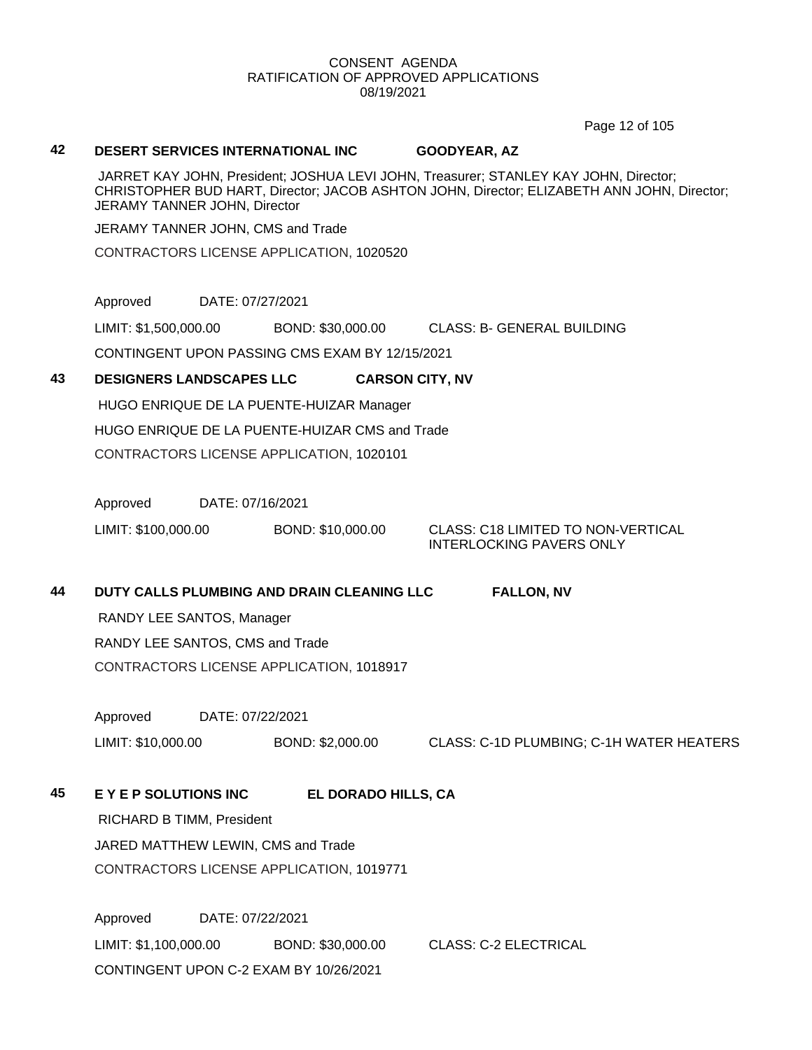## 42 DESERT SERVICES INTERNATIONAL INC GOODYEAR, AZ

JARRET KAY JOHN, President; JOSHUA LEVI JOHN, Treasurer; STANLEY KAY JOHN, Director; CHRISTOPHER BUD HART, Director; JACOB ASHTON JOHN, Director; ELIZABETH ANN JOHN, Director; JERAMY TANNER JOHN, Director

JERAMY TANNER JOHN, CMS and Trade

CONTRACTORS LICENSE APPLICATION, 1020520

Approved DATE: 07/27/2021

LIMIT: $1,500,000.00 BOND: $30,000.00 CLASS: B- GENERAL BUILDING

CONTINGENT UPON PASSING CMS EXAM BY 12/15/2021

## 43 DESIGNERS LANDSCAPES LLC CARSON CITY, NV

HUGO ENRIQUE DE LA PUENTE-HUIZAR Manager

HUGO ENRIQUE DE LA PUENTE-HUIZAR CMS and Trade

CONTRACTORS LICENSE APPLICATION, 1020101

Approved DATE: 07/16/2021

LIMIT: $100,000.00 BOND: $10,000.00 CLASS: C18 LIMITED TO NON-VERTICAL INTERLOCKING PAVERS ONLY

## 44 DUTY CALLS PLUMBING AND DRAIN CLEANING LLC FALLON, NV

RANDY LEE SANTOS, Manager

RANDY LEE SANTOS, CMS and Trade

CONTRACTORS LICENSE APPLICATION, 1018917

Approved DATE: 07/22/2021

LIMIT: $10,000.00 BOND: $2,000.00 CLASS: C-1D PLUMBING; C-1H WATER HEATERS

## 45 E Y E P SOLUTIONS INC EL DORADO HILLS, CA

RICHARD B TIMM, President

JARED MATTHEW LEWIN, CMS and Trade

CONTRACTORS LICENSE APPLICATION, 1019771

Approved DATE: 07/22/2021

LIMIT: $1,100,000.00 BOND: $30,000.00 CLASS: C-2 ELECTRICAL

CONTINGENT UPON C-2 EXAM BY 10/26/2021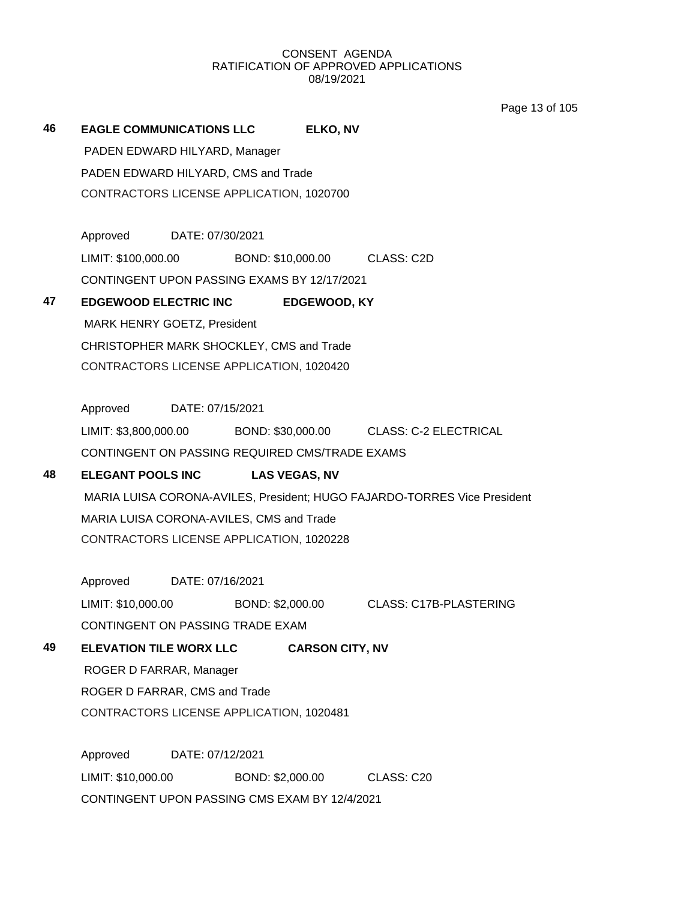CONSENT AGENDA
RATIFICATION OF APPROVED APPLICATIONS
08/19/2021

**46 EAGLE COMMUNICATIONS LLC ELKO, NV**

PADEN EDWARD HILYARD, Manager

PADEN EDWARD HILYARD, CMS and Trade

CONTRACTORS LICENSE APPLICATION, 1020700

Approved DATE: 07/30/2021

LIMIT: $100,000.00 BOND: $10,000.00 CLASS: C2D

CONTINGENT UPON PASSING EXAMS BY 12/17/2021

**47 EDGEWOOD ELECTRIC INC EDGEWOOD, KY**

MARK HENRY GOETZ, President

CHRISTOPHER MARK SHOCKLEY, CMS and Trade

CONTRACTORS LICENSE APPLICATION, 1020420

Approved DATE: 07/15/2021

LIMIT: $3,800,000.00 BOND: $30,000.00 CLASS: C-2 ELECTRICAL

CONTINGENT ON PASSING REQUIRED CMS/TRADE EXAMS

**48 ELEGANT POOLS INC LAS VEGAS, NV**

MARIA LUISA CORONA-AVILES, President; HUGO FAJARDO-TORRES Vice President

MARIA LUISA CORONA-AVILES, CMS and Trade

CONTRACTORS LICENSE APPLICATION, 1020228

Approved DATE: 07/16/2021

LIMIT: $10,000.00 BOND: $2,000.00 CLASS: C17B-PLASTERING

CONTINGENT ON PASSING TRADE EXAM

**49 ELEVATION TILE WORX LLC CARSON CITY, NV**

ROGER D FARRAR, Manager

ROGER D FARRAR, CMS and Trade

CONTRACTORS LICENSE APPLICATION, 1020481

Approved DATE: 07/12/2021

LIMIT: $10,000.00 BOND: $2,000.00 CLASS: C20

CONTINGENT UPON PASSING CMS EXAM BY 12/4/2021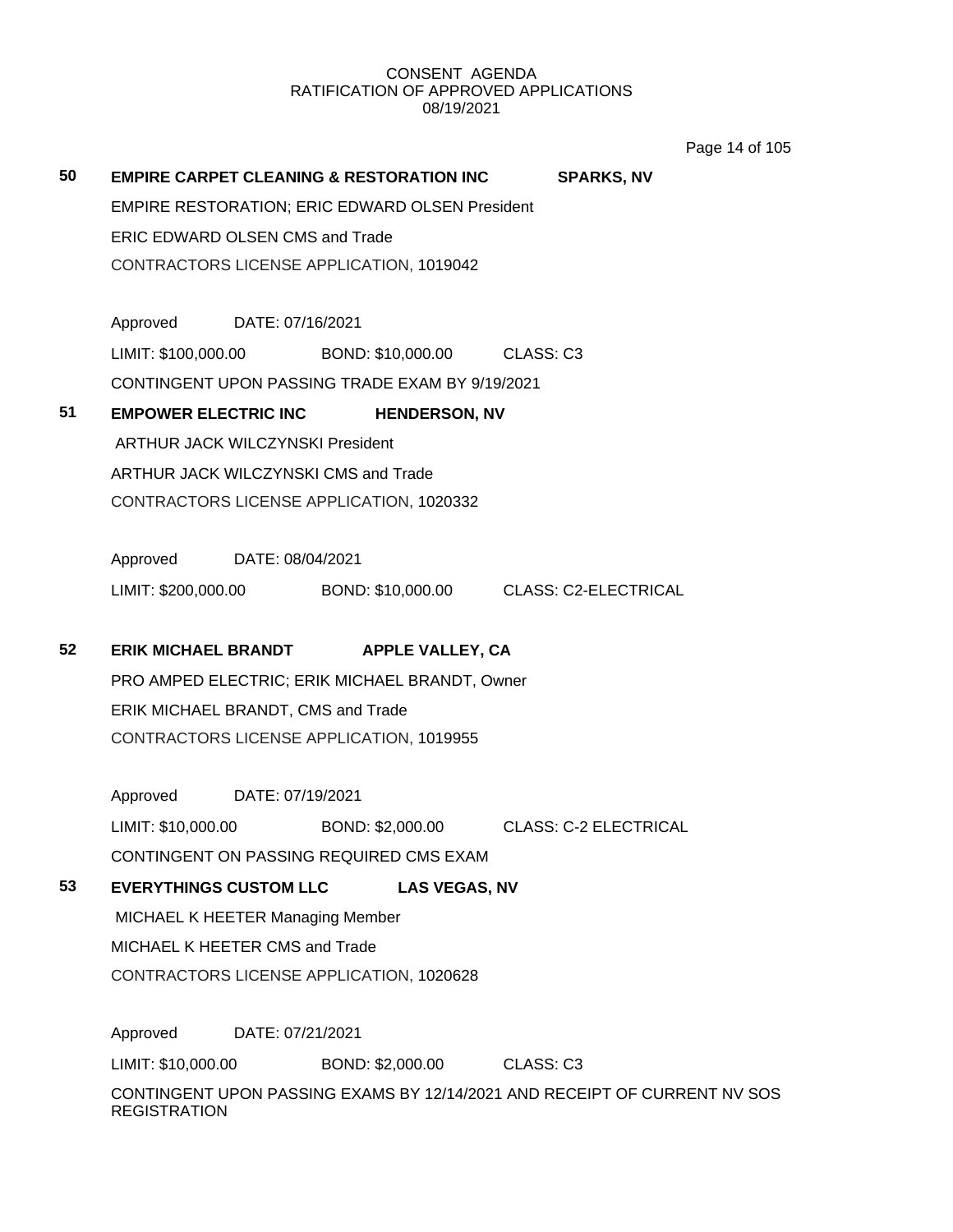CONSENT AGENDA
RATIFICATION OF APPROVED APPLICATIONS
08/19/2021

**50 EMPIRE CARPET CLEANING & RESTORATION INC SPARKS, NV**

EMPIRE RESTORATION; ERIC EDWARD OLSEN President

ERIC EDWARD OLSEN CMS and Trade

CONTRACTORS LICENSE APPLICATION, 1019042

Approved DATE: 07/16/2021

LIMIT: $100,000.00 BOND: $10,000.00 CLASS: C3

CONTINGENT UPON PASSING TRADE EXAM BY 9/19/2021

**51 EMPOWER ELECTRIC INC HENDERSON, NV**

ARTHUR JACK WILCZYNSKI President

ARTHUR JACK WILCZYNSKI CMS and Trade

CONTRACTORS LICENSE APPLICATION, 1020332

Approved DATE: 08/04/2021

LIMIT: $200,000.00 BOND: $10,000.00 CLASS: C2-ELECTRICAL

**52 ERIK MICHAEL BRANDT APPLE VALLEY, CA**

PRO AMPED ELECTRIC; ERIK MICHAEL BRANDT, Owner

ERIK MICHAEL BRANDT, CMS and Trade

CONTRACTORS LICENSE APPLICATION, 1019955

Approved DATE: 07/19/2021

LIMIT: $10,000.00 BOND: $2,000.00 CLASS: C-2 ELECTRICAL

CONTINGENT ON PASSING REQUIRED CMS EXAM

**53 EVERYTHINGS CUSTOM LLC LAS VEGAS, NV**

MICHAEL K HEETER Managing Member

MICHAEL K HEETER CMS and Trade

CONTRACTORS LICENSE APPLICATION, 1020628

Approved DATE: 07/21/2021

LIMIT: $10,000.00 BOND: $2,000.00 CLASS: C3

CONTINGENT UPON PASSING EXAMS BY 12/14/2021 AND RECEIPT OF CURRENT NV SOS REGISTRATION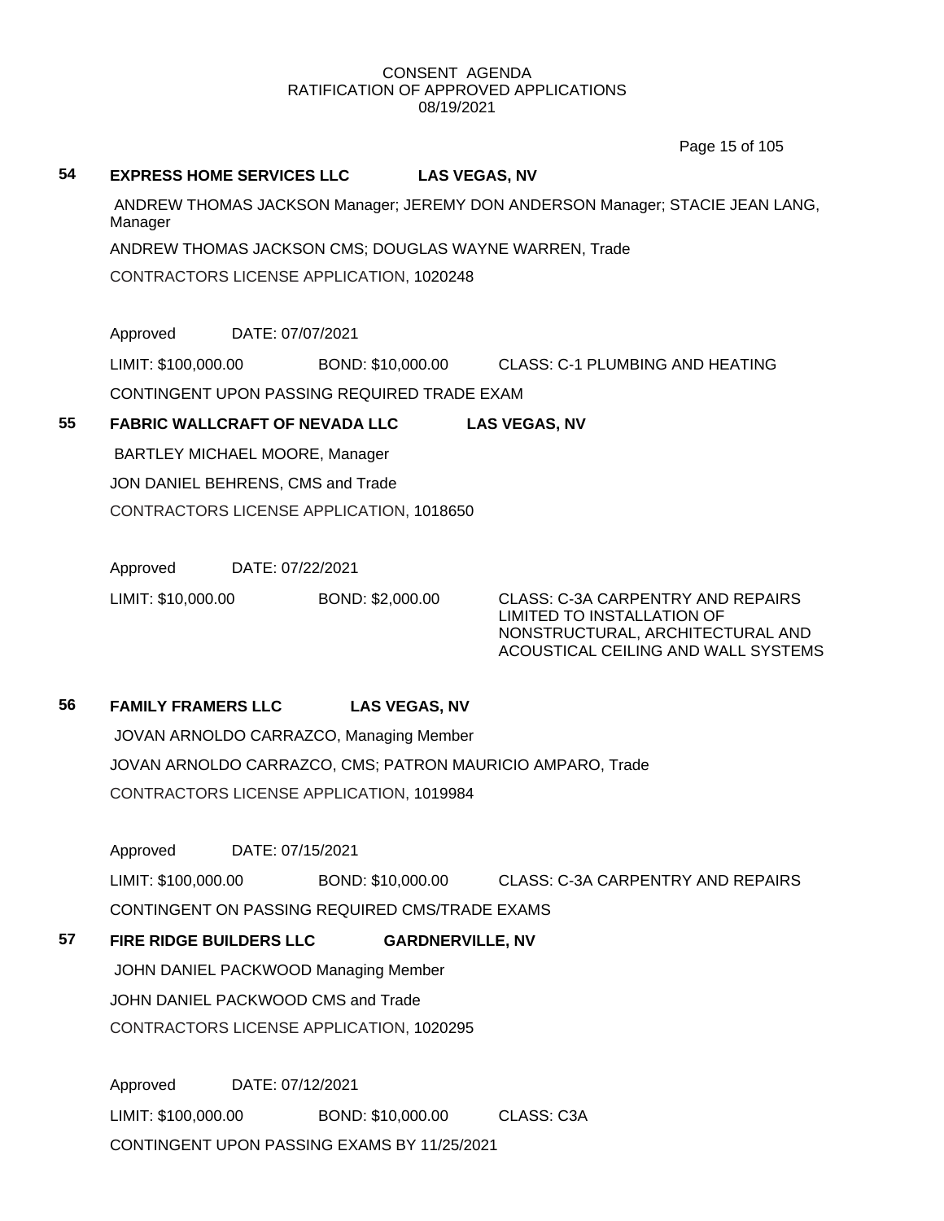CONSENT AGENDA
RATIFICATION OF APPROVED APPLICATIONS
08/19/2021

**54 EXPRESS HOME SERVICES LLC LAS VEGAS, NV**

ANDREW THOMAS JACKSON Manager; JEREMY DON ANDERSON Manager; STACIE JEAN LANG, Manager

ANDREW THOMAS JACKSON CMS; DOUGLAS WAYNE WARREN, Trade

CONTRACTORS LICENSE APPLICATION, 1020248

Approved DATE: 07/07/2021

LIMIT: $100,000.00 BOND: $10,000.00 CLASS: C-1 PLUMBING AND HEATING

CONTINGENT UPON PASSING REQUIRED TRADE EXAM

**55 FABRIC WALLCRAFT OF NEVADA LLC LAS VEGAS, NV**

BARTLEY MICHAEL MOORE, Manager

JON DANIEL BEHRENS, CMS and Trade

CONTRACTORS LICENSE APPLICATION, 1018650

Approved DATE: 07/22/2021

LIMIT: $10,000.00 BOND: $2,000.00 CLASS: C-3A CARPENTRY AND REPAIRS LIMITED TO INSTALLATION OF NONSTRUCTURAL, ARCHITECTURAL AND ACOUSTICAL CEILING AND WALL SYSTEMS

**56 FAMILY FRAMERS LLC LAS VEGAS, NV**

JOVAN ARNOLDO CARRAZCO, Managing Member

JOVAN ARNOLDO CARRAZCO, CMS; PATRON MAURICIO AMPARO, Trade

CONTRACTORS LICENSE APPLICATION, 1019984

Approved DATE: 07/15/2021

LIMIT: $100,000.00 BOND: $10,000.00 CLASS: C-3A CARPENTRY AND REPAIRS

CONTINGENT ON PASSING REQUIRED CMS/TRADE EXAMS

**57 FIRE RIDGE BUILDERS LLC GARDNERVILLE, NV**

JOHN DANIEL PACKWOOD Managing Member

JOHN DANIEL PACKWOOD CMS and Trade

CONTRACTORS LICENSE APPLICATION, 1020295

Approved DATE: 07/12/2021

LIMIT: $100,000.00 BOND: $10,000.00 CLASS: C3A

CONTINGENT UPON PASSING EXAMS BY 11/25/2021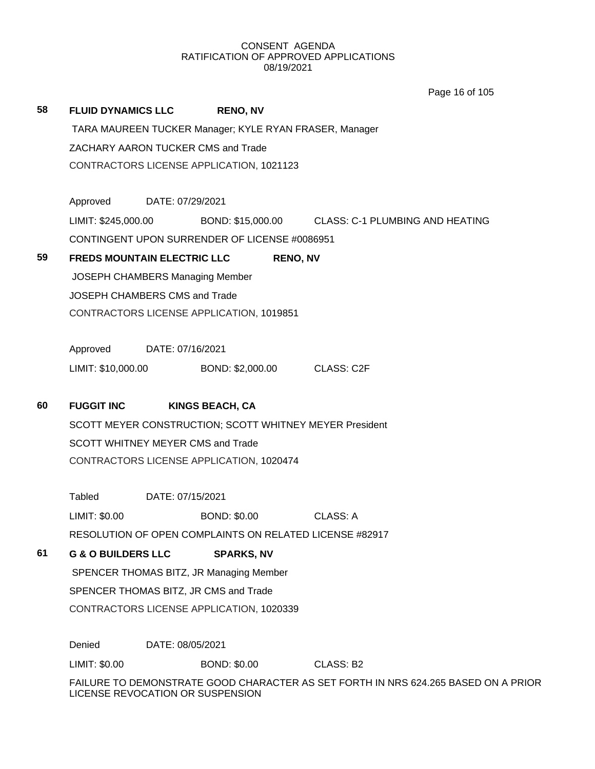CONSENT AGENDA
RATIFICATION OF APPROVED APPLICATIONS
08/19/2021

**58** **FLUID DYNAMICS LLC** **RENO, NV**

TARA MAUREEN TUCKER Manager; KYLE RYAN FRASER, Manager

ZACHARY AARON TUCKER CMS and Trade

CONTRACTORS LICENSE APPLICATION, 1021123

Approved DATE: 07/29/2021

LIMIT: $245,000.00 BOND: $15,000.00 CLASS: C-1 PLUMBING AND HEATING

CONTINGENT UPON SURRENDER OF LICENSE #0086951

**59** **FREDS MOUNTAIN ELECTRIC LLC** **RENO, NV**

JOSEPH CHAMBERS Managing Member

JOSEPH CHAMBERS CMS and Trade

CONTRACTORS LICENSE APPLICATION, 1019851

Approved DATE: 07/16/2021

LIMIT: $10,000.00 BOND: $2,000.00 CLASS: C2F

**60** **FUGGIT INC** **KINGS BEACH, CA**

SCOTT MEYER CONSTRUCTION; SCOTT WHITNEY MEYER President

SCOTT WHITNEY MEYER CMS and Trade

CONTRACTORS LICENSE APPLICATION, 1020474

Tabled DATE: 07/15/2021

LIMIT: $0.00 BOND: $0.00 CLASS: A

RESOLUTION OF OPEN COMPLAINTS ON RELATED LICENSE #82917

**61** **G & O BUILDERS LLC** **SPARKS, NV**

SPENCER THOMAS BITZ, JR Managing Member

SPENCER THOMAS BITZ, JR CMS and Trade

CONTRACTORS LICENSE APPLICATION, 1020339

Denied DATE: 08/05/2021

LIMIT: $0.00 BOND: $0.00 CLASS: B2

FAILURE TO DEMONSTRATE GOOD CHARACTER AS SET FORTH IN NRS 624.265 BASED ON A PRIOR LICENSE REVOCATION OR SUSPENSION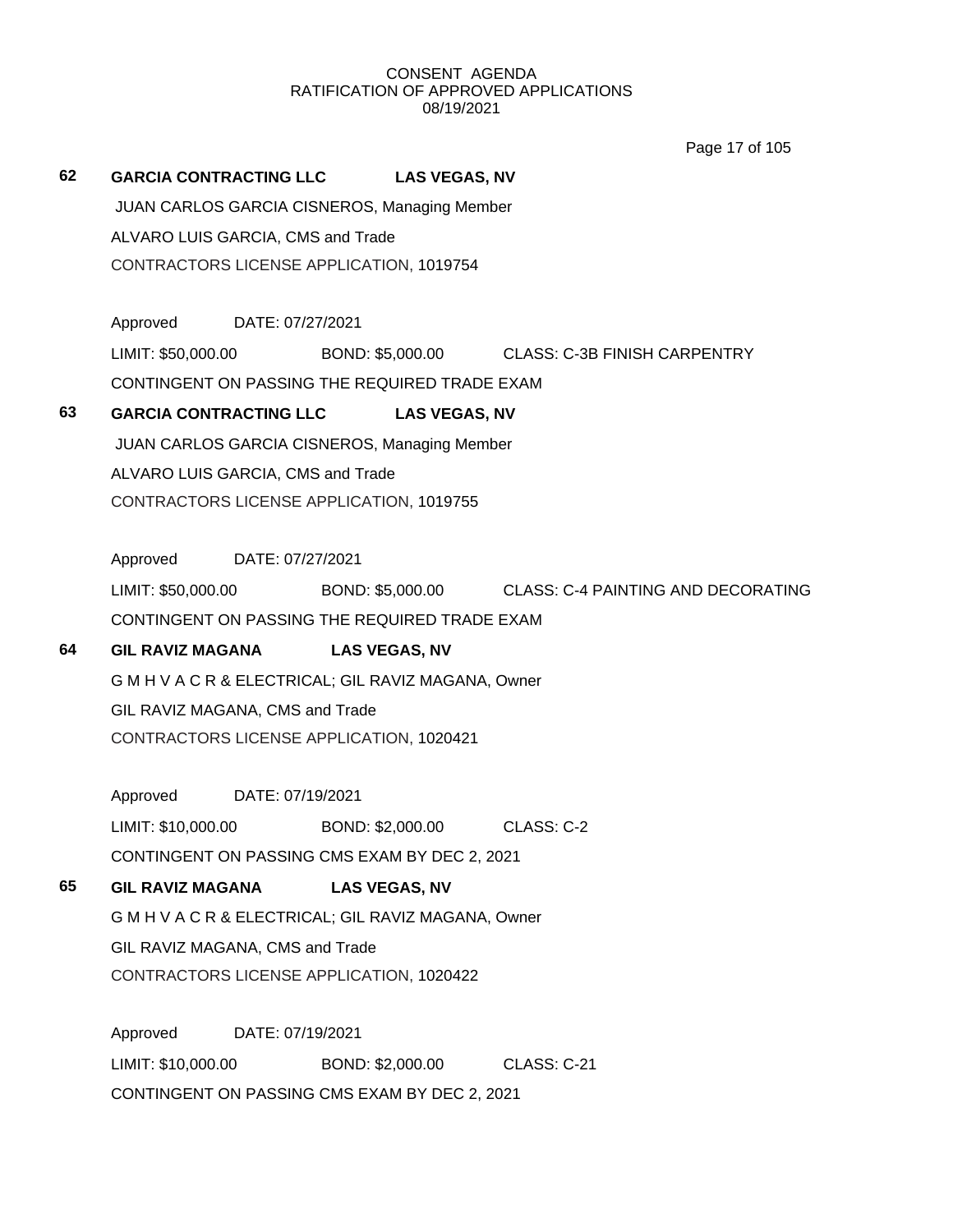CONSENT AGENDA
RATIFICATION OF APPROVED APPLICATIONS
08/19/2021

**62 GARCIA CONTRACTING LLC LAS VEGAS, NV**

JUAN CARLOS GARCIA CISNEROS, Managing Member
ALVARO LUIS GARCIA, CMS and Trade
CONTRACTORS LICENSE APPLICATION, 1019754

Approved DATE: 07/27/2021
LIMIT: $50,000.00 BOND: $5,000.00 CLASS: C-3B FINISH CARPENTRY
CONTINGENT ON PASSING THE REQUIRED TRADE EXAM

**63 GARCIA CONTRACTING LLC LAS VEGAS, NV**

JUAN CARLOS GARCIA CISNEROS, Managing Member
ALVARO LUIS GARCIA, CMS and Trade
CONTRACTORS LICENSE APPLICATION, 1019755

Approved DATE: 07/27/2021
LIMIT: $50,000.00 BOND: $5,000.00 CLASS: C-4 PAINTING AND DECORATING
CONTINGENT ON PASSING THE REQUIRED TRADE EXAM

**64 GIL RAVIZ MAGANA LAS VEGAS, NV**

G M H V A C R & ELECTRICAL; GIL RAVIZ MAGANA, Owner
GIL RAVIZ MAGANA, CMS and Trade
CONTRACTORS LICENSE APPLICATION, 1020421

Approved DATE: 07/19/2021
LIMIT: $10,000.00 BOND: $2,000.00 CLASS: C-2
CONTINGENT ON PASSING CMS EXAM BY DEC 2, 2021

**65 GIL RAVIZ MAGANA LAS VEGAS, NV**

G M H V A C R & ELECTRICAL; GIL RAVIZ MAGANA, Owner
GIL RAVIZ MAGANA, CMS and Trade
CONTRACTORS LICENSE APPLICATION, 1020422

Approved DATE: 07/19/2021
LIMIT: $10,000.00 BOND: $2,000.00 CLASS: C-21
CONTINGENT ON PASSING CMS EXAM BY DEC 2, 2021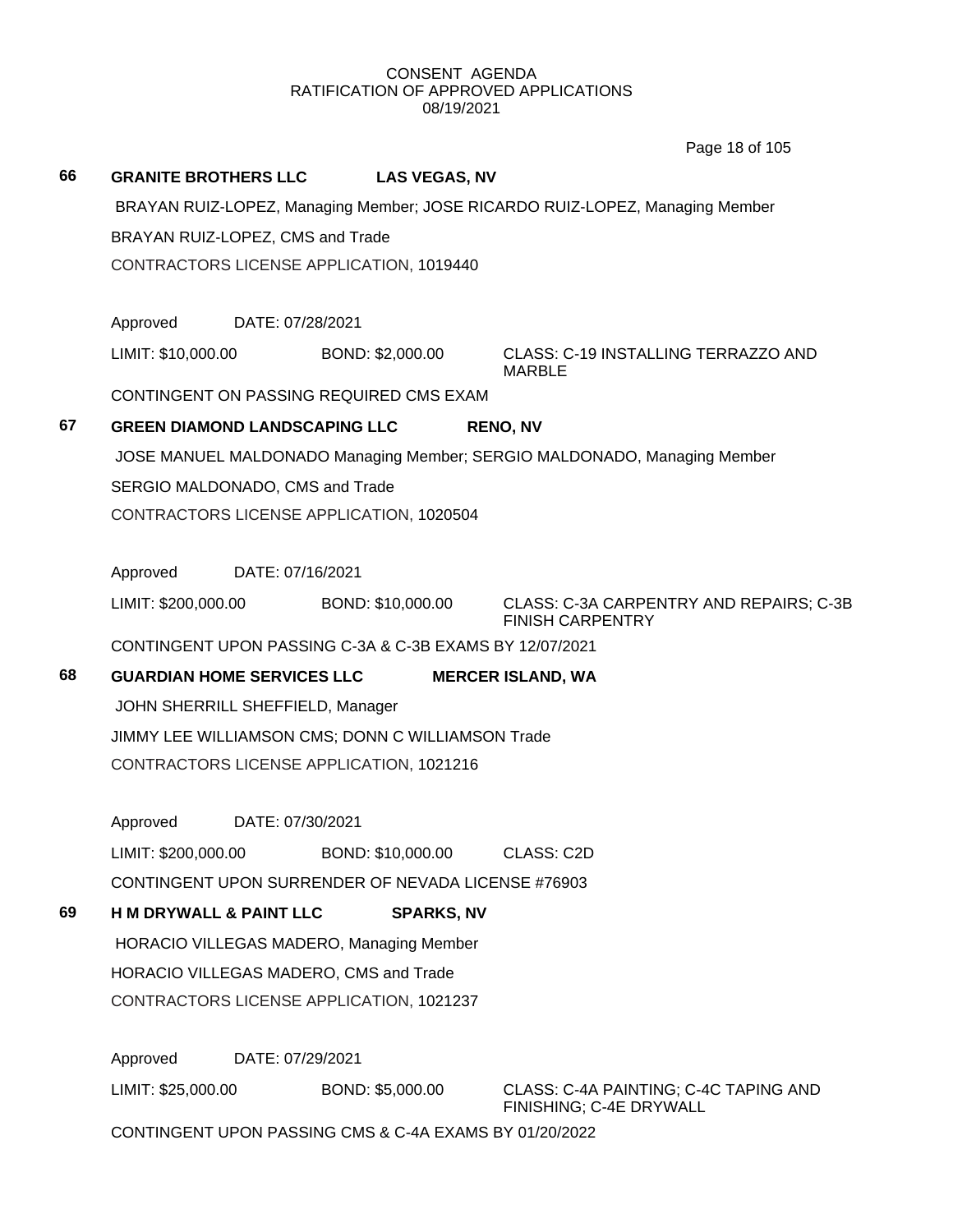CONSENT AGENDA
RATIFICATION OF APPROVED APPLICATIONS
08/19/2021

**66 GRANITE BROTHERS LLC LAS VEGAS, NV**

BRAYAN RUIZ-LOPEZ, Managing Member; JOSE RICARDO RUIZ-LOPEZ, Managing Member

BRAYAN RUIZ-LOPEZ, CMS and Trade

CONTRACTORS LICENSE APPLICATION, 1019440

Approved DATE: 07/28/2021

LIMIT: $10,000.00 BOND: $2,000.00 CLASS: C-19 INSTALLING TERRAZZO AND MARBLE

CONTINGENT ON PASSING REQUIRED CMS EXAM

**67 GREEN DIAMOND LANDSCAPING LLC RENO, NV**

JOSE MANUEL MALDONADO Managing Member; SERGIO MALDONADO, Managing Member

SERGIO MALDONADO, CMS and Trade

CONTRACTORS LICENSE APPLICATION, 1020504

Approved DATE: 07/16/2021

LIMIT: $200,000.00 BOND: $10,000.00 CLASS: C-3A CARPENTRY AND REPAIRS; C-3B FINISH CARPENTRY

CONTINGENT UPON PASSING C-3A & C-3B EXAMS BY 12/07/2021

**68 GUARDIAN HOME SERVICES LLC MERCER ISLAND, WA**

JOHN SHERRILL SHEFFIELD, Manager

JIMMY LEE WILLIAMSON CMS; DONN C WILLIAMSON Trade

CONTRACTORS LICENSE APPLICATION, 1021216

Approved DATE: 07/30/2021

LIMIT: $200,000.00 BOND: $10,000.00 CLASS: C2D

CONTINGENT UPON SURRENDER OF NEVADA LICENSE #76903

**69 H M DRYWALL & PAINT LLC SPARKS, NV**

HORACIO VILLEGAS MADERO, Managing Member

HORACIO VILLEGAS MADERO, CMS and Trade

CONTRACTORS LICENSE APPLICATION, 1021237

Approved DATE: 07/29/2021

LIMIT: $25,000.00 BOND: $5,000.00 CLASS: C-4A PAINTING; C-4C TAPING AND FINISHING; C-4E DRYWALL

CONTINGENT UPON PASSING CMS & C-4A EXAMS BY 01/20/2022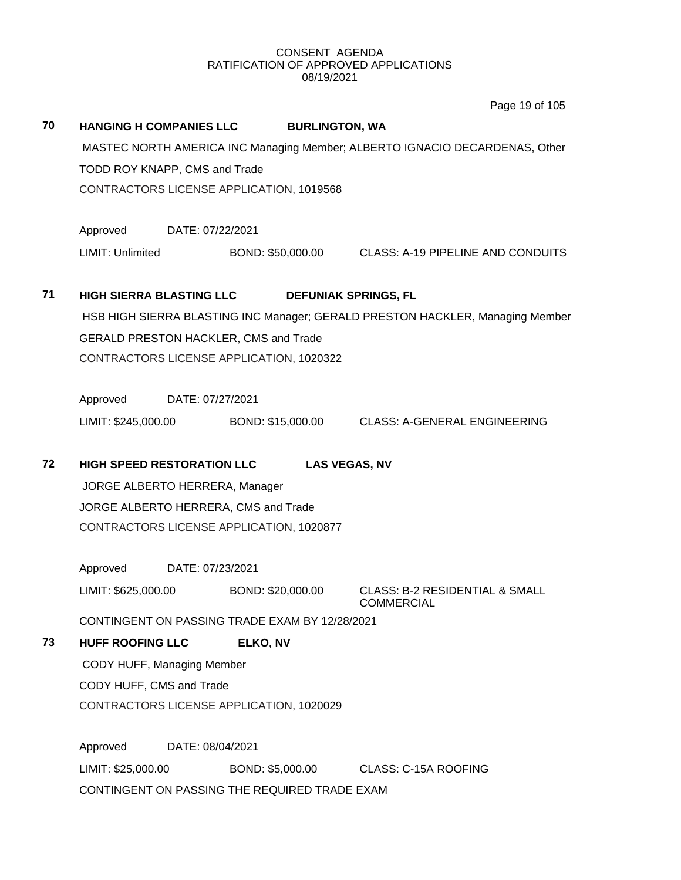CONSENT AGENDA
RATIFICATION OF APPROVED APPLICATIONS
08/19/2021

**70 HANGING H COMPANIES LLC BURLINGTON, WA**

MASTEC NORTH AMERICA INC Managing Member; ALBERTO IGNACIO DECARDENAS, Other

TODD ROY KNAPP, CMS and Trade

CONTRACTORS LICENSE APPLICATION, 1019568

Approved DATE: 07/22/2021

LIMIT: Unlimited BOND: $50,000.00 CLASS: A-19 PIPELINE AND CONDUITS

**71 HIGH SIERRA BLASTING LLC DEFUNIAK SPRINGS, FL**

HSB HIGH SIERRA BLASTING INC Manager; GERALD PRESTON HACKLER, Managing Member

GERALD PRESTON HACKLER, CMS and Trade

CONTRACTORS LICENSE APPLICATION, 1020322

Approved DATE: 07/27/2021

LIMIT: $245,000.00 BOND: $15,000.00 CLASS: A-GENERAL ENGINEERING

**72 HIGH SPEED RESTORATION LLC LAS VEGAS, NV**

JORGE ALBERTO HERRERA, Manager

JORGE ALBERTO HERRERA, CMS and Trade

CONTRACTORS LICENSE APPLICATION, 1020877

Approved DATE: 07/23/2021

LIMIT: $625,000.00 BOND: $20,000.00 CLASS: B-2 RESIDENTIAL & SMALL COMMERCIAL

CONTINGENT ON PASSING TRADE EXAM BY 12/28/2021

**73 HUFF ROOFING LLC ELKO, NV**

CODY HUFF, Managing Member

CODY HUFF, CMS and Trade

CONTRACTORS LICENSE APPLICATION, 1020029

Approved DATE: 08/04/2021

LIMIT: $25,000.00 BOND: $5,000.00 CLASS: C-15A ROOFING

CONTINGENT ON PASSING THE REQUIRED TRADE EXAM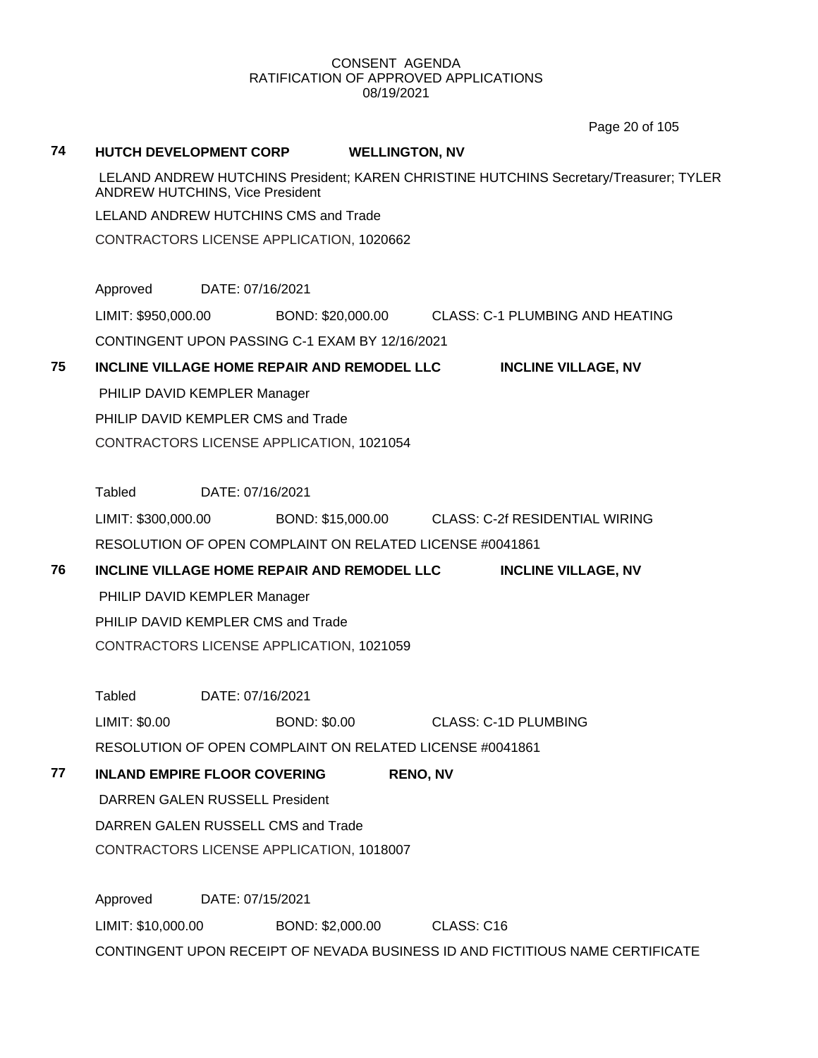CONSENT AGENDA
RATIFICATION OF APPROVED APPLICATIONS
08/19/2021

**74 HUTCH DEVELOPMENT CORP WELLINGTON, NV**

LELAND ANDREW HUTCHINS President; KAREN CHRISTINE HUTCHINS Secretary/Treasurer; TYLER ANDREW HUTCHINS, Vice President

LELAND ANDREW HUTCHINS CMS and Trade

CONTRACTORS LICENSE APPLICATION, 1020662

Approved DATE: 07/16/2021

LIMIT: $950,000.00 BOND: $20,000.00 CLASS: C-1 PLUMBING AND HEATING

CONTINGENT UPON PASSING C-1 EXAM BY 12/16/2021

**75 INCLINE VILLAGE HOME REPAIR AND REMODEL LLC INCLINE VILLAGE, NV**

PHILIP DAVID KEMPLER Manager

PHILIP DAVID KEMPLER CMS and Trade

CONTRACTORS LICENSE APPLICATION, 1021054

Tabled DATE: 07/16/2021

LIMIT: $300,000.00 BOND: $15,000.00 CLASS: C-2f RESIDENTIAL WIRING

RESOLUTION OF OPEN COMPLAINT ON RELATED LICENSE #0041861

**76 INCLINE VILLAGE HOME REPAIR AND REMODEL LLC INCLINE VILLAGE, NV**

PHILIP DAVID KEMPLER Manager

PHILIP DAVID KEMPLER CMS and Trade

CONTRACTORS LICENSE APPLICATION, 1021059

Tabled DATE: 07/16/2021

LIMIT: $0.00 BOND: $0.00 CLASS: C-1D PLUMBING

RESOLUTION OF OPEN COMPLAINT ON RELATED LICENSE #0041861

**77 INLAND EMPIRE FLOOR COVERING RENO, NV**

DARREN GALEN RUSSELL President

DARREN GALEN RUSSELL CMS and Trade

CONTRACTORS LICENSE APPLICATION, 1018007

Approved DATE: 07/15/2021

LIMIT: $10,000.00 BOND: $2,000.00 CLASS: C16

CONTINGENT UPON RECEIPT OF NEVADA BUSINESS ID AND FICTITIOUS NAME CERTIFICATE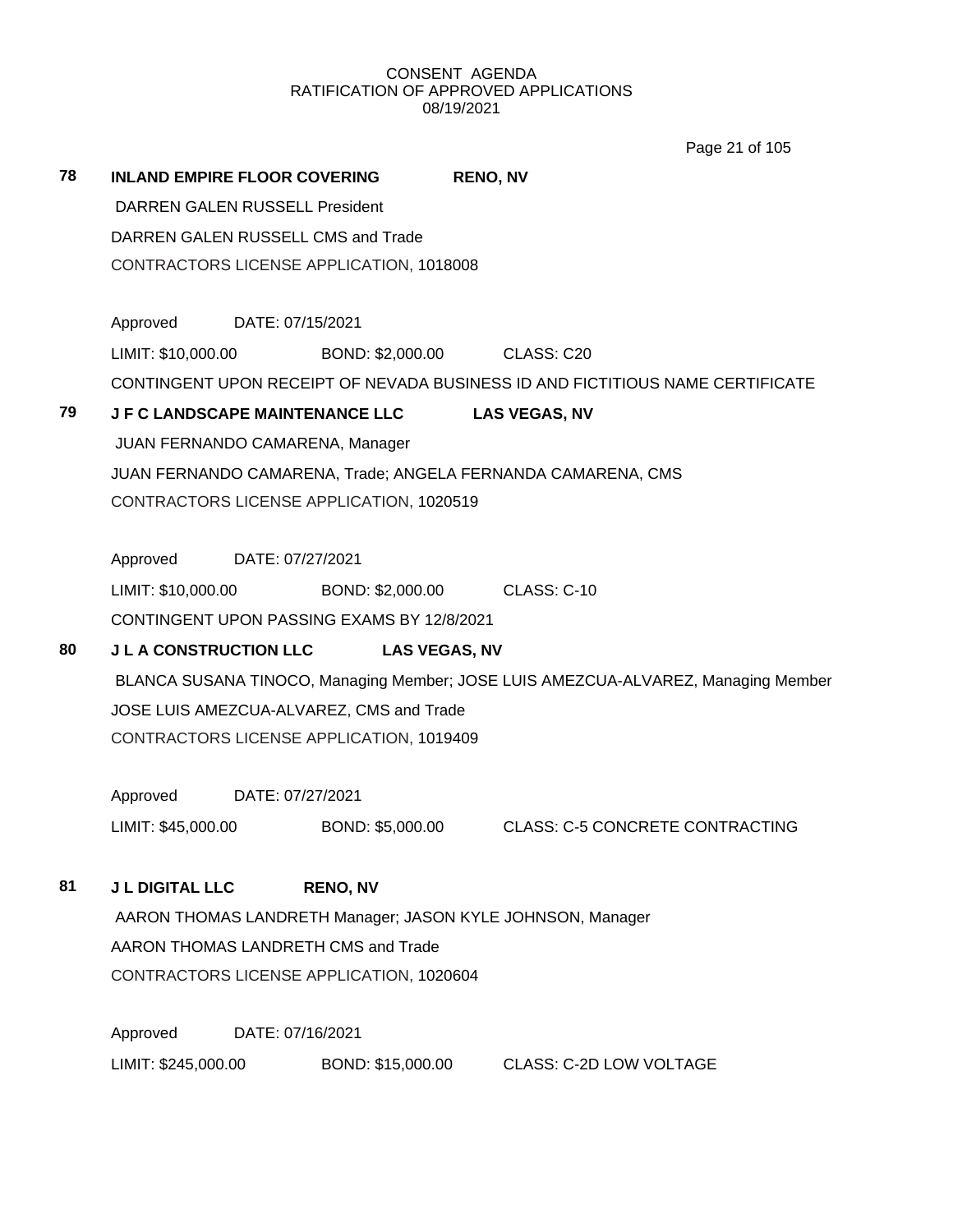CONSENT AGENDA
RATIFICATION OF APPROVED APPLICATIONS
08/19/2021

**78 INLAND EMPIRE FLOOR COVERING RENO, NV**

DARREN GALEN RUSSELL President

DARREN GALEN RUSSELL CMS and Trade

CONTRACTORS LICENSE APPLICATION, 1018008

Approved DATE: 07/15/2021

LIMIT: $10,000.00 BOND: $2,000.00 CLASS: C20

CONTINGENT UPON RECEIPT OF NEVADA BUSINESS ID AND FICTITIOUS NAME CERTIFICATE

**79 J F C LANDSCAPE MAINTENANCE LLC LAS VEGAS, NV**

JUAN FERNANDO CAMARENA, Manager

JUAN FERNANDO CAMARENA, Trade; ANGELA FERNANDA CAMARENA, CMS

CONTRACTORS LICENSE APPLICATION, 1020519

Approved DATE: 07/27/2021

LIMIT: $10,000.00 BOND: $2,000.00 CLASS: C-10

CONTINGENT UPON PASSING EXAMS BY 12/8/2021

**80 J L A CONSTRUCTION LLC LAS VEGAS, NV**

BLANCA SUSANA TINOCO, Managing Member; JOSE LUIS AMEZCUA-ALVAREZ, Managing Member

JOSE LUIS AMEZCUA-ALVAREZ, CMS and Trade

CONTRACTORS LICENSE APPLICATION, 1019409

Approved DATE: 07/27/2021

LIMIT: $45,000.00 BOND: $5,000.00 CLASS: C-5 CONCRETE CONTRACTING

**81 J L DIGITAL LLC RENO, NV**

AARON THOMAS LANDRETH Manager; JASON KYLE JOHNSON, Manager

AARON THOMAS LANDRETH CMS and Trade

CONTRACTORS LICENSE APPLICATION, 1020604

Approved DATE: 07/16/2021

LIMIT: $245,000.00 BOND: $15,000.00 CLASS: C-2D LOW VOLTAGE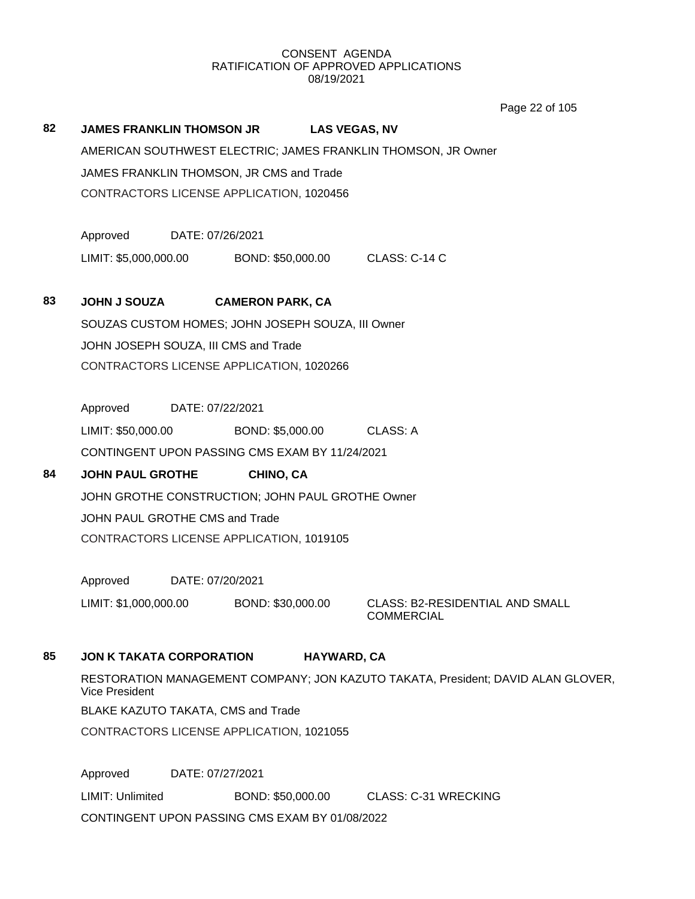CONSENT AGENDA
RATIFICATION OF APPROVED APPLICATIONS
08/19/2021

**82 JAMES FRANKLIN THOMSON JR LAS VEGAS, NV**

AMERICAN SOUTHWEST ELECTRIC; JAMES FRANKLIN THOMSON, JR Owner

JAMES FRANKLIN THOMSON, JR CMS and Trade

CONTRACTORS LICENSE APPLICATION, 1020456

Approved DATE: 07/26/2021

LIMIT: $5,000,000.00 BOND: $50,000.00 CLASS: C-14 C

**83 JOHN J SOUZA CAMERON PARK, CA**

SOUZAS CUSTOM HOMES; JOHN JOSEPH SOUZA, III Owner

JOHN JOSEPH SOUZA, III CMS and Trade

CONTRACTORS LICENSE APPLICATION, 1020266

Approved DATE: 07/22/2021

LIMIT: $50,000.00 BOND: $5,000.00 CLASS: A

CONTINGENT UPON PASSING CMS EXAM BY 11/24/2021

**84 JOHN PAUL GROTHE CHINO, CA**

JOHN GROTHE CONSTRUCTION; JOHN PAUL GROTHE Owner

JOHN PAUL GROTHE CMS and Trade

CONTRACTORS LICENSE APPLICATION, 1019105

Approved DATE: 07/20/2021

LIMIT: $1,000,000.00 BOND: $30,000.00 CLASS: B2-RESIDENTIAL AND SMALL COMMERCIAL

**85 JON K TAKATA CORPORATION HAYWARD, CA**

RESTORATION MANAGEMENT COMPANY; JON KAZUTO TAKATA, President; DAVID ALAN GLOVER, Vice President

BLAKE KAZUTO TAKATA, CMS and Trade

CONTRACTORS LICENSE APPLICATION, 1021055

Approved DATE: 07/27/2021

LIMIT: Unlimited BOND: $50,000.00 CLASS: C-31 WRECKING

CONTINGENT UPON PASSING CMS EXAM BY 01/08/2022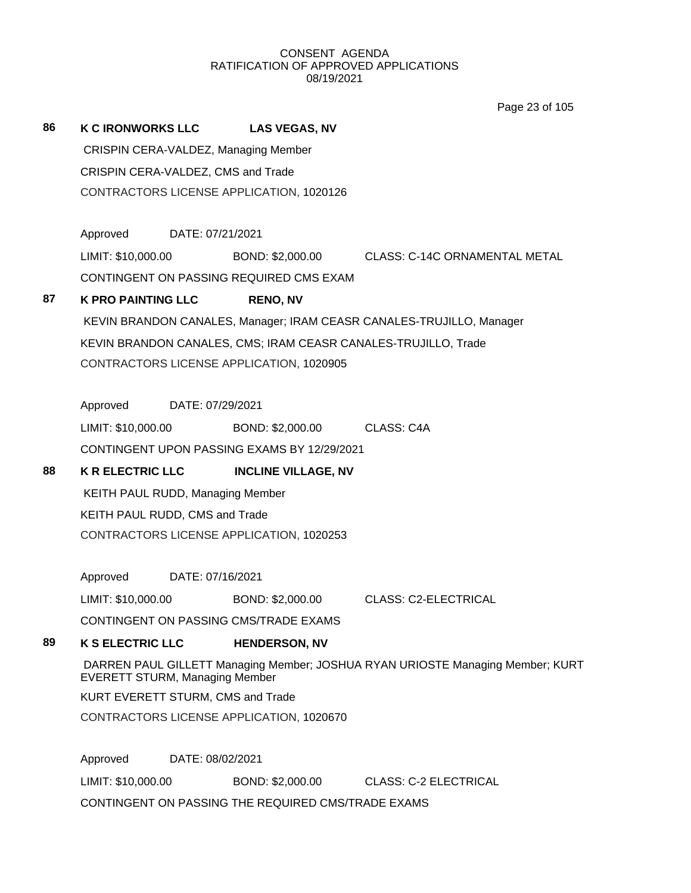CONSENT AGENDA
RATIFICATION OF APPROVED APPLICATIONS
08/19/2021

**86 K C IRONWORKS LLC LAS VEGAS, NV**

CRISPIN CERA-VALDEZ, Managing Member

CRISPIN CERA-VALDEZ, CMS and Trade

CONTRACTORS LICENSE APPLICATION, 1020126

Approved DATE: 07/21/2021

LIMIT: $10,000.00 BOND: $2,000.00 CLASS: C-14C ORNAMENTAL METAL

CONTINGENT ON PASSING REQUIRED CMS EXAM

**87 K PRO PAINTING LLC RENO, NV**

KEVIN BRANDON CANALES, Manager; IRAM CEASR CANALES-TRUJILLO, Manager

KEVIN BRANDON CANALES, CMS; IRAM CEASR CANALES-TRUJILLO, Trade

CONTRACTORS LICENSE APPLICATION, 1020905

Approved DATE: 07/29/2021

LIMIT: $10,000.00 BOND: $2,000.00 CLASS: C4A

CONTINGENT UPON PASSING EXAMS BY 12/29/2021

**88 K R ELECTRIC LLC INCLINE VILLAGE, NV**

KEITH PAUL RUDD, Managing Member

KEITH PAUL RUDD, CMS and Trade

CONTRACTORS LICENSE APPLICATION, 1020253

Approved DATE: 07/16/2021

LIMIT: $10,000.00 BOND: $2,000.00 CLASS: C2-ELECTRICAL

CONTINGENT ON PASSING CMS/TRADE EXAMS

**89 K S ELECTRIC LLC HENDERSON, NV**

DARREN PAUL GILLETT Managing Member; JOSHUA RYAN URIOSTE Managing Member; KURT EVERETT STURM, Managing Member

KURT EVERETT STURM, CMS and Trade

CONTRACTORS LICENSE APPLICATION, 1020670

Approved DATE: 08/02/2021

LIMIT: $10,000.00 BOND: $2,000.00 CLASS: C-2 ELECTRICAL

CONTINGENT ON PASSING THE REQUIRED CMS/TRADE EXAMS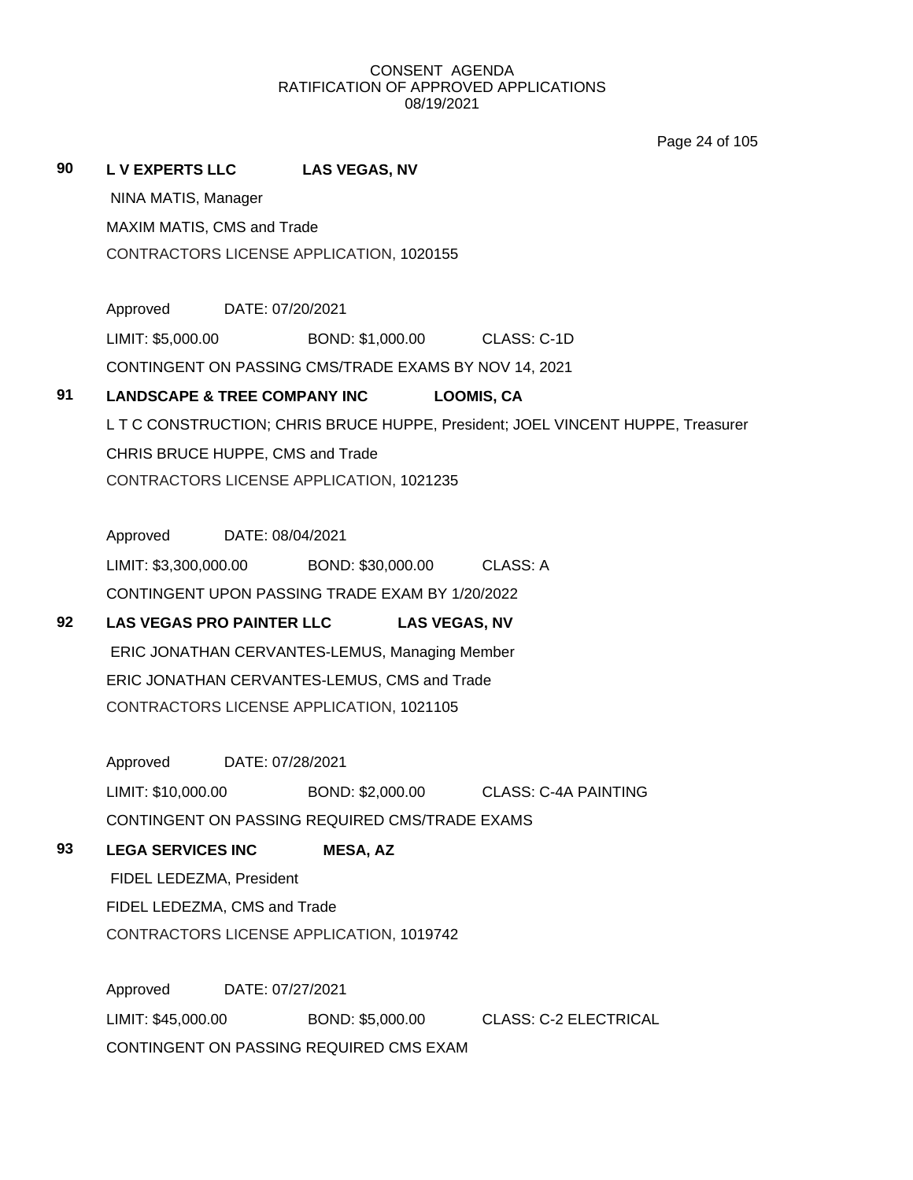CONSENT AGENDA
RATIFICATION OF APPROVED APPLICATIONS
08/19/2021

**90 L V EXPERTS LLC LAS VEGAS, NV**

NINA MATIS, Manager
MAXIM MATIS, CMS and Trade
CONTRACTORS LICENSE APPLICATION, 1020155

Approved DATE: 07/20/2021
LIMIT: $5,000.00 BOND: $1,000.00 CLASS: C-1D
CONTINGENT ON PASSING CMS/TRADE EXAMS BY NOV 14, 2021

**91 LANDSCAPE & TREE COMPANY INC LOOMIS, CA**

L T C CONSTRUCTION; CHRIS BRUCE HUPPE, President; JOEL VINCENT HUPPE, Treasurer
CHRIS BRUCE HUPPE, CMS and Trade
CONTRACTORS LICENSE APPLICATION, 1021235

Approved DATE: 08/04/2021
LIMIT: $3,300,000.00 BOND: $30,000.00 CLASS: A
CONTINGENT UPON PASSING TRADE EXAM BY 1/20/2022

**92 LAS VEGAS PRO PAINTER LLC LAS VEGAS, NV**

ERIC JONATHAN CERVANTES-LEMUS, Managing Member
ERIC JONATHAN CERVANTES-LEMUS, CMS and Trade
CONTRACTORS LICENSE APPLICATION, 1021105

Approved DATE: 07/28/2021
LIMIT: $10,000.00 BOND: $2,000.00 CLASS: C-4A PAINTING
CONTINGENT ON PASSING REQUIRED CMS/TRADE EXAMS

**93 LEGA SERVICES INC MESA, AZ**

FIDEL LEDEZMA, President
FIDEL LEDEZMA, CMS and Trade
CONTRACTORS LICENSE APPLICATION, 1019742

Approved DATE: 07/27/2021
LIMIT: $45,000.00 BOND: $5,000.00 CLASS: C-2 ELECTRICAL
CONTINGENT ON PASSING REQUIRED CMS EXAM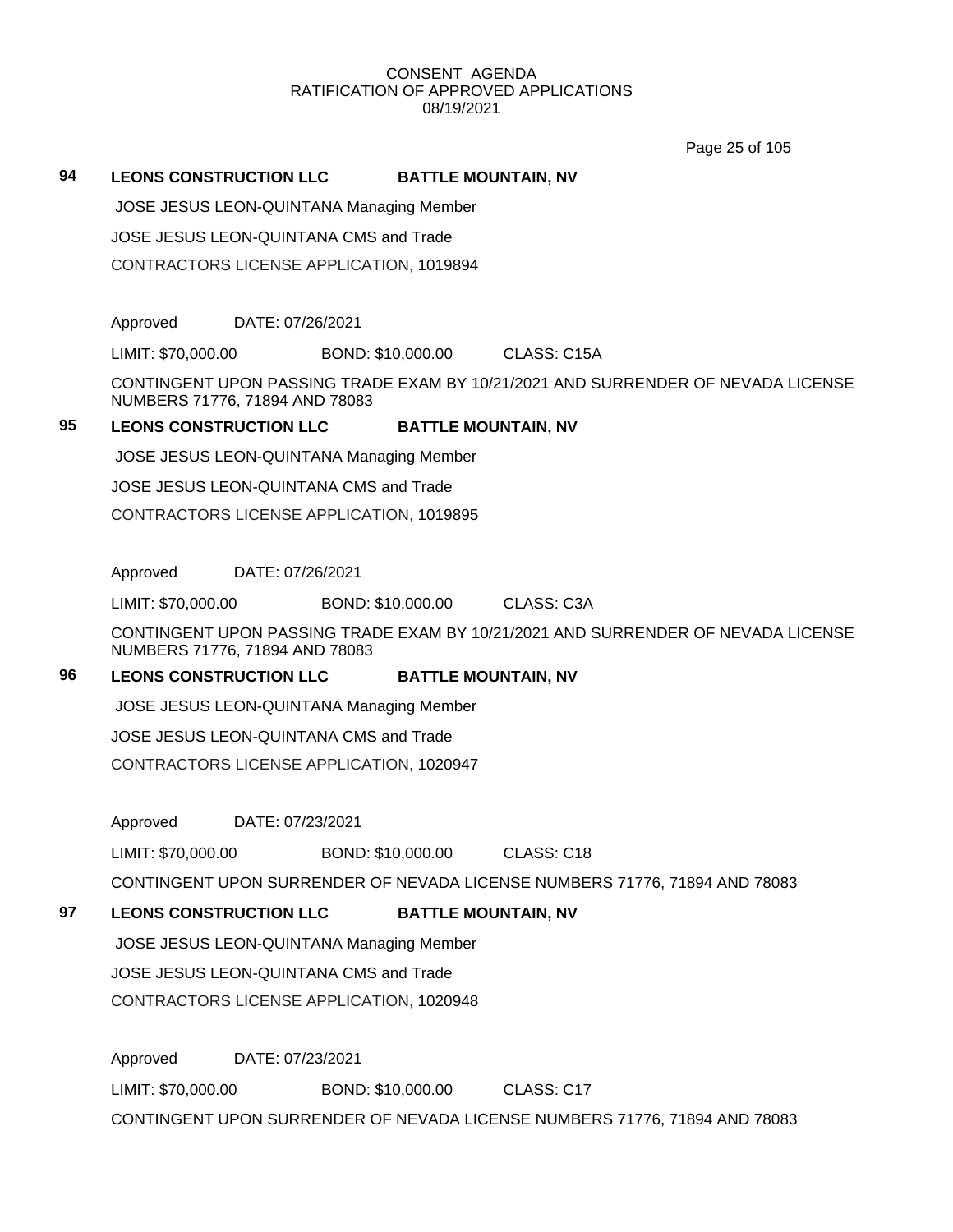CONSENT AGENDA
RATIFICATION OF APPROVED APPLICATIONS
08/19/2021

**94 LEONS CONSTRUCTION LLC BATTLE MOUNTAIN, NV**

JOSE JESUS LEON-QUINTANA Managing Member

JOSE JESUS LEON-QUINTANA CMS and Trade

CONTRACTORS LICENSE APPLICATION, 1019894

Approved DATE: 07/26/2021

LIMIT: $70,000.00 BOND: $10,000.00 CLASS: C15A

CONTINGENT UPON PASSING TRADE EXAM BY 10/21/2021 AND SURRENDER OF NEVADA LICENSE NUMBERS 71776, 71894 AND 78083

**95 LEONS CONSTRUCTION LLC BATTLE MOUNTAIN, NV**

JOSE JESUS LEON-QUINTANA Managing Member

JOSE JESUS LEON-QUINTANA CMS and Trade

CONTRACTORS LICENSE APPLICATION, 1019895

Approved DATE: 07/26/2021

LIMIT: $70,000.00 BOND: $10,000.00 CLASS: C3A

CONTINGENT UPON PASSING TRADE EXAM BY 10/21/2021 AND SURRENDER OF NEVADA LICENSE NUMBERS 71776, 71894 AND 78083

**96 LEONS CONSTRUCTION LLC BATTLE MOUNTAIN, NV**

JOSE JESUS LEON-QUINTANA Managing Member

JOSE JESUS LEON-QUINTANA CMS and Trade

CONTRACTORS LICENSE APPLICATION, 1020947

Approved DATE: 07/23/2021

LIMIT: $70,000.00 BOND: $10,000.00 CLASS: C18

CONTINGENT UPON SURRENDER OF NEVADA LICENSE NUMBERS 71776, 71894 AND 78083

**97 LEONS CONSTRUCTION LLC BATTLE MOUNTAIN, NV**

JOSE JESUS LEON-QUINTANA Managing Member

JOSE JESUS LEON-QUINTANA CMS and Trade

CONTRACTORS LICENSE APPLICATION, 1020948

Approved DATE: 07/23/2021

LIMIT: $70,000.00 BOND: $10,000.00 CLASS: C17

CONTINGENT UPON SURRENDER OF NEVADA LICENSE NUMBERS 71776, 71894 AND 78083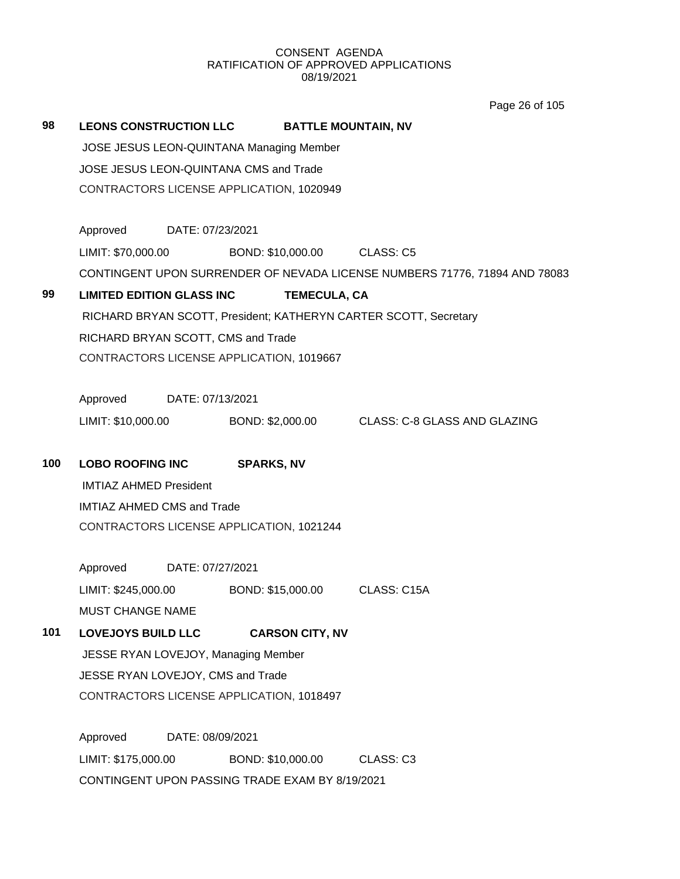CONSENT AGENDA
RATIFICATION OF APPROVED APPLICATIONS
08/19/2021

**98 LEONS CONSTRUCTION LLC BATTLE MOUNTAIN, NV**

JOSE JESUS LEON-QUINTANA Managing Member

JOSE JESUS LEON-QUINTANA CMS and Trade

CONTRACTORS LICENSE APPLICATION, 1020949

Approved DATE: 07/23/2021

LIMIT: $70,000.00 BOND: $10,000.00 CLASS: C5

CONTINGENT UPON SURRENDER OF NEVADA LICENSE NUMBERS 71776, 71894 AND 78083

**99 LIMITED EDITION GLASS INC TEMECULA, CA**

RICHARD BRYAN SCOTT, President; KATHERYN CARTER SCOTT, Secretary

RICHARD BRYAN SCOTT, CMS and Trade

CONTRACTORS LICENSE APPLICATION, 1019667

Approved DATE: 07/13/2021

LIMIT: $10,000.00 BOND: $2,000.00 CLASS: C-8 GLASS AND GLAZING

**100 LOBO ROOFING INC SPARKS, NV**

IMTIAZ AHMED President

IMTIAZ AHMED CMS and Trade

CONTRACTORS LICENSE APPLICATION, 1021244

Approved DATE: 07/27/2021

LIMIT: $245,000.00 BOND: $15,000.00 CLASS: C15A

MUST CHANGE NAME

**101 LOVEJOYS BUILD LLC CARSON CITY, NV**

JESSE RYAN LOVEJOY, Managing Member

JESSE RYAN LOVEJOY, CMS and Trade

CONTRACTORS LICENSE APPLICATION, 1018497

Approved DATE: 08/09/2021

LIMIT: $175,000.00 BOND: $10,000.00 CLASS: C3

CONTINGENT UPON PASSING TRADE EXAM BY 8/19/2021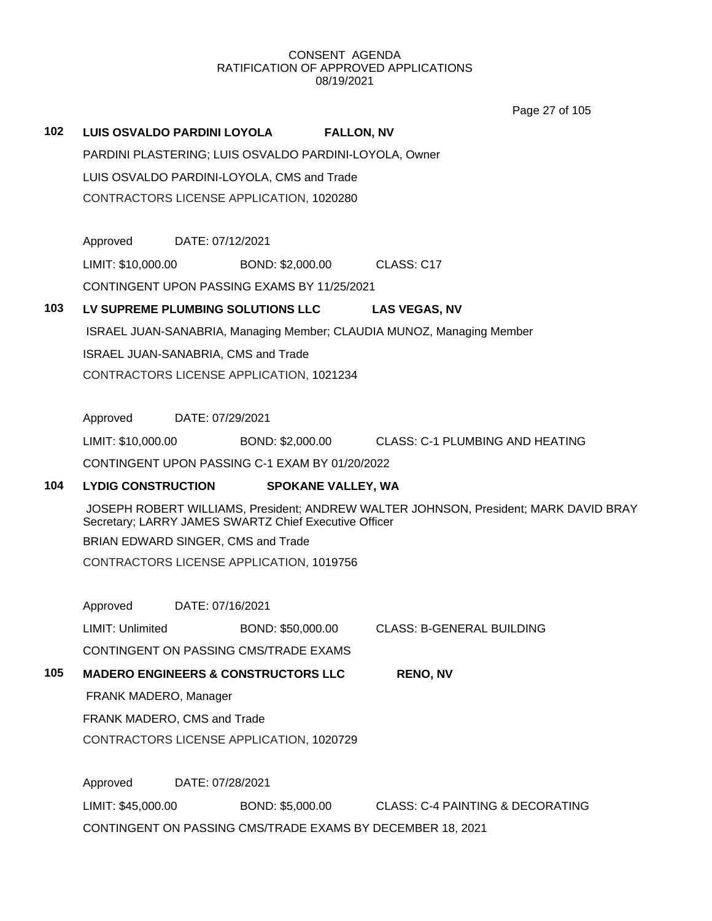CONSENT AGENDA
RATIFICATION OF APPROVED APPLICATIONS
08/19/2021

**102 LUIS OSVALDO PARDINI LOYOLA FALLON, NV**

PARDINI PLASTERING; LUIS OSVALDO PARDINI-LOYOLA, Owner

LUIS OSVALDO PARDINI-LOYOLA, CMS and Trade

CONTRACTORS LICENSE APPLICATION, 1020280

Approved DATE: 07/12/2021

LIMIT: $10,000.00 BOND: $2,000.00 CLASS: C17

CONTINGENT UPON PASSING EXAMS BY 11/25/2021

**103 LV SUPREME PLUMBING SOLUTIONS LLC LAS VEGAS, NV**

ISRAEL JUAN-SANABRIA, Managing Member; CLAUDIA MUNOZ, Managing Member

ISRAEL JUAN-SANABRIA, CMS and Trade

CONTRACTORS LICENSE APPLICATION, 1021234

Approved DATE: 07/29/2021

LIMIT: $10,000.00 BOND: $2,000.00 CLASS: C-1 PLUMBING AND HEATING

CONTINGENT UPON PASSING C-1 EXAM BY 01/20/2022

**104 LYDIG CONSTRUCTION SPOKANE VALLEY, WA**

JOSEPH ROBERT WILLIAMS, President; ANDREW WALTER JOHNSON, President; MARK DAVID BRAY Secretary; LARRY JAMES SWARTZ Chief Executive Officer

BRIAN EDWARD SINGER, CMS and Trade

CONTRACTORS LICENSE APPLICATION, 1019756

Approved DATE: 07/16/2021

LIMIT: Unlimited BOND: $50,000.00 CLASS: B-GENERAL BUILDING

CONTINGENT ON PASSING CMS/TRADE EXAMS

**105 MADERO ENGINEERS & CONSTRUCTORS LLC RENO, NV**

FRANK MADERO, Manager

FRANK MADERO, CMS and Trade

CONTRACTORS LICENSE APPLICATION, 1020729

Approved DATE: 07/28/2021

LIMIT: $45,000.00 BOND: $5,000.00 CLASS: C-4 PAINTING & DECORATING

CONTINGENT ON PASSING CMS/TRADE EXAMS BY DECEMBER 18, 2021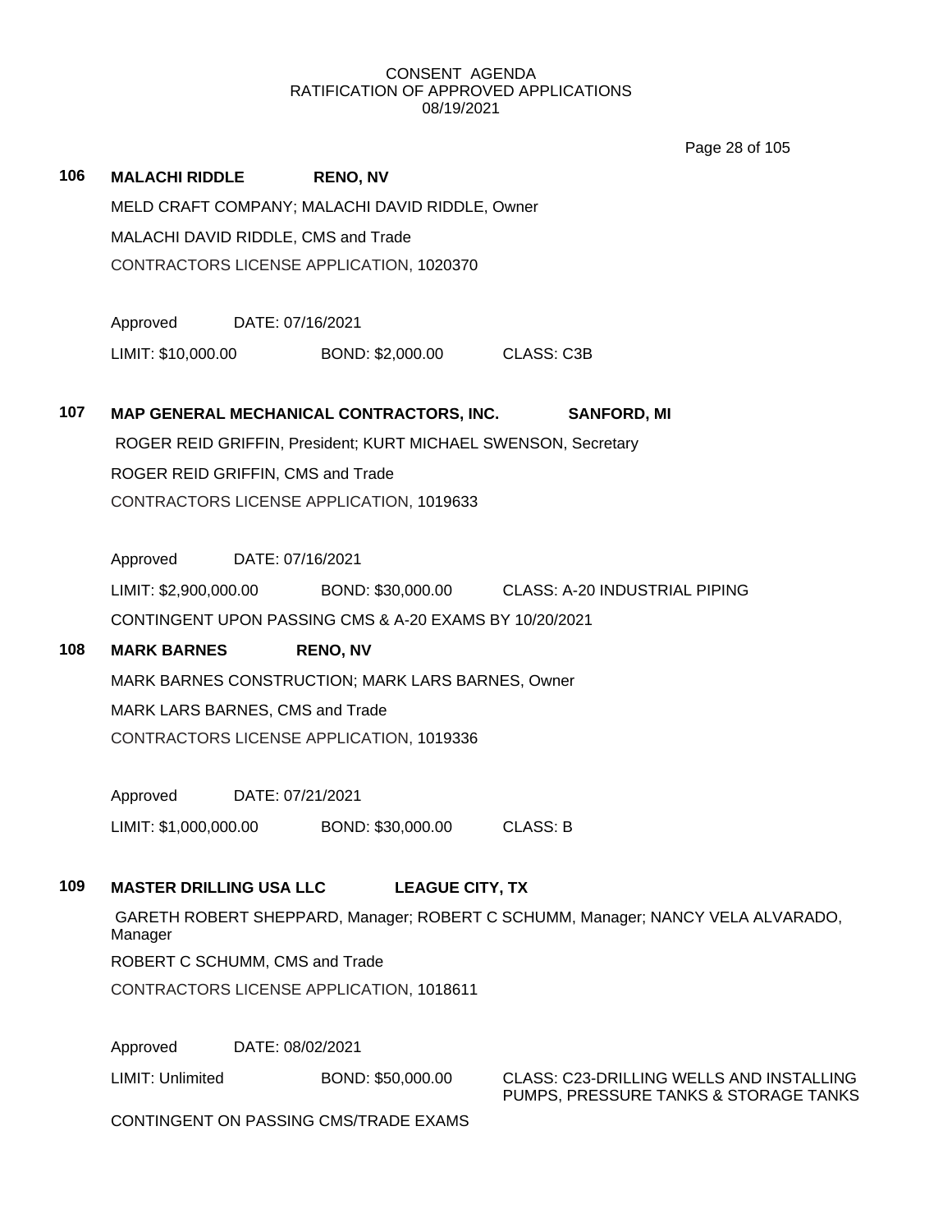CONSENT AGENDA
RATIFICATION OF APPROVED APPLICATIONS
08/19/2021

**106 MALACHI RIDDLE RENO, NV**

MELD CRAFT COMPANY; MALACHI DAVID RIDDLE, Owner

MALACHI DAVID RIDDLE, CMS and Trade

CONTRACTORS LICENSE APPLICATION, 1020370

Approved DATE: 07/16/2021

LIMIT: $10,000.00 BOND: $2,000.00 CLASS: C3B

**107 MAP GENERAL MECHANICAL CONTRACTORS, INC. SANFORD, MI**

ROGER REID GRIFFIN, President; KURT MICHAEL SWENSON, Secretary

ROGER REID GRIFFIN, CMS and Trade

CONTRACTORS LICENSE APPLICATION, 1019633

Approved DATE: 07/16/2021

LIMIT: $2,900,000.00 BOND: $30,000.00 CLASS: A-20 INDUSTRIAL PIPING

CONTINGENT UPON PASSING CMS & A-20 EXAMS BY 10/20/2021

**108 MARK BARNES RENO, NV**

MARK BARNES CONSTRUCTION; MARK LARS BARNES, Owner

MARK LARS BARNES, CMS and Trade

CONTRACTORS LICENSE APPLICATION, 1019336

Approved DATE: 07/21/2021

LIMIT: $1,000,000.00 BOND: $30,000.00 CLASS: B

**109 MASTER DRILLING USA LLC LEAGUE CITY, TX**

GARETH ROBERT SHEPPARD, Manager; ROBERT C SCHUMM, Manager; NANCY VELA ALVARADO, Manager

ROBERT C SCHUMM, CMS and Trade

CONTRACTORS LICENSE APPLICATION, 1018611

Approved DATE: 08/02/2021

LIMIT: Unlimited BOND: $50,000.00 CLASS: C23-DRILLING WELLS AND INSTALLING PUMPS, PRESSURE TANKS & STORAGE TANKS

CONTINGENT ON PASSING CMS/TRADE EXAMS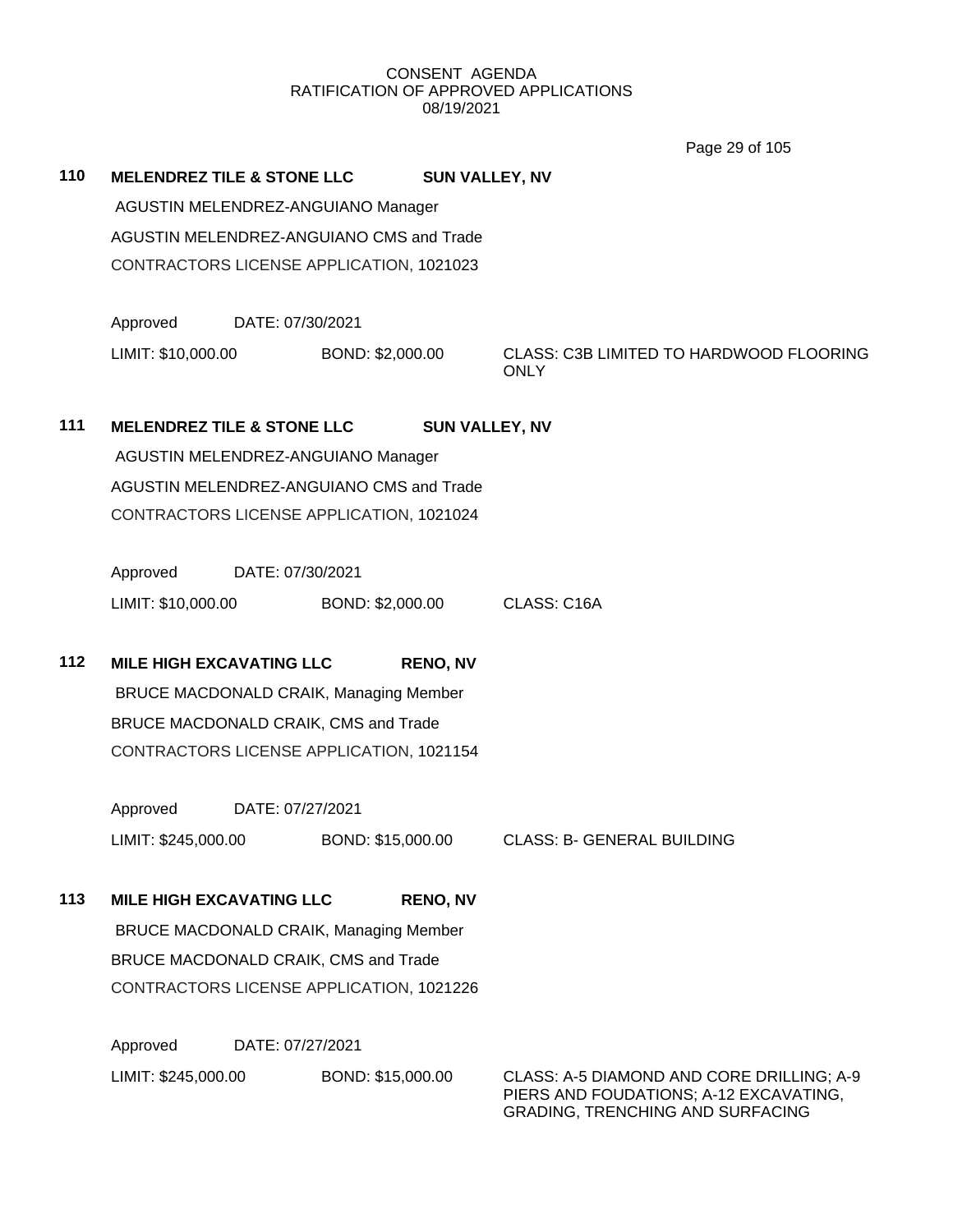CONSENT AGENDA
RATIFICATION OF APPROVED APPLICATIONS
08/19/2021

**110 MELENDREZ TILE & STONE LLC** **SUN VALLEY, NV**

AGUSTIN MELENDREZ-ANGUIANO Manager

AGUSTIN MELENDREZ-ANGUIANO CMS and Trade

CONTRACTORS LICENSE APPLICATION, 1021023

Approved DATE: 07/30/2021

LIMIT: $10,000.00 BOND: $2,000.00 CLASS: C3B LIMITED TO HARDWOOD FLOORING ONLY

**111 MELENDREZ TILE & STONE LLC** **SUN VALLEY, NV**

AGUSTIN MELENDREZ-ANGUIANO Manager

AGUSTIN MELENDREZ-ANGUIANO CMS and Trade

CONTRACTORS LICENSE APPLICATION, 1021024

Approved DATE: 07/30/2021

LIMIT: $10,000.00 BOND: $2,000.00 CLASS: C16A

**112 MILE HIGH EXCAVATING LLC** **RENO, NV**

BRUCE MACDONALD CRAIK, Managing Member

BRUCE MACDONALD CRAIK, CMS and Trade

CONTRACTORS LICENSE APPLICATION, 1021154

Approved DATE: 07/27/2021

LIMIT: $245,000.00 BOND: $15,000.00 CLASS: B- GENERAL BUILDING

**113 MILE HIGH EXCAVATING LLC** **RENO, NV**

BRUCE MACDONALD CRAIK, Managing Member

BRUCE MACDONALD CRAIK, CMS and Trade

CONTRACTORS LICENSE APPLICATION, 1021226

Approved DATE: 07/27/2021

LIMIT: $245,000.00 BOND: $15,000.00 CLASS: A-5 DIAMOND AND CORE DRILLING; A-9 PIERS AND FOUDATIONS; A-12 EXCAVATING, GRADING, TRENCHING AND SURFACING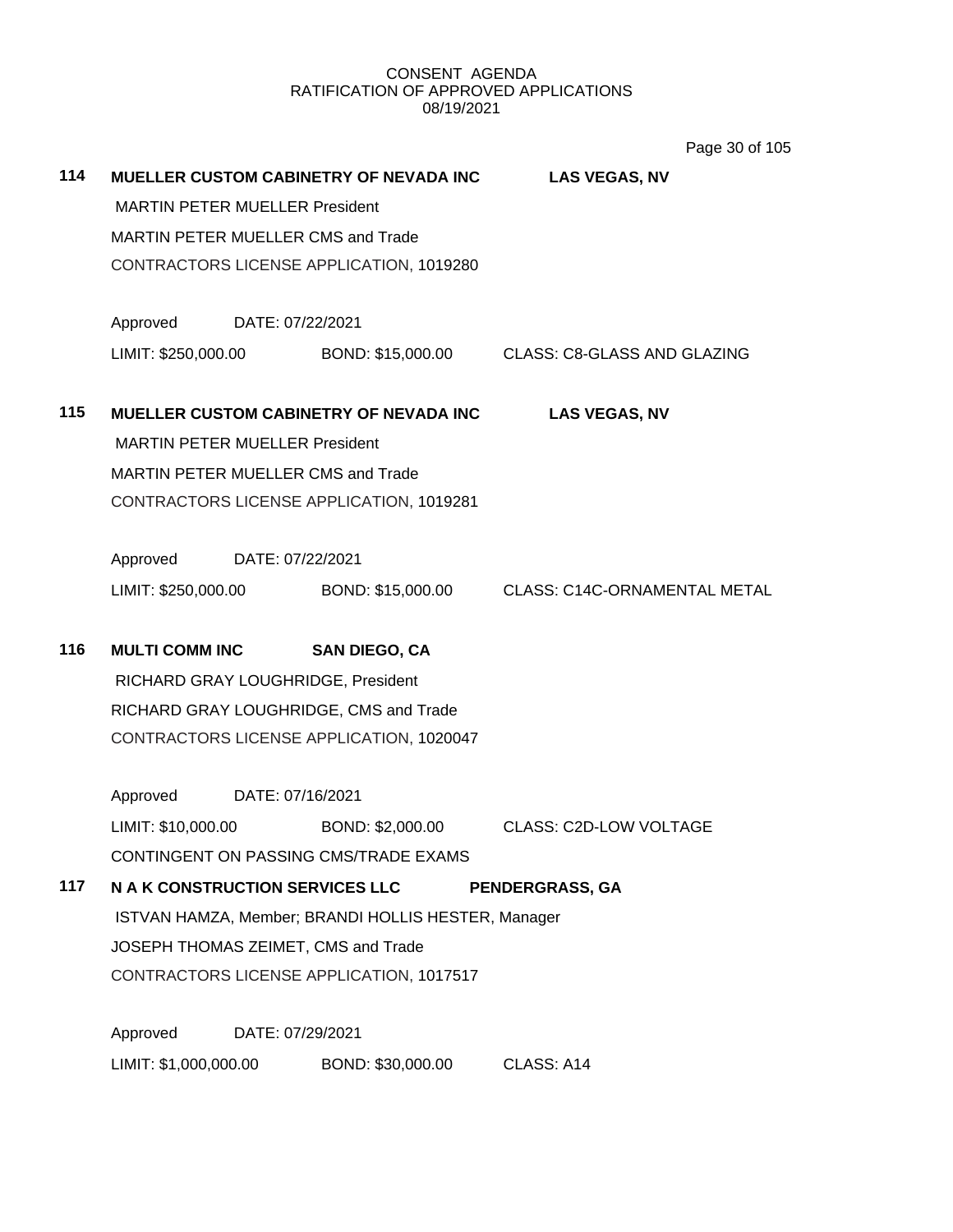CONSENT AGENDA
RATIFICATION OF APPROVED APPLICATIONS
08/19/2021

**114 MUELLER CUSTOM CABINETRY OF NEVADA INC LAS VEGAS, NV**

MARTIN PETER MUELLER President
MARTIN PETER MUELLER CMS and Trade
CONTRACTORS LICENSE APPLICATION, 1019280

Approved DATE: 07/22/2021
LIMIT: $250,000.00 BOND: $15,000.00 CLASS: C8-GLASS AND GLAZING

**115 MUELLER CUSTOM CABINETRY OF NEVADA INC LAS VEGAS, NV**

MARTIN PETER MUELLER President
MARTIN PETER MUELLER CMS and Trade
CONTRACTORS LICENSE APPLICATION, 1019281

Approved DATE: 07/22/2021
LIMIT: $250,000.00 BOND: $15,000.00 CLASS: C14C-ORNAMENTAL METAL

**116 MULTI COMM INC SAN DIEGO, CA**

RICHARD GRAY LOUGHRIDGE, President
RICHARD GRAY LOUGHRIDGE, CMS and Trade
CONTRACTORS LICENSE APPLICATION, 1020047

Approved DATE: 07/16/2021
LIMIT: $10,000.00 BOND: $2,000.00 CLASS: C2D-LOW VOLTAGE
CONTINGENT ON PASSING CMS/TRADE EXAMS

**117 N A K CONSTRUCTION SERVICES LLC PENDERGRASS, GA**

ISTVAN HAMZA, Member; BRANDI HOLLIS HESTER, Manager
JOSEPH THOMAS ZEIMET, CMS and Trade
CONTRACTORS LICENSE APPLICATION, 1017517

Approved DATE: 07/29/2021
LIMIT: $1,000,000.00 BOND: $30,000.00 CLASS: A14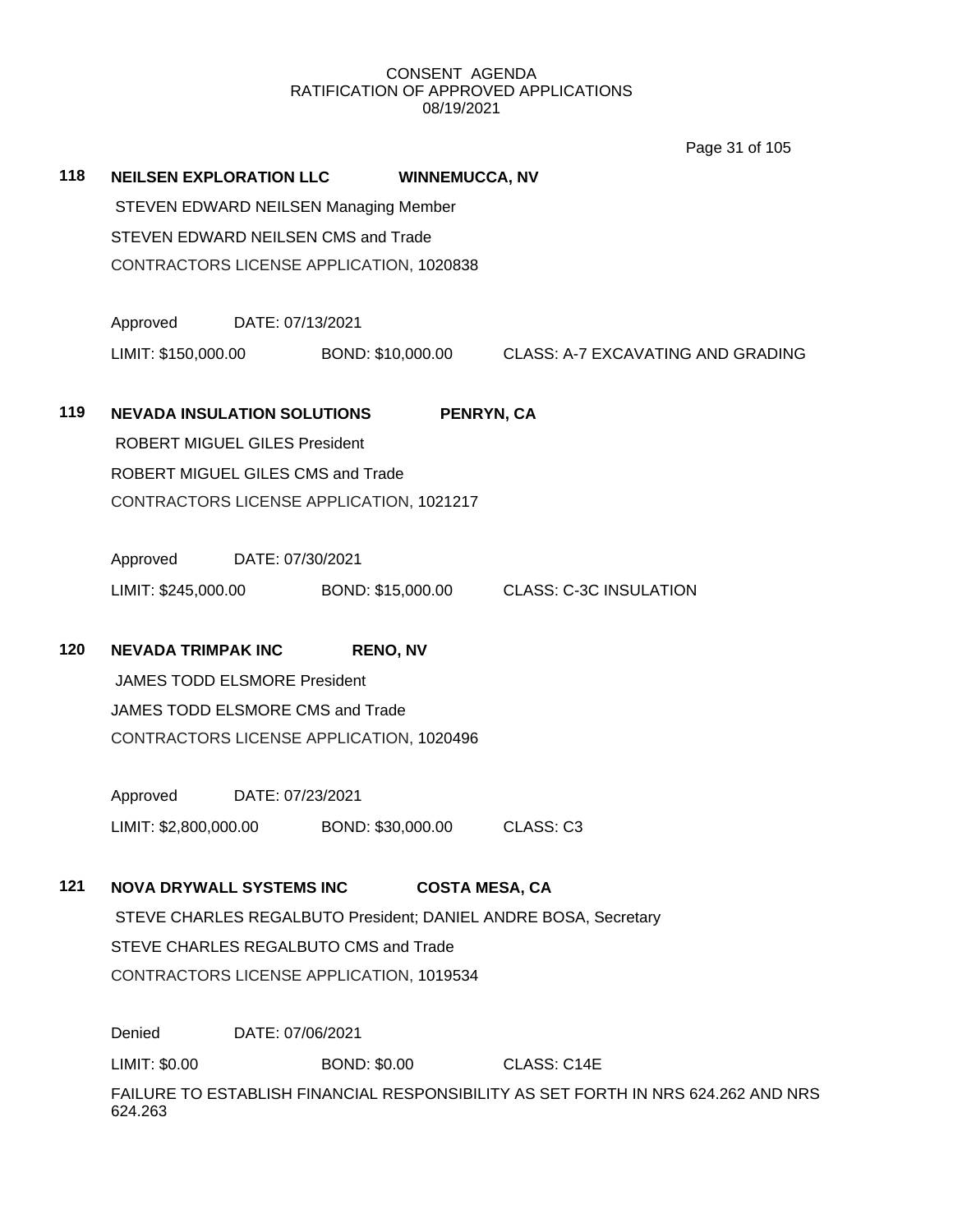CONSENT AGENDA
RATIFICATION OF APPROVED APPLICATIONS
08/19/2021

**118** **NEILSEN EXPLORATION LLC** **WINNEMUCCA, NV**

STEVEN EDWARD NEILSEN Managing Member

STEVEN EDWARD NEILSEN CMS and Trade

CONTRACTORS LICENSE APPLICATION, 1020838

Approved DATE: 07/13/2021

LIMIT: $150,000.00 BOND: $10,000.00 CLASS: A-7 EXCAVATING AND GRADING

**119** **NEVADA INSULATION SOLUTIONS** **PENRYN, CA**

ROBERT MIGUEL GILES President

ROBERT MIGUEL GILES CMS and Trade

CONTRACTORS LICENSE APPLICATION, 1021217

Approved DATE: 07/30/2021

LIMIT: $245,000.00 BOND: $15,000.00 CLASS: C-3C INSULATION

**120** **NEVADA TRIMPAK INC** **RENO, NV**

JAMES TODD ELSMORE President

JAMES TODD ELSMORE CMS and Trade

CONTRACTORS LICENSE APPLICATION, 1020496

Approved DATE: 07/23/2021

LIMIT: $2,800,000.00 BOND: $30,000.00 CLASS: C3

**121** **NOVA DRYWALL SYSTEMS INC** **COSTA MESA, CA**

STEVE CHARLES REGALBUTO President; DANIEL ANDRE BOSA, Secretary

STEVE CHARLES REGALBUTO CMS and Trade

CONTRACTORS LICENSE APPLICATION, 1019534

Denied DATE: 07/06/2021

LIMIT: $0.00 BOND: $0.00 CLASS: C14E

FAILURE TO ESTABLISH FINANCIAL RESPONSIBILITY AS SET FORTH IN NRS 624.262 AND NRS 624.263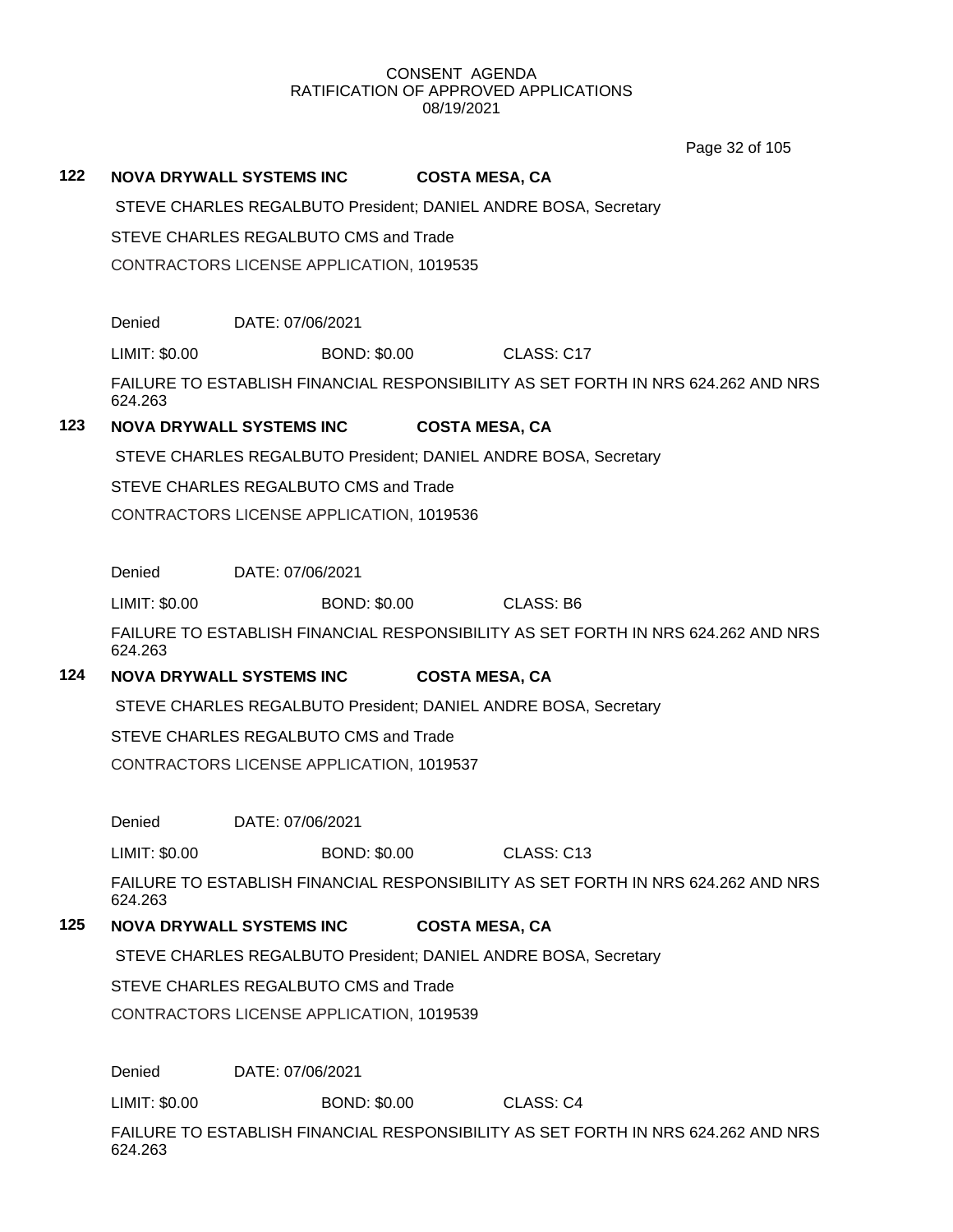CONSENT AGENDA
RATIFICATION OF APPROVED APPLICATIONS
08/19/2021

**122 NOVA DRYWALL SYSTEMS INC COSTA MESA, CA**

STEVE CHARLES REGALBUTO President; DANIEL ANDRE BOSA, Secretary

STEVE CHARLES REGALBUTO CMS and Trade

CONTRACTORS LICENSE APPLICATION, 1019535

Denied DATE: 07/06/2021

LIMIT: $0.00 BOND: $0.00 CLASS: C17

FAILURE TO ESTABLISH FINANCIAL RESPONSIBILITY AS SET FORTH IN NRS 624.262 AND NRS 624.263

**123 NOVA DRYWALL SYSTEMS INC COSTA MESA, CA**

STEVE CHARLES REGALBUTO President; DANIEL ANDRE BOSA, Secretary

STEVE CHARLES REGALBUTO CMS and Trade

CONTRACTORS LICENSE APPLICATION, 1019536

Denied DATE: 07/06/2021

LIMIT: $0.00 BOND: $0.00 CLASS: B6

FAILURE TO ESTABLISH FINANCIAL RESPONSIBILITY AS SET FORTH IN NRS 624.262 AND NRS 624.263

**124 NOVA DRYWALL SYSTEMS INC COSTA MESA, CA**

STEVE CHARLES REGALBUTO President; DANIEL ANDRE BOSA, Secretary

STEVE CHARLES REGALBUTO CMS and Trade

CONTRACTORS LICENSE APPLICATION, 1019537

Denied DATE: 07/06/2021

LIMIT: $0.00 BOND: $0.00 CLASS: C13

FAILURE TO ESTABLISH FINANCIAL RESPONSIBILITY AS SET FORTH IN NRS 624.262 AND NRS 624.263

**125 NOVA DRYWALL SYSTEMS INC COSTA MESA, CA**

STEVE CHARLES REGALBUTO President; DANIEL ANDRE BOSA, Secretary

STEVE CHARLES REGALBUTO CMS and Trade

CONTRACTORS LICENSE APPLICATION, 1019539

Denied DATE: 07/06/2021

LIMIT: $0.00 BOND: $0.00 CLASS: C4

FAILURE TO ESTABLISH FINANCIAL RESPONSIBILITY AS SET FORTH IN NRS 624.262 AND NRS 624.263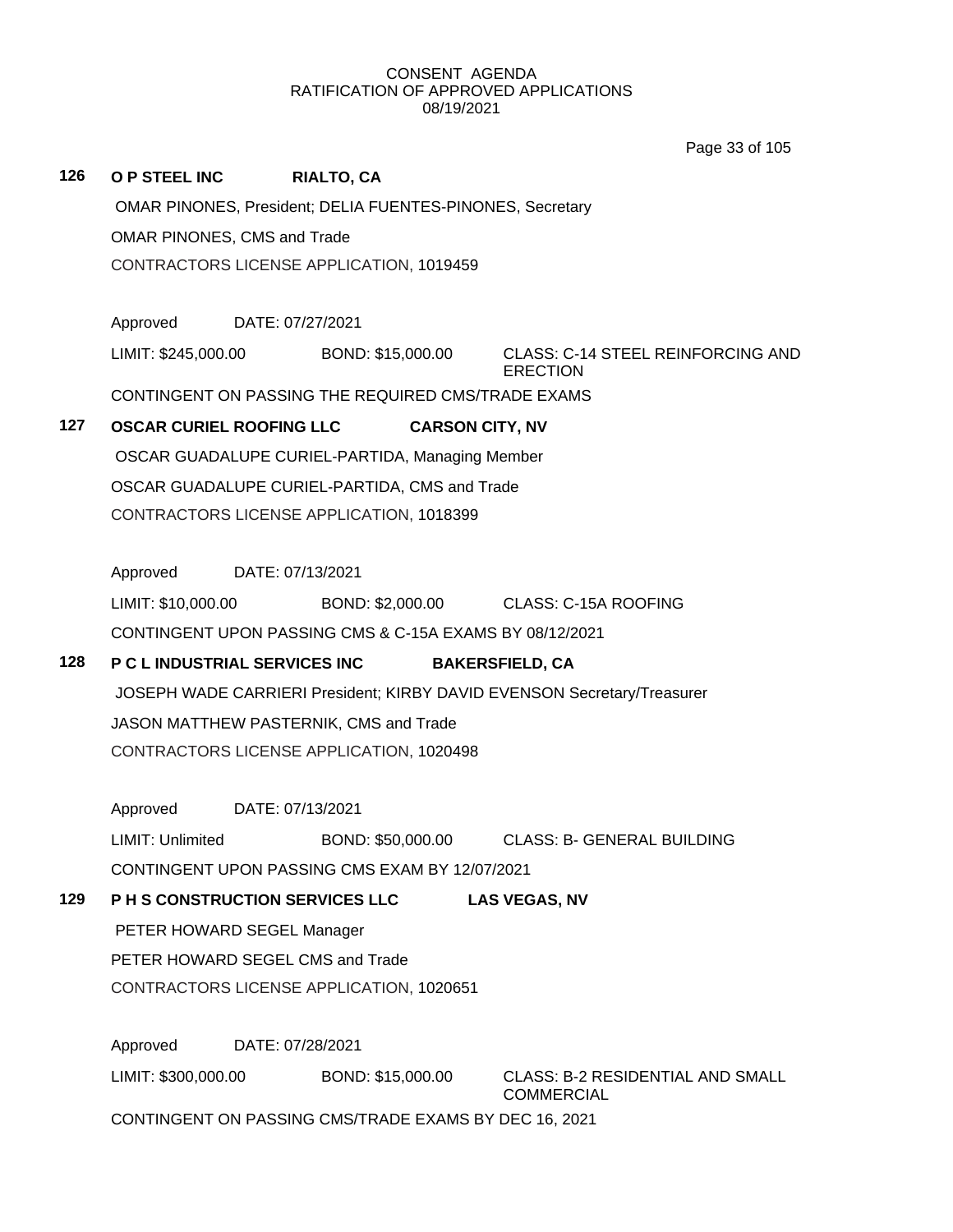CONSENT AGENDA
RATIFICATION OF APPROVED APPLICATIONS
08/19/2021

**126 O P STEEL INC RIALTO, CA**

OMAR PINONES, President; DELIA FUENTES-PINONES, Secretary

OMAR PINONES, CMS and Trade

CONTRACTORS LICENSE APPLICATION, 1019459

Approved DATE: 07/27/2021

LIMIT: $245,000.00 BOND: $15,000.00 CLASS: C-14 STEEL REINFORCING AND ERECTION

CONTINGENT ON PASSING THE REQUIRED CMS/TRADE EXAMS

**127 OSCAR CURIEL ROOFING LLC CARSON CITY, NV**

OSCAR GUADALUPE CURIEL-PARTIDA, Managing Member

OSCAR GUADALUPE CURIEL-PARTIDA, CMS and Trade

CONTRACTORS LICENSE APPLICATION, 1018399

Approved DATE: 07/13/2021

LIMIT: $10,000.00 BOND: $2,000.00 CLASS: C-15A ROOFING

CONTINGENT UPON PASSING CMS & C-15A EXAMS BY 08/12/2021

**128 P C L INDUSTRIAL SERVICES INC BAKERSFIELD, CA**

JOSEPH WADE CARRIERI President; KIRBY DAVID EVENSON Secretary/Treasurer

JASON MATTHEW PASTERNIK, CMS and Trade

CONTRACTORS LICENSE APPLICATION, 1020498

Approved DATE: 07/13/2021

LIMIT: Unlimited BOND: $50,000.00 CLASS: B- GENERAL BUILDING

CONTINGENT UPON PASSING CMS EXAM BY 12/07/2021

**129 P H S CONSTRUCTION SERVICES LLC LAS VEGAS, NV**

PETER HOWARD SEGEL Manager

PETER HOWARD SEGEL CMS and Trade

CONTRACTORS LICENSE APPLICATION, 1020651

Approved DATE: 07/28/2021

LIMIT: $300,000.00 BOND: $15,000.00 CLASS: B-2 RESIDENTIAL AND SMALL COMMERCIAL

CONTINGENT ON PASSING CMS/TRADE EXAMS BY DEC 16, 2021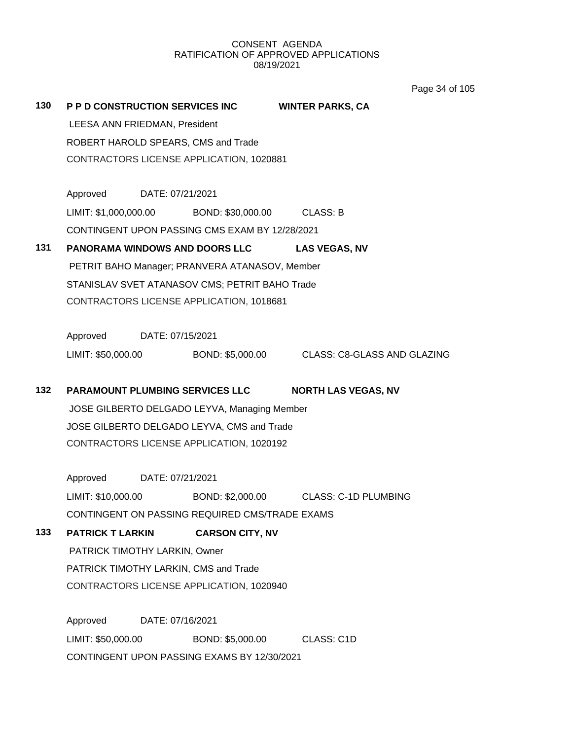CONSENT AGENDA
RATIFICATION OF APPROVED APPLICATIONS
08/19/2021

**130 P P D CONSTRUCTION SERVICES INC WINTER PARKS, CA**

LEESA ANN FRIEDMAN, President
ROBERT HAROLD SPEARS, CMS and Trade
CONTRACTORS LICENSE APPLICATION, 1020881

Approved DATE: 07/21/2021
LIMIT: $1,000,000.00 BOND: $30,000.00 CLASS: B
CONTINGENT UPON PASSING CMS EXAM BY 12/28/2021

**131 PANORAMA WINDOWS AND DOORS LLC LAS VEGAS, NV**

PETRIT BAHO Manager; PRANVERA ATANASOV, Member
STANISLAV SVET ATANASOV CMS; PETRIT BAHO Trade
CONTRACTORS LICENSE APPLICATION, 1018681

Approved DATE: 07/15/2021
LIMIT: $50,000.00 BOND: $5,000.00 CLASS: C8-GLASS AND GLAZING

**132 PARAMOUNT PLUMBING SERVICES LLC NORTH LAS VEGAS, NV**

JOSE GILBERTO DELGADO LEYVA, Managing Member
JOSE GILBERTO DELGADO LEYVA, CMS and Trade
CONTRACTORS LICENSE APPLICATION, 1020192

Approved DATE: 07/21/2021
LIMIT: $10,000.00 BOND: $2,000.00 CLASS: C-1D PLUMBING
CONTINGENT ON PASSING REQUIRED CMS/TRADE EXAMS

**133 PATRICK T LARKIN CARSON CITY, NV**

PATRICK TIMOTHY LARKIN, Owner
PATRICK TIMOTHY LARKIN, CMS and Trade
CONTRACTORS LICENSE APPLICATION, 1020940

Approved DATE: 07/16/2021
LIMIT: $50,000.00 BOND: $5,000.00 CLASS: C1D
CONTINGENT UPON PASSING EXAMS BY 12/30/2021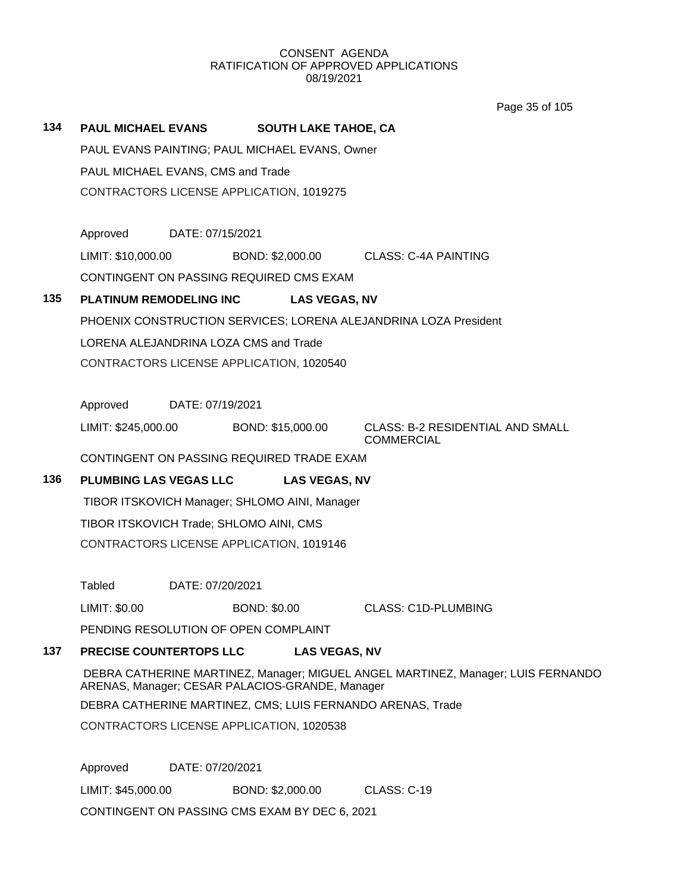CONSENT AGENDA
RATIFICATION OF APPROVED APPLICATIONS
08/19/2021

**134 PAUL MICHAEL EVANS SOUTH LAKE TAHOE, CA**

PAUL EVANS PAINTING; PAUL MICHAEL EVANS, Owner

PAUL MICHAEL EVANS, CMS and Trade

CONTRACTORS LICENSE APPLICATION, 1019275

Approved DATE: 07/15/2021

LIMIT: $10,000.00 BOND: $2,000.00 CLASS: C-4A PAINTING

CONTINGENT ON PASSING REQUIRED CMS EXAM

**135 PLATINUM REMODELING INC LAS VEGAS, NV**

PHOENIX CONSTRUCTION SERVICES; LORENA ALEJANDRINA LOZA President

LORENA ALEJANDRINA LOZA CMS and Trade

CONTRACTORS LICENSE APPLICATION, 1020540

Approved DATE: 07/19/2021

LIMIT: $245,000.00 BOND: $15,000.00 CLASS: B-2 RESIDENTIAL AND SMALL COMMERCIAL

CONTINGENT ON PASSING REQUIRED TRADE EXAM

**136 PLUMBING LAS VEGAS LLC LAS VEGAS, NV**

TIBOR ITSKOVICH Manager; SHLOMO AINI, Manager

TIBOR ITSKOVICH Trade; SHLOMO AINI, CMS

CONTRACTORS LICENSE APPLICATION, 1019146

Tabled DATE: 07/20/2021

LIMIT: $0.00 BOND: $0.00 CLASS: C1D-PLUMBING

PENDING RESOLUTION OF OPEN COMPLAINT

**137 PRECISE COUNTERTOPS LLC LAS VEGAS, NV**

DEBRA CATHERINE MARTINEZ, Manager; MIGUEL ANGEL MARTINEZ, Manager; LUIS FERNANDO ARENAS, Manager; CESAR PALACIOS-GRANDE, Manager

DEBRA CATHERINE MARTINEZ, CMS; LUIS FERNANDO ARENAS, Trade

CONTRACTORS LICENSE APPLICATION, 1020538

Approved DATE: 07/20/2021

LIMIT: $45,000.00 BOND: $2,000.00 CLASS: C-19

CONTINGENT ON PASSING CMS EXAM BY DEC 6, 2021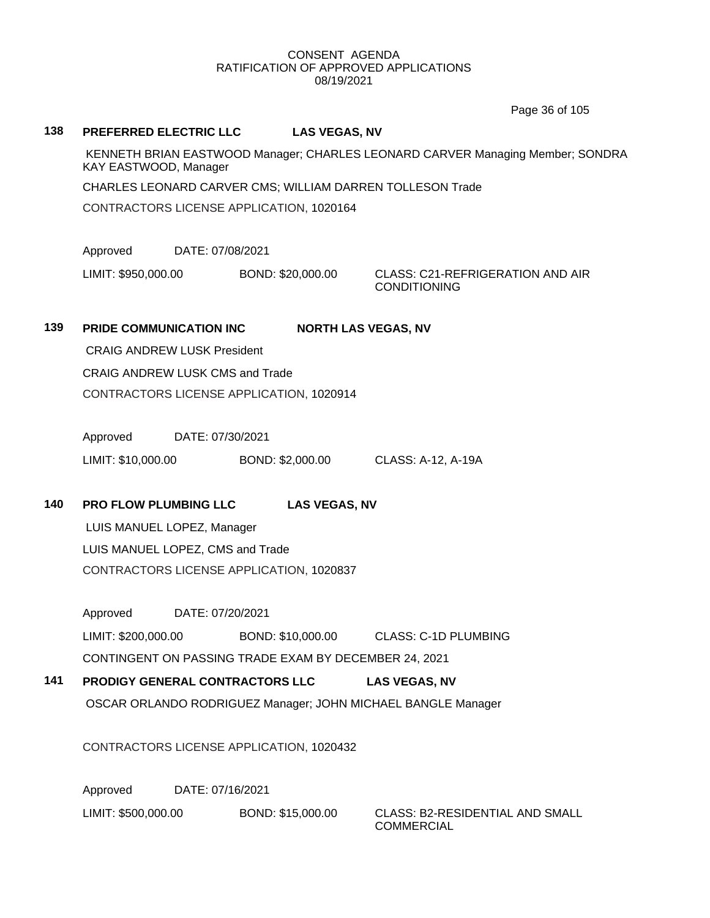CONSENT AGENDA
RATIFICATION OF APPROVED APPLICATIONS
08/19/2021

**138 PREFERRED ELECTRIC LLC LAS VEGAS, NV**

KENNETH BRIAN EASTWOOD Manager; CHARLES LEONARD CARVER Managing Member; SONDRA KAY EASTWOOD, Manager

CHARLES LEONARD CARVER CMS; WILLIAM DARREN TOLLESON Trade

CONTRACTORS LICENSE APPLICATION, 1020164

Approved DATE: 07/08/2021

LIMIT: $950,000.00 BOND: $20,000.00 CLASS: C21-REFRIGERATION AND AIR CONDITIONING

**139 PRIDE COMMUNICATION INC NORTH LAS VEGAS, NV**

CRAIG ANDREW LUSK President

CRAIG ANDREW LUSK CMS and Trade

CONTRACTORS LICENSE APPLICATION, 1020914

Approved DATE: 07/30/2021

LIMIT: $10,000.00 BOND: $2,000.00 CLASS: A-12, A-19A

**140 PRO FLOW PLUMBING LLC LAS VEGAS, NV**

LUIS MANUEL LOPEZ, Manager

LUIS MANUEL LOPEZ, CMS and Trade

CONTRACTORS LICENSE APPLICATION, 1020837

Approved DATE: 07/20/2021

LIMIT: $200,000.00 BOND: $10,000.00 CLASS: C-1D PLUMBING

CONTINGENT ON PASSING TRADE EXAM BY DECEMBER 24, 2021

**141 PRODIGY GENERAL CONTRACTORS LLC LAS VEGAS, NV**

OSCAR ORLANDO RODRIGUEZ Manager; JOHN MICHAEL BANGLE Manager

CONTRACTORS LICENSE APPLICATION, 1020432

Approved DATE: 07/16/2021

LIMIT: $500,000.00 BOND: $15,000.00 CLASS: B2-RESIDENTIAL AND SMALL COMMERCIAL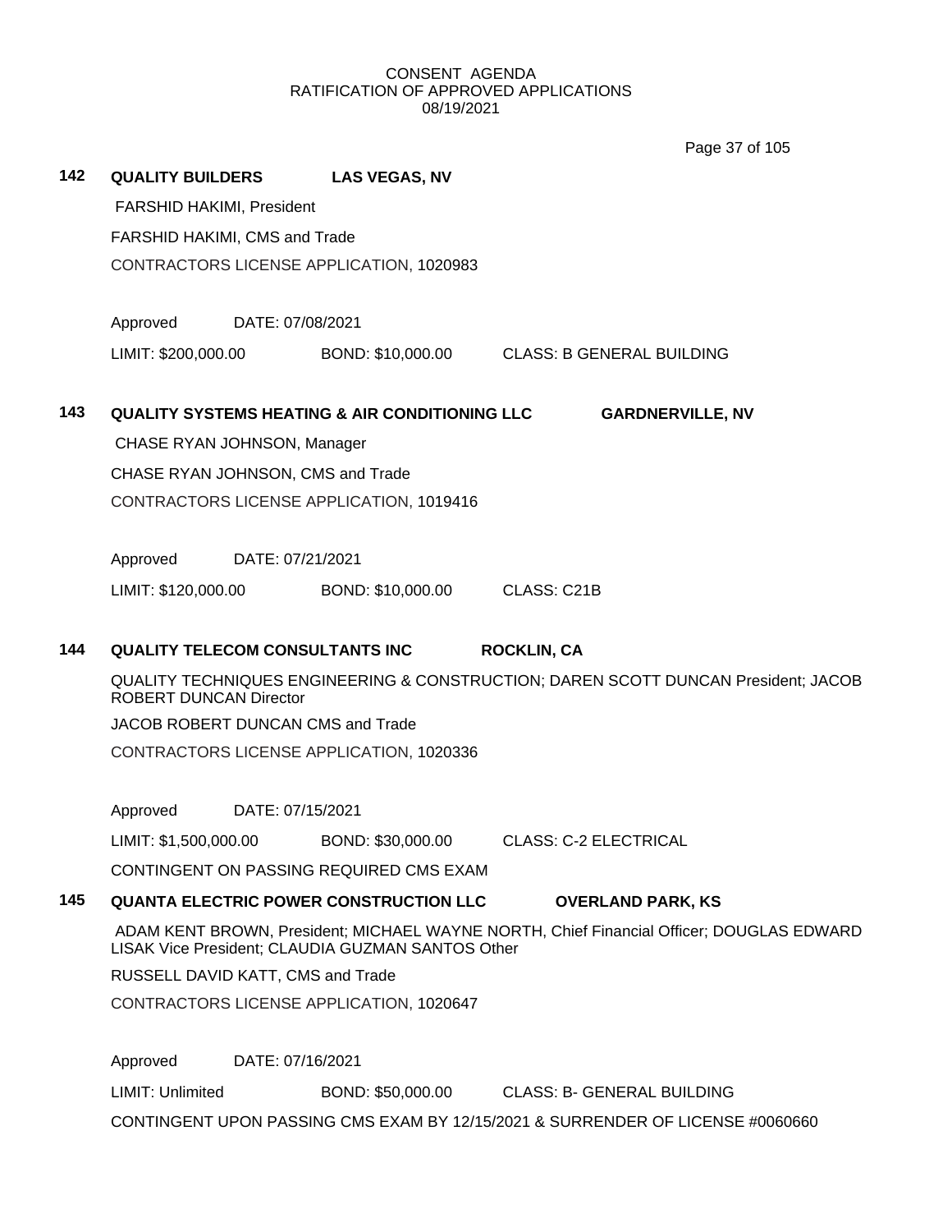CONSENT AGENDA
RATIFICATION OF APPROVED APPLICATIONS
08/19/2021

**142 QUALITY BUILDERS LAS VEGAS, NV**

FARSHID HAKIMI, President

FARSHID HAKIMI, CMS and Trade

CONTRACTORS LICENSE APPLICATION, 1020983

Approved DATE: 07/08/2021

LIMIT: $200,000.00 BOND: $10,000.00 CLASS: B GENERAL BUILDING

**143 QUALITY SYSTEMS HEATING & AIR CONDITIONING LLC GARDNERVILLE, NV**

CHASE RYAN JOHNSON, Manager

CHASE RYAN JOHNSON, CMS and Trade

CONTRACTORS LICENSE APPLICATION, 1019416

Approved DATE: 07/21/2021

LIMIT: $120,000.00 BOND: $10,000.00 CLASS: C21B

**144 QUALITY TELECOM CONSULTANTS INC ROCKLIN, CA**

QUALITY TECHNIQUES ENGINEERING & CONSTRUCTION; DAREN SCOTT DUNCAN President; JACOB ROBERT DUNCAN Director

JACOB ROBERT DUNCAN CMS and Trade

CONTRACTORS LICENSE APPLICATION, 1020336

Approved DATE: 07/15/2021

LIMIT: $1,500,000.00 BOND: $30,000.00 CLASS: C-2 ELECTRICAL

CONTINGENT ON PASSING REQUIRED CMS EXAM

**145 QUANTA ELECTRIC POWER CONSTRUCTION LLC OVERLAND PARK, KS**

ADAM KENT BROWN, President; MICHAEL WAYNE NORTH, Chief Financial Officer; DOUGLAS EDWARD LISAK Vice President; CLAUDIA GUZMAN SANTOS Other

RUSSELL DAVID KATT, CMS and Trade

CONTRACTORS LICENSE APPLICATION, 1020647

Approved DATE: 07/16/2021

LIMIT: Unlimited BOND: $50,000.00 CLASS: B- GENERAL BUILDING

CONTINGENT UPON PASSING CMS EXAM BY 12/15/2021 & SURRENDER OF LICENSE #0060660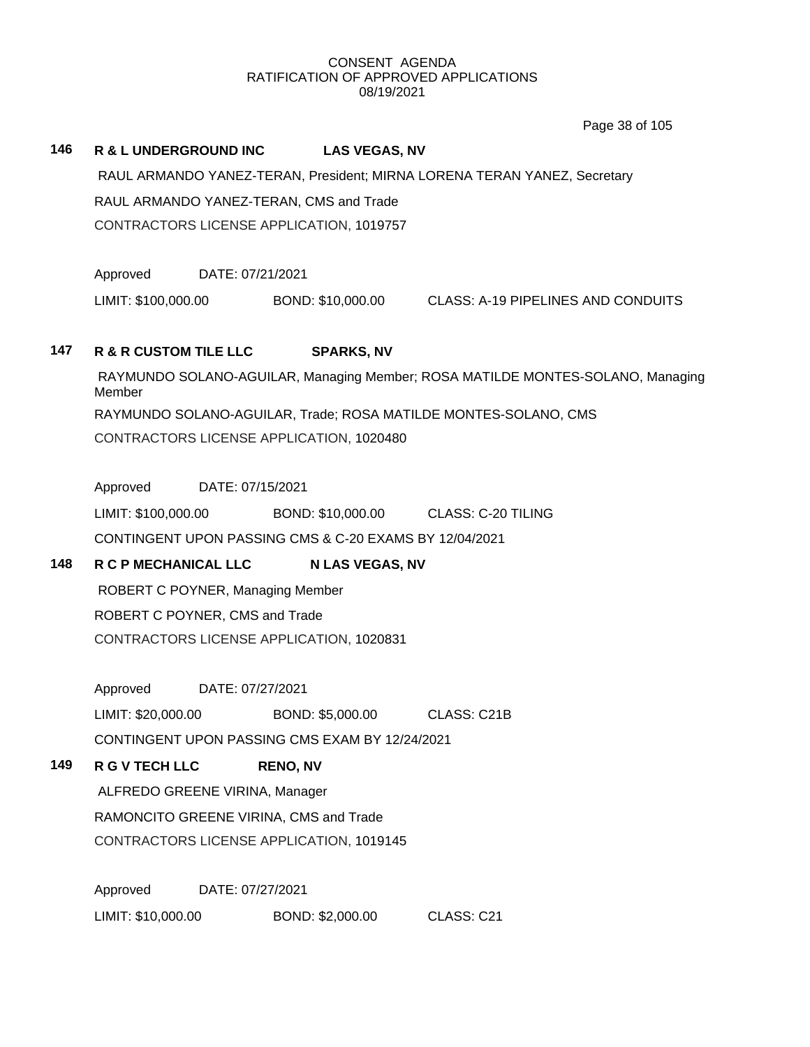CONSENT AGENDA
RATIFICATION OF APPROVED APPLICATIONS
08/19/2021

**146 R & L UNDERGROUND INC LAS VEGAS, NV**

RAUL ARMANDO YANEZ-TERAN, President; MIRNA LORENA TERAN YANEZ, Secretary

RAUL ARMANDO YANEZ-TERAN, CMS and Trade

CONTRACTORS LICENSE APPLICATION, 1019757

Approved DATE: 07/21/2021

LIMIT: $100,000.00 BOND: $10,000.00 CLASS: A-19 PIPELINES AND CONDUITS

**147 R & R CUSTOM TILE LLC SPARKS, NV**

RAYMUNDO SOLANO-AGUILAR, Managing Member; ROSA MATILDE MONTES-SOLANO, Managing Member

RAYMUNDO SOLANO-AGUILAR, Trade; ROSA MATILDE MONTES-SOLANO, CMS

CONTRACTORS LICENSE APPLICATION, 1020480

Approved DATE: 07/15/2021

LIMIT: $100,000.00 BOND: $10,000.00 CLASS: C-20 TILING

CONTINGENT UPON PASSING CMS & C-20 EXAMS BY 12/04/2021

**148 R C P MECHANICAL LLC N LAS VEGAS, NV**

ROBERT C POYNER, Managing Member

ROBERT C POYNER, CMS and Trade

CONTRACTORS LICENSE APPLICATION, 1020831

Approved DATE: 07/27/2021

LIMIT: $20,000.00 BOND: $5,000.00 CLASS: C21B

CONTINGENT UPON PASSING CMS EXAM BY 12/24/2021

**149 R G V TECH LLC RENO, NV**

ALFREDO GREENE VIRINA, Manager

RAMONCITO GREENE VIRINA, CMS and Trade

CONTRACTORS LICENSE APPLICATION, 1019145

Approved DATE: 07/27/2021

LIMIT: $10,000.00 BOND: $2,000.00 CLASS: C21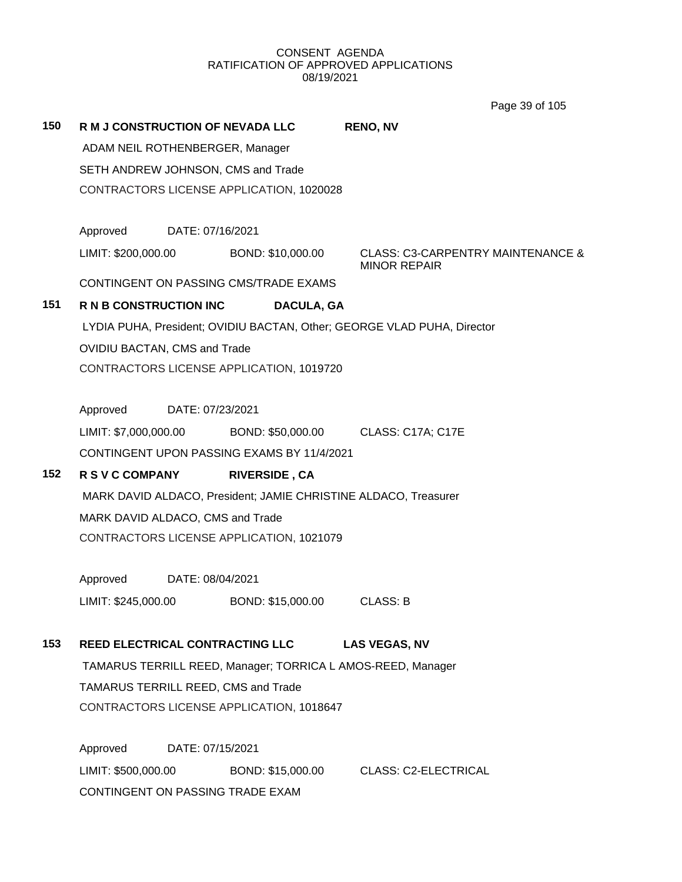CONSENT AGENDA
RATIFICATION OF APPROVED APPLICATIONS
08/19/2021

**150** **R M J CONSTRUCTION OF NEVADA LLC** **RENO, NV**

ADAM NEIL ROTHENBERGER, Manager

SETH ANDREW JOHNSON, CMS and Trade

CONTRACTORS LICENSE APPLICATION, 1020028

Approved DATE: 07/16/2021

LIMIT: $200,000.00 BOND: $10,000.00 CLASS: C3-CARPENTRY MAINTENANCE & MINOR REPAIR

CONTINGENT ON PASSING CMS/TRADE EXAMS

**151** **R N B CONSTRUCTION INC** **DACULA, GA**

LYDIA PUHA, President; OVIDIU BACTAN, Other; GEORGE VLAD PUHA, Director

OVIDIU BACTAN, CMS and Trade

CONTRACTORS LICENSE APPLICATION, 1019720

Approved DATE: 07/23/2021

LIMIT: $7,000,000.00 BOND: $50,000.00 CLASS: C17A; C17E

CONTINGENT UPON PASSING EXAMS BY 11/4/2021

**152** **R S V C COMPANY** **RIVERSIDE , CA**

MARK DAVID ALDACO, President; JAMIE CHRISTINE ALDACO, Treasurer

MARK DAVID ALDACO, CMS and Trade

CONTRACTORS LICENSE APPLICATION, 1021079

Approved DATE: 08/04/2021

LIMIT: $245,000.00 BOND: $15,000.00 CLASS: B

**153** **REED ELECTRICAL CONTRACTING LLC** **LAS VEGAS, NV**

TAMARUS TERRILL REED, Manager; TORRICA L AMOS-REED, Manager

TAMARUS TERRILL REED, CMS and Trade

CONTRACTORS LICENSE APPLICATION, 1018647

Approved DATE: 07/15/2021

LIMIT: $500,000.00 BOND: $15,000.00 CLASS: C2-ELECTRICAL

CONTINGENT ON PASSING TRADE EXAM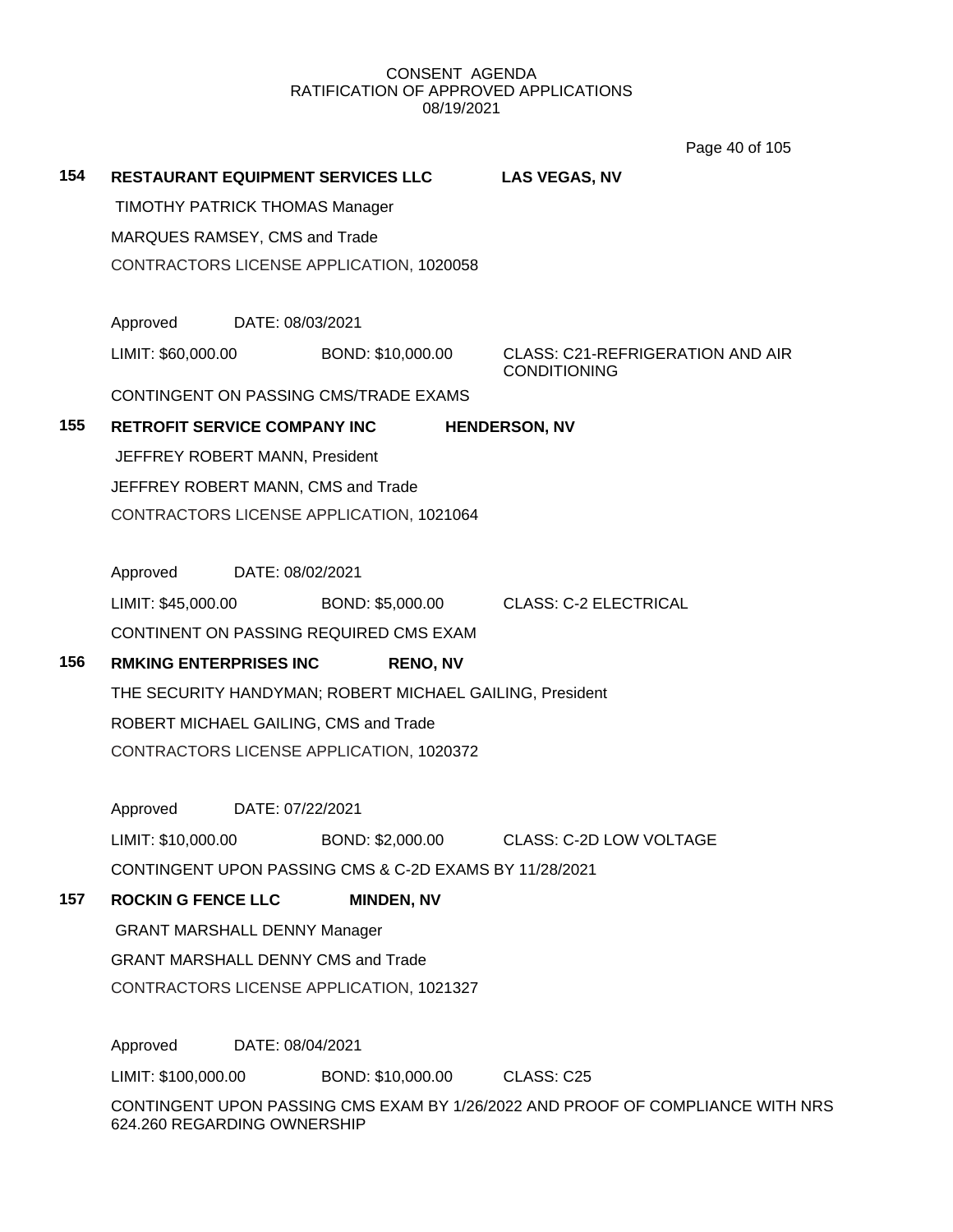CONSENT AGENDA
RATIFICATION OF APPROVED APPLICATIONS
08/19/2021

**154 RESTAURANT EQUIPMENT SERVICES LLC** **LAS VEGAS, NV**

TIMOTHY PATRICK THOMAS Manager

MARQUES RAMSEY, CMS and Trade

CONTRACTORS LICENSE APPLICATION, 1020058

Approved DATE: 08/03/2021

LIMIT: $60,000.00 BOND: $10,000.00 CLASS: C21-REFRIGERATION AND AIR CONDITIONING

CONTINGENT ON PASSING CMS/TRADE EXAMS

**155 RETROFIT SERVICE COMPANY INC** **HENDERSON, NV**

JEFFREY ROBERT MANN, President

JEFFREY ROBERT MANN, CMS and Trade

CONTRACTORS LICENSE APPLICATION, 1021064

Approved DATE: 08/02/2021

LIMIT: $45,000.00 BOND: $5,000.00 CLASS: C-2 ELECTRICAL

CONTINENT ON PASSING REQUIRED CMS EXAM

**156 RMKING ENTERPRISES INC** **RENO, NV**

THE SECURITY HANDYMAN; ROBERT MICHAEL GAILING, President

ROBERT MICHAEL GAILING, CMS and Trade

CONTRACTORS LICENSE APPLICATION, 1020372

Approved DATE: 07/22/2021

LIMIT: $10,000.00 BOND: $2,000.00 CLASS: C-2D LOW VOLTAGE

CONTINGENT UPON PASSING CMS & C-2D EXAMS BY 11/28/2021

**157 ROCKIN G FENCE LLC** **MINDEN, NV**

GRANT MARSHALL DENNY Manager

GRANT MARSHALL DENNY CMS and Trade

CONTRACTORS LICENSE APPLICATION, 1021327

Approved DATE: 08/04/2021

LIMIT: $100,000.00 BOND: $10,000.00 CLASS: C25

CONTINGENT UPON PASSING CMS EXAM BY 1/26/2022 AND PROOF OF COMPLIANCE WITH NRS 624.260 REGARDING OWNERSHIP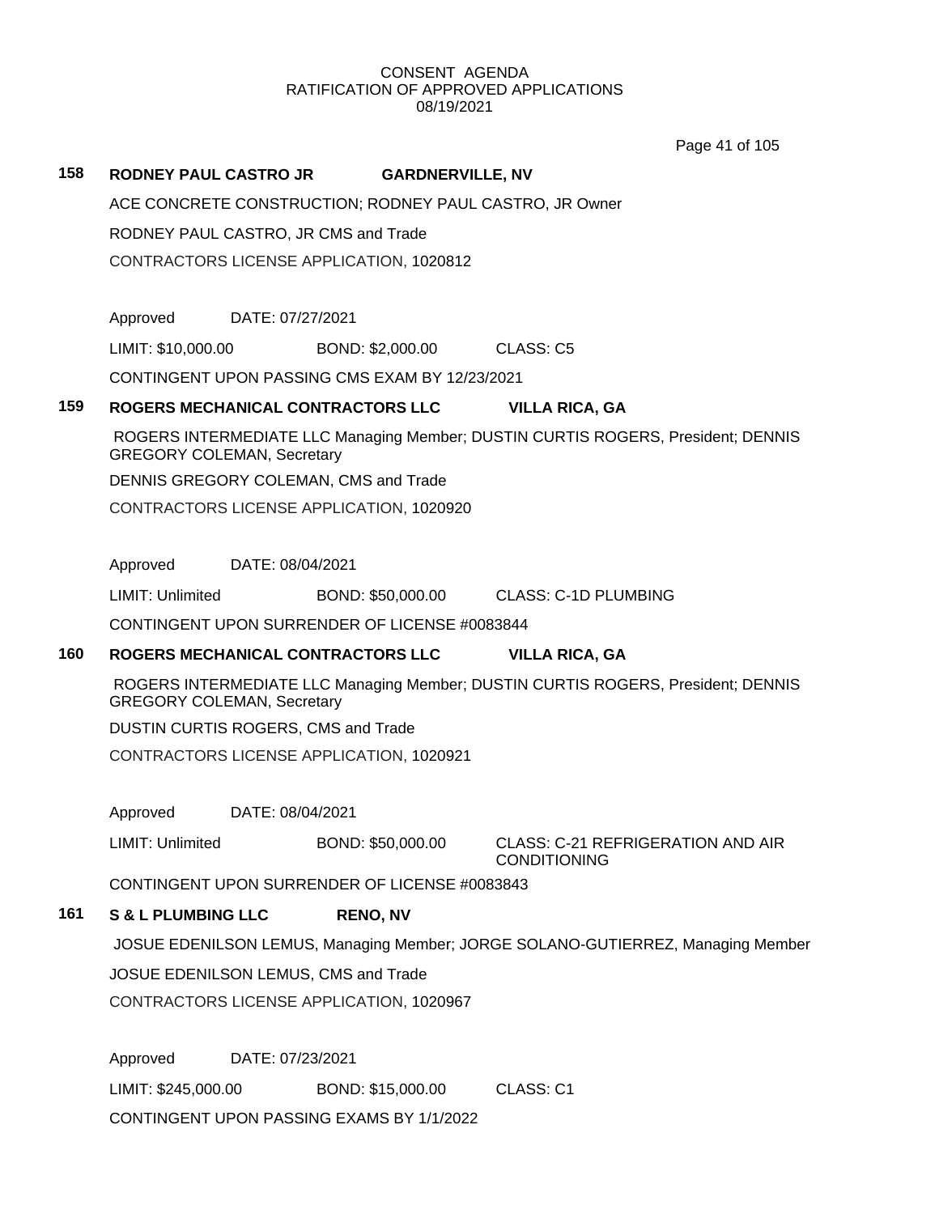CONSENT AGENDA
RATIFICATION OF APPROVED APPLICATIONS
08/19/2021

**158 RODNEY PAUL CASTRO JR GARDNERVILLE, NV**

ACE CONCRETE CONSTRUCTION; RODNEY PAUL CASTRO, JR Owner

RODNEY PAUL CASTRO, JR CMS and Trade

CONTRACTORS LICENSE APPLICATION, 1020812

Approved DATE: 07/27/2021

LIMIT: $10,000.00 BOND: $2,000.00 CLASS: C5

CONTINGENT UPON PASSING CMS EXAM BY 12/23/2021

**159 ROGERS MECHANICAL CONTRACTORS LLC VILLA RICA, GA**

ROGERS INTERMEDIATE LLC Managing Member; DUSTIN CURTIS ROGERS, President; DENNIS GREGORY COLEMAN, Secretary

DENNIS GREGORY COLEMAN, CMS and Trade

CONTRACTORS LICENSE APPLICATION, 1020920

Approved DATE: 08/04/2021

LIMIT: Unlimited BOND: $50,000.00 CLASS: C-1D PLUMBING

CONTINGENT UPON SURRENDER OF LICENSE #0083844

**160 ROGERS MECHANICAL CONTRACTORS LLC VILLA RICA, GA**

ROGERS INTERMEDIATE LLC Managing Member; DUSTIN CURTIS ROGERS, President; DENNIS GREGORY COLEMAN, Secretary

DUSTIN CURTIS ROGERS, CMS and Trade

CONTRACTORS LICENSE APPLICATION, 1020921

Approved DATE: 08/04/2021

LIMIT: Unlimited BOND: $50,000.00 CLASS: C-21 REFRIGERATION AND AIR CONDITIONING

CONTINGENT UPON SURRENDER OF LICENSE #0083843

**161 S & L PLUMBING LLC RENO, NV**

JOSUE EDENILSON LEMUS, Managing Member; JORGE SOLANO-GUTIERREZ, Managing Member

JOSUE EDENILSON LEMUS, CMS and Trade

CONTRACTORS LICENSE APPLICATION, 1020967

Approved DATE: 07/23/2021

LIMIT: $245,000.00 BOND: $15,000.00 CLASS: C1

CONTINGENT UPON PASSING EXAMS BY 1/1/2022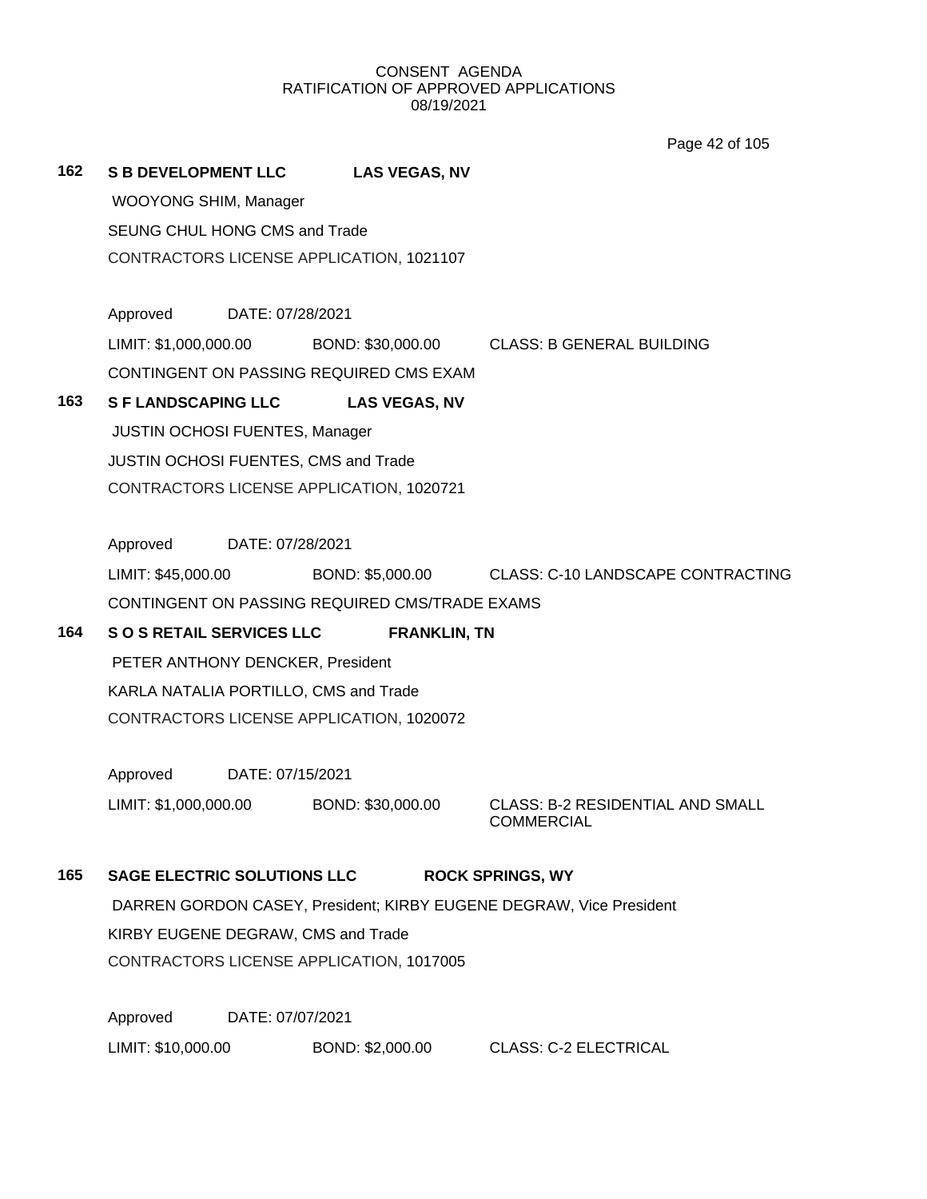CONSENT AGENDA
RATIFICATION OF APPROVED APPLICATIONS
08/19/2021

**162 S B DEVELOPMENT LLC LAS VEGAS, NV**

WOOYONG SHIM, Manager

SEUNG CHUL HONG CMS and Trade

CONTRACTORS LICENSE APPLICATION, 1021107

Approved DATE: 07/28/2021

LIMIT: $1,000,000.00 BOND: $30,000.00 CLASS: B GENERAL BUILDING

CONTINGENT ON PASSING REQUIRED CMS EXAM

**163 S F LANDSCAPING LLC LAS VEGAS, NV**

JUSTIN OCHOSI FUENTES, Manager

JUSTIN OCHOSI FUENTES, CMS and Trade

CONTRACTORS LICENSE APPLICATION, 1020721

Approved DATE: 07/28/2021

LIMIT: $45,000.00 BOND: $5,000.00 CLASS: C-10 LANDSCAPE CONTRACTING

CONTINGENT ON PASSING REQUIRED CMS/TRADE EXAMS

**164 S O S RETAIL SERVICES LLC FRANKLIN, TN**

PETER ANTHONY DENCKER, President

KARLA NATALIA PORTILLO, CMS and Trade

CONTRACTORS LICENSE APPLICATION, 1020072

Approved DATE: 07/15/2021

LIMIT: $1,000,000.00 BOND: $30,000.00 CLASS: B-2 RESIDENTIAL AND SMALL COMMERCIAL

**165 SAGE ELECTRIC SOLUTIONS LLC ROCK SPRINGS, WY**

DARREN GORDON CASEY, President; KIRBY EUGENE DEGRAW, Vice President

KIRBY EUGENE DEGRAW, CMS and Trade

CONTRACTORS LICENSE APPLICATION, 1017005

Approved DATE: 07/07/2021

LIMIT: $10,000.00 BOND: $2,000.00 CLASS: C-2 ELECTRICAL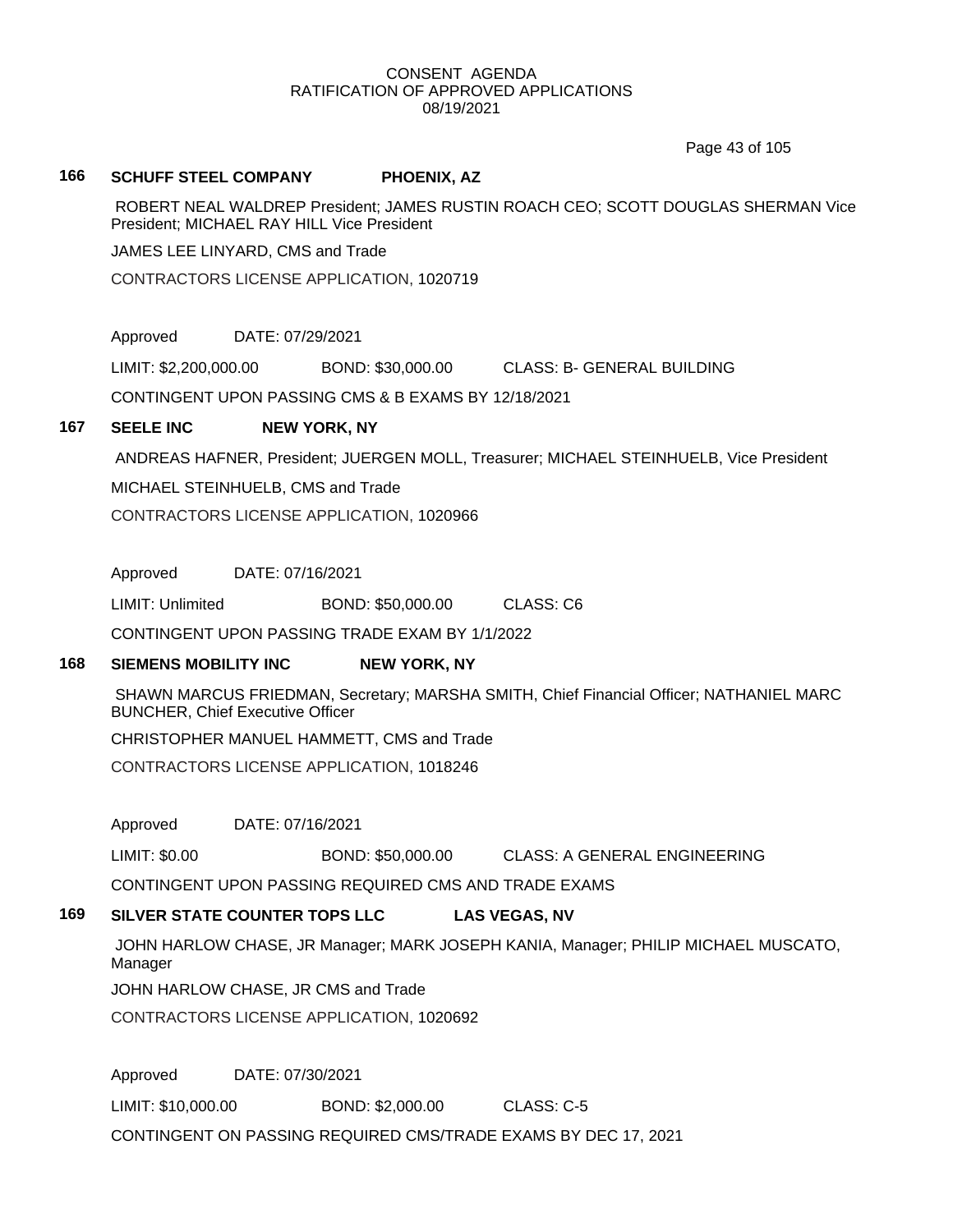CONSENT AGENDA
RATIFICATION OF APPROVED APPLICATIONS
08/19/2021

**166 SCHUFF STEEL COMPANY PHOENIX, AZ**

ROBERT NEAL WALDREP President; JAMES RUSTIN ROACH CEO; SCOTT DOUGLAS SHERMAN Vice President; MICHAEL RAY HILL Vice President

JAMES LEE LINYARD, CMS and Trade

CONTRACTORS LICENSE APPLICATION, 1020719

Approved DATE: 07/29/2021

LIMIT: $2,200,000.00 BOND: $30,000.00 CLASS: B- GENERAL BUILDING

CONTINGENT UPON PASSING CMS & B EXAMS BY 12/18/2021

**167 SEELE INC NEW YORK, NY**

ANDREAS HAFNER, President; JUERGEN MOLL, Treasurer; MICHAEL STEINHUELB, Vice President

MICHAEL STEINHUELB, CMS and Trade

CONTRACTORS LICENSE APPLICATION, 1020966

Approved DATE: 07/16/2021

LIMIT: Unlimited BOND: $50,000.00 CLASS: C6

CONTINGENT UPON PASSING TRADE EXAM BY 1/1/2022

**168 SIEMENS MOBILITY INC NEW YORK, NY**

SHAWN MARCUS FRIEDMAN, Secretary; MARSHA SMITH, Chief Financial Officer; NATHANIEL MARC BUNCHER, Chief Executive Officer

CHRISTOPHER MANUEL HAMMETT, CMS and Trade

CONTRACTORS LICENSE APPLICATION, 1018246

Approved DATE: 07/16/2021

LIMIT: $0.00 BOND: $50,000.00 CLASS: A GENERAL ENGINEERING

CONTINGENT UPON PASSING REQUIRED CMS AND TRADE EXAMS

**169 SILVER STATE COUNTER TOPS LLC LAS VEGAS, NV**

JOHN HARLOW CHASE, JR Manager; MARK JOSEPH KANIA, Manager; PHILIP MICHAEL MUSCATO, Manager

JOHN HARLOW CHASE, JR CMS and Trade

CONTRACTORS LICENSE APPLICATION, 1020692

Approved DATE: 07/30/2021

LIMIT: $10,000.00 BOND: $2,000.00 CLASS: C-5

CONTINGENT ON PASSING REQUIRED CMS/TRADE EXAMS BY DEC 17, 2021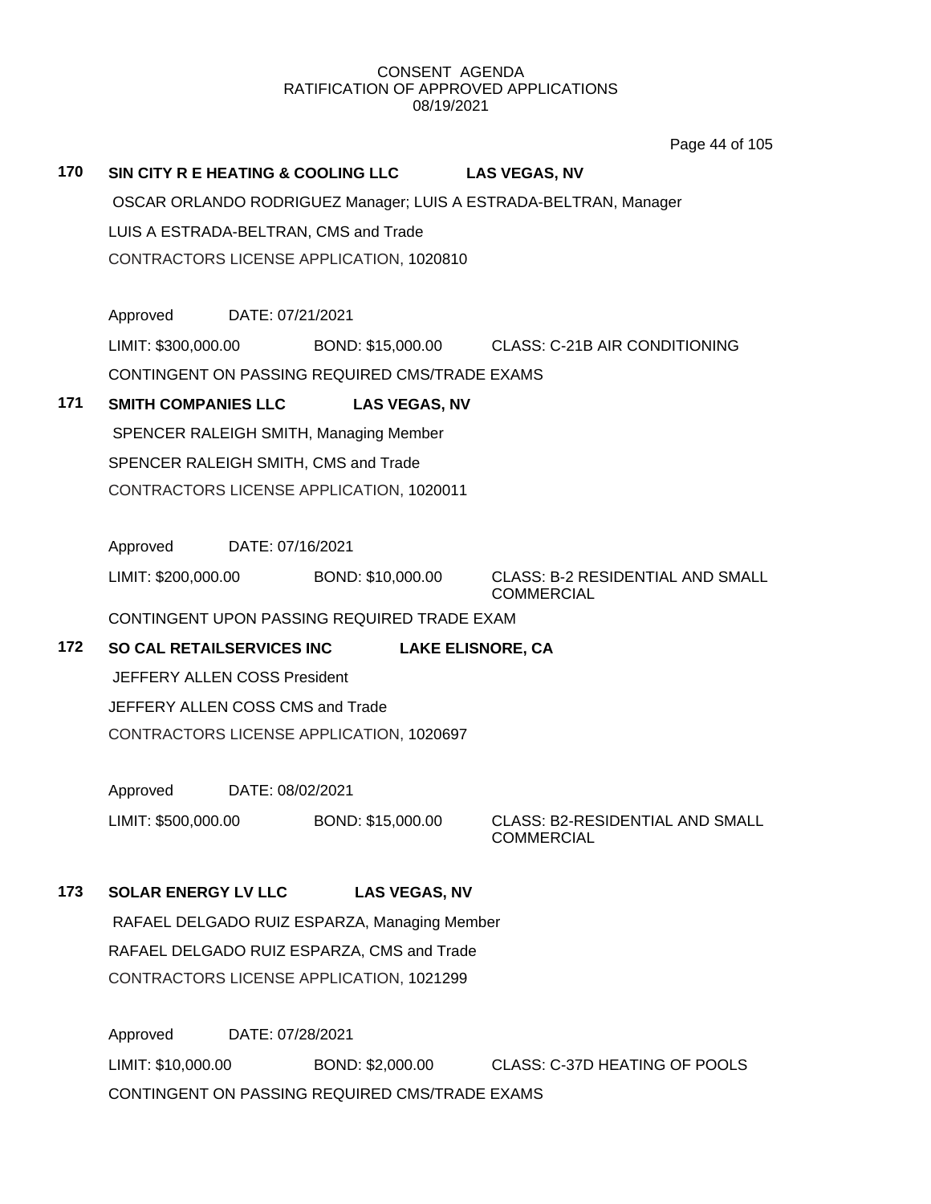CONSENT AGENDA
RATIFICATION OF APPROVED APPLICATIONS
08/19/2021

**170 SIN CITY R E HEATING & COOLING LLC LAS VEGAS, NV**

OSCAR ORLANDO RODRIGUEZ Manager; LUIS A ESTRADA-BELTRAN, Manager

LUIS A ESTRADA-BELTRAN, CMS and Trade

CONTRACTORS LICENSE APPLICATION, 1020810

Approved DATE: 07/21/2021

LIMIT: $300,000.00 BOND: $15,000.00 CLASS: C-21B AIR CONDITIONING

CONTINGENT ON PASSING REQUIRED CMS/TRADE EXAMS

**171 SMITH COMPANIES LLC LAS VEGAS, NV**

SPENCER RALEIGH SMITH, Managing Member

SPENCER RALEIGH SMITH, CMS and Trade

CONTRACTORS LICENSE APPLICATION, 1020011

Approved DATE: 07/16/2021

LIMIT: $200,000.00 BOND: $10,000.00 CLASS: B-2 RESIDENTIAL AND SMALL COMMERCIAL

CONTINGENT UPON PASSING REQUIRED TRADE EXAM

**172 SO CAL RETAILSERVICES INC LAKE ELISNORE, CA**

JEFFERY ALLEN COSS President

JEFFERY ALLEN COSS CMS and Trade

CONTRACTORS LICENSE APPLICATION, 1020697

Approved DATE: 08/02/2021

LIMIT: $500,000.00 BOND: $15,000.00 CLASS: B2-RESIDENTIAL AND SMALL COMMERCIAL

**173 SOLAR ENERGY LV LLC LAS VEGAS, NV**

RAFAEL DELGADO RUIZ ESPARZA, Managing Member

RAFAEL DELGADO RUIZ ESPARZA, CMS and Trade

CONTRACTORS LICENSE APPLICATION, 1021299

Approved DATE: 07/28/2021

LIMIT: $10,000.00 BOND: $2,000.00 CLASS: C-37D HEATING OF POOLS

CONTINGENT ON PASSING REQUIRED CMS/TRADE EXAMS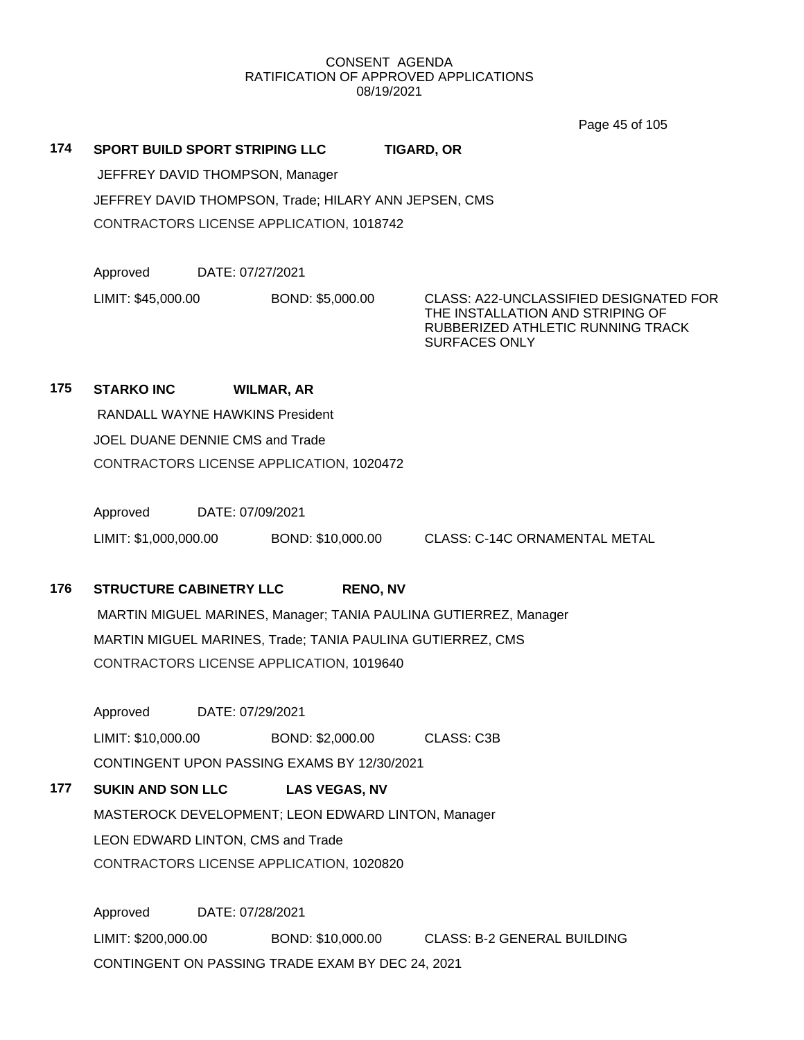CONSENT AGENDA
RATIFICATION OF APPROVED APPLICATIONS
08/19/2021

**174 SPORT BUILD SPORT STRIPING LLC TIGARD, OR**

JEFFREY DAVID THOMPSON, Manager

JEFFREY DAVID THOMPSON, Trade; HILARY ANN JEPSEN, CMS

CONTRACTORS LICENSE APPLICATION, 1018742

Approved DATE: 07/27/2021

LIMIT: $45,000.00 BOND: $5,000.00 CLASS: A22-UNCLASSIFIED DESIGNATED FOR THE INSTALLATION AND STRIPING OF RUBBERIZED ATHLETIC RUNNING TRACK SURFACES ONLY

**175 STARKO INC WILMAR, AR**

RANDALL WAYNE HAWKINS President

JOEL DUANE DENNIE CMS and Trade

CONTRACTORS LICENSE APPLICATION, 1020472

Approved DATE: 07/09/2021

LIMIT: $1,000,000.00 BOND: $10,000.00 CLASS: C-14C ORNAMENTAL METAL

**176 STRUCTURE CABINETRY LLC RENO, NV**

MARTIN MIGUEL MARINES, Manager; TANIA PAULINA GUTIERREZ, Manager

MARTIN MIGUEL MARINES, Trade; TANIA PAULINA GUTIERREZ, CMS

CONTRACTORS LICENSE APPLICATION, 1019640

Approved DATE: 07/29/2021

LIMIT: $10,000.00 BOND: $2,000.00 CLASS: C3B

CONTINGENT UPON PASSING EXAMS BY 12/30/2021

**177 SUKIN AND SON LLC LAS VEGAS, NV**

MASTEROCK DEVELOPMENT; LEON EDWARD LINTON, Manager

LEON EDWARD LINTON, CMS and Trade

CONTRACTORS LICENSE APPLICATION, 1020820

Approved DATE: 07/28/2021

LIMIT: $200,000.00 BOND: $10,000.00 CLASS: B-2 GENERAL BUILDING

CONTINGENT ON PASSING TRADE EXAM BY DEC 24, 2021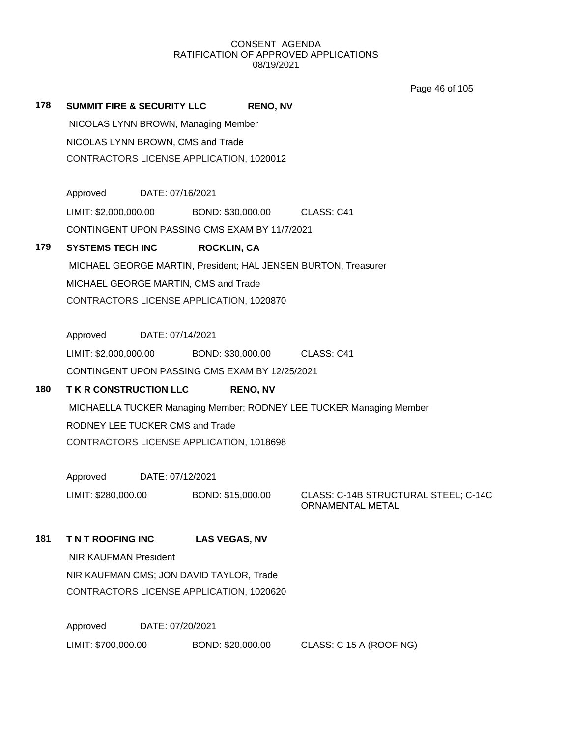CONSENT AGENDA
RATIFICATION OF APPROVED APPLICATIONS
08/19/2021

**178 SUMMIT FIRE & SECURITY LLC RENO, NV**

NICOLAS LYNN BROWN, Managing Member

NICOLAS LYNN BROWN, CMS and Trade

CONTRACTORS LICENSE APPLICATION, 1020012

Approved DATE: 07/16/2021

LIMIT: $2,000,000.00 BOND: $30,000.00 CLASS: C41

CONTINGENT UPON PASSING CMS EXAM BY 11/7/2021

**179 SYSTEMS TECH INC ROCKLIN, CA**

MICHAEL GEORGE MARTIN, President; HAL JENSEN BURTON, Treasurer

MICHAEL GEORGE MARTIN, CMS and Trade

CONTRACTORS LICENSE APPLICATION, 1020870

Approved DATE: 07/14/2021

LIMIT: $2,000,000.00 BOND: $30,000.00 CLASS: C41

CONTINGENT UPON PASSING CMS EXAM BY 12/25/2021

**180 T K R CONSTRUCTION LLC RENO, NV**

MICHAELLA TUCKER Managing Member; RODNEY LEE TUCKER Managing Member

RODNEY LEE TUCKER CMS and Trade

CONTRACTORS LICENSE APPLICATION, 1018698

Approved DATE: 07/12/2021

LIMIT: $280,000.00 BOND: $15,000.00 CLASS: C-14B STRUCTURAL STEEL; C-14C ORNAMENTAL METAL

**181 T N T ROOFING INC LAS VEGAS, NV**

NIR KAUFMAN President

NIR KAUFMAN CMS; JON DAVID TAYLOR, Trade

CONTRACTORS LICENSE APPLICATION, 1020620

Approved DATE: 07/20/2021

LIMIT: $700,000.00 BOND: $20,000.00 CLASS: C 15 A (ROOFING)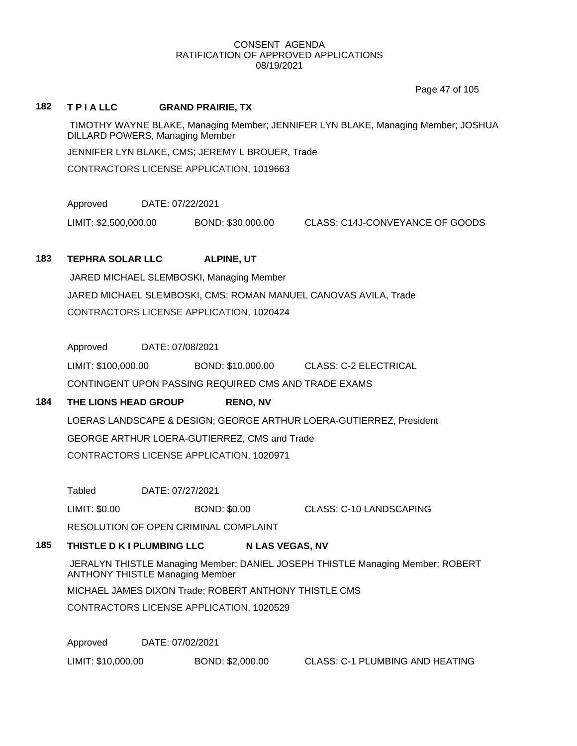CONSENT AGENDA
RATIFICATION OF APPROVED APPLICATIONS
08/19/2021

**182 T P I A LLC GRAND PRAIRIE, TX**

TIMOTHY WAYNE BLAKE, Managing Member; JENNIFER LYN BLAKE, Managing Member; JOSHUA DILLARD POWERS, Managing Member

JENNIFER LYN BLAKE, CMS; JEREMY L BROUER, Trade

CONTRACTORS LICENSE APPLICATION, 1019663

Approved DATE: 07/22/2021

LIMIT: $2,500,000.00 BOND: $30,000.00 CLASS: C14J-CONVEYANCE OF GOODS

**183 TEPHRA SOLAR LLC ALPINE, UT**

JARED MICHAEL SLEMBOSKI, Managing Member

JARED MICHAEL SLEMBOSKI, CMS; ROMAN MANUEL CANOVAS AVILA, Trade

CONTRACTORS LICENSE APPLICATION, 1020424

Approved DATE: 07/08/2021

LIMIT: $100,000.00 BOND: $10,000.00 CLASS: C-2 ELECTRICAL

CONTINGENT UPON PASSING REQUIRED CMS AND TRADE EXAMS

**184 THE LIONS HEAD GROUP RENO, NV**

LOERAS LANDSCAPE & DESIGN; GEORGE ARTHUR LOERA-GUTIERREZ, President

GEORGE ARTHUR LOERA-GUTIERREZ, CMS and Trade

CONTRACTORS LICENSE APPLICATION, 1020971

Tabled DATE: 07/27/2021

LIMIT: $0.00 BOND: $0.00 CLASS: C-10 LANDSCAPING

RESOLUTION OF OPEN CRIMINAL COMPLAINT

**185 THISTLE D K I PLUMBING LLC N LAS VEGAS, NV**

JERALYN THISTLE Managing Member; DANIEL JOSEPH THISTLE Managing Member; ROBERT ANTHONY THISTLE Managing Member

MICHAEL JAMES DIXON Trade; ROBERT ANTHONY THISTLE CMS

CONTRACTORS LICENSE APPLICATION, 1020529

Approved DATE: 07/02/2021

LIMIT: $10,000.00 BOND: $2,000.00 CLASS: C-1 PLUMBING AND HEATING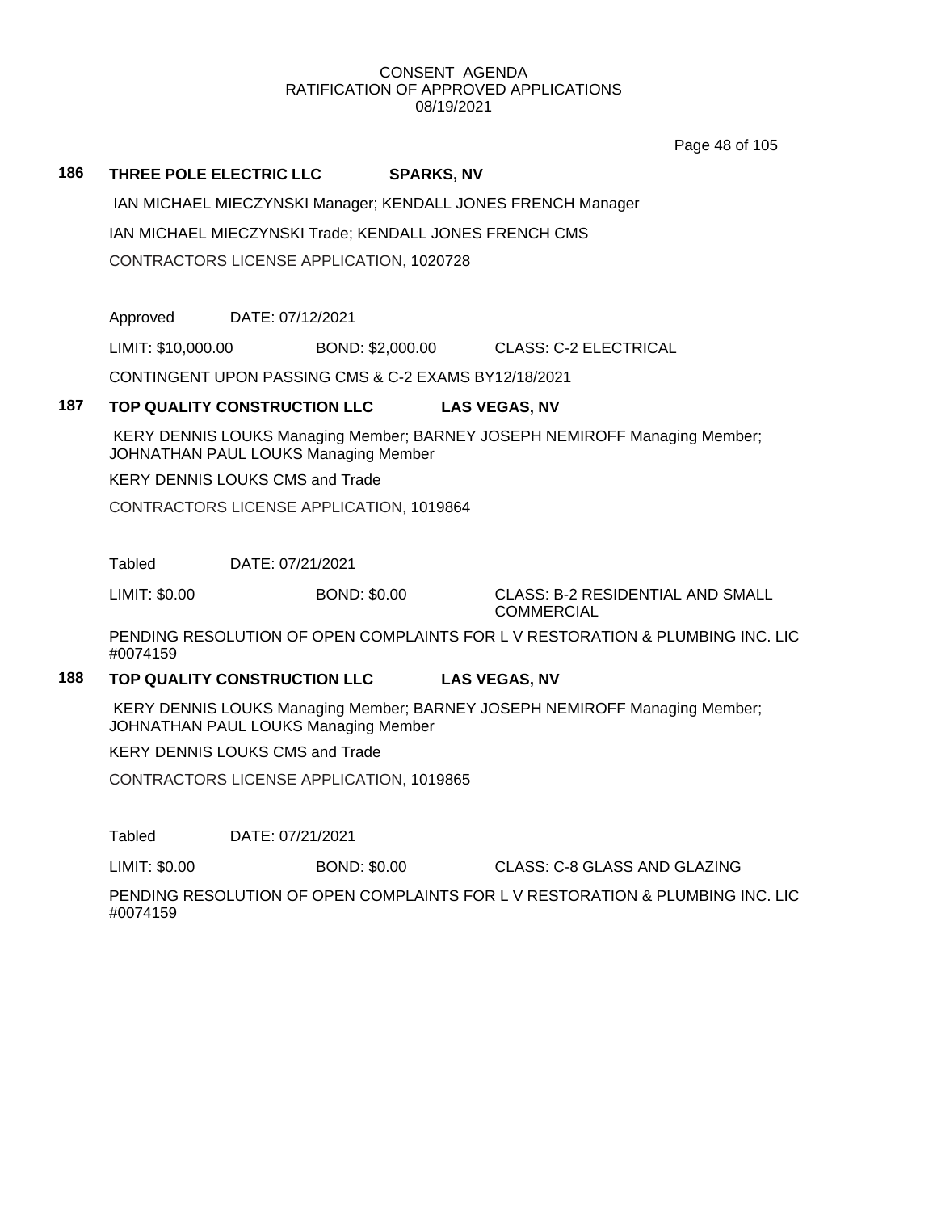CONSENT AGENDA
RATIFICATION OF APPROVED APPLICATIONS
08/19/2021

**186 THREE POLE ELECTRIC LLC SPARKS, NV**

IAN MICHAEL MIECZYNSKI Manager; KENDALL JONES FRENCH Manager

IAN MICHAEL MIECZYNSKI Trade; KENDALL JONES FRENCH CMS

CONTRACTORS LICENSE APPLICATION, 1020728

Approved DATE: 07/12/2021

LIMIT: $10,000.00 BOND: $2,000.00 CLASS: C-2 ELECTRICAL

CONTINGENT UPON PASSING CMS & C-2 EXAMS BY12/18/2021

**187 TOP QUALITY CONSTRUCTION LLC LAS VEGAS, NV**

KERY DENNIS LOUKS Managing Member; BARNEY JOSEPH NEMIROFF Managing Member; JOHNATHAN PAUL LOUKS Managing Member

KERY DENNIS LOUKS CMS and Trade

CONTRACTORS LICENSE APPLICATION, 1019864

Tabled DATE: 07/21/2021

LIMIT: $0.00 BOND: $0.00 CLASS: B-2 RESIDENTIAL AND SMALL COMMERCIAL

PENDING RESOLUTION OF OPEN COMPLAINTS FOR L V RESTORATION & PLUMBING INC. LIC #0074159

**188 TOP QUALITY CONSTRUCTION LLC LAS VEGAS, NV**

KERY DENNIS LOUKS Managing Member; BARNEY JOSEPH NEMIROFF Managing Member; JOHNATHAN PAUL LOUKS Managing Member

KERY DENNIS LOUKS CMS and Trade

CONTRACTORS LICENSE APPLICATION, 1019865

Tabled DATE: 07/21/2021

LIMIT: $0.00 BOND: $0.00 CLASS: C-8 GLASS AND GLAZING

PENDING RESOLUTION OF OPEN COMPLAINTS FOR L V RESTORATION & PLUMBING INC. LIC #0074159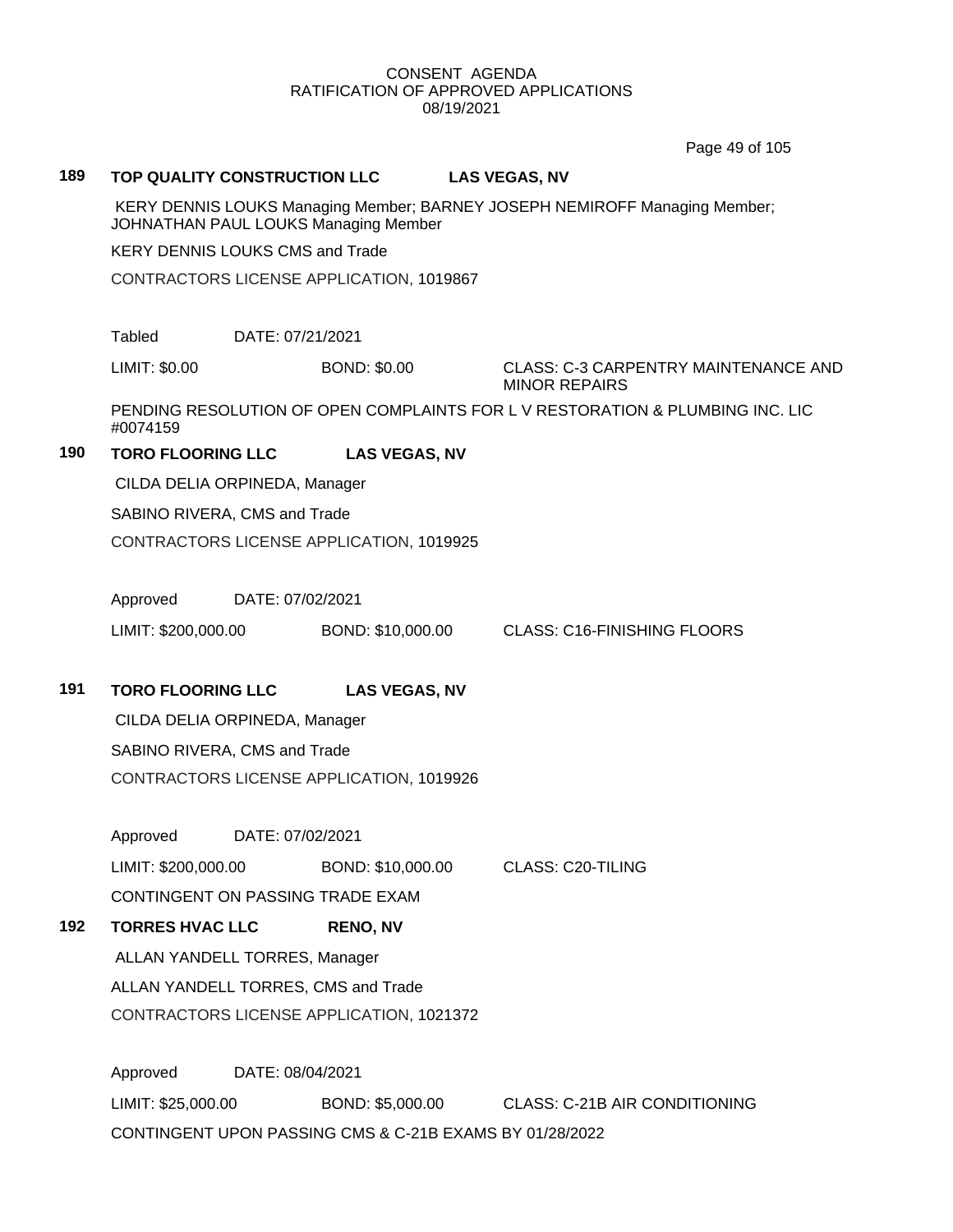CONSENT AGENDA
RATIFICATION OF APPROVED APPLICATIONS
08/19/2021

**189 TOP QUALITY CONSTRUCTION LLC LAS VEGAS, NV**

KERY DENNIS LOUKS Managing Member; BARNEY JOSEPH NEMIROFF Managing Member; JOHNATHAN PAUL LOUKS Managing Member

KERY DENNIS LOUKS CMS and Trade

CONTRACTORS LICENSE APPLICATION, 1019867

Tabled DATE: 07/21/2021

LIMIT: $0.00 BOND: $0.00 CLASS: C-3 CARPENTRY MAINTENANCE AND MINOR REPAIRS

PENDING RESOLUTION OF OPEN COMPLAINTS FOR L V RESTORATION & PLUMBING INC. LIC #0074159

**190 TORO FLOORING LLC LAS VEGAS, NV**

CILDA DELIA ORPINEDA, Manager

SABINO RIVERA, CMS and Trade

CONTRACTORS LICENSE APPLICATION, 1019925

Approved DATE: 07/02/2021

LIMIT: $200,000.00 BOND: $10,000.00 CLASS: C16-FINISHING FLOORS

**191 TORO FLOORING LLC LAS VEGAS, NV**

CILDA DELIA ORPINEDA, Manager

SABINO RIVERA, CMS and Trade

CONTRACTORS LICENSE APPLICATION, 1019926

Approved DATE: 07/02/2021

LIMIT: $200,000.00 BOND: $10,000.00 CLASS: C20-TILING

CONTINGENT ON PASSING TRADE EXAM

**192 TORRES HVAC LLC RENO, NV**

ALLAN YANDELL TORRES, Manager

ALLAN YANDELL TORRES, CMS and Trade

CONTRACTORS LICENSE APPLICATION, 1021372

Approved DATE: 08/04/2021

LIMIT: $25,000.00 BOND: $5,000.00 CLASS: C-21B AIR CONDITIONING

CONTINGENT UPON PASSING CMS & C-21B EXAMS BY 01/28/2022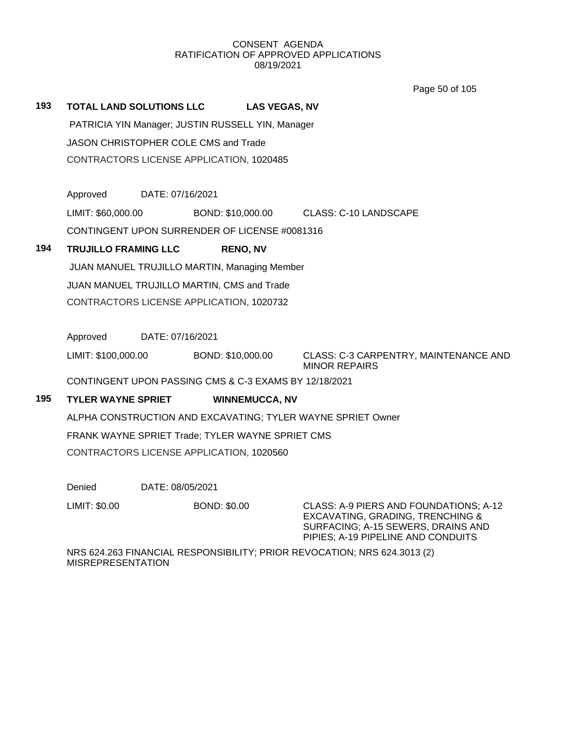CONSENT AGENDA
RATIFICATION OF APPROVED APPLICATIONS
08/19/2021

**193 TOTAL LAND SOLUTIONS LLC LAS VEGAS, NV**

PATRICIA YIN Manager; JUSTIN RUSSELL YIN, Manager

JASON CHRISTOPHER COLE CMS and Trade

CONTRACTORS LICENSE APPLICATION, 1020485

Approved DATE: 07/16/2021

LIMIT: $60,000.00 BOND: $10,000.00 CLASS: C-10 LANDSCAPE

CONTINGENT UPON SURRENDER OF LICENSE #0081316

**194 TRUJILLO FRAMING LLC RENO, NV**

JUAN MANUEL TRUJILLO MARTIN, Managing Member

JUAN MANUEL TRUJILLO MARTIN, CMS and Trade

CONTRACTORS LICENSE APPLICATION, 1020732

Approved DATE: 07/16/2021

LIMIT: $100,000.00 BOND: $10,000.00 CLASS: C-3 CARPENTRY, MAINTENANCE AND MINOR REPAIRS

CONTINGENT UPON PASSING CMS & C-3 EXAMS BY 12/18/2021

**195 TYLER WAYNE SPRIET WINNEMUCCA, NV**

ALPHA CONSTRUCTION AND EXCAVATING; TYLER WAYNE SPRIET Owner

FRANK WAYNE SPRIET Trade; TYLER WAYNE SPRIET CMS

CONTRACTORS LICENSE APPLICATION, 1020560

Denied DATE: 08/05/2021

LIMIT: $0.00 BOND: $0.00 CLASS: A-9 PIERS AND FOUNDATIONS; A-12 EXCAVATING, GRADING, TRENCHING & SURFACING; A-15 SEWERS, DRAINS AND PIPIES; A-19 PIPELINE AND CONDUITS

NRS 624.263 FINANCIAL RESPONSIBILITY; PRIOR REVOCATION; NRS 624.3013 (2) MISREPRESENTATION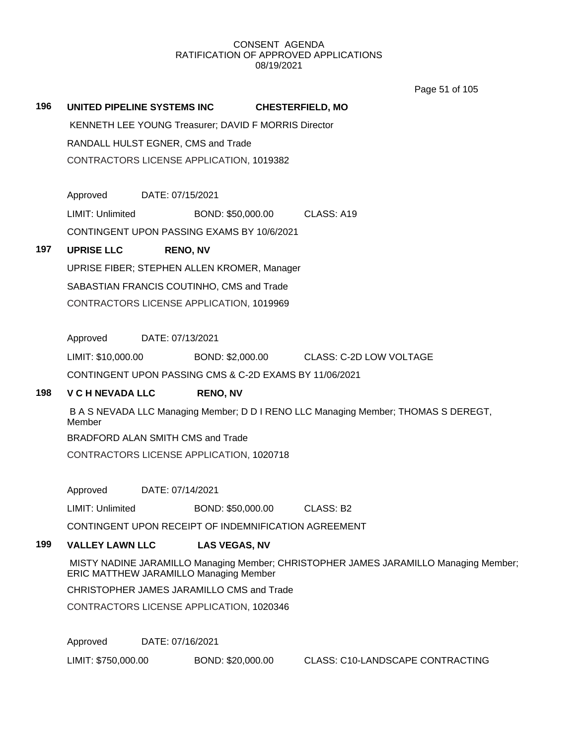CONSENT AGENDA
RATIFICATION OF APPROVED APPLICATIONS
08/19/2021

**196 UNITED PIPELINE SYSTEMS INC CHESTERFIELD, MO**

KENNETH LEE YOUNG Treasurer; DAVID F MORRIS Director

RANDALL HULST EGNER, CMS and Trade

CONTRACTORS LICENSE APPLICATION, 1019382

Approved DATE: 07/15/2021

LIMIT: Unlimited BOND: $50,000.00 CLASS: A19

CONTINGENT UPON PASSING EXAMS BY 10/6/2021

**197 UPRISE LLC RENO, NV**

UPRISE FIBER; STEPHEN ALLEN KROMER, Manager

SABASTIAN FRANCIS COUTINHO, CMS and Trade

CONTRACTORS LICENSE APPLICATION, 1019969

Approved DATE: 07/13/2021

LIMIT: $10,000.00 BOND: $2,000.00 CLASS: C-2D LOW VOLTAGE

CONTINGENT UPON PASSING CMS & C-2D EXAMS BY 11/06/2021

**198 V C H NEVADA LLC RENO, NV**

B A S NEVADA LLC Managing Member; D D I RENO LLC Managing Member; THOMAS S DEREGT, Member

BRADFORD ALAN SMITH CMS and Trade

CONTRACTORS LICENSE APPLICATION, 1020718

Approved DATE: 07/14/2021

LIMIT: Unlimited BOND: $50,000.00 CLASS: B2

CONTINGENT UPON RECEIPT OF INDEMNIFICATION AGREEMENT

**199 VALLEY LAWN LLC LAS VEGAS, NV**

MISTY NADINE JARAMILLO Managing Member; CHRISTOPHER JAMES JARAMILLO Managing Member; ERIC MATTHEW JARAMILLO Managing Member

CHRISTOPHER JAMES JARAMILLO CMS and Trade

CONTRACTORS LICENSE APPLICATION, 1020346

Approved DATE: 07/16/2021

LIMIT: $750,000.00 BOND: $20,000.00 CLASS: C10-LANDSCAPE CONTRACTING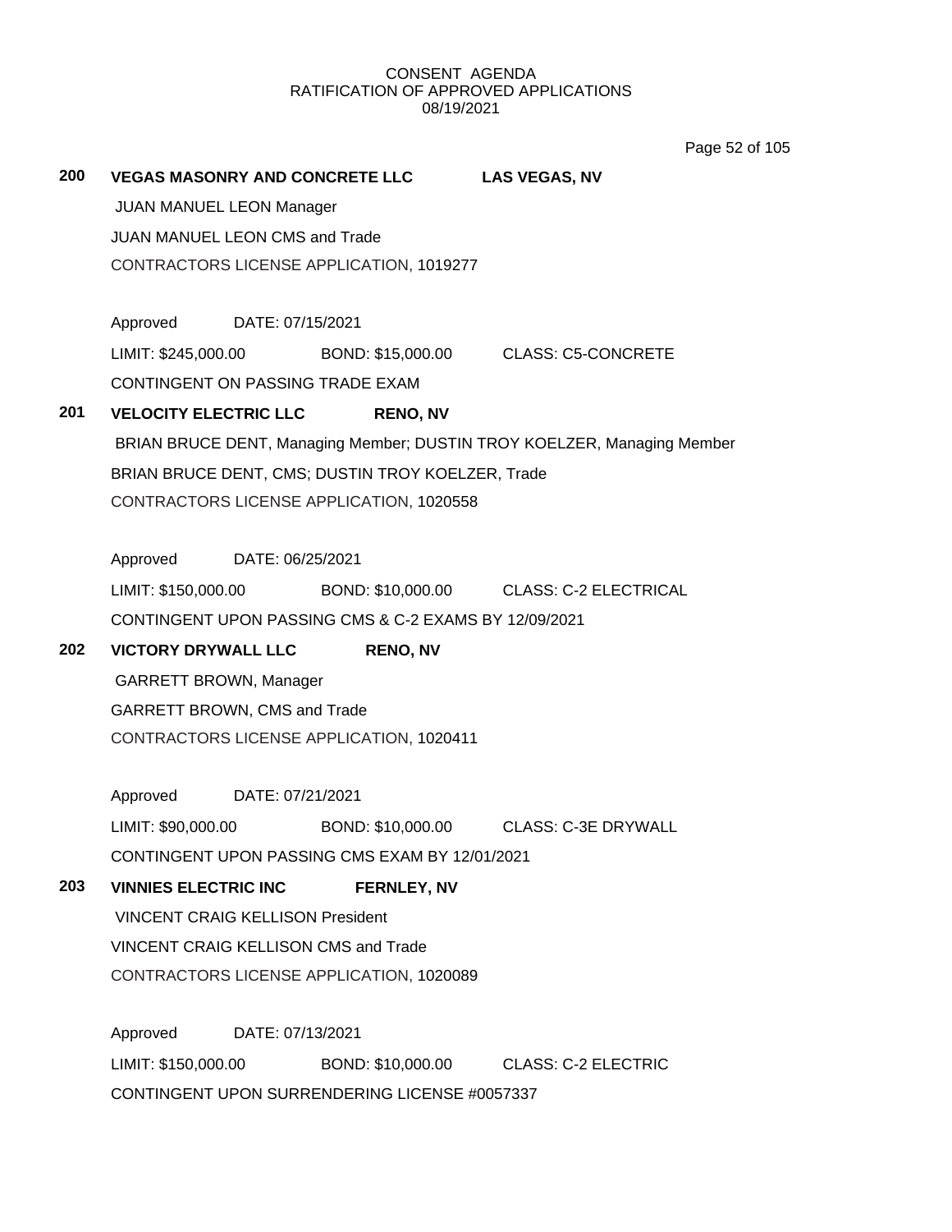CONSENT AGENDA
RATIFICATION OF APPROVED APPLICATIONS
08/19/2021

**200 VEGAS MASONRY AND CONCRETE LLC** **LAS VEGAS, NV**

JUAN MANUEL LEON Manager

JUAN MANUEL LEON CMS and Trade

CONTRACTORS LICENSE APPLICATION, 1019277

Approved DATE: 07/15/2021

LIMIT: $245,000.00 BOND: $15,000.00 CLASS: C5-CONCRETE

CONTINGENT ON PASSING TRADE EXAM

**201 VELOCITY ELECTRIC LLC** **RENO, NV**

BRIAN BRUCE DENT, Managing Member; DUSTIN TROY KOELZER, Managing Member

BRIAN BRUCE DENT, CMS; DUSTIN TROY KOELZER, Trade

CONTRACTORS LICENSE APPLICATION, 1020558

Approved DATE: 06/25/2021

LIMIT: $150,000.00 BOND: $10,000.00 CLASS: C-2 ELECTRICAL

CONTINGENT UPON PASSING CMS & C-2 EXAMS BY 12/09/2021

**202 VICTORY DRYWALL LLC** **RENO, NV**

GARRETT BROWN, Manager

GARRETT BROWN, CMS and Trade

CONTRACTORS LICENSE APPLICATION, 1020411

Approved DATE: 07/21/2021

LIMIT: $90,000.00 BOND: $10,000.00 CLASS: C-3E DRYWALL

CONTINGENT UPON PASSING CMS EXAM BY 12/01/2021

**203 VINNIES ELECTRIC INC** **FERNLEY, NV**

VINCENT CRAIG KELLISON President

VINCENT CRAIG KELLISON CMS and Trade

CONTRACTORS LICENSE APPLICATION, 1020089

Approved DATE: 07/13/2021

LIMIT: $150,000.00 BOND: $10,000.00 CLASS: C-2 ELECTRIC

CONTINGENT UPON SURRENDERING LICENSE #0057337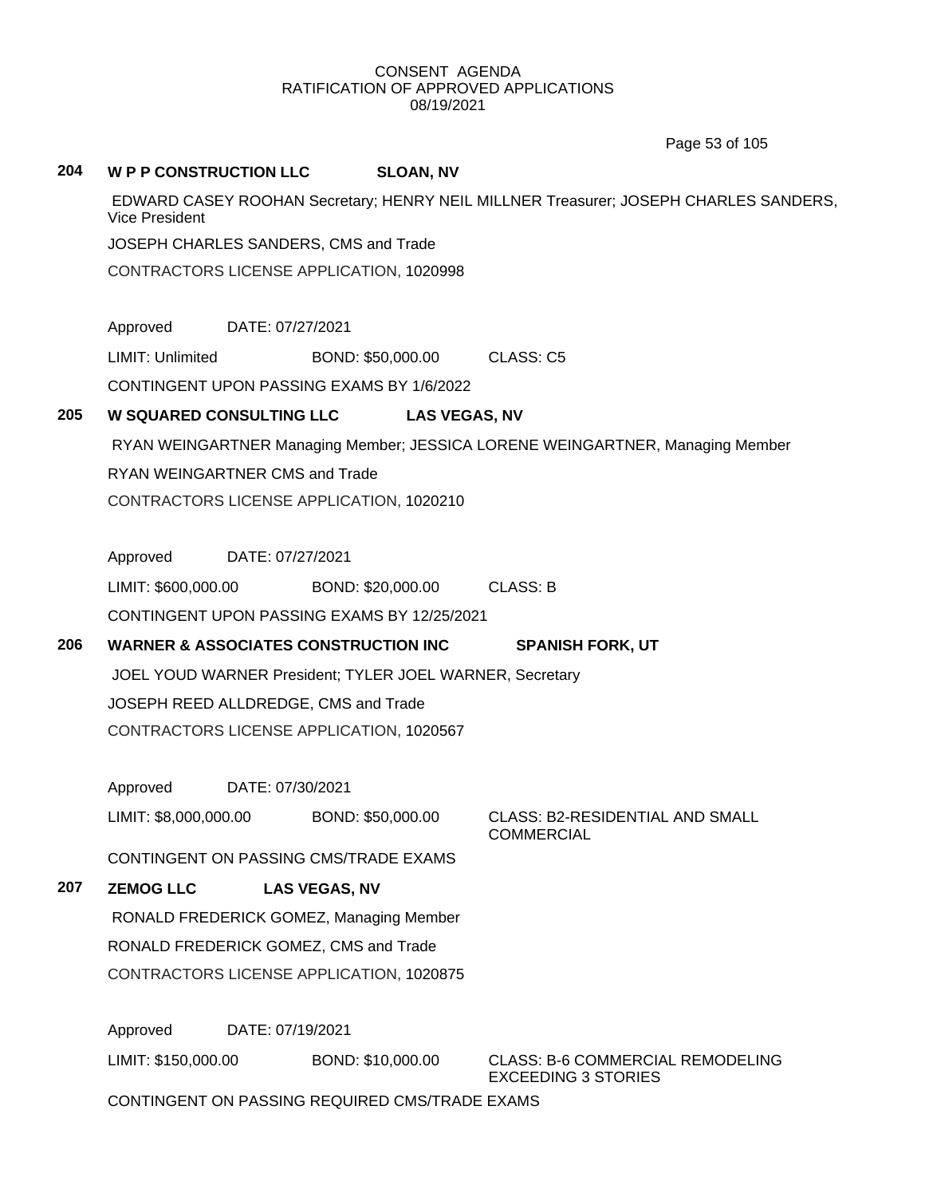CONSENT AGENDA
RATIFICATION OF APPROVED APPLICATIONS
08/19/2021

**204 W P P CONSTRUCTION LLC SLOAN, NV**

EDWARD CASEY ROOHAN Secretary; HENRY NEIL MILLNER Treasurer; JOSEPH CHARLES SANDERS, Vice President

JOSEPH CHARLES SANDERS, CMS and Trade

CONTRACTORS LICENSE APPLICATION, 1020998

Approved DATE: 07/27/2021

LIMIT: Unlimited BOND: $50,000.00 CLASS: C5

CONTINGENT UPON PASSING EXAMS BY 1/6/2022

**205 W SQUARED CONSULTING LLC LAS VEGAS, NV**

RYAN WEINGARTNER Managing Member; JESSICA LORENE WEINGARTNER, Managing Member

RYAN WEINGARTNER CMS and Trade

CONTRACTORS LICENSE APPLICATION, 1020210

Approved DATE: 07/27/2021

LIMIT: $600,000.00 BOND: $20,000.00 CLASS: B

CONTINGENT UPON PASSING EXAMS BY 12/25/2021

**206 WARNER & ASSOCIATES CONSTRUCTION INC SPANISH FORK, UT**

JOEL YOUD WARNER President; TYLER JOEL WARNER, Secretary

JOSEPH REED ALLDREDGE, CMS and Trade

CONTRACTORS LICENSE APPLICATION, 1020567

Approved DATE: 07/30/2021

LIMIT: $8,000,000.00 BOND: $50,000.00 CLASS: B2-RESIDENTIAL AND SMALL COMMERCIAL

CONTINGENT ON PASSING CMS/TRADE EXAMS

**207 ZEMOG LLC LAS VEGAS, NV**

RONALD FREDERICK GOMEZ, Managing Member

RONALD FREDERICK GOMEZ, CMS and Trade

CONTRACTORS LICENSE APPLICATION, 1020875

Approved DATE: 07/19/2021

LIMIT: $150,000.00 BOND: $10,000.00 CLASS: B-6 COMMERCIAL REMODELING EXCEEDING 3 STORIES

CONTINGENT ON PASSING REQUIRED CMS/TRADE EXAMS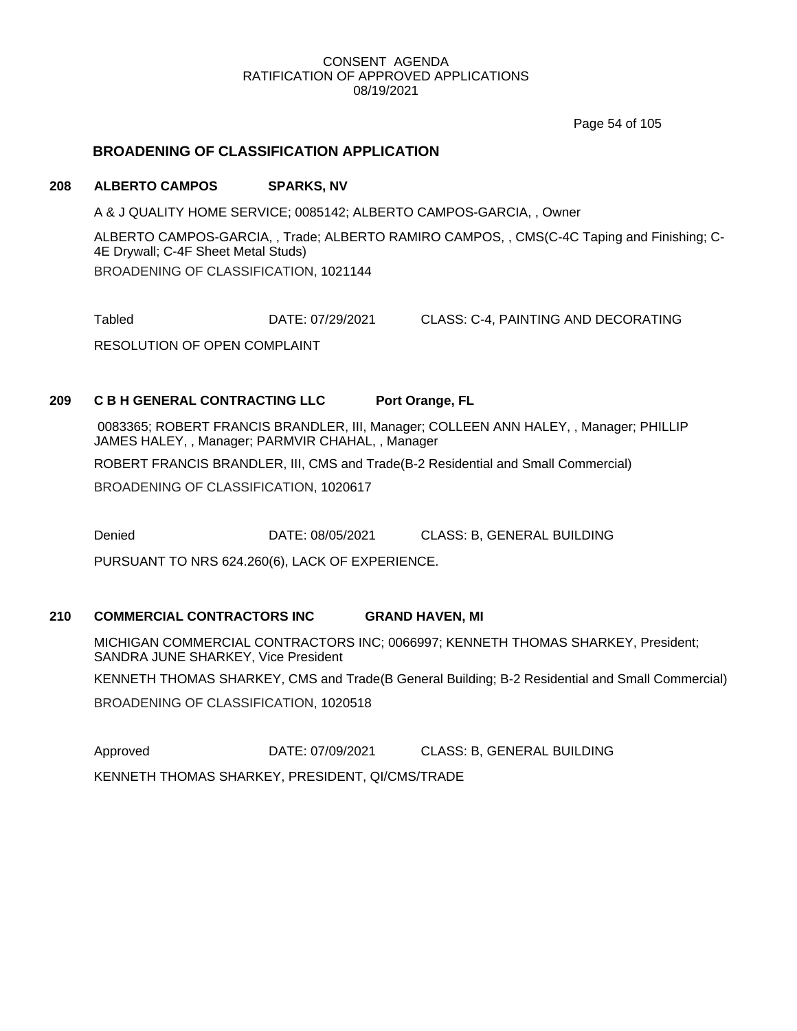CONSENT AGENDA
RATIFICATION OF APPROVED APPLICATIONS
08/19/2021

## BROADENING OF CLASSIFICATION APPLICATION

**208 ALBERTO CAMPOS SPARKS, NV**

A & J QUALITY HOME SERVICE; 0085142; ALBERTO CAMPOS-GARCIA, , Owner

ALBERTO CAMPOS-GARCIA, , Trade; ALBERTO RAMIRO CAMPOS, , CMS(C-4C Taping and Finishing; C-4E Drywall; C-4F Sheet Metal Studs)

BROADENING OF CLASSIFICATION, 1021144

Tabled DATE: 07/29/2021 CLASS: C-4, PAINTING AND DECORATING

RESOLUTION OF OPEN COMPLAINT

**209 C B H GENERAL CONTRACTING LLC Port Orange, FL**

0083365; ROBERT FRANCIS BRANDLER, III, Manager; COLLEEN ANN HALEY, , Manager; PHILLIP JAMES HALEY, , Manager; PARMVIR CHAHAL, , Manager

ROBERT FRANCIS BRANDLER, III, CMS and Trade(B-2 Residential and Small Commercial)

BROADENING OF CLASSIFICATION, 1020617

Denied DATE: 08/05/2021 CLASS: B, GENERAL BUILDING

PURSUANT TO NRS 624.260(6), LACK OF EXPERIENCE.

**210 COMMERCIAL CONTRACTORS INC GRAND HAVEN, MI**

MICHIGAN COMMERCIAL CONTRACTORS INC; 0066997; KENNETH THOMAS SHARKEY, President; SANDRA JUNE SHARKEY, Vice President

KENNETH THOMAS SHARKEY, CMS and Trade(B General Building; B-2 Residential and Small Commercial)

BROADENING OF CLASSIFICATION, 1020518

Approved DATE: 07/09/2021 CLASS: B, GENERAL BUILDING

KENNETH THOMAS SHARKEY, PRESIDENT, QI/CMS/TRADE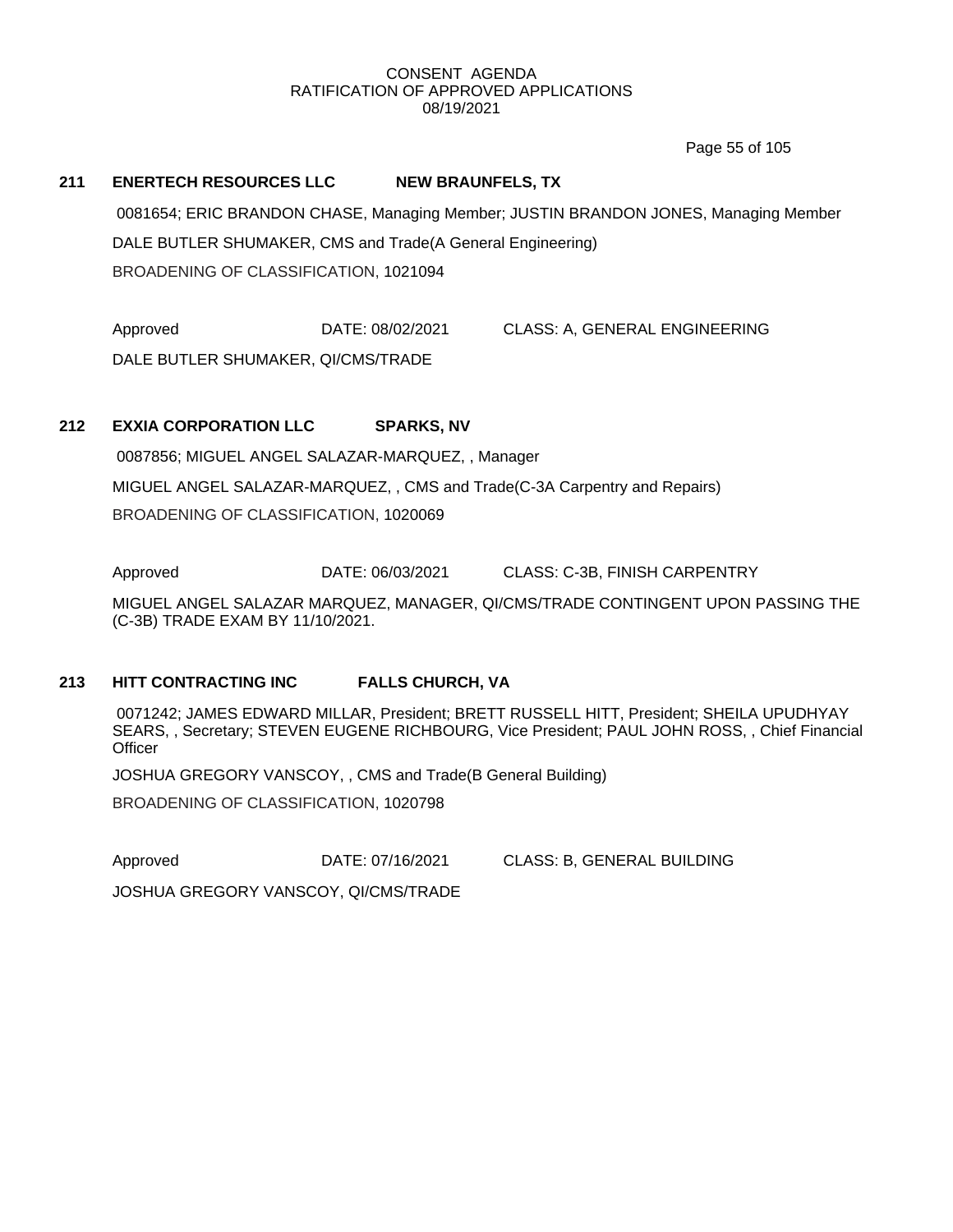CONSENT AGENDA
RATIFICATION OF APPROVED APPLICATIONS
08/19/2021

**211 ENERTECH RESOURCES LLC NEW BRAUNFELS, TX**

0081654; ERIC BRANDON CHASE, Managing Member; JUSTIN BRANDON JONES, Managing Member

DALE BUTLER SHUMAKER, CMS and Trade(A General Engineering)

BROADENING OF CLASSIFICATION, 1021094

Approved DATE: 08/02/2021 CLASS: A, GENERAL ENGINEERING

DALE BUTLER SHUMAKER, QI/CMS/TRADE

**212 EXXIA CORPORATION LLC SPARKS, NV**

0087856; MIGUEL ANGEL SALAZAR-MARQUEZ, , Manager

MIGUEL ANGEL SALAZAR-MARQUEZ, , CMS and Trade(C-3A Carpentry and Repairs)

BROADENING OF CLASSIFICATION, 1020069

Approved DATE: 06/03/2021 CLASS: C-3B, FINISH CARPENTRY

MIGUEL ANGEL SALAZAR MARQUEZ, MANAGER, QI/CMS/TRADE CONTINGENT UPON PASSING THE (C-3B) TRADE EXAM BY 11/10/2021.

**213 HITT CONTRACTING INC FALLS CHURCH, VA**

0071242; JAMES EDWARD MILLAR, President; BRETT RUSSELL HITT, President; SHEILA UPUDHYAY SEARS, , Secretary; STEVEN EUGENE RICHBOURG, Vice President; PAUL JOHN ROSS, , Chief Financial Officer

JOSHUA GREGORY VANSCOY, , CMS and Trade(B General Building)

BROADENING OF CLASSIFICATION, 1020798

Approved DATE: 07/16/2021 CLASS: B, GENERAL BUILDING

JOSHUA GREGORY VANSCOY, QI/CMS/TRADE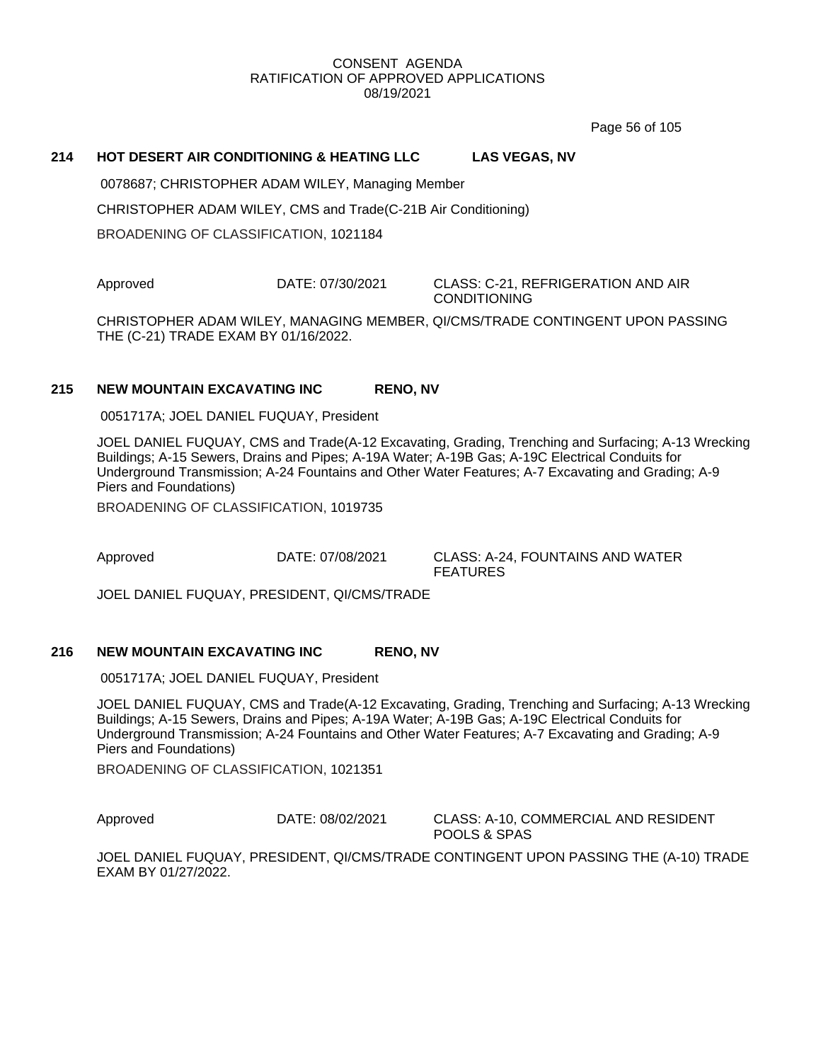CONSENT AGENDA
RATIFICATION OF APPROVED APPLICATIONS
08/19/2021

**214 HOT DESERT AIR CONDITIONING & HEATING LLC LAS VEGAS, NV**

0078687; CHRISTOPHER ADAM WILEY, Managing Member

CHRISTOPHER ADAM WILEY, CMS and Trade(C-21B Air Conditioning)

BROADENING OF CLASSIFICATION, 1021184

Approved DATE: 07/30/2021 CLASS: C-21, REFRIGERATION AND AIR CONDITIONING

CHRISTOPHER ADAM WILEY, MANAGING MEMBER, QI/CMS/TRADE CONTINGENT UPON PASSING THE (C-21) TRADE EXAM BY 01/16/2022.

**215 NEW MOUNTAIN EXCAVATING INC RENO, NV**

0051717A; JOEL DANIEL FUQUAY, President

JOEL DANIEL FUQUAY, CMS and Trade(A-12 Excavating, Grading, Trenching and Surfacing; A-13 Wrecking Buildings; A-15 Sewers, Drains and Pipes; A-19A Water; A-19B Gas; A-19C Electrical Conduits for Underground Transmission; A-24 Fountains and Other Water Features; A-7 Excavating and Grading; A-9 Piers and Foundations)

BROADENING OF CLASSIFICATION, 1019735

Approved DATE: 07/08/2021 CLASS: A-24, FOUNTAINS AND WATER FEATURES

JOEL DANIEL FUQUAY, PRESIDENT, QI/CMS/TRADE

**216 NEW MOUNTAIN EXCAVATING INC RENO, NV**

0051717A; JOEL DANIEL FUQUAY, President

JOEL DANIEL FUQUAY, CMS and Trade(A-12 Excavating, Grading, Trenching and Surfacing; A-13 Wrecking Buildings; A-15 Sewers, Drains and Pipes; A-19A Water; A-19B Gas; A-19C Electrical Conduits for Underground Transmission; A-24 Fountains and Other Water Features; A-7 Excavating and Grading; A-9 Piers and Foundations)

BROADENING OF CLASSIFICATION, 1021351

Approved DATE: 08/02/2021 CLASS: A-10, COMMERCIAL AND RESIDENT POOLS & SPAS

JOEL DANIEL FUQUAY, PRESIDENT, QI/CMS/TRADE CONTINGENT UPON PASSING THE (A-10) TRADE EXAM BY 01/27/2022.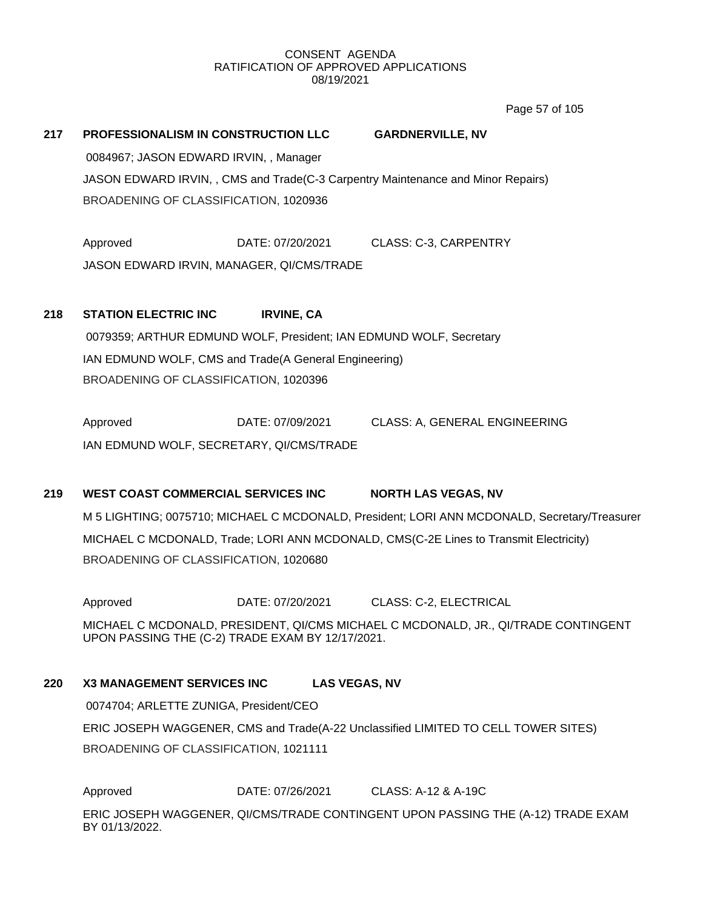CONSENT AGENDA
RATIFICATION OF APPROVED APPLICATIONS
08/19/2021

**217 PROFESSIONALISM IN CONSTRUCTION LLC GARDNERVILLE, NV**

0084967; JASON EDWARD IRVIN, , Manager

JASON EDWARD IRVIN, , CMS and Trade(C-3 Carpentry Maintenance and Minor Repairs)

BROADENING OF CLASSIFICATION, 1020936

Approved DATE: 07/20/2021 CLASS: C-3, CARPENTRY

JASON EDWARD IRVIN, MANAGER, QI/CMS/TRADE

**218 STATION ELECTRIC INC IRVINE, CA**

0079359; ARTHUR EDMUND WOLF, President; IAN EDMUND WOLF, Secretary

IAN EDMUND WOLF, CMS and Trade(A General Engineering)

BROADENING OF CLASSIFICATION, 1020396

Approved DATE: 07/09/2021 CLASS: A, GENERAL ENGINEERING

IAN EDMUND WOLF, SECRETARY, QI/CMS/TRADE

**219 WEST COAST COMMERCIAL SERVICES INC NORTH LAS VEGAS, NV**

M 5 LIGHTING; 0075710; MICHAEL C MCDONALD, President; LORI ANN MCDONALD, Secretary/Treasurer

MICHAEL C MCDONALD, Trade; LORI ANN MCDONALD, CMS(C-2E Lines to Transmit Electricity)

BROADENING OF CLASSIFICATION, 1020680

Approved DATE: 07/20/2021 CLASS: C-2, ELECTRICAL

MICHAEL C MCDONALD, PRESIDENT, QI/CMS MICHAEL C MCDONALD, JR., QI/TRADE CONTINGENT UPON PASSING THE (C-2) TRADE EXAM BY 12/17/2021.

**220 X3 MANAGEMENT SERVICES INC LAS VEGAS, NV**

0074704; ARLETTE ZUNIGA, President/CEO

ERIC JOSEPH WAGGENER, CMS and Trade(A-22 Unclassified LIMITED TO CELL TOWER SITES)

BROADENING OF CLASSIFICATION, 1021111

Approved DATE: 07/26/2021 CLASS: A-12 & A-19C

ERIC JOSEPH WAGGENER, QI/CMS/TRADE CONTINGENT UPON PASSING THE (A-12) TRADE EXAM BY 01/13/2022.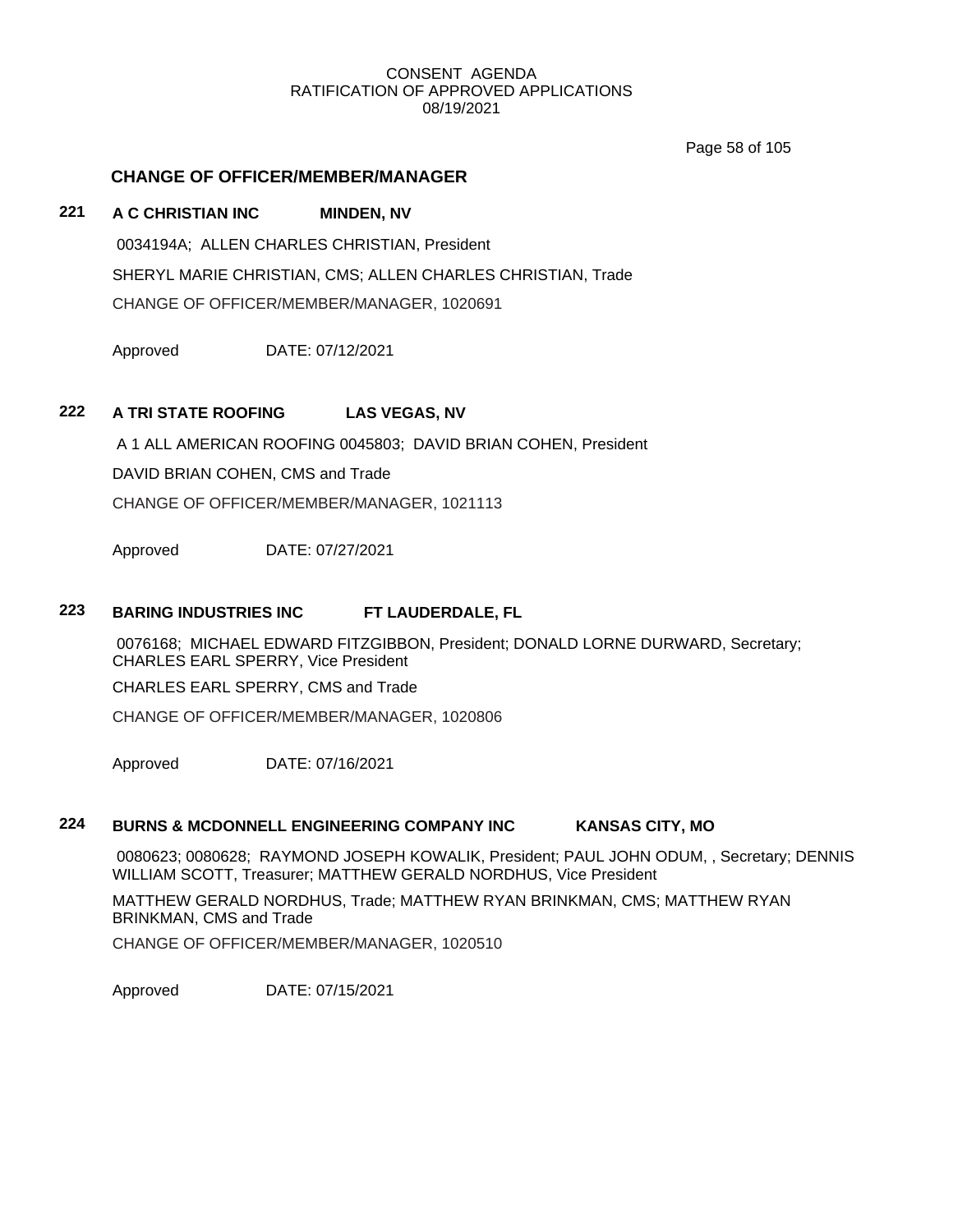## CHANGE OF OFFICER/MEMBER/MANAGER

**221 A C CHRISTIAN INC MINDEN, NV**

0034194A; ALLEN CHARLES CHRISTIAN, President

SHERYL MARIE CHRISTIAN, CMS; ALLEN CHARLES CHRISTIAN, Trade

CHANGE OF OFFICER/MEMBER/MANAGER, 1020691

Approved DATE: 07/12/2021

**222 A TRI STATE ROOFING LAS VEGAS, NV**

A 1 ALL AMERICAN ROOFING 0045803; DAVID BRIAN COHEN, President

DAVID BRIAN COHEN, CMS and Trade

CHANGE OF OFFICER/MEMBER/MANAGER, 1021113

Approved DATE: 07/27/2021

**223 BARING INDUSTRIES INC FT LAUDERDALE, FL**

0076168; MICHAEL EDWARD FITZGIBBON, President; DONALD LORNE DURWARD, Secretary; CHARLES EARL SPERRY, Vice President

CHARLES EARL SPERRY, CMS and Trade

CHANGE OF OFFICER/MEMBER/MANAGER, 1020806

Approved DATE: 07/16/2021

**224 BURNS & MCDONNELL ENGINEERING COMPANY INC KANSAS CITY, MO**

0080623; 0080628; RAYMOND JOSEPH KOWALIK, President; PAUL JOHN ODUM, , Secretary; DENNIS WILLIAM SCOTT, Treasurer; MATTHEW GERALD NORDHUS, Vice President

MATTHEW GERALD NORDHUS, Trade; MATTHEW RYAN BRINKMAN, CMS; MATTHEW RYAN BRINKMAN, CMS and Trade

CHANGE OF OFFICER/MEMBER/MANAGER, 1020510

Approved DATE: 07/15/2021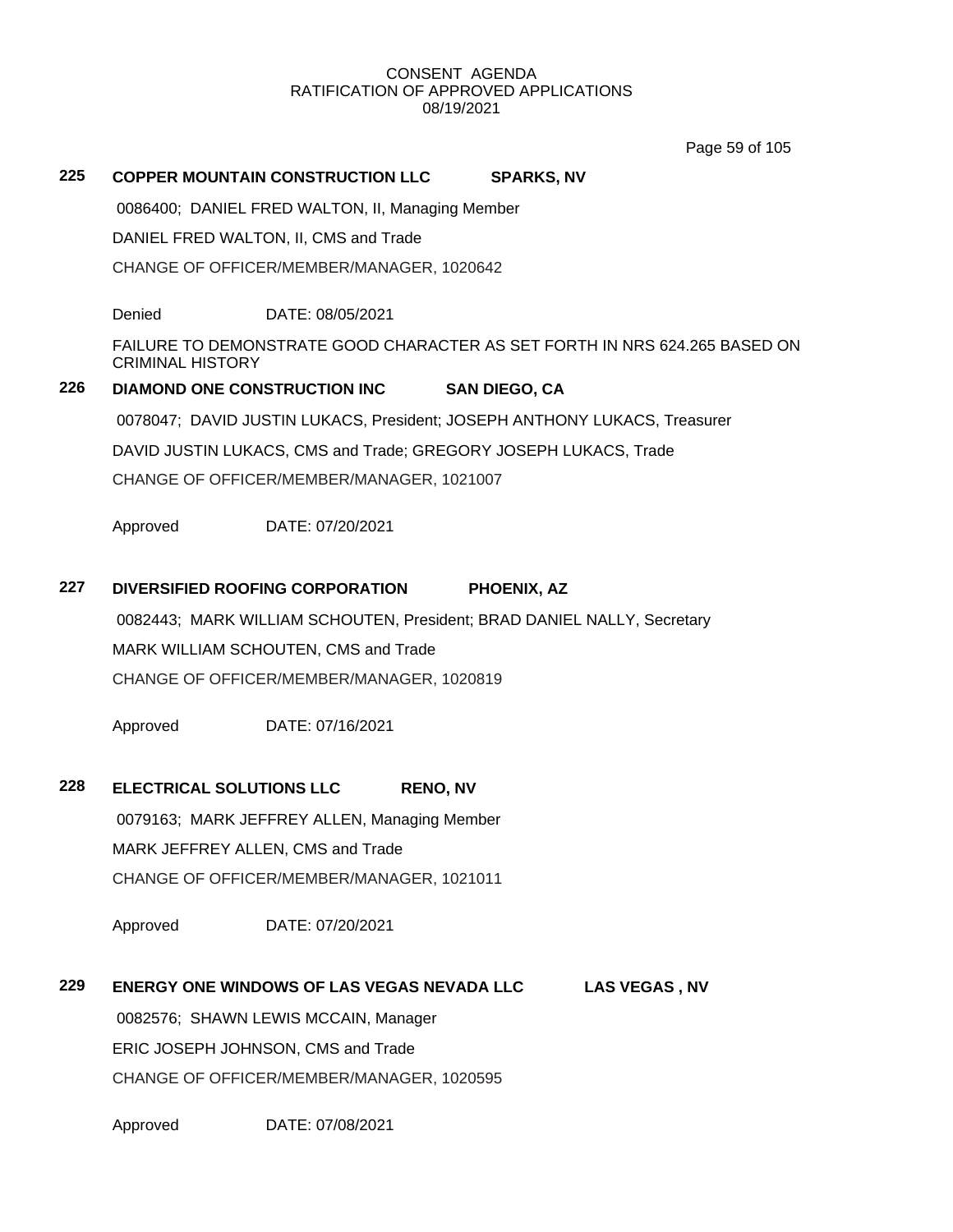CONSENT AGENDA
RATIFICATION OF APPROVED APPLICATIONS
08/19/2021

**225 COPPER MOUNTAIN CONSTRUCTION LLC SPARKS, NV**

0086400; DANIEL FRED WALTON, II, Managing Member

DANIEL FRED WALTON, II, CMS and Trade

CHANGE OF OFFICER/MEMBER/MANAGER, 1020642

Denied DATE: 08/05/2021

FAILURE TO DEMONSTRATE GOOD CHARACTER AS SET FORTH IN NRS 624.265 BASED ON CRIMINAL HISTORY

**226 DIAMOND ONE CONSTRUCTION INC SAN DIEGO, CA**

0078047; DAVID JUSTIN LUKACS, President; JOSEPH ANTHONY LUKACS, Treasurer

DAVID JUSTIN LUKACS, CMS and Trade; GREGORY JOSEPH LUKACS, Trade

CHANGE OF OFFICER/MEMBER/MANAGER, 1021007

Approved DATE: 07/20/2021

**227 DIVERSIFIED ROOFING CORPORATION PHOENIX, AZ**

0082443; MARK WILLIAM SCHOUTEN, President; BRAD DANIEL NALLY, Secretary

MARK WILLIAM SCHOUTEN, CMS and Trade

CHANGE OF OFFICER/MEMBER/MANAGER, 1020819

Approved DATE: 07/16/2021

**228 ELECTRICAL SOLUTIONS LLC RENO, NV**

0079163; MARK JEFFREY ALLEN, Managing Member

MARK JEFFREY ALLEN, CMS and Trade

CHANGE OF OFFICER/MEMBER/MANAGER, 1021011

Approved DATE: 07/20/2021

**229 ENERGY ONE WINDOWS OF LAS VEGAS NEVADA LLC LAS VEGAS , NV**

0082576; SHAWN LEWIS MCCAIN, Manager

ERIC JOSEPH JOHNSON, CMS and Trade

CHANGE OF OFFICER/MEMBER/MANAGER, 1020595

Approved DATE: 07/08/2021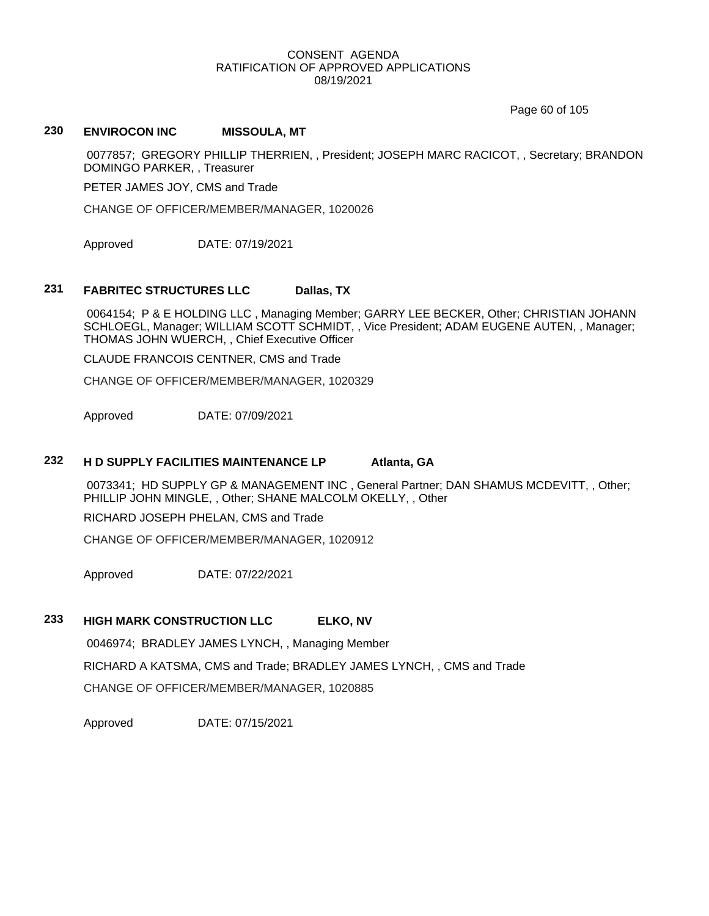CONSENT AGENDA
RATIFICATION OF APPROVED APPLICATIONS
08/19/2021

**230 ENVIROCON INC MISSOULA, MT**

0077857; GREGORY PHILLIP THERRIEN, , President; JOSEPH MARC RACICOT, , Secretary; BRANDON DOMINGO PARKER, , Treasurer

PETER JAMES JOY, CMS and Trade

CHANGE OF OFFICER/MEMBER/MANAGER, 1020026

Approved DATE: 07/19/2021

**231 FABRITEC STRUCTURES LLC Dallas, TX**

0064154; P & E HOLDING LLC , Managing Member; GARRY LEE BECKER, Other; CHRISTIAN JOHANN SCHLOEGL, Manager; WILLIAM SCOTT SCHMIDT, , Vice President; ADAM EUGENE AUTEN, , Manager; THOMAS JOHN WUERCH, , Chief Executive Officer

CLAUDE FRANCOIS CENTNER, CMS and Trade

CHANGE OF OFFICER/MEMBER/MANAGER, 1020329

Approved DATE: 07/09/2021

**232 H D SUPPLY FACILITIES MAINTENANCE LP Atlanta, GA**

0073341; HD SUPPLY GP & MANAGEMENT INC , General Partner; DAN SHAMUS MCDEVITT, , Other; PHILLIP JOHN MINGLE, , Other; SHANE MALCOLM OKELLY, , Other

RICHARD JOSEPH PHELAN, CMS and Trade

CHANGE OF OFFICER/MEMBER/MANAGER, 1020912

Approved DATE: 07/22/2021

**233 HIGH MARK CONSTRUCTION LLC ELKO, NV**

0046974; BRADLEY JAMES LYNCH, , Managing Member

RICHARD A KATSMA, CMS and Trade; BRADLEY JAMES LYNCH, , CMS and Trade

CHANGE OF OFFICER/MEMBER/MANAGER, 1020885

Approved DATE: 07/15/2021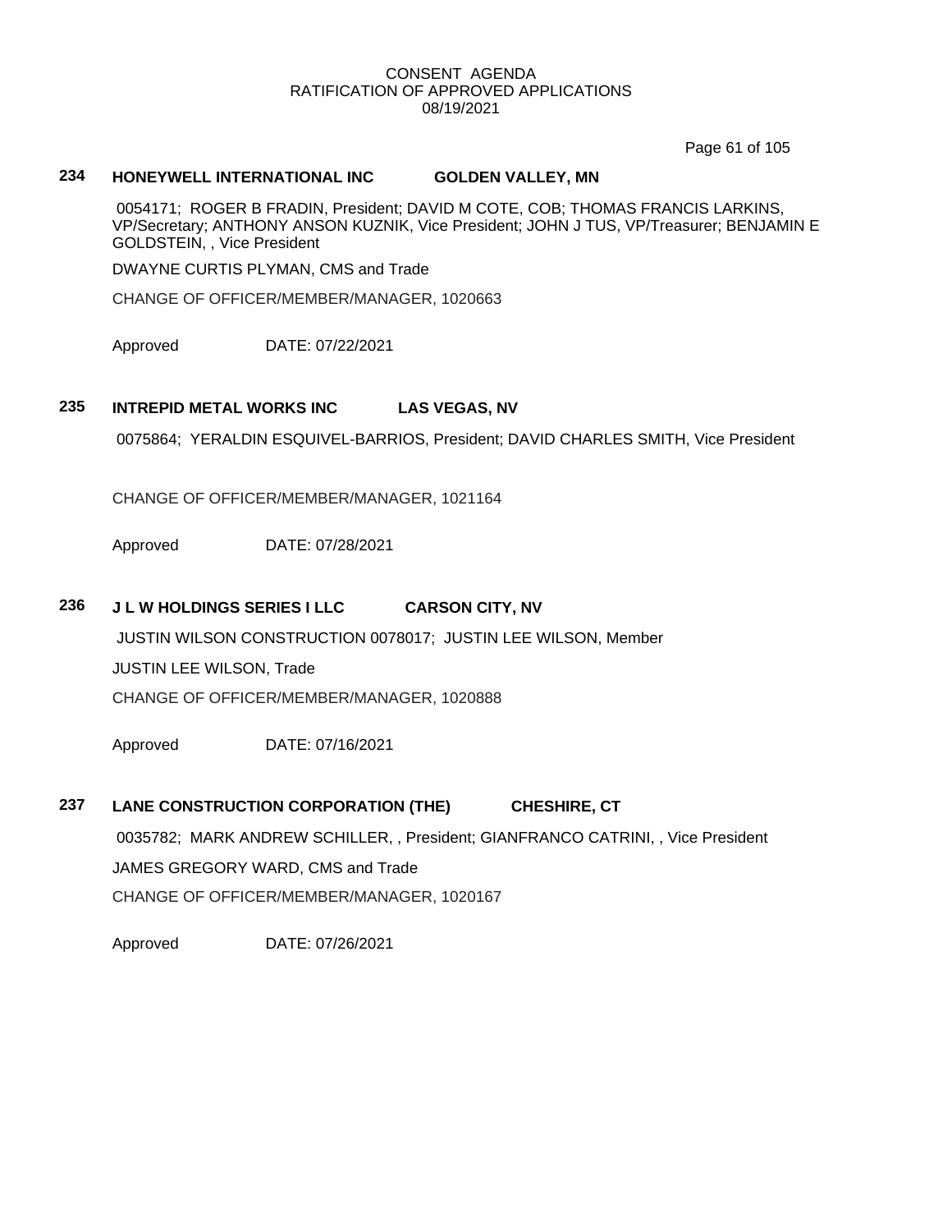CONSENT AGENDA
RATIFICATION OF APPROVED APPLICATIONS
08/19/2021

**234 HONEYWELL INTERNATIONAL INC GOLDEN VALLEY, MN**

0054171; ROGER B FRADIN, President; DAVID M COTE, COB; THOMAS FRANCIS LARKINS, VP/Secretary; ANTHONY ANSON KUZNIK, Vice President; JOHN J TUS, VP/Treasurer; BENJAMIN E GOLDSTEIN, , Vice President

DWAYNE CURTIS PLYMAN, CMS and Trade

CHANGE OF OFFICER/MEMBER/MANAGER, 1020663

Approved DATE: 07/22/2021

**235 INTREPID METAL WORKS INC LAS VEGAS, NV**

0075864; YERALDIN ESQUIVEL-BARRIOS, President; DAVID CHARLES SMITH, Vice President

CHANGE OF OFFICER/MEMBER/MANAGER, 1021164

Approved DATE: 07/28/2021

**236 J L W HOLDINGS SERIES I LLC CARSON CITY, NV**

JUSTIN WILSON CONSTRUCTION 0078017; JUSTIN LEE WILSON, Member

JUSTIN LEE WILSON, Trade

CHANGE OF OFFICER/MEMBER/MANAGER, 1020888

Approved DATE: 07/16/2021

**237 LANE CONSTRUCTION CORPORATION (THE) CHESHIRE, CT**

0035782; MARK ANDREW SCHILLER, , President; GIANFRANCO CATRINI, , Vice President

JAMES GREGORY WARD, CMS and Trade

CHANGE OF OFFICER/MEMBER/MANAGER, 1020167

Approved DATE: 07/26/2021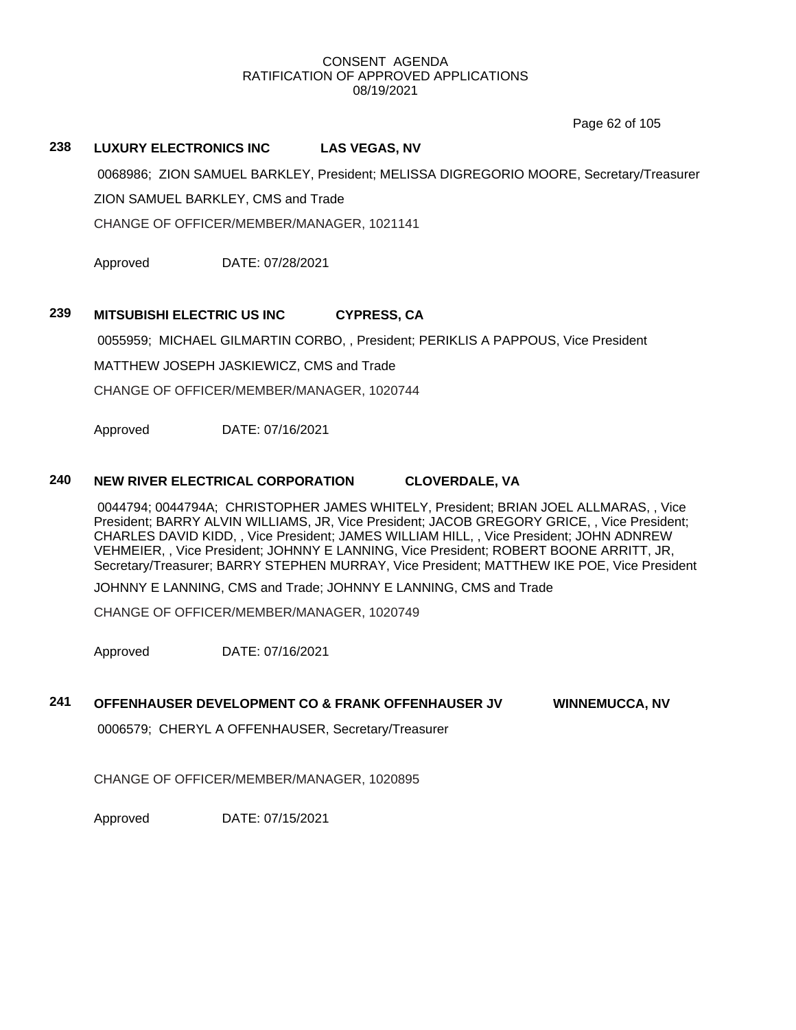CONSENT AGENDA
RATIFICATION OF APPROVED APPLICATIONS
08/19/2021

**238 LUXURY ELECTRONICS INC LAS VEGAS, NV**

0068986; ZION SAMUEL BARKLEY, President; MELISSA DIGREGORIO MOORE, Secretary/Treasurer

ZION SAMUEL BARKLEY, CMS and Trade

CHANGE OF OFFICER/MEMBER/MANAGER, 1021141

Approved DATE: 07/28/2021

**239 MITSUBISHI ELECTRIC US INC CYPRESS, CA**

0055959; MICHAEL GILMARTIN CORBO, , President; PERIKLIS A PAPPOUS, Vice President

MATTHEW JOSEPH JASKIEWICZ, CMS and Trade

CHANGE OF OFFICER/MEMBER/MANAGER, 1020744

Approved DATE: 07/16/2021

**240 NEW RIVER ELECTRICAL CORPORATION CLOVERDALE, VA**

0044794; 0044794A; CHRISTOPHER JAMES WHITELY, President; BRIAN JOEL ALLMARAS, , Vice President; BARRY ALVIN WILLIAMS, JR, Vice President; JACOB GREGORY GRICE, , Vice President; CHARLES DAVID KIDD, , Vice President; JAMES WILLIAM HILL, , Vice President; JOHN ADNREW VEHMEIER, , Vice President; JOHNNY E LANNING, Vice President; ROBERT BOONE ARRITT, JR, Secretary/Treasurer; BARRY STEPHEN MURRAY, Vice President; MATTHEW IKE POE, Vice President

JOHNNY E LANNING, CMS and Trade; JOHNNY E LANNING, CMS and Trade

CHANGE OF OFFICER/MEMBER/MANAGER, 1020749

Approved DATE: 07/16/2021

**241 OFFENHAUSER DEVELOPMENT CO & FRANK OFFENHAUSER JV WINNEMUCCA, NV**

0006579; CHERYL A OFFENHAUSER, Secretary/Treasurer

CHANGE OF OFFICER/MEMBER/MANAGER, 1020895

Approved DATE: 07/15/2021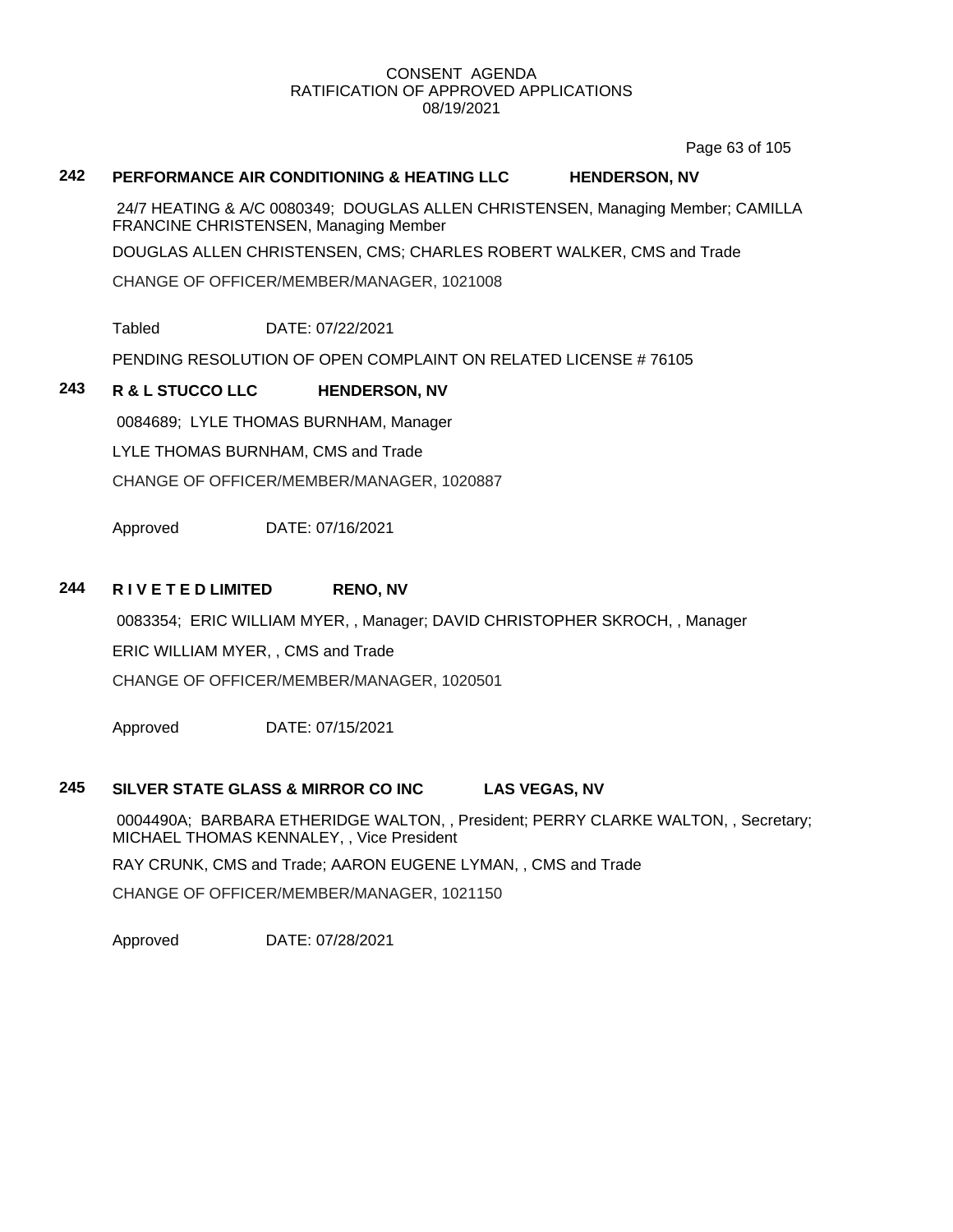CONSENT AGENDA
RATIFICATION OF APPROVED APPLICATIONS
08/19/2021

**242 PERFORMANCE AIR CONDITIONING & HEATING LLC HENDERSON, NV**

24/7 HEATING & A/C 0080349; DOUGLAS ALLEN CHRISTENSEN, Managing Member; CAMILLA FRANCINE CHRISTENSEN, Managing Member

DOUGLAS ALLEN CHRISTENSEN, CMS; CHARLES ROBERT WALKER, CMS and Trade

CHANGE OF OFFICER/MEMBER/MANAGER, 1021008

Tabled DATE: 07/22/2021

PENDING RESOLUTION OF OPEN COMPLAINT ON RELATED LICENSE # 76105

**243 R & L STUCCO LLC HENDERSON, NV**

0084689; LYLE THOMAS BURNHAM, Manager

LYLE THOMAS BURNHAM, CMS and Trade

CHANGE OF OFFICER/MEMBER/MANAGER, 1020887

Approved DATE: 07/16/2021

**244 R I V E T E D LIMITED RENO, NV**

0083354; ERIC WILLIAM MYER, , Manager; DAVID CHRISTOPHER SKROCH, , Manager

ERIC WILLIAM MYER, , CMS and Trade

CHANGE OF OFFICER/MEMBER/MANAGER, 1020501

Approved DATE: 07/15/2021

**245 SILVER STATE GLASS & MIRROR CO INC LAS VEGAS, NV**

0004490A; BARBARA ETHERIDGE WALTON, , President; PERRY CLARKE WALTON, , Secretary; MICHAEL THOMAS KENNALEY, , Vice President

RAY CRUNK, CMS and Trade; AARON EUGENE LYMAN, , CMS and Trade

CHANGE OF OFFICER/MEMBER/MANAGER, 1021150

Approved DATE: 07/28/2021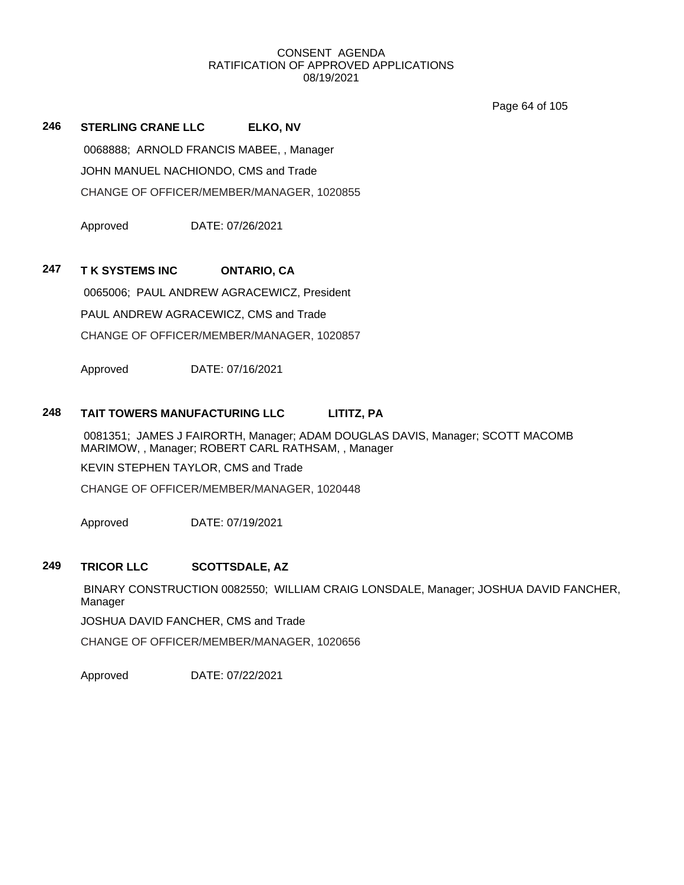CONSENT AGENDA
RATIFICATION OF APPROVED APPLICATIONS
08/19/2021

## 246 STERLING CRANE LLC ELKO, NV

0068888; ARNOLD FRANCIS MABEE, , Manager

JOHN MANUEL NACHIONDO, CMS and Trade

CHANGE OF OFFICER/MEMBER/MANAGER, 1020855

Approved DATE: 07/26/2021

## 247 T K SYSTEMS INC ONTARIO, CA

0065006; PAUL ANDREW AGRACEWICZ, President

PAUL ANDREW AGRACEWICZ, CMS and Trade

CHANGE OF OFFICER/MEMBER/MANAGER, 1020857

Approved DATE: 07/16/2021

## 248 TAIT TOWERS MANUFACTURING LLC LITITZ, PA

0081351; JAMES J FAIRORTH, Manager; ADAM DOUGLAS DAVIS, Manager; SCOTT MACOMB MARIMOW, , Manager; ROBERT CARL RATHSAM, , Manager

KEVIN STEPHEN TAYLOR, CMS and Trade

CHANGE OF OFFICER/MEMBER/MANAGER, 1020448

Approved DATE: 07/19/2021

## 249 TRICOR LLC SCOTTSDALE, AZ

BINARY CONSTRUCTION 0082550; WILLIAM CRAIG LONSDALE, Manager; JOSHUA DAVID FANCHER, Manager

JOSHUA DAVID FANCHER, CMS and Trade

CHANGE OF OFFICER/MEMBER/MANAGER, 1020656

Approved DATE: 07/22/2021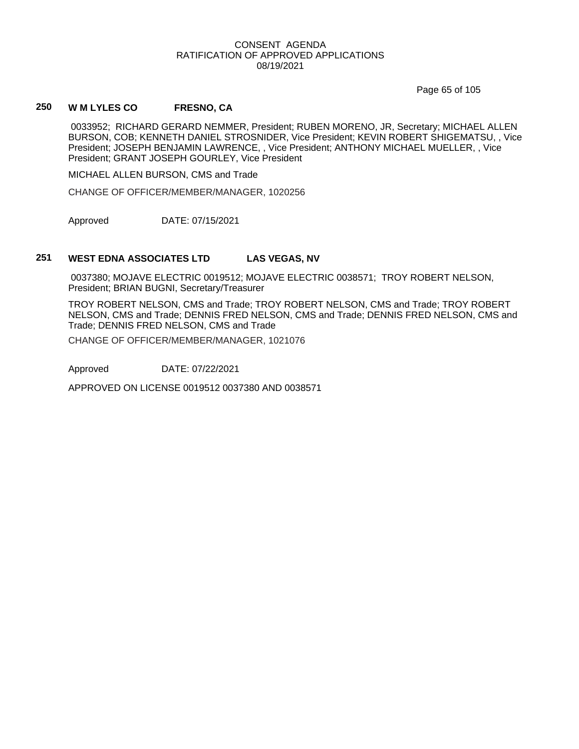## 250 W M LYLES CO FRESNO, CA

0033952; RICHARD GERARD NEMMER, President; RUBEN MORENO, JR, Secretary; MICHAEL ALLEN BURSON, COB; KENNETH DANIEL STROSNIDER, Vice President; KEVIN ROBERT SHIGEMATSU, , Vice President; JOSEPH BENJAMIN LAWRENCE, , Vice President; ANTHONY MICHAEL MUELLER, , Vice President; GRANT JOSEPH GOURLEY, Vice President

MICHAEL ALLEN BURSON, CMS and Trade

CHANGE OF OFFICER/MEMBER/MANAGER, 1020256

Approved DATE: 07/15/2021

## 251 WEST EDNA ASSOCIATES LTD LAS VEGAS, NV

0037380; MOJAVE ELECTRIC 0019512; MOJAVE ELECTRIC 0038571; TROY ROBERT NELSON, President; BRIAN BUGNI, Secretary/Treasurer

TROY ROBERT NELSON, CMS and Trade; TROY ROBERT NELSON, CMS and Trade; TROY ROBERT NELSON, CMS and Trade; DENNIS FRED NELSON, CMS and Trade; DENNIS FRED NELSON, CMS and Trade; DENNIS FRED NELSON, CMS and Trade

CHANGE OF OFFICER/MEMBER/MANAGER, 1021076

Approved DATE: 07/22/2021

APPROVED ON LICENSE 0019512 0037380 AND 0038571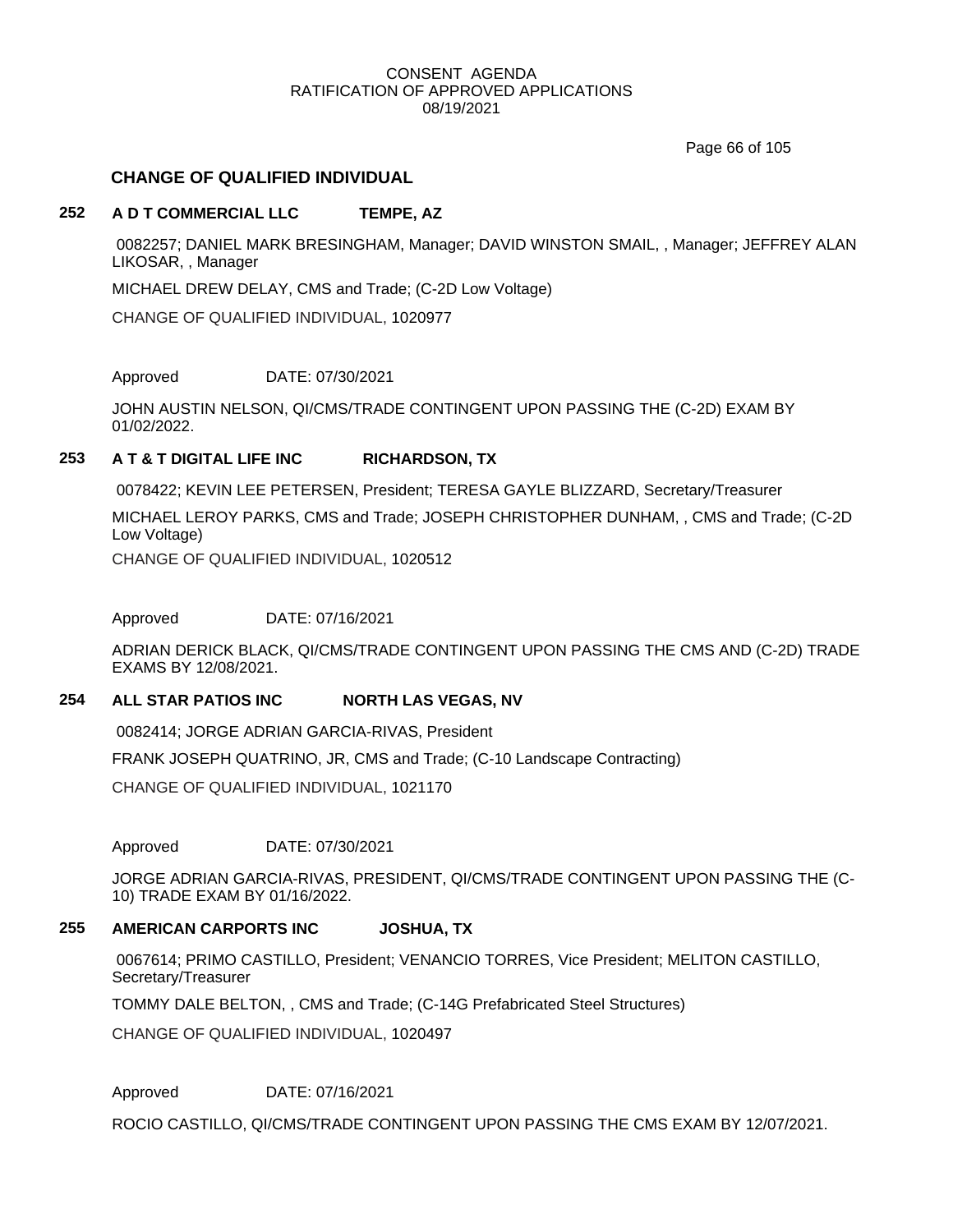CONSENT AGENDA
RATIFICATION OF APPROVED APPLICATIONS
08/19/2021

## CHANGE OF QUALIFIED INDIVIDUAL

### 252 A D T COMMERCIAL LLC TEMPE, AZ

0082257; DANIEL MARK BRESINGHAM, Manager; DAVID WINSTON SMAIL, , Manager; JEFFREY ALAN LIKOSAR, , Manager

MICHAEL DREW DELAY, CMS and Trade; (C-2D Low Voltage)

CHANGE OF QUALIFIED INDIVIDUAL, 1020977

Approved DATE: 07/30/2021

JOHN AUSTIN NELSON, QI/CMS/TRADE CONTINGENT UPON PASSING THE (C-2D) EXAM BY 01/02/2022.

### 253 A T & T DIGITAL LIFE INC RICHARDSON, TX

0078422; KEVIN LEE PETERSEN, President; TERESA GAYLE BLIZZARD, Secretary/Treasurer

MICHAEL LEROY PARKS, CMS and Trade; JOSEPH CHRISTOPHER DUNHAM, , CMS and Trade; (C-2D Low Voltage)

CHANGE OF QUALIFIED INDIVIDUAL, 1020512

Approved DATE: 07/16/2021

ADRIAN DERICK BLACK, QI/CMS/TRADE CONTINGENT UPON PASSING THE CMS AND (C-2D) TRADE EXAMS BY 12/08/2021.

### 254 ALL STAR PATIOS INC NORTH LAS VEGAS, NV

0082414; JORGE ADRIAN GARCIA-RIVAS, President

FRANK JOSEPH QUATRINO, JR, CMS and Trade; (C-10 Landscape Contracting)

CHANGE OF QUALIFIED INDIVIDUAL, 1021170

Approved DATE: 07/30/2021

JORGE ADRIAN GARCIA-RIVAS, PRESIDENT, QI/CMS/TRADE CONTINGENT UPON PASSING THE (C-10) TRADE EXAM BY 01/16/2022.

### 255 AMERICAN CARPORTS INC JOSHUA, TX

0067614; PRIMO CASTILLO, President; VENANCIO TORRES, Vice President; MELITON CASTILLO, Secretary/Treasurer

TOMMY DALE BELTON, , CMS and Trade; (C-14G Prefabricated Steel Structures)

CHANGE OF QUALIFIED INDIVIDUAL, 1020497

Approved DATE: 07/16/2021

ROCIO CASTILLO, QI/CMS/TRADE CONTINGENT UPON PASSING THE CMS EXAM BY 12/07/2021.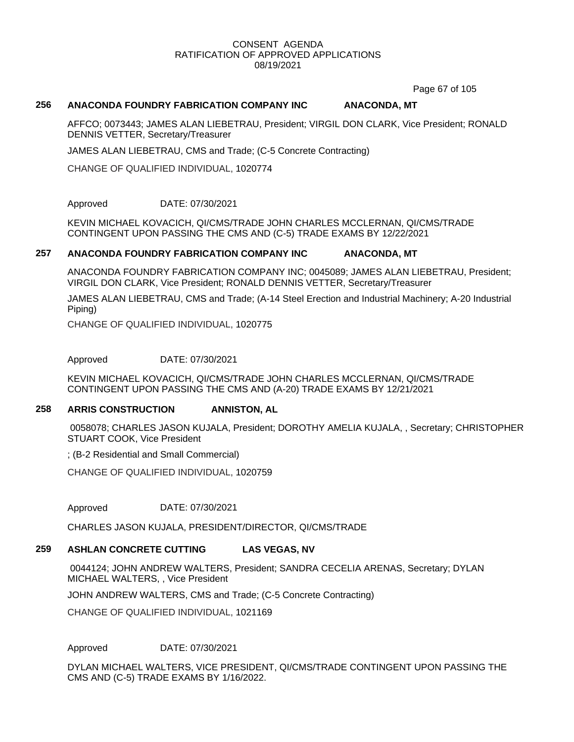CONSENT AGENDA
RATIFICATION OF APPROVED APPLICATIONS
08/19/2021

### 256 ANACONDA FOUNDRY FABRICATION COMPANY INC ANACONDA, MT

AFFCO; 0073443; JAMES ALAN LIEBETRAU, President; VIRGIL DON CLARK, Vice President; RONALD DENNIS VETTER, Secretary/Treasurer

JAMES ALAN LIEBETRAU, CMS and Trade; (C-5 Concrete Contracting)

CHANGE OF QUALIFIED INDIVIDUAL, 1020774

Approved DATE: 07/30/2021

KEVIN MICHAEL KOVACICH, QI/CMS/TRADE JOHN CHARLES MCCLERNAN, QI/CMS/TRADE CONTINGENT UPON PASSING THE CMS AND (C-5) TRADE EXAMS BY 12/22/2021

### 257 ANACONDA FOUNDRY FABRICATION COMPANY INC ANACONDA, MT

ANACONDA FOUNDRY FABRICATION COMPANY INC; 0045089; JAMES ALAN LIEBETRAU, President; VIRGIL DON CLARK, Vice President; RONALD DENNIS VETTER, Secretary/Treasurer

JAMES ALAN LIEBETRAU, CMS and Trade; (A-14 Steel Erection and Industrial Machinery; A-20 Industrial Piping)

CHANGE OF QUALIFIED INDIVIDUAL, 1020775

Approved DATE: 07/30/2021

KEVIN MICHAEL KOVACICH, QI/CMS/TRADE JOHN CHARLES MCCLERNAN, QI/CMS/TRADE CONTINGENT UPON PASSING THE CMS AND (A-20) TRADE EXAMS BY 12/21/2021

### 258 ARRIS CONSTRUCTION ANNISTON, AL

0058078; CHARLES JASON KUJALA, President; DOROTHY AMELIA KUJALA, , Secretary; CHRISTOPHER STUART COOK, Vice President

; (B-2 Residential and Small Commercial)

CHANGE OF QUALIFIED INDIVIDUAL, 1020759

Approved DATE: 07/30/2021

CHARLES JASON KUJALA, PRESIDENT/DIRECTOR, QI/CMS/TRADE

### 259 ASHLAN CONCRETE CUTTING LAS VEGAS, NV

0044124; JOHN ANDREW WALTERS, President; SANDRA CECELIA ARENAS, Secretary; DYLAN MICHAEL WALTERS, , Vice President

JOHN ANDREW WALTERS, CMS and Trade; (C-5 Concrete Contracting)

CHANGE OF QUALIFIED INDIVIDUAL, 1021169

Approved DATE: 07/30/2021

DYLAN MICHAEL WALTERS, VICE PRESIDENT, QI/CMS/TRADE CONTINGENT UPON PASSING THE CMS AND (C-5) TRADE EXAMS BY 1/16/2022.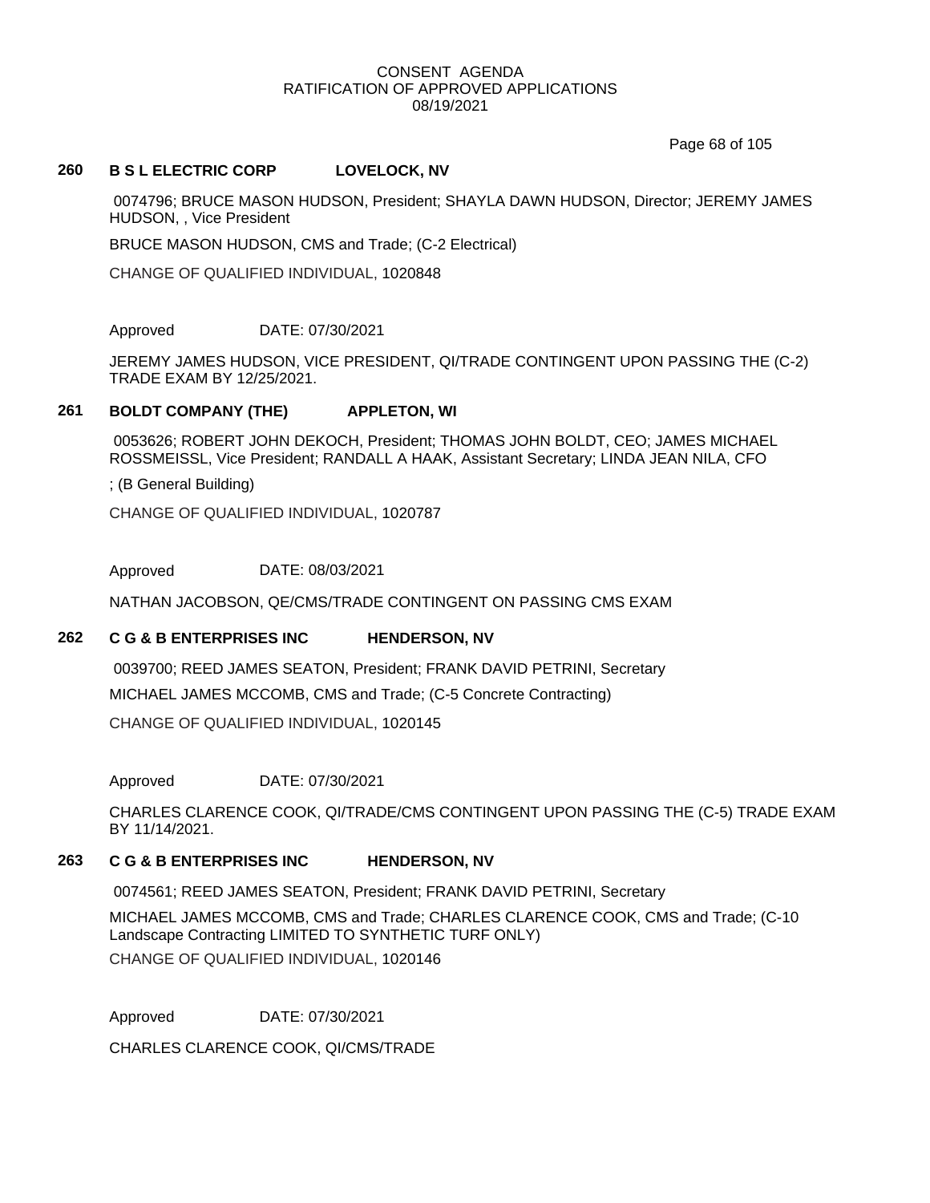CONSENT AGENDA
RATIFICATION OF APPROVED APPLICATIONS
08/19/2021

### 260 B S L ELECTRIC CORP LOVELOCK, NV

0074796; BRUCE MASON HUDSON, President; SHAYLA DAWN HUDSON, Director; JEREMY JAMES HUDSON, , Vice President

BRUCE MASON HUDSON, CMS and Trade; (C-2 Electrical)

CHANGE OF QUALIFIED INDIVIDUAL, 1020848

Approved DATE: 07/30/2021

JEREMY JAMES HUDSON, VICE PRESIDENT, QI/TRADE CONTINGENT UPON PASSING THE (C-2) TRADE EXAM BY 12/25/2021.

### 261 BOLDT COMPANY (THE) APPLETON, WI

0053626; ROBERT JOHN DEKOCH, President; THOMAS JOHN BOLDT, CEO; JAMES MICHAEL ROSSMEISSL, Vice President; RANDALL A HAAK, Assistant Secretary; LINDA JEAN NILA, CFO

; (B General Building)

CHANGE OF QUALIFIED INDIVIDUAL, 1020787

Approved DATE: 08/03/2021

NATHAN JACOBSON, QE/CMS/TRADE CONTINGENT ON PASSING CMS EXAM

### 262 C G & B ENTERPRISES INC HENDERSON, NV

0039700; REED JAMES SEATON, President; FRANK DAVID PETRINI, Secretary

MICHAEL JAMES MCCOMB, CMS and Trade; (C-5 Concrete Contracting)

CHANGE OF QUALIFIED INDIVIDUAL, 1020145

Approved DATE: 07/30/2021

CHARLES CLARENCE COOK, QI/TRADE/CMS CONTINGENT UPON PASSING THE (C-5) TRADE EXAM BY 11/14/2021.

### 263 C G & B ENTERPRISES INC HENDERSON, NV

0074561; REED JAMES SEATON, President; FRANK DAVID PETRINI, Secretary

MICHAEL JAMES MCCOMB, CMS and Trade; CHARLES CLARENCE COOK, CMS and Trade; (C-10 Landscape Contracting LIMITED TO SYNTHETIC TURF ONLY)

CHANGE OF QUALIFIED INDIVIDUAL, 1020146

Approved DATE: 07/30/2021

CHARLES CLARENCE COOK, QI/CMS/TRADE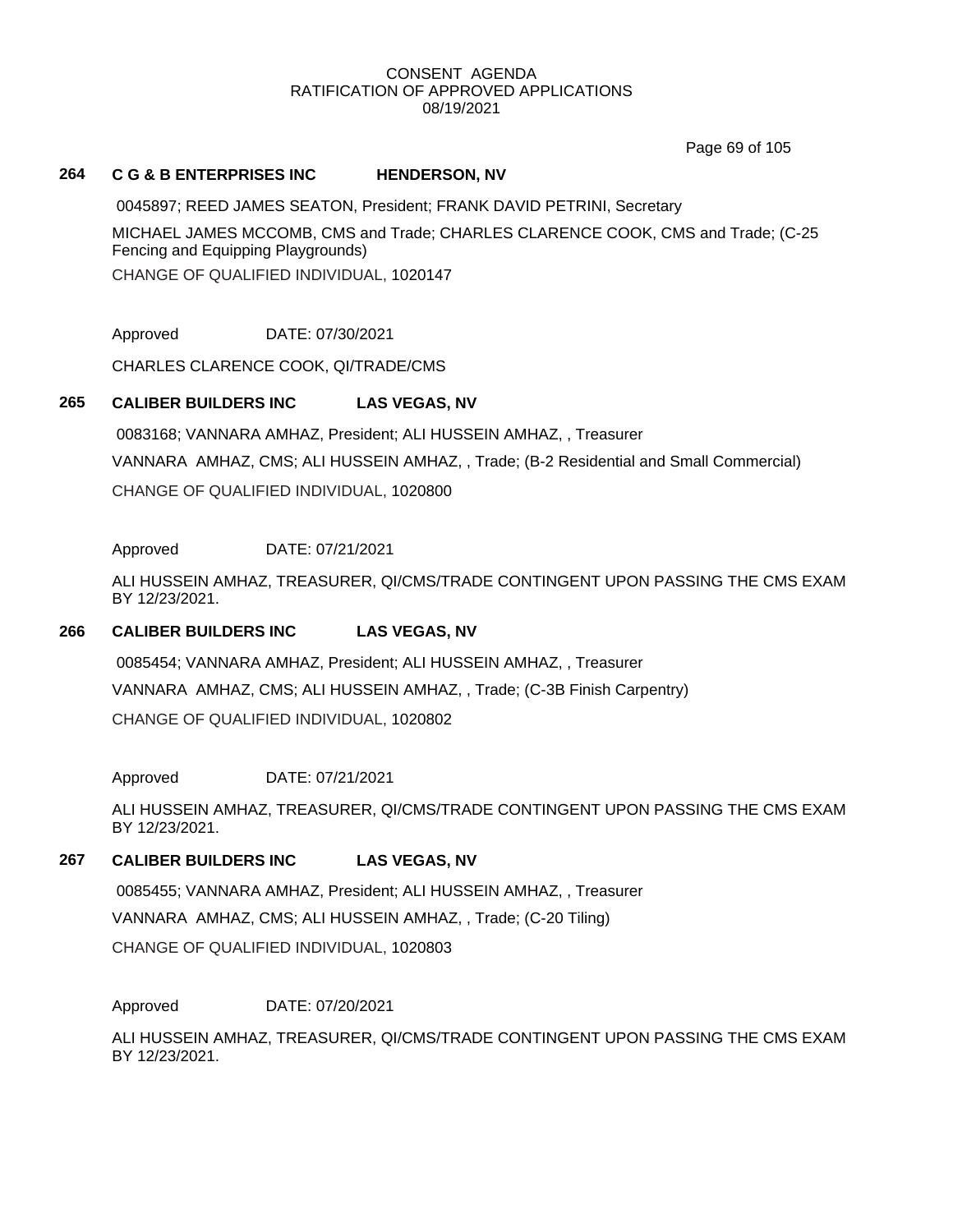CONSENT AGENDA
RATIFICATION OF APPROVED APPLICATIONS
08/19/2021

**264 C G & B ENTERPRISES INC HENDERSON, NV**

0045897; REED JAMES SEATON, President; FRANK DAVID PETRINI, Secretary

MICHAEL JAMES MCCOMB, CMS and Trade; CHARLES CLARENCE COOK, CMS and Trade; (C-25 Fencing and Equipping Playgrounds)

CHANGE OF QUALIFIED INDIVIDUAL, 1020147

Approved DATE: 07/30/2021

CHARLES CLARENCE COOK, QI/TRADE/CMS

**265 CALIBER BUILDERS INC LAS VEGAS, NV**

0083168; VANNARA AMHAZ, President; ALI HUSSEIN AMHAZ, , Treasurer

VANNARA AMHAZ, CMS; ALI HUSSEIN AMHAZ, , Trade; (B-2 Residential and Small Commercial)

CHANGE OF QUALIFIED INDIVIDUAL, 1020800

Approved DATE: 07/21/2021

ALI HUSSEIN AMHAZ, TREASURER, QI/CMS/TRADE CONTINGENT UPON PASSING THE CMS EXAM BY 12/23/2021.

**266 CALIBER BUILDERS INC LAS VEGAS, NV**

0085454; VANNARA AMHAZ, President; ALI HUSSEIN AMHAZ, , Treasurer

VANNARA AMHAZ, CMS; ALI HUSSEIN AMHAZ, , Trade; (C-3B Finish Carpentry)

CHANGE OF QUALIFIED INDIVIDUAL, 1020802

Approved DATE: 07/21/2021

ALI HUSSEIN AMHAZ, TREASURER, QI/CMS/TRADE CONTINGENT UPON PASSING THE CMS EXAM BY 12/23/2021.

**267 CALIBER BUILDERS INC LAS VEGAS, NV**

0085455; VANNARA AMHAZ, President; ALI HUSSEIN AMHAZ, , Treasurer

VANNARA AMHAZ, CMS; ALI HUSSEIN AMHAZ, , Trade; (C-20 Tiling)

CHANGE OF QUALIFIED INDIVIDUAL, 1020803

Approved DATE: 07/20/2021

ALI HUSSEIN AMHAZ, TREASURER, QI/CMS/TRADE CONTINGENT UPON PASSING THE CMS EXAM BY 12/23/2021.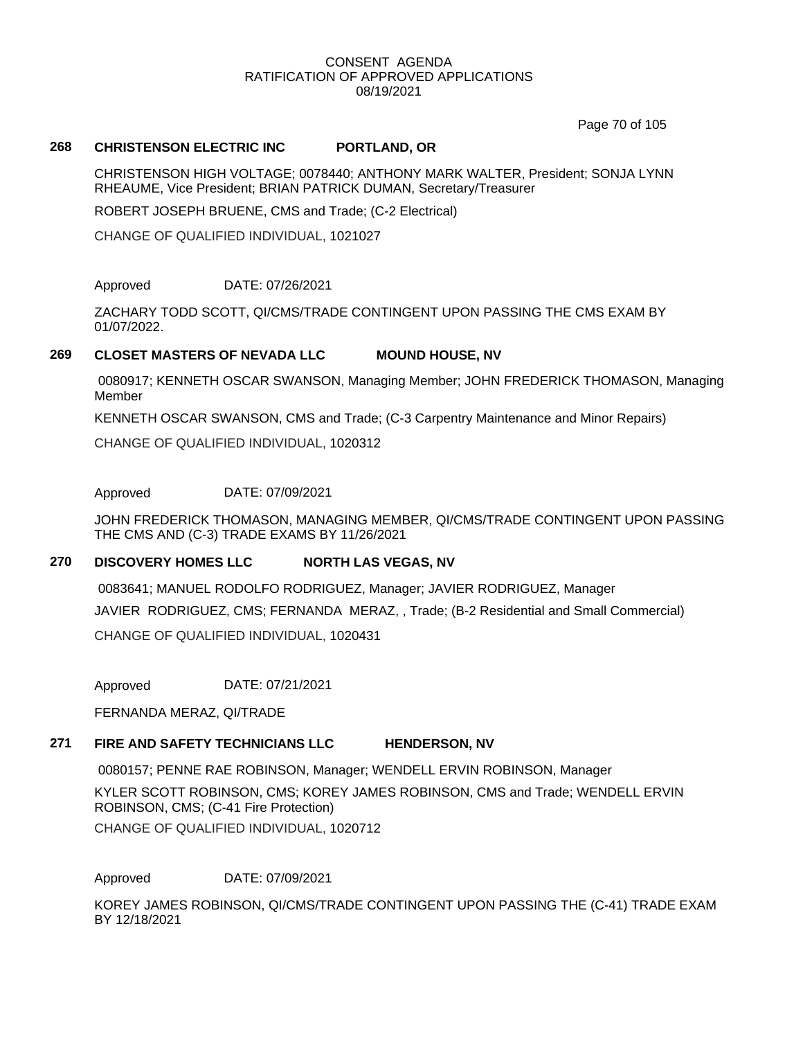CONSENT AGENDA
RATIFICATION OF APPROVED APPLICATIONS
08/19/2021

**268 CHRISTENSON ELECTRIC INC PORTLAND, OR**

CHRISTENSON HIGH VOLTAGE; 0078440; ANTHONY MARK WALTER, President; SONJA LYNN RHEAUME, Vice President; BRIAN PATRICK DUMAN, Secretary/Treasurer

ROBERT JOSEPH BRUENE, CMS and Trade; (C-2 Electrical)

CHANGE OF QUALIFIED INDIVIDUAL, 1021027

Approved DATE: 07/26/2021

ZACHARY TODD SCOTT, QI/CMS/TRADE CONTINGENT UPON PASSING THE CMS EXAM BY 01/07/2022.

**269 CLOSET MASTERS OF NEVADA LLC MOUND HOUSE, NV**

0080917; KENNETH OSCAR SWANSON, Managing Member; JOHN FREDERICK THOMASON, Managing Member

KENNETH OSCAR SWANSON, CMS and Trade; (C-3 Carpentry Maintenance and Minor Repairs)

CHANGE OF QUALIFIED INDIVIDUAL, 1020312

Approved DATE: 07/09/2021

JOHN FREDERICK THOMASON, MANAGING MEMBER, QI/CMS/TRADE CONTINGENT UPON PASSING THE CMS AND (C-3) TRADE EXAMS BY 11/26/2021

**270 DISCOVERY HOMES LLC NORTH LAS VEGAS, NV**

0083641; MANUEL RODOLFO RODRIGUEZ, Manager; JAVIER RODRIGUEZ, Manager

JAVIER RODRIGUEZ, CMS; FERNANDA MERAZ, , Trade; (B-2 Residential and Small Commercial)

CHANGE OF QUALIFIED INDIVIDUAL, 1020431

Approved DATE: 07/21/2021

FERNANDA MERAZ, QI/TRADE

**271 FIRE AND SAFETY TECHNICIANS LLC HENDERSON, NV**

0080157; PENNE RAE ROBINSON, Manager; WENDELL ERVIN ROBINSON, Manager

KYLER SCOTT ROBINSON, CMS; KOREY JAMES ROBINSON, CMS and Trade; WENDELL ERVIN ROBINSON, CMS; (C-41 Fire Protection)

CHANGE OF QUALIFIED INDIVIDUAL, 1020712

Approved DATE: 07/09/2021

KOREY JAMES ROBINSON, QI/CMS/TRADE CONTINGENT UPON PASSING THE (C-41) TRADE EXAM BY 12/18/2021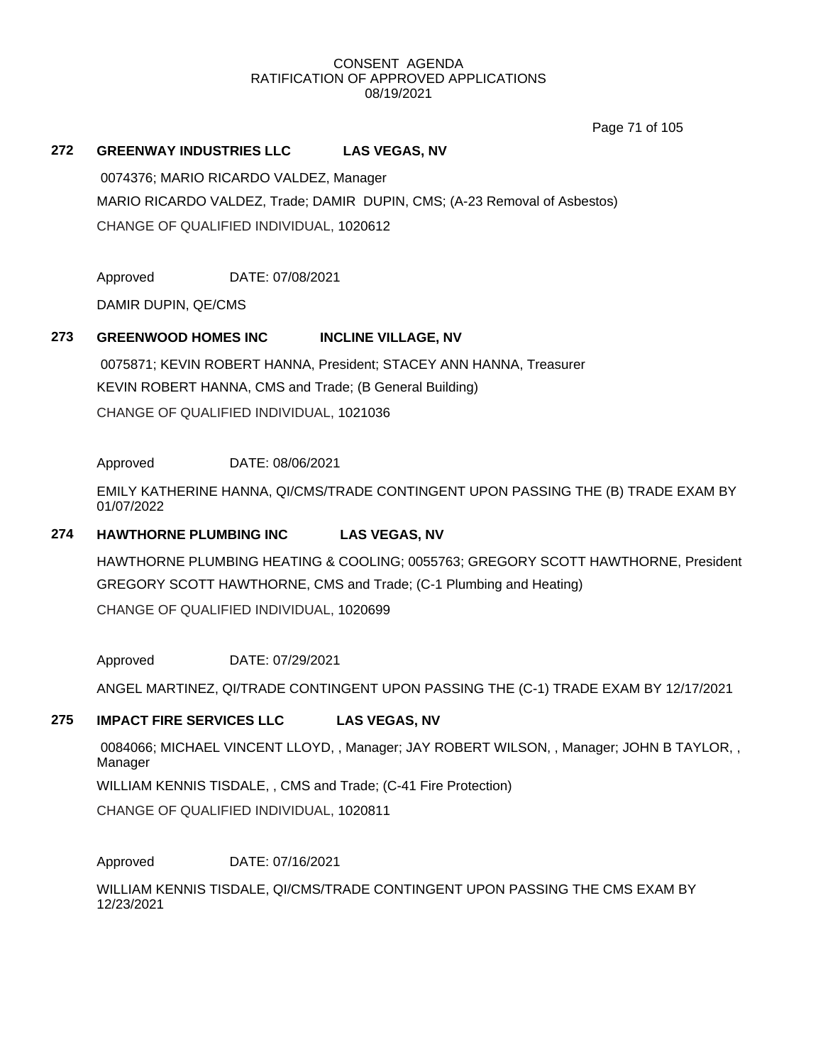CONSENT AGENDA
RATIFICATION OF APPROVED APPLICATIONS
08/19/2021

**272 GREENWAY INDUSTRIES LLC LAS VEGAS, NV**

0074376; MARIO RICARDO VALDEZ, Manager

MARIO RICARDO VALDEZ, Trade; DAMIR DUPIN, CMS; (A-23 Removal of Asbestos)

CHANGE OF QUALIFIED INDIVIDUAL, 1020612

Approved DATE: 07/08/2021

DAMIR DUPIN, QE/CMS

**273 GREENWOOD HOMES INC INCLINE VILLAGE, NV**

0075871; KEVIN ROBERT HANNA, President; STACEY ANN HANNA, Treasurer

KEVIN ROBERT HANNA, CMS and Trade; (B General Building)

CHANGE OF QUALIFIED INDIVIDUAL, 1021036

Approved DATE: 08/06/2021

EMILY KATHERINE HANNA, QI/CMS/TRADE CONTINGENT UPON PASSING THE (B) TRADE EXAM BY 01/07/2022

**274 HAWTHORNE PLUMBING INC LAS VEGAS, NV**

HAWTHORNE PLUMBING HEATING & COOLING; 0055763; GREGORY SCOTT HAWTHORNE, President

GREGORY SCOTT HAWTHORNE, CMS and Trade; (C-1 Plumbing and Heating)

CHANGE OF QUALIFIED INDIVIDUAL, 1020699

Approved DATE: 07/29/2021

ANGEL MARTINEZ, QI/TRADE CONTINGENT UPON PASSING THE (C-1) TRADE EXAM BY 12/17/2021

**275 IMPACT FIRE SERVICES LLC LAS VEGAS, NV**

0084066; MICHAEL VINCENT LLOYD, , Manager; JAY ROBERT WILSON, , Manager; JOHN B TAYLOR, , Manager

WILLIAM KENNIS TISDALE, , CMS and Trade; (C-41 Fire Protection)

CHANGE OF QUALIFIED INDIVIDUAL, 1020811

Approved DATE: 07/16/2021

WILLIAM KENNIS TISDALE, QI/CMS/TRADE CONTINGENT UPON PASSING THE CMS EXAM BY 12/23/2021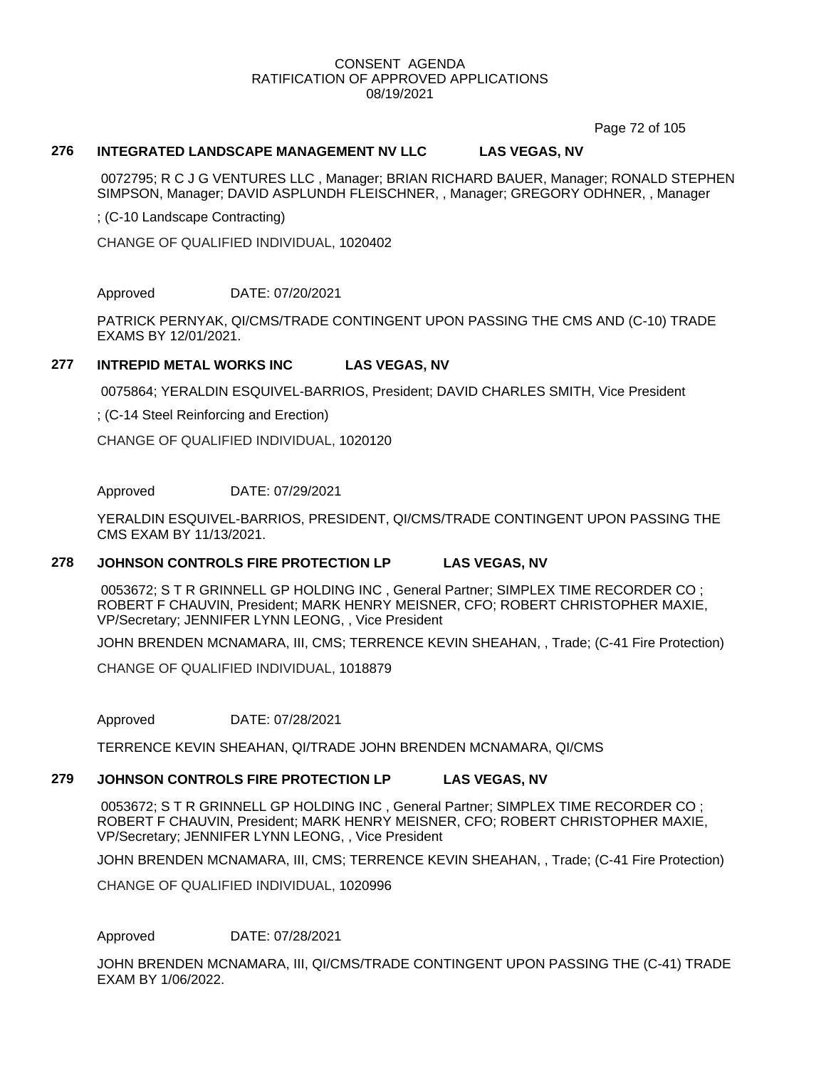## 276 INTEGRATED LANDSCAPE MANAGEMENT NV LLC LAS VEGAS, NV

0072795; R C J G VENTURES LLC , Manager; BRIAN RICHARD BAUER, Manager; RONALD STEPHEN SIMPSON, Manager; DAVID ASPLUNDH FLEISCHNER, , Manager; GREGORY ODHNER, , Manager

; (C-10 Landscape Contracting)

CHANGE OF QUALIFIED INDIVIDUAL, 1020402

Approved DATE: 07/20/2021

PATRICK PERNYAK, QI/CMS/TRADE CONTINGENT UPON PASSING THE CMS AND (C-10) TRADE EXAMS BY 12/01/2021.

## 277 INTREPID METAL WORKS INC LAS VEGAS, NV

0075864; YERALDIN ESQUIVEL-BARRIOS, President; DAVID CHARLES SMITH, Vice President

; (C-14 Steel Reinforcing and Erection)

CHANGE OF QUALIFIED INDIVIDUAL, 1020120

Approved DATE: 07/29/2021

YERALDIN ESQUIVEL-BARRIOS, PRESIDENT, QI/CMS/TRADE CONTINGENT UPON PASSING THE CMS EXAM BY 11/13/2021.

## 278 JOHNSON CONTROLS FIRE PROTECTION LP LAS VEGAS, NV

0053672; S T R GRINNELL GP HOLDING INC , General Partner; SIMPLEX TIME RECORDER CO ; ROBERT F CHAUVIN, President; MARK HENRY MEISNER, CFO; ROBERT CHRISTOPHER MAXIE, VP/Secretary; JENNIFER LYNN LEONG, , Vice President

JOHN BRENDEN MCNAMARA, III, CMS; TERRENCE KEVIN SHEAHAN, , Trade; (C-41 Fire Protection)

CHANGE OF QUALIFIED INDIVIDUAL, 1018879

Approved DATE: 07/28/2021

TERRENCE KEVIN SHEAHAN, QI/TRADE JOHN BRENDEN MCNAMARA, QI/CMS

## 279 JOHNSON CONTROLS FIRE PROTECTION LP LAS VEGAS, NV

0053672; S T R GRINNELL GP HOLDING INC , General Partner; SIMPLEX TIME RECORDER CO ; ROBERT F CHAUVIN, President; MARK HENRY MEISNER, CFO; ROBERT CHRISTOPHER MAXIE, VP/Secretary; JENNIFER LYNN LEONG, , Vice President

JOHN BRENDEN MCNAMARA, III, CMS; TERRENCE KEVIN SHEAHAN, , Trade; (C-41 Fire Protection)

CHANGE OF QUALIFIED INDIVIDUAL, 1020996

Approved DATE: 07/28/2021

JOHN BRENDEN MCNAMARA, III, QI/CMS/TRADE CONTINGENT UPON PASSING THE (C-41) TRADE EXAM BY 1/06/2022.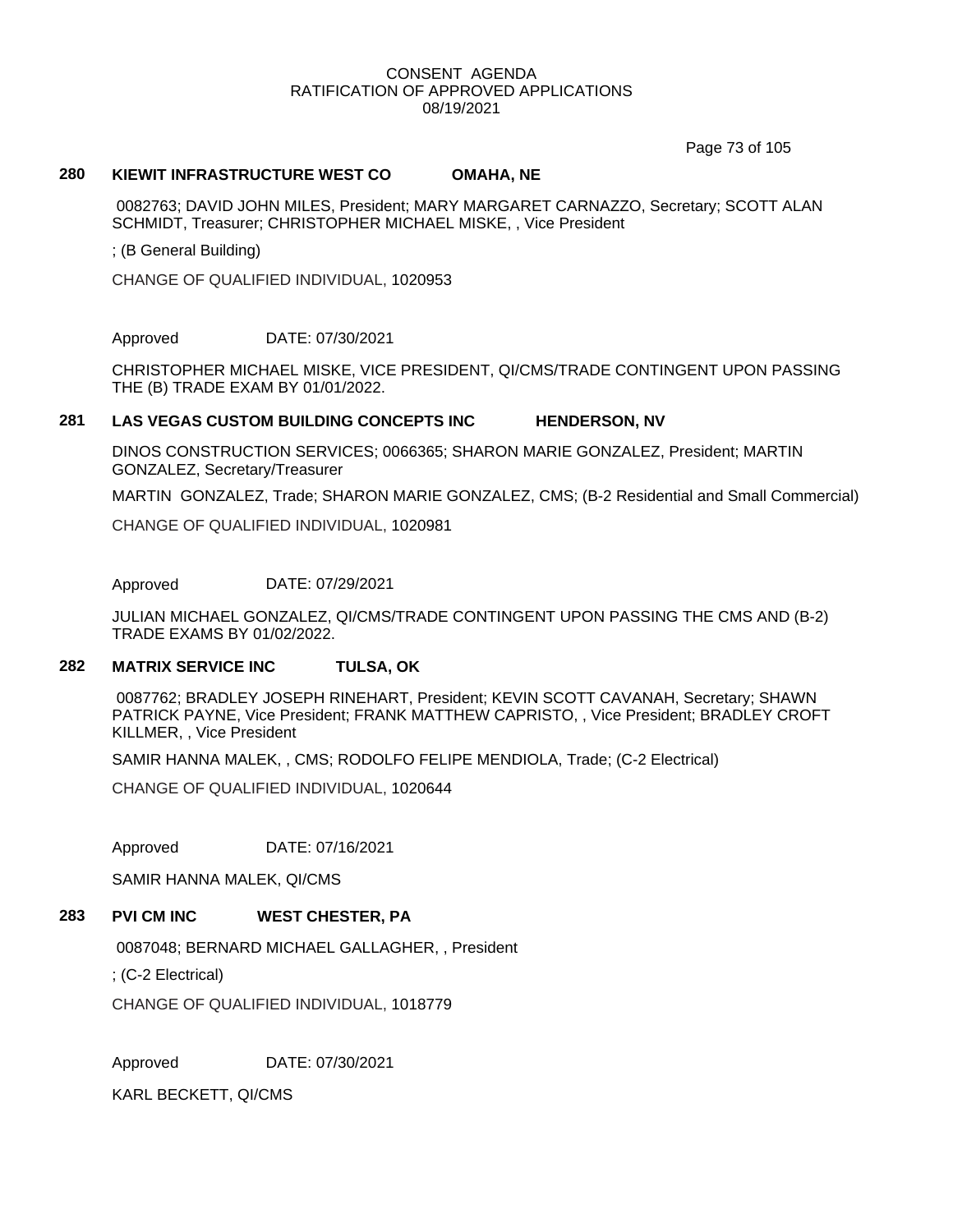CONSENT AGENDA
RATIFICATION OF APPROVED APPLICATIONS
08/19/2021

**280 KIEWIT INFRASTRUCTURE WEST CO OMAHA, NE**

0082763; DAVID JOHN MILES, President; MARY MARGARET CARNAZZO, Secretary; SCOTT ALAN SCHMIDT, Treasurer; CHRISTOPHER MICHAEL MISKE, , Vice President

; (B General Building)

CHANGE OF QUALIFIED INDIVIDUAL, 1020953

Approved DATE: 07/30/2021

CHRISTOPHER MICHAEL MISKE, VICE PRESIDENT, QI/CMS/TRADE CONTINGENT UPON PASSING THE (B) TRADE EXAM BY 01/01/2022.

**281 LAS VEGAS CUSTOM BUILDING CONCEPTS INC HENDERSON, NV**

DINOS CONSTRUCTION SERVICES; 0066365; SHARON MARIE GONZALEZ, President; MARTIN GONZALEZ, Secretary/Treasurer

MARTIN GONZALEZ, Trade; SHARON MARIE GONZALEZ, CMS; (B-2 Residential and Small Commercial)

CHANGE OF QUALIFIED INDIVIDUAL, 1020981

Approved DATE: 07/29/2021

JULIAN MICHAEL GONZALEZ, QI/CMS/TRADE CONTINGENT UPON PASSING THE CMS AND (B-2) TRADE EXAMS BY 01/02/2022.

**282 MATRIX SERVICE INC TULSA, OK**

0087762; BRADLEY JOSEPH RINEHART, President; KEVIN SCOTT CAVANAH, Secretary; SHAWN PATRICK PAYNE, Vice President; FRANK MATTHEW CAPRISTO, , Vice President; BRADLEY CROFT KILLMER, , Vice President

SAMIR HANNA MALEK, , CMS; RODOLFO FELIPE MENDIOLA, Trade; (C-2 Electrical)

CHANGE OF QUALIFIED INDIVIDUAL, 1020644

Approved DATE: 07/16/2021

SAMIR HANNA MALEK, QI/CMS

**283 PVI CM INC WEST CHESTER, PA**

0087048; BERNARD MICHAEL GALLAGHER, , President

; (C-2 Electrical)

CHANGE OF QUALIFIED INDIVIDUAL, 1018779

Approved DATE: 07/30/2021

KARL BECKETT, QI/CMS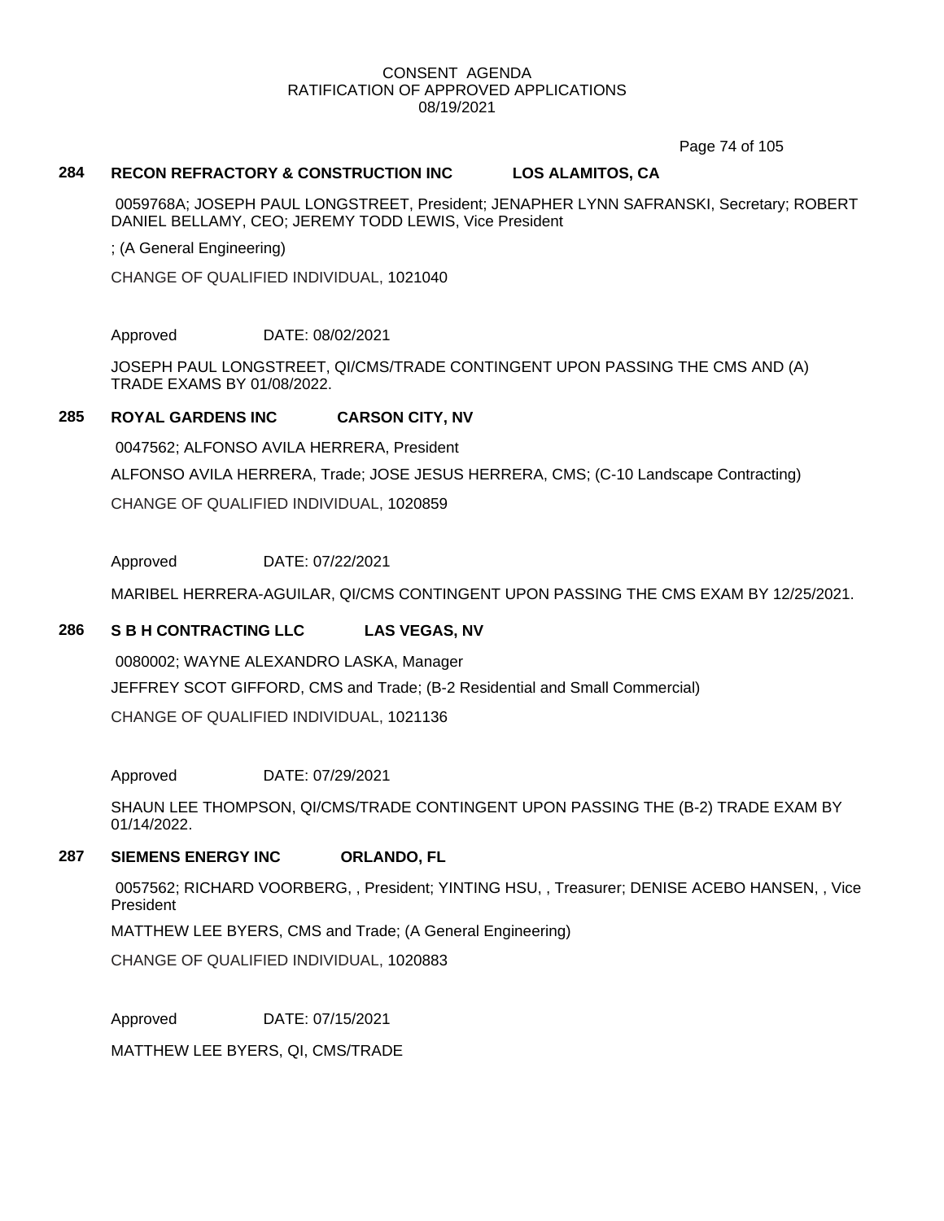CONSENT AGENDA
RATIFICATION OF APPROVED APPLICATIONS
08/19/2021

**284 RECON REFRACTORY & CONSTRUCTION INC LOS ALAMITOS, CA**

0059768A; JOSEPH PAUL LONGSTREET, President; JENAPHER LYNN SAFRANSKI, Secretary; ROBERT DANIEL BELLAMY, CEO; JEREMY TODD LEWIS, Vice President

; (A General Engineering)

CHANGE OF QUALIFIED INDIVIDUAL, 1021040

Approved DATE: 08/02/2021

JOSEPH PAUL LONGSTREET, QI/CMS/TRADE CONTINGENT UPON PASSING THE CMS AND (A) TRADE EXAMS BY 01/08/2022.

**285 ROYAL GARDENS INC CARSON CITY, NV**

0047562; ALFONSO AVILA HERRERA, President

ALFONSO AVILA HERRERA, Trade; JOSE JESUS HERRERA, CMS; (C-10 Landscape Contracting)

CHANGE OF QUALIFIED INDIVIDUAL, 1020859

Approved DATE: 07/22/2021

MARIBEL HERRERA-AGUILAR, QI/CMS CONTINGENT UPON PASSING THE CMS EXAM BY 12/25/2021.

**286 S B H CONTRACTING LLC LAS VEGAS, NV**

0080002; WAYNE ALEXANDRO LASKA, Manager

JEFFREY SCOT GIFFORD, CMS and Trade; (B-2 Residential and Small Commercial)

CHANGE OF QUALIFIED INDIVIDUAL, 1021136

Approved DATE: 07/29/2021

SHAUN LEE THOMPSON, QI/CMS/TRADE CONTINGENT UPON PASSING THE (B-2) TRADE EXAM BY 01/14/2022.

**287 SIEMENS ENERGY INC ORLANDO, FL**

0057562; RICHARD VOORBERG, , President; YINTING HSU, , Treasurer; DENISE ACEBO HANSEN, , Vice President

MATTHEW LEE BYERS, CMS and Trade; (A General Engineering)

CHANGE OF QUALIFIED INDIVIDUAL, 1020883

Approved DATE: 07/15/2021

MATTHEW LEE BYERS, QI, CMS/TRADE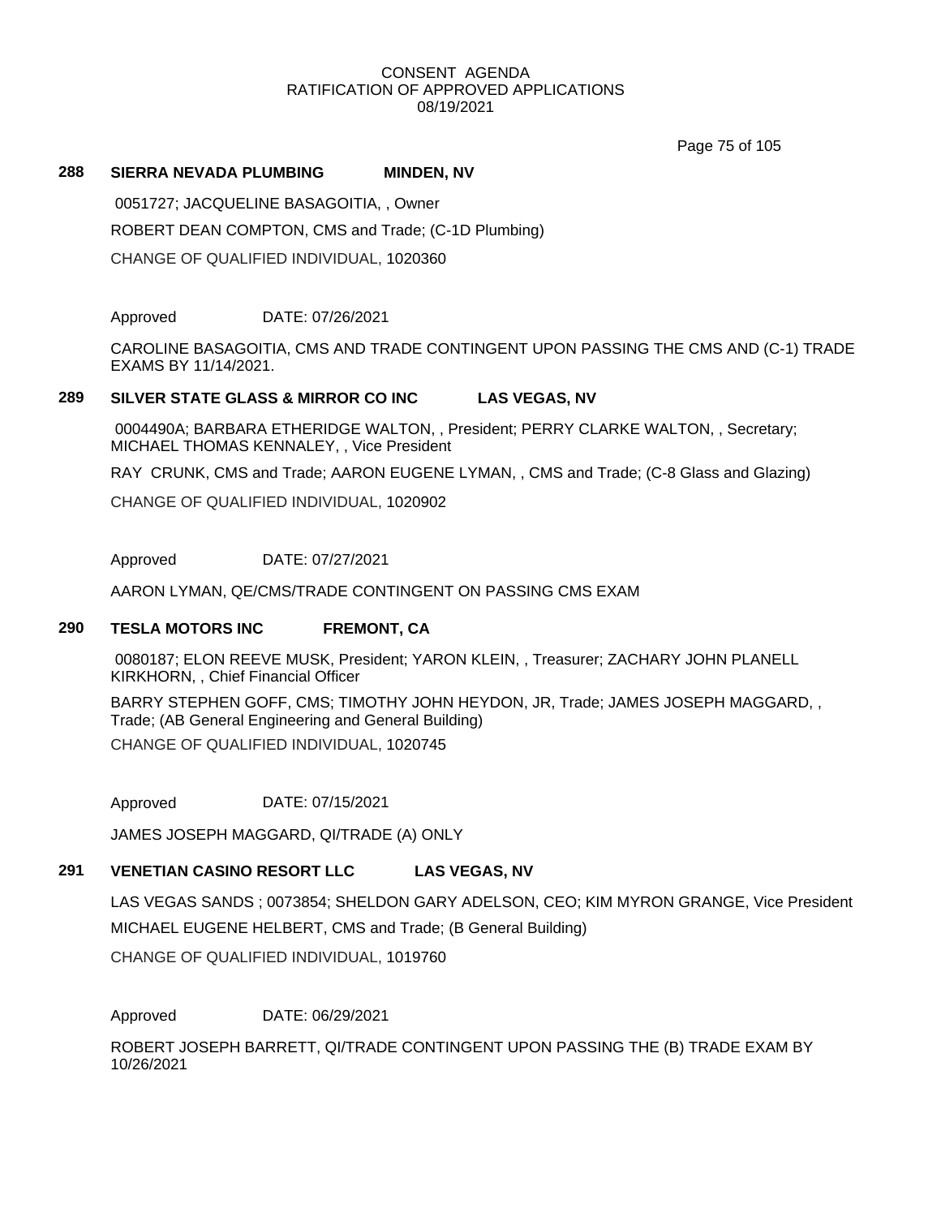CONSENT AGENDA
RATIFICATION OF APPROVED APPLICATIONS
08/19/2021

**288 SIERRA NEVADA PLUMBING MINDEN, NV**

0051727; JACQUELINE BASAGOITIA, , Owner

ROBERT DEAN COMPTON, CMS and Trade; (C-1D Plumbing)

CHANGE OF QUALIFIED INDIVIDUAL, 1020360

Approved DATE: 07/26/2021

CAROLINE BASAGOITIA, CMS AND TRADE CONTINGENT UPON PASSING THE CMS AND (C-1) TRADE EXAMS BY 11/14/2021.

**289 SILVER STATE GLASS & MIRROR CO INC LAS VEGAS, NV**

0004490A; BARBARA ETHERIDGE WALTON, , President; PERRY CLARKE WALTON, , Secretary; MICHAEL THOMAS KENNALEY, , Vice President

RAY CRUNK, CMS and Trade; AARON EUGENE LYMAN, , CMS and Trade; (C-8 Glass and Glazing)

CHANGE OF QUALIFIED INDIVIDUAL, 1020902

Approved DATE: 07/27/2021

AARON LYMAN, QE/CMS/TRADE CONTINGENT ON PASSING CMS EXAM

**290 TESLA MOTORS INC FREMONT, CA**

0080187; ELON REEVE MUSK, President; YARON KLEIN, , Treasurer; ZACHARY JOHN PLANELL KIRKHORN, , Chief Financial Officer

BARRY STEPHEN GOFF, CMS; TIMOTHY JOHN HEYDON, JR, Trade; JAMES JOSEPH MAGGARD, , Trade; (AB General Engineering and General Building)

CHANGE OF QUALIFIED INDIVIDUAL, 1020745

Approved DATE: 07/15/2021

JAMES JOSEPH MAGGARD, QI/TRADE (A) ONLY

**291 VENETIAN CASINO RESORT LLC LAS VEGAS, NV**

LAS VEGAS SANDS ; 0073854; SHELDON GARY ADELSON, CEO; KIM MYRON GRANGE, Vice President

MICHAEL EUGENE HELBERT, CMS and Trade; (B General Building)

CHANGE OF QUALIFIED INDIVIDUAL, 1019760

Approved DATE: 06/29/2021

ROBERT JOSEPH BARRETT, QI/TRADE CONTINGENT UPON PASSING THE (B) TRADE EXAM BY 10/26/2021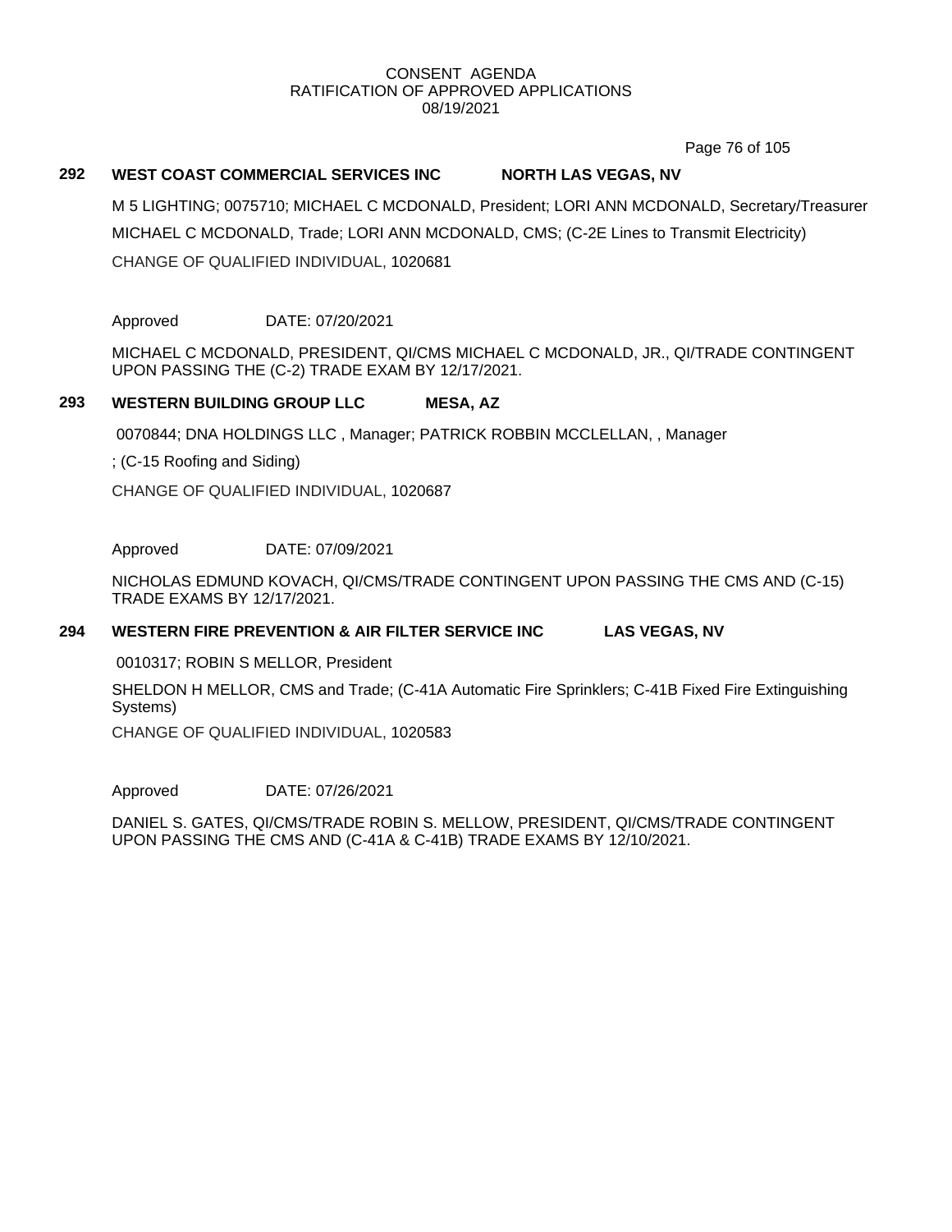CONSENT AGENDA
RATIFICATION OF APPROVED APPLICATIONS
08/19/2021

**292 WEST COAST COMMERCIAL SERVICES INC NORTH LAS VEGAS, NV**

M 5 LIGHTING; 0075710; MICHAEL C MCDONALD, President; LORI ANN MCDONALD, Secretary/Treasurer

MICHAEL C MCDONALD, Trade; LORI ANN MCDONALD, CMS; (C-2E Lines to Transmit Electricity)

CHANGE OF QUALIFIED INDIVIDUAL, 1020681

Approved DATE: 07/20/2021

MICHAEL C MCDONALD, PRESIDENT, QI/CMS MICHAEL C MCDONALD, JR., QI/TRADE CONTINGENT UPON PASSING THE (C-2) TRADE EXAM BY 12/17/2021.

**293 WESTERN BUILDING GROUP LLC MESA, AZ**

0070844; DNA HOLDINGS LLC , Manager; PATRICK ROBBIN MCCLELLAN, , Manager

; (C-15 Roofing and Siding)

CHANGE OF QUALIFIED INDIVIDUAL, 1020687

Approved DATE: 07/09/2021

NICHOLAS EDMUND KOVACH, QI/CMS/TRADE CONTINGENT UPON PASSING THE CMS AND (C-15) TRADE EXAMS BY 12/17/2021.

**294 WESTERN FIRE PREVENTION & AIR FILTER SERVICE INC LAS VEGAS, NV**

0010317; ROBIN S MELLOR, President

SHELDON H MELLOR, CMS and Trade; (C-41A Automatic Fire Sprinklers; C-41B Fixed Fire Extinguishing Systems)

CHANGE OF QUALIFIED INDIVIDUAL, 1020583

Approved DATE: 07/26/2021

DANIEL S. GATES, QI/CMS/TRADE ROBIN S. MELLOW, PRESIDENT, QI/CMS/TRADE CONTINGENT UPON PASSING THE CMS AND (C-41A & C-41B) TRADE EXAMS BY 12/10/2021.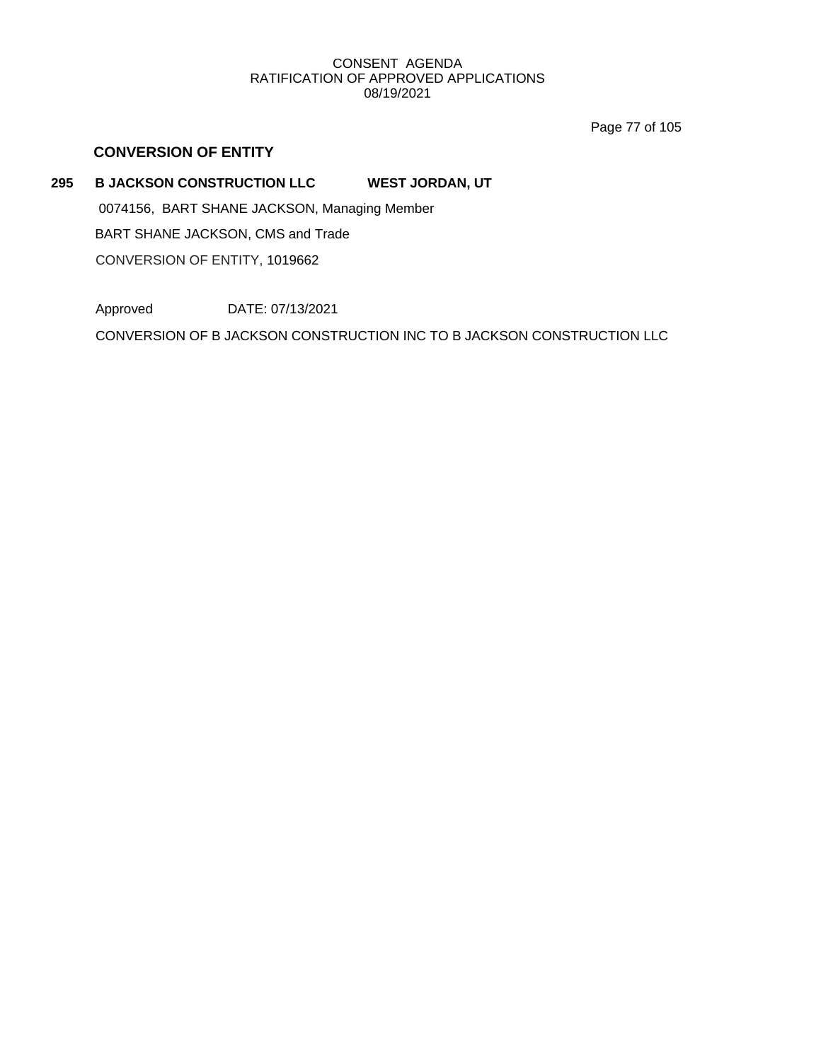## CONVERSION OF ENTITY

**295 B JACKSON CONSTRUCTION LLC WEST JORDAN, UT**

0074156, BART SHANE JACKSON, Managing Member

BART SHANE JACKSON, CMS and Trade

CONVERSION OF ENTITY, 1019662

Approved DATE: 07/13/2021

CONVERSION OF B JACKSON CONSTRUCTION INC TO B JACKSON CONSTRUCTION LLC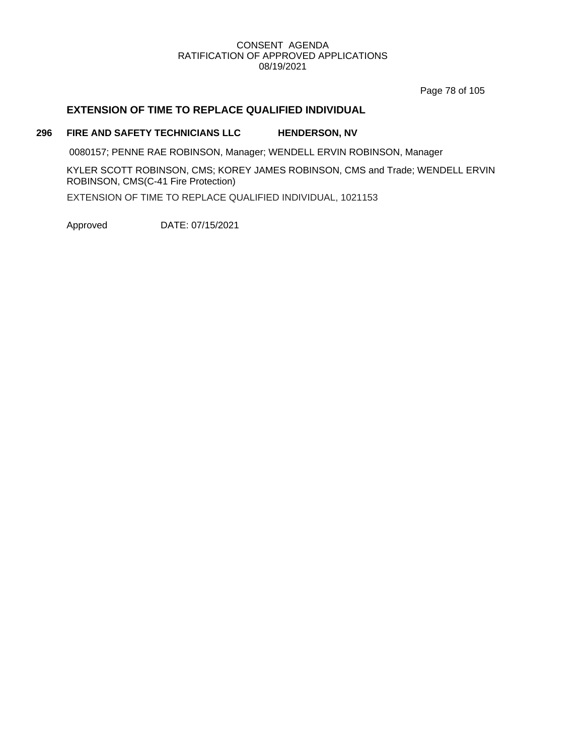CONSENT AGENDA
RATIFICATION OF APPROVED APPLICATIONS
08/19/2021

## EXTENSION OF TIME TO REPLACE QUALIFIED INDIVIDUAL

**296 FIRE AND SAFETY TECHNICIANS LLC HENDERSON, NV**

0080157; PENNE RAE ROBINSON, Manager; WENDELL ERVIN ROBINSON, Manager

KYLER SCOTT ROBINSON, CMS; KOREY JAMES ROBINSON, CMS and Trade; WENDELL ERVIN ROBINSON, CMS(C-41 Fire Protection)

EXTENSION OF TIME TO REPLACE QUALIFIED INDIVIDUAL, 1021153

Approved DATE: 07/15/2021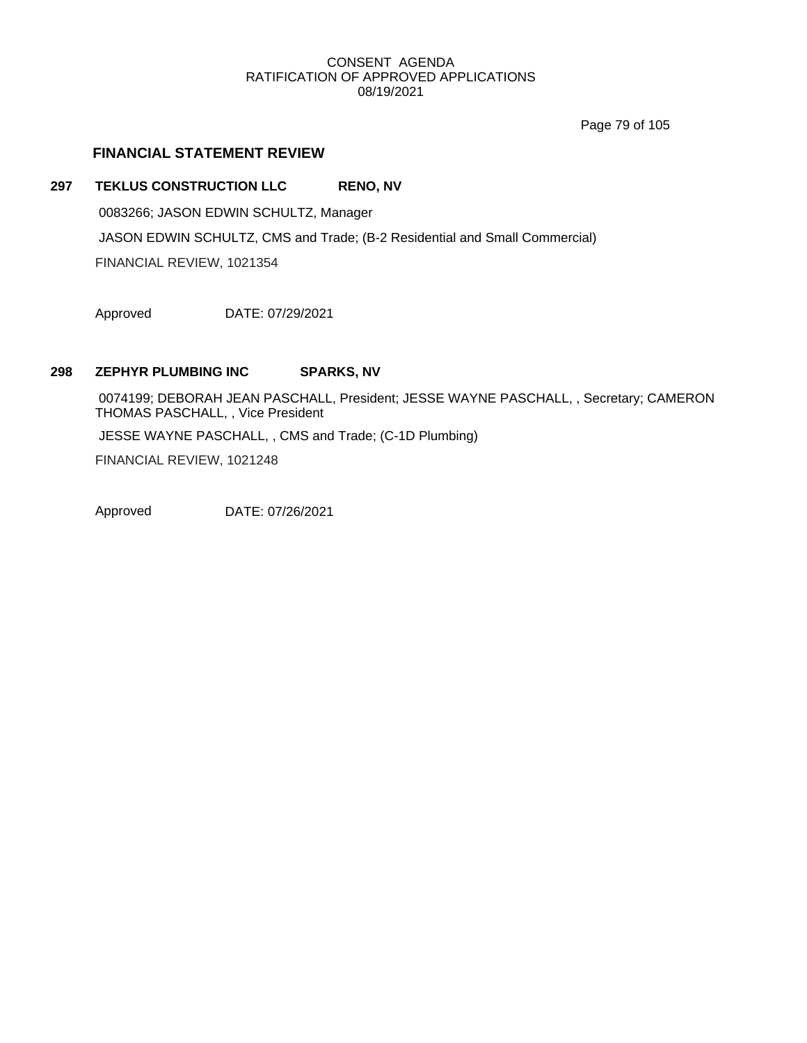## FINANCIAL STATEMENT REVIEW

**297 TEKLUS CONSTRUCTION LLC RENO, NV**

0083266; JASON EDWIN SCHULTZ, Manager

JASON EDWIN SCHULTZ, CMS and Trade; (B-2 Residential and Small Commercial)

FINANCIAL REVIEW, 1021354

Approved DATE: 07/29/2021

**298 ZEPHYR PLUMBING INC SPARKS, NV**

0074199; DEBORAH JEAN PASCHALL, President; JESSE WAYNE PASCHALL, , Secretary; CAMERON THOMAS PASCHALL, , Vice President

JESSE WAYNE PASCHALL, , CMS and Trade; (C-1D Plumbing)

FINANCIAL REVIEW, 1021248

Approved DATE: 07/26/2021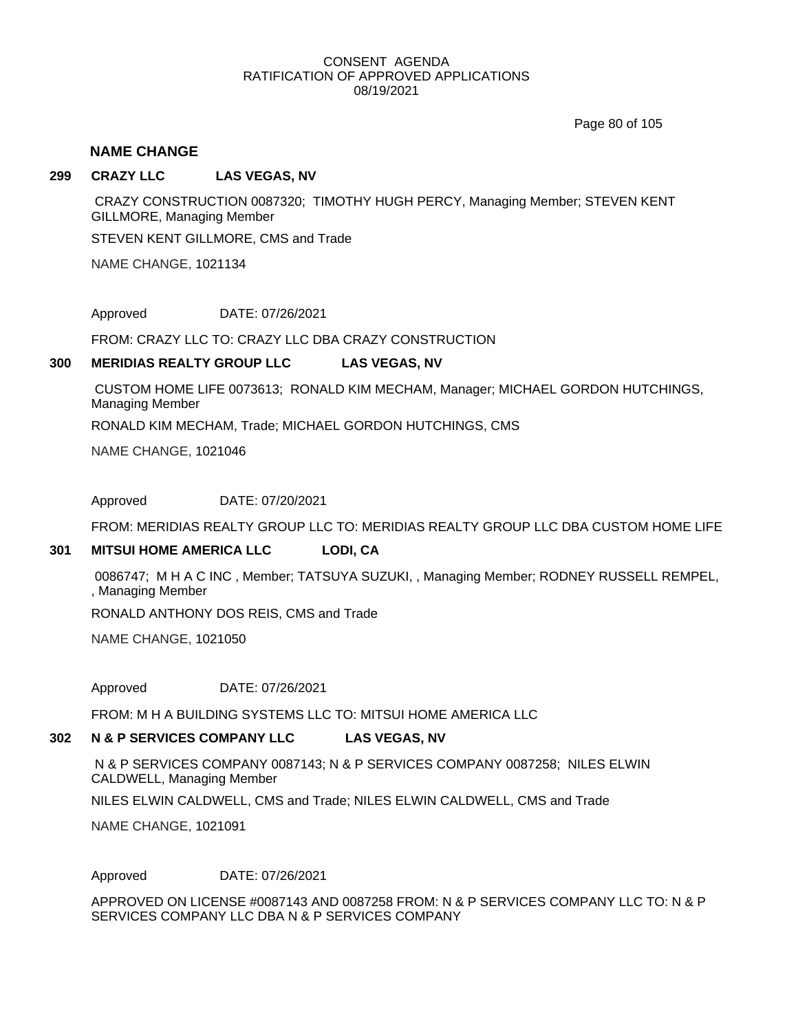## NAME CHANGE

### 299 CRAZY LLC LAS VEGAS, NV

CRAZY CONSTRUCTION 0087320; TIMOTHY HUGH PERCY, Managing Member; STEVEN KENT GILLMORE, Managing Member

STEVEN KENT GILLMORE, CMS and Trade

NAME CHANGE, 1021134

Approved DATE: 07/26/2021

FROM: CRAZY LLC TO: CRAZY LLC DBA CRAZY CONSTRUCTION

### 300 MERIDIAS REALTY GROUP LLC LAS VEGAS, NV

CUSTOM HOME LIFE 0073613; RONALD KIM MECHAM, Manager; MICHAEL GORDON HUTCHINGS, Managing Member

RONALD KIM MECHAM, Trade; MICHAEL GORDON HUTCHINGS, CMS

NAME CHANGE, 1021046

Approved DATE: 07/20/2021

FROM: MERIDIAS REALTY GROUP LLC TO: MERIDIAS REALTY GROUP LLC DBA CUSTOM HOME LIFE

### 301 MITSUI HOME AMERICA LLC LODI, CA

0086747; M H A C INC , Member; TATSUYA SUZUKI, , Managing Member; RODNEY RUSSELL REMPEL, , Managing Member

RONALD ANTHONY DOS REIS, CMS and Trade

NAME CHANGE, 1021050

Approved DATE: 07/26/2021

FROM: M H A BUILDING SYSTEMS LLC TO: MITSUI HOME AMERICA LLC

### 302 N & P SERVICES COMPANY LLC LAS VEGAS, NV

N & P SERVICES COMPANY 0087143; N & P SERVICES COMPANY 0087258; NILES ELWIN CALDWELL, Managing Member

NILES ELWIN CALDWELL, CMS and Trade; NILES ELWIN CALDWELL, CMS and Trade

NAME CHANGE, 1021091

Approved DATE: 07/26/2021

APPROVED ON LICENSE #0087143 AND 0087258 FROM: N & P SERVICES COMPANY LLC TO: N & P SERVICES COMPANY LLC DBA N & P SERVICES COMPANY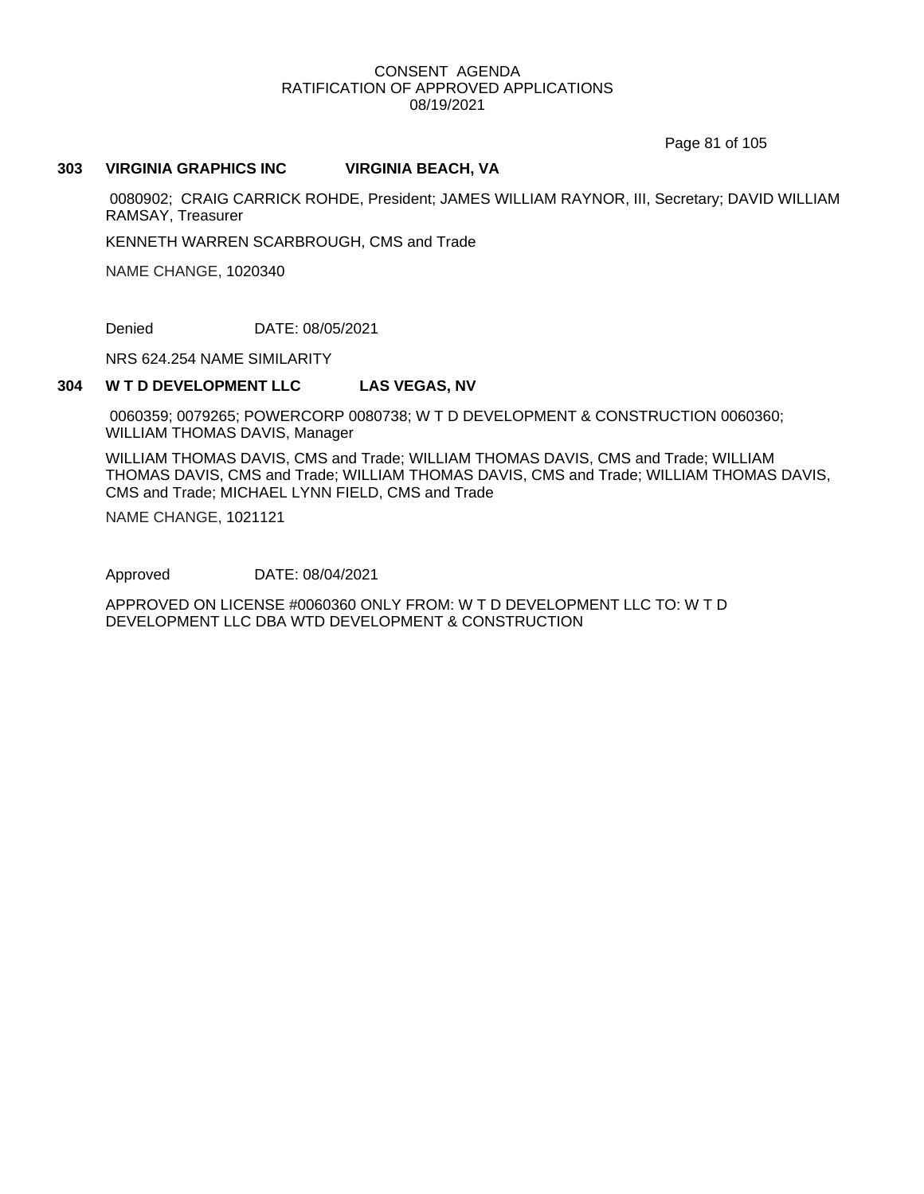CONSENT AGENDA
RATIFICATION OF APPROVED APPLICATIONS
08/19/2021

**303 VIRGINIA GRAPHICS INC VIRGINIA BEACH, VA**

0080902; CRAIG CARRICK ROHDE, President; JAMES WILLIAM RAYNOR, III, Secretary; DAVID WILLIAM RAMSAY, Treasurer

KENNETH WARREN SCARBROUGH, CMS and Trade

NAME CHANGE, 1020340

Denied DATE: 08/05/2021

NRS 624.254 NAME SIMILARITY

**304 W T D DEVELOPMENT LLC LAS VEGAS, NV**

0060359; 0079265; POWERCORP 0080738; W T D DEVELOPMENT & CONSTRUCTION 0060360; WILLIAM THOMAS DAVIS, Manager

WILLIAM THOMAS DAVIS, CMS and Trade; WILLIAM THOMAS DAVIS, CMS and Trade; WILLIAM THOMAS DAVIS, CMS and Trade; WILLIAM THOMAS DAVIS, CMS and Trade; WILLIAM THOMAS DAVIS, CMS and Trade; MICHAEL LYNN FIELD, CMS and Trade

NAME CHANGE, 1021121

Approved DATE: 08/04/2021

APPROVED ON LICENSE #0060360 ONLY FROM: W T D DEVELOPMENT LLC TO: W T D DEVELOPMENT LLC DBA WTD DEVELOPMENT & CONSTRUCTION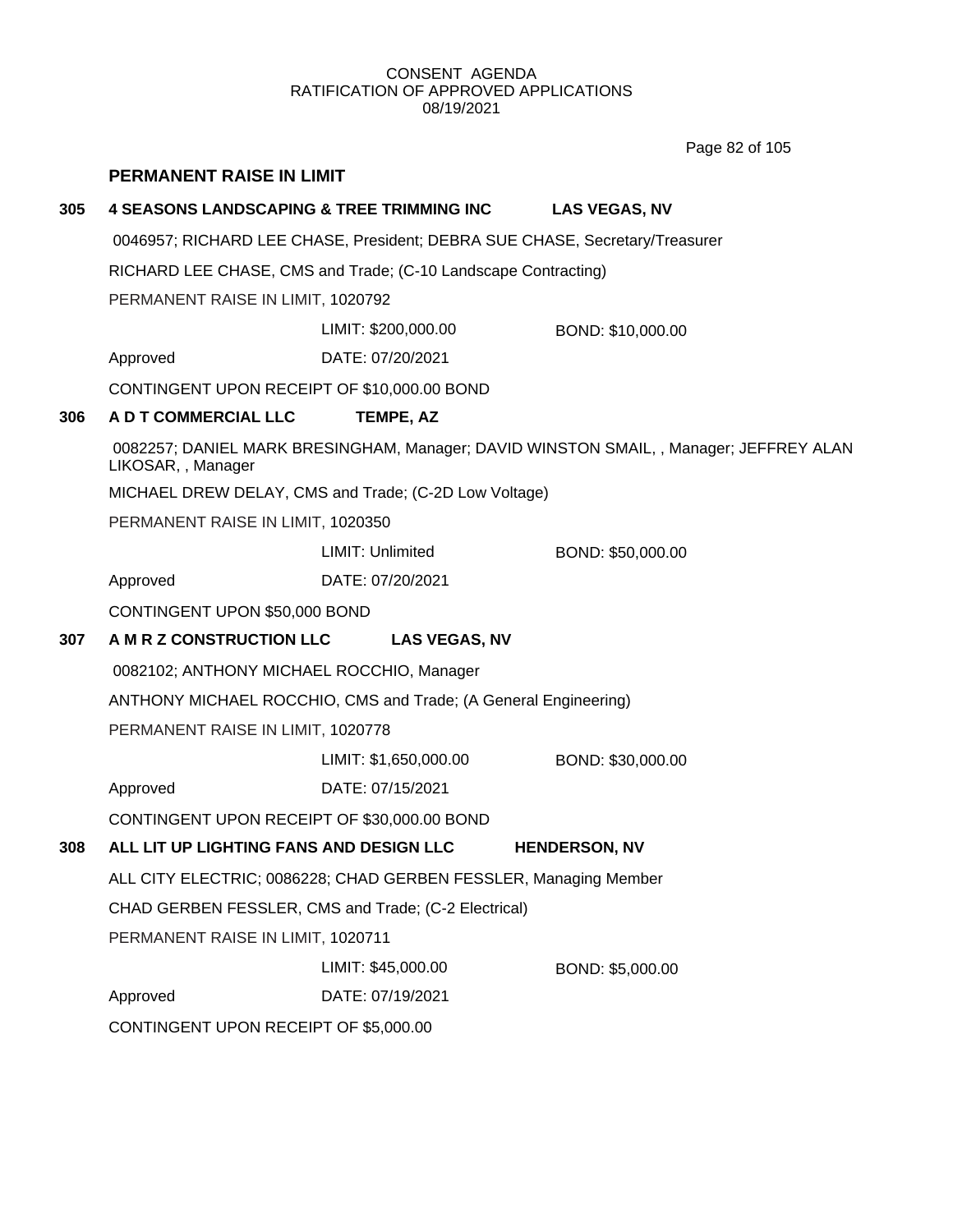CONSENT AGENDA
RATIFICATION OF APPROVED APPLICATIONS
08/19/2021

## PERMANENT RAISE IN LIMIT

**305 4 SEASONS LANDSCAPING & TREE TRIMMING INC — LAS VEGAS, NV**

0046957; RICHARD LEE CHASE, President; DEBRA SUE CHASE, Secretary/Treasurer

RICHARD LEE CHASE, CMS and Trade; (C-10 Landscape Contracting)

PERMANENT RAISE IN LIMIT, 1020792

LIMIT: $200,000.00 BOND: $10,000.00

Approved DATE: 07/20/2021

CONTINGENT UPON RECEIPT OF $10,000.00 BOND

**306 A D T COMMERCIAL LLC — TEMPE, AZ**

0082257; DANIEL MARK BRESINGHAM, Manager; DAVID WINSTON SMAIL, , Manager; JEFFREY ALAN LIKOSAR, , Manager

MICHAEL DREW DELAY, CMS and Trade; (C-2D Low Voltage)

PERMANENT RAISE IN LIMIT, 1020350

LIMIT: Unlimited BOND: $50,000.00

Approved DATE: 07/20/2021

CONTINGENT UPON $50,000 BOND

**307 A M R Z CONSTRUCTION LLC — LAS VEGAS, NV**

0082102; ANTHONY MICHAEL ROCCHIO, Manager

ANTHONY MICHAEL ROCCHIO, CMS and Trade; (A General Engineering)

PERMANENT RAISE IN LIMIT, 1020778

LIMIT: $1,650,000.00 BOND: $30,000.00

Approved DATE: 07/15/2021

CONTINGENT UPON RECEIPT OF $30,000.00 BOND

**308 ALL LIT UP LIGHTING FANS AND DESIGN LLC — HENDERSON, NV**

ALL CITY ELECTRIC; 0086228; CHAD GERBEN FESSLER, Managing Member

CHAD GERBEN FESSLER, CMS and Trade; (C-2 Electrical)

PERMANENT RAISE IN LIMIT, 1020711

LIMIT: $45,000.00 BOND: $5,000.00

Approved DATE: 07/19/2021

CONTINGENT UPON RECEIPT OF $5,000.00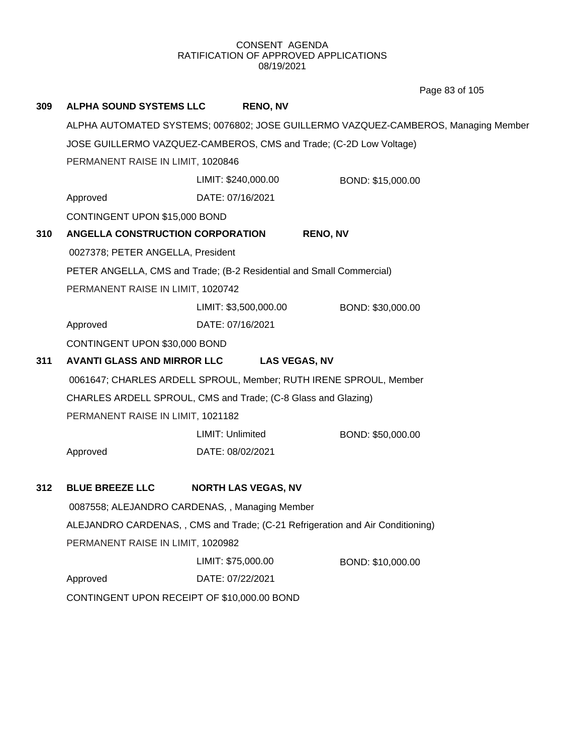CONSENT AGENDA
RATIFICATION OF APPROVED APPLICATIONS
08/19/2021

**309 ALPHA SOUND SYSTEMS LLC RENO, NV**

ALPHA AUTOMATED SYSTEMS; 0076802; JOSE GUILLERMO VAZQUEZ-CAMBEROS, Managing Member

JOSE GUILLERMO VAZQUEZ-CAMBEROS, CMS and Trade; (C-2D Low Voltage)

PERMANENT RAISE IN LIMIT, 1020846

LIMIT: $240,000.00 BOND: $15,000.00

Approved DATE: 07/16/2021

CONTINGENT UPON $15,000 BOND

**310 ANGELLA CONSTRUCTION CORPORATION RENO, NV**

0027378; PETER ANGELLA, President

PETER ANGELLA, CMS and Trade; (B-2 Residential and Small Commercial)

PERMANENT RAISE IN LIMIT, 1020742

LIMIT: $3,500,000.00 BOND: $30,000.00

Approved DATE: 07/16/2021

CONTINGENT UPON $30,000 BOND

**311 AVANTI GLASS AND MIRROR LLC LAS VEGAS, NV**

0061647; CHARLES ARDELL SPROUL, Member; RUTH IRENE SPROUL, Member

CHARLES ARDELL SPROUL, CMS and Trade; (C-8 Glass and Glazing)

PERMANENT RAISE IN LIMIT, 1021182

LIMIT: Unlimited BOND: $50,000.00

Approved DATE: 08/02/2021

**312 BLUE BREEZE LLC NORTH LAS VEGAS, NV**

0087558; ALEJANDRO CARDENAS, , Managing Member

ALEJANDRO CARDENAS, , CMS and Trade; (C-21 Refrigeration and Air Conditioning)

PERMANENT RAISE IN LIMIT, 1020982

LIMIT: $75,000.00 BOND: $10,000.00

Approved DATE: 07/22/2021

CONTINGENT UPON RECEIPT OF $10,000.00 BOND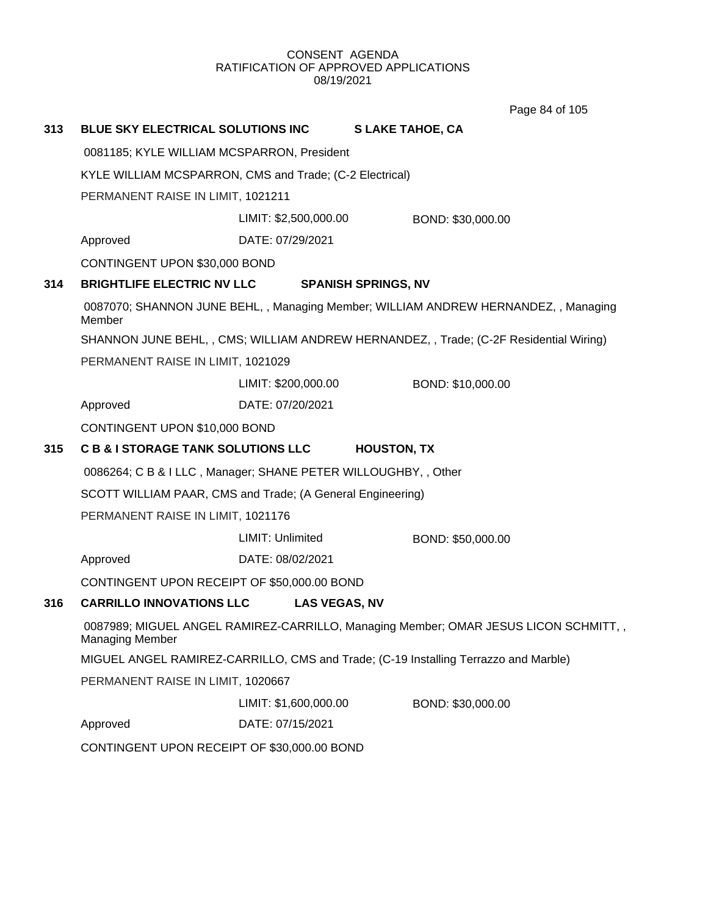CONSENT AGENDA
RATIFICATION OF APPROVED APPLICATIONS
08/19/2021

**313 BLUE SKY ELECTRICAL SOLUTIONS INC S LAKE TAHOE, CA**

0081185; KYLE WILLIAM MCSPARRON, President

KYLE WILLIAM MCSPARRON, CMS and Trade; (C-2 Electrical)

PERMANENT RAISE IN LIMIT, 1021211

LIMIT: $2,500,000.00 BOND: $30,000.00

Approved DATE: 07/29/2021

CONTINGENT UPON $30,000 BOND

**314 BRIGHTLIFE ELECTRIC NV LLC SPANISH SPRINGS, NV**

0087070; SHANNON JUNE BEHL, , Managing Member; WILLIAM ANDREW HERNANDEZ, , Managing Member

SHANNON JUNE BEHL, , CMS; WILLIAM ANDREW HERNANDEZ, , Trade; (C-2F Residential Wiring)

PERMANENT RAISE IN LIMIT, 1021029

LIMIT: $200,000.00 BOND: $10,000.00

Approved DATE: 07/20/2021

CONTINGENT UPON $10,000 BOND

**315 C B & I STORAGE TANK SOLUTIONS LLC HOUSTON, TX**

0086264; C B & I LLC , Manager; SHANE PETER WILLOUGHBY, , Other

SCOTT WILLIAM PAAR, CMS and Trade; (A General Engineering)

PERMANENT RAISE IN LIMIT, 1021176

LIMIT: Unlimited BOND: $50,000.00

Approved DATE: 08/02/2021

CONTINGENT UPON RECEIPT OF $50,000.00 BOND

**316 CARRILLO INNOVATIONS LLC LAS VEGAS, NV**

0087989; MIGUEL ANGEL RAMIREZ-CARRILLO, Managing Member; OMAR JESUS LICON SCHMITT, , Managing Member

MIGUEL ANGEL RAMIREZ-CARRILLO, CMS and Trade; (C-19 Installing Terrazzo and Marble)

PERMANENT RAISE IN LIMIT, 1020667

LIMIT: $1,600,000.00 BOND: $30,000.00

Approved DATE: 07/15/2021

CONTINGENT UPON RECEIPT OF $30,000.00 BOND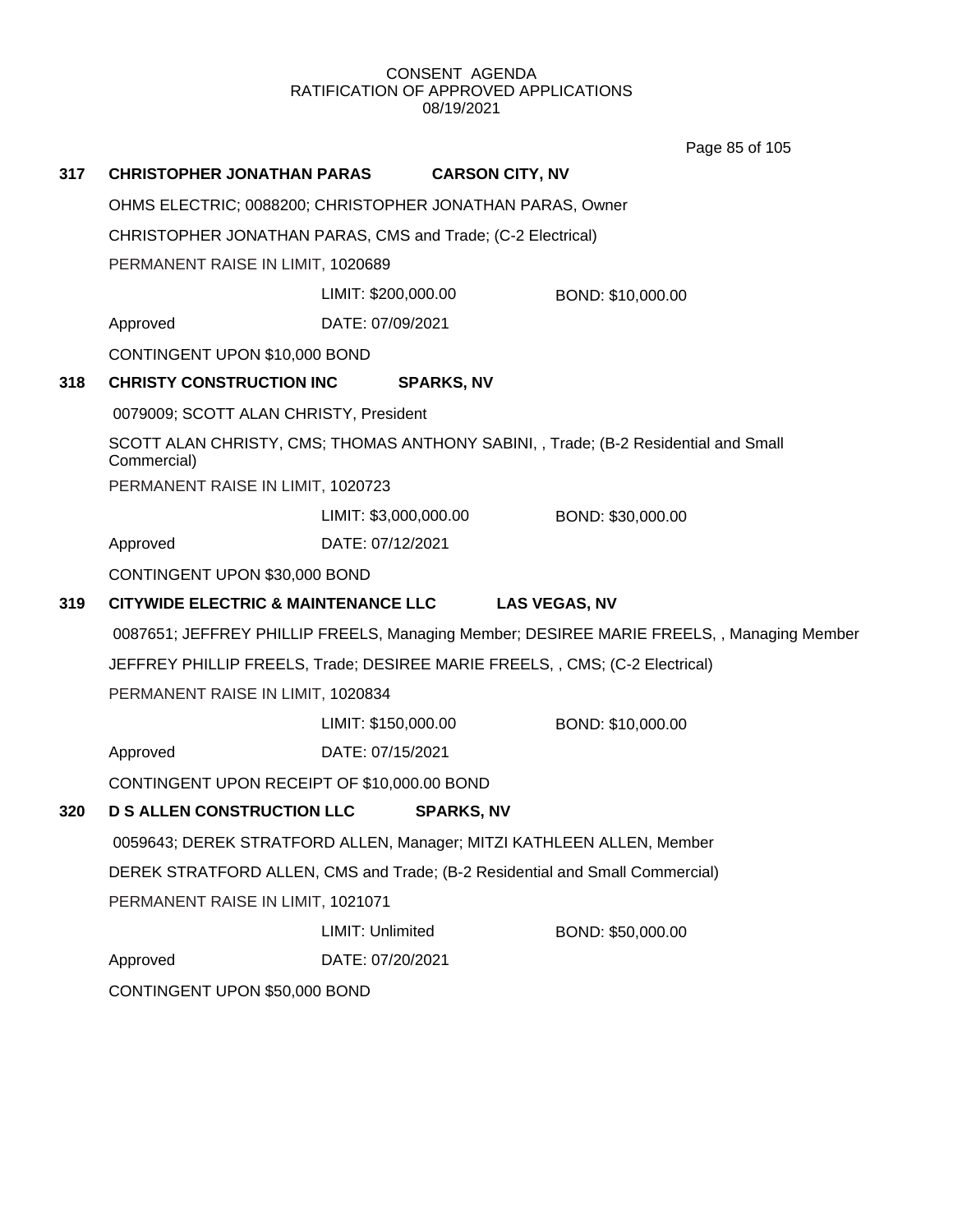CONSENT AGENDA
RATIFICATION OF APPROVED APPLICATIONS
08/19/2021

**317 CHRISTOPHER JONATHAN PARAS CARSON CITY, NV**

OHMS ELECTRIC; 0088200; CHRISTOPHER JONATHAN PARAS, Owner

CHRISTOPHER JONATHAN PARAS, CMS and Trade; (C-2 Electrical)

PERMANENT RAISE IN LIMIT, 1020689

LIMIT: $200,000.00 BOND: $10,000.00

Approved DATE: 07/09/2021

CONTINGENT UPON $10,000 BOND

**318 CHRISTY CONSTRUCTION INC SPARKS, NV**

0079009; SCOTT ALAN CHRISTY, President

SCOTT ALAN CHRISTY, CMS; THOMAS ANTHONY SABINI, , Trade; (B-2 Residential and Small Commercial)

PERMANENT RAISE IN LIMIT, 1020723

LIMIT: $3,000,000.00 BOND: $30,000.00

Approved DATE: 07/12/2021

CONTINGENT UPON $30,000 BOND

**319 CITYWIDE ELECTRIC & MAINTENANCE LLC LAS VEGAS, NV**

0087651; JEFFREY PHILLIP FREELS, Managing Member; DESIREE MARIE FREELS, , Managing Member

JEFFREY PHILLIP FREELS, Trade; DESIREE MARIE FREELS, , CMS; (C-2 Electrical)

PERMANENT RAISE IN LIMIT, 1020834

LIMIT: $150,000.00 BOND: $10,000.00

Approved DATE: 07/15/2021

CONTINGENT UPON RECEIPT OF $10,000.00 BOND

**320 D S ALLEN CONSTRUCTION LLC SPARKS, NV**

0059643; DEREK STRATFORD ALLEN, Manager; MITZI KATHLEEN ALLEN, Member

DEREK STRATFORD ALLEN, CMS and Trade; (B-2 Residential and Small Commercial)

PERMANENT RAISE IN LIMIT, 1021071

LIMIT: Unlimited BOND: $50,000.00

Approved DATE: 07/20/2021

CONTINGENT UPON $50,000 BOND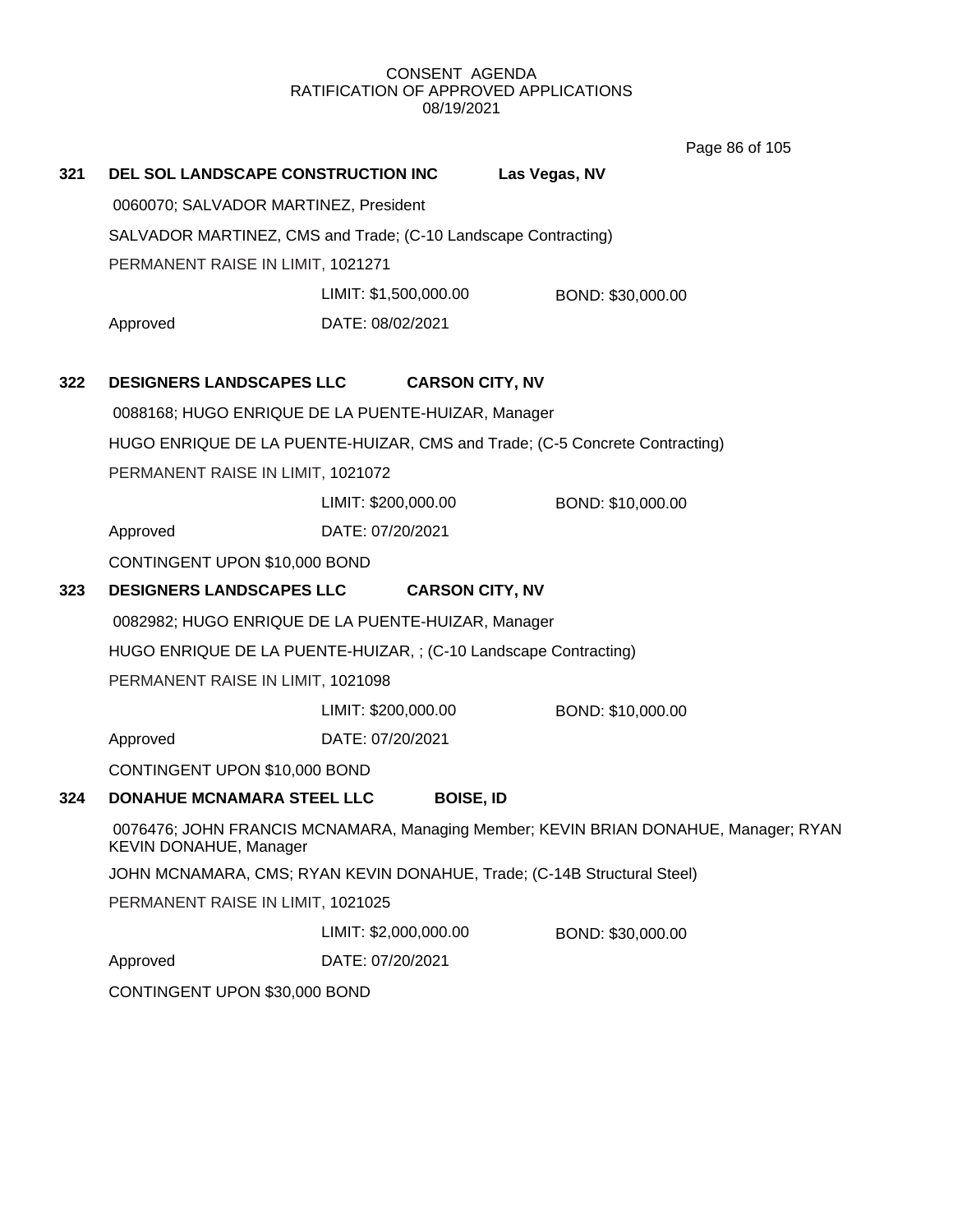CONSENT AGENDA
RATIFICATION OF APPROVED APPLICATIONS
08/19/2021

**321 DEL SOL LANDSCAPE CONSTRUCTION INC** **Las Vegas, NV**

0060070; SALVADOR MARTINEZ, President

SALVADOR MARTINEZ, CMS and Trade; (C-10 Landscape Contracting)

PERMANENT RAISE IN LIMIT, 1021271

LIMIT: $1,500,000.00 BOND: $30,000.00

Approved DATE: 08/02/2021

**322 DESIGNERS LANDSCAPES LLC** **CARSON CITY, NV**

0088168; HUGO ENRIQUE DE LA PUENTE-HUIZAR, Manager

HUGO ENRIQUE DE LA PUENTE-HUIZAR, CMS and Trade; (C-5 Concrete Contracting)

PERMANENT RAISE IN LIMIT, 1021072

LIMIT: $200,000.00 BOND: $10,000.00

Approved DATE: 07/20/2021

CONTINGENT UPON $10,000 BOND

**323 DESIGNERS LANDSCAPES LLC** **CARSON CITY, NV**

0082982; HUGO ENRIQUE DE LA PUENTE-HUIZAR, Manager

HUGO ENRIQUE DE LA PUENTE-HUIZAR, ; (C-10 Landscape Contracting)

PERMANENT RAISE IN LIMIT, 1021098

LIMIT: $200,000.00 BOND: $10,000.00

Approved DATE: 07/20/2021

CONTINGENT UPON $10,000 BOND

**324 DONAHUE MCNAMARA STEEL LLC** **BOISE, ID**

0076476; JOHN FRANCIS MCNAMARA, Managing Member; KEVIN BRIAN DONAHUE, Manager; RYAN KEVIN DONAHUE, Manager

JOHN MCNAMARA, CMS; RYAN KEVIN DONAHUE, Trade; (C-14B Structural Steel)

PERMANENT RAISE IN LIMIT, 1021025

LIMIT: $2,000,000.00 BOND: $30,000.00

Approved DATE: 07/20/2021

CONTINGENT UPON $30,000 BOND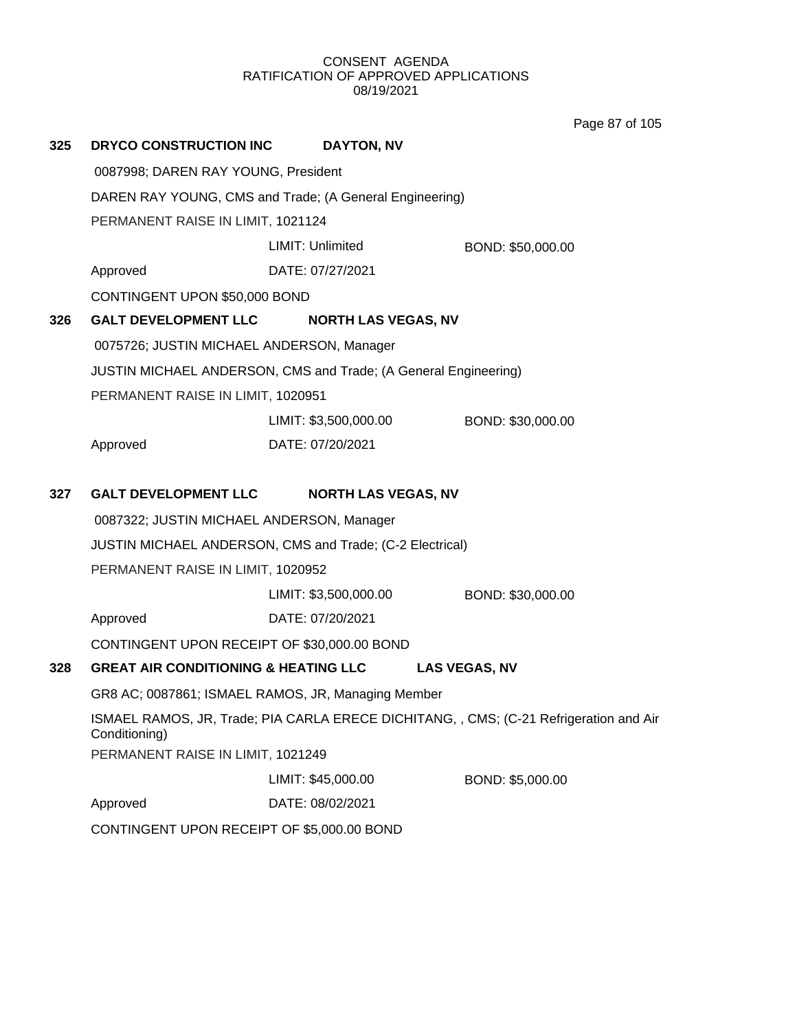CONSENT AGENDA
RATIFICATION OF APPROVED APPLICATIONS
08/19/2021

**325 DRYCO CONSTRUCTION INC DAYTON, NV**

0087998; DAREN RAY YOUNG, President

DAREN RAY YOUNG, CMS and Trade; (A General Engineering)

PERMANENT RAISE IN LIMIT, 1021124

LIMIT: Unlimited BOND: $50,000.00

Approved DATE: 07/27/2021

CONTINGENT UPON $50,000 BOND

**326 GALT DEVELOPMENT LLC NORTH LAS VEGAS, NV**

0075726; JUSTIN MICHAEL ANDERSON, Manager

JUSTIN MICHAEL ANDERSON, CMS and Trade; (A General Engineering)

PERMANENT RAISE IN LIMIT, 1020951

LIMIT: $3,500,000.00 BOND: $30,000.00

Approved DATE: 07/20/2021

**327 GALT DEVELOPMENT LLC NORTH LAS VEGAS, NV**

0087322; JUSTIN MICHAEL ANDERSON, Manager

JUSTIN MICHAEL ANDERSON, CMS and Trade; (C-2 Electrical)

PERMANENT RAISE IN LIMIT, 1020952

LIMIT: $3,500,000.00 BOND: $30,000.00

Approved DATE: 07/20/2021

CONTINGENT UPON RECEIPT OF $30,000.00 BOND

**328 GREAT AIR CONDITIONING & HEATING LLC LAS VEGAS, NV**

GR8 AC; 0087861; ISMAEL RAMOS, JR, Managing Member

ISMAEL RAMOS, JR, Trade; PIA CARLA ERECE DICHITANG, , CMS; (C-21 Refrigeration and Air Conditioning)

PERMANENT RAISE IN LIMIT, 1021249

LIMIT: $45,000.00 BOND: $5,000.00

Approved DATE: 08/02/2021

CONTINGENT UPON RECEIPT OF $5,000.00 BOND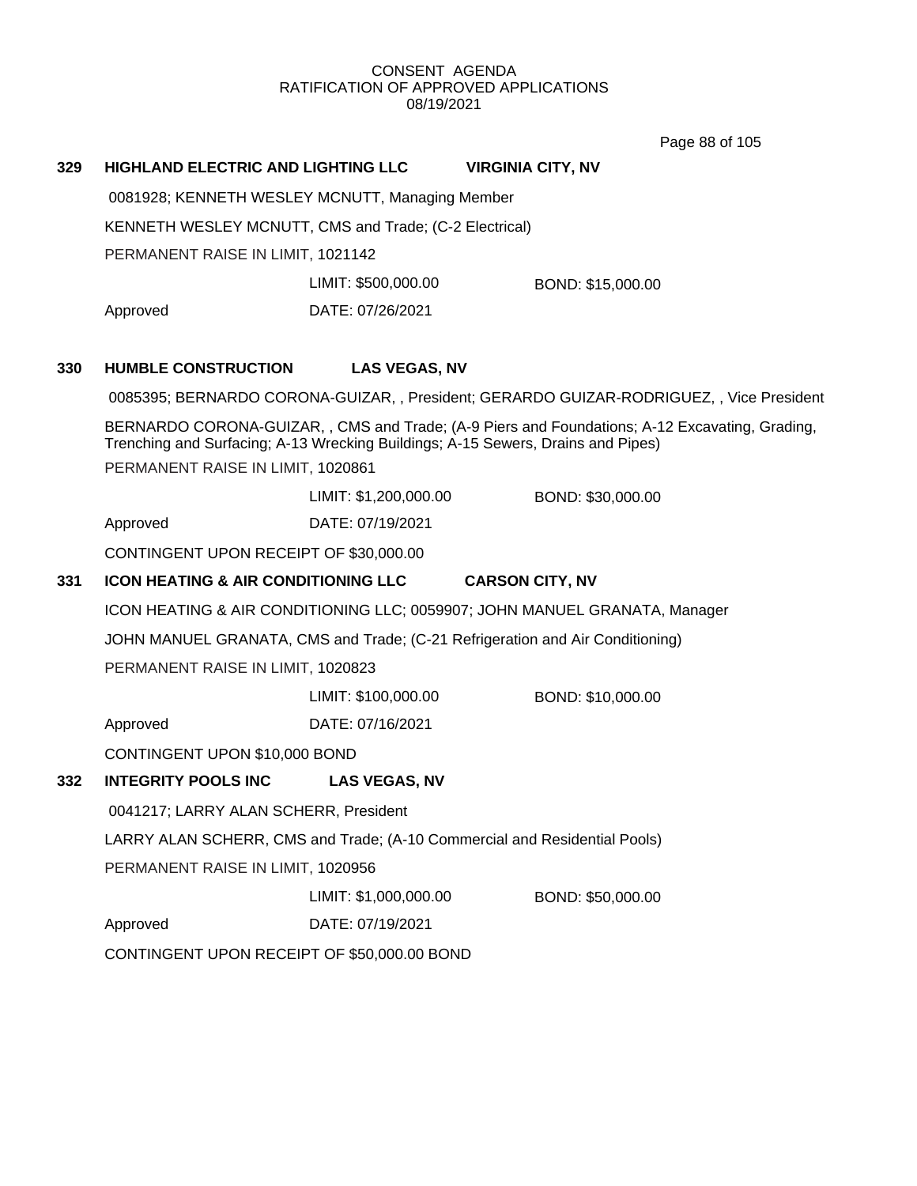CONSENT AGENDA
RATIFICATION OF APPROVED APPLICATIONS
08/19/2021

**329 HIGHLAND ELECTRIC AND LIGHTING LLC VIRGINIA CITY, NV**

0081928; KENNETH WESLEY MCNUTT, Managing Member

KENNETH WESLEY MCNUTT, CMS and Trade; (C-2 Electrical)

PERMANENT RAISE IN LIMIT, 1021142

LIMIT: $500,000.00 BOND: $15,000.00

Approved DATE: 07/26/2021

**330 HUMBLE CONSTRUCTION LAS VEGAS, NV**

0085395; BERNARDO CORONA-GUIZAR, , President; GERARDO GUIZAR-RODRIGUEZ, , Vice President

BERNARDO CORONA-GUIZAR, , CMS and Trade; (A-9 Piers and Foundations; A-12 Excavating, Grading, Trenching and Surfacing; A-13 Wrecking Buildings; A-15 Sewers, Drains and Pipes)

PERMANENT RAISE IN LIMIT, 1020861

LIMIT: $1,200,000.00 BOND: $30,000.00

Approved DATE: 07/19/2021

CONTINGENT UPON RECEIPT OF $30,000.00

**331 ICON HEATING & AIR CONDITIONING LLC CARSON CITY, NV**

ICON HEATING & AIR CONDITIONING LLC; 0059907; JOHN MANUEL GRANATA, Manager

JOHN MANUEL GRANATA, CMS and Trade; (C-21 Refrigeration and Air Conditioning)

PERMANENT RAISE IN LIMIT, 1020823

LIMIT: $100,000.00 BOND: $10,000.00

Approved DATE: 07/16/2021

CONTINGENT UPON $10,000 BOND

**332 INTEGRITY POOLS INC LAS VEGAS, NV**

0041217; LARRY ALAN SCHERR, President

LARRY ALAN SCHERR, CMS and Trade; (A-10 Commercial and Residential Pools)

PERMANENT RAISE IN LIMIT, 1020956

LIMIT: $1,000,000.00 BOND: $50,000.00

Approved DATE: 07/19/2021

CONTINGENT UPON RECEIPT OF $50,000.00 BOND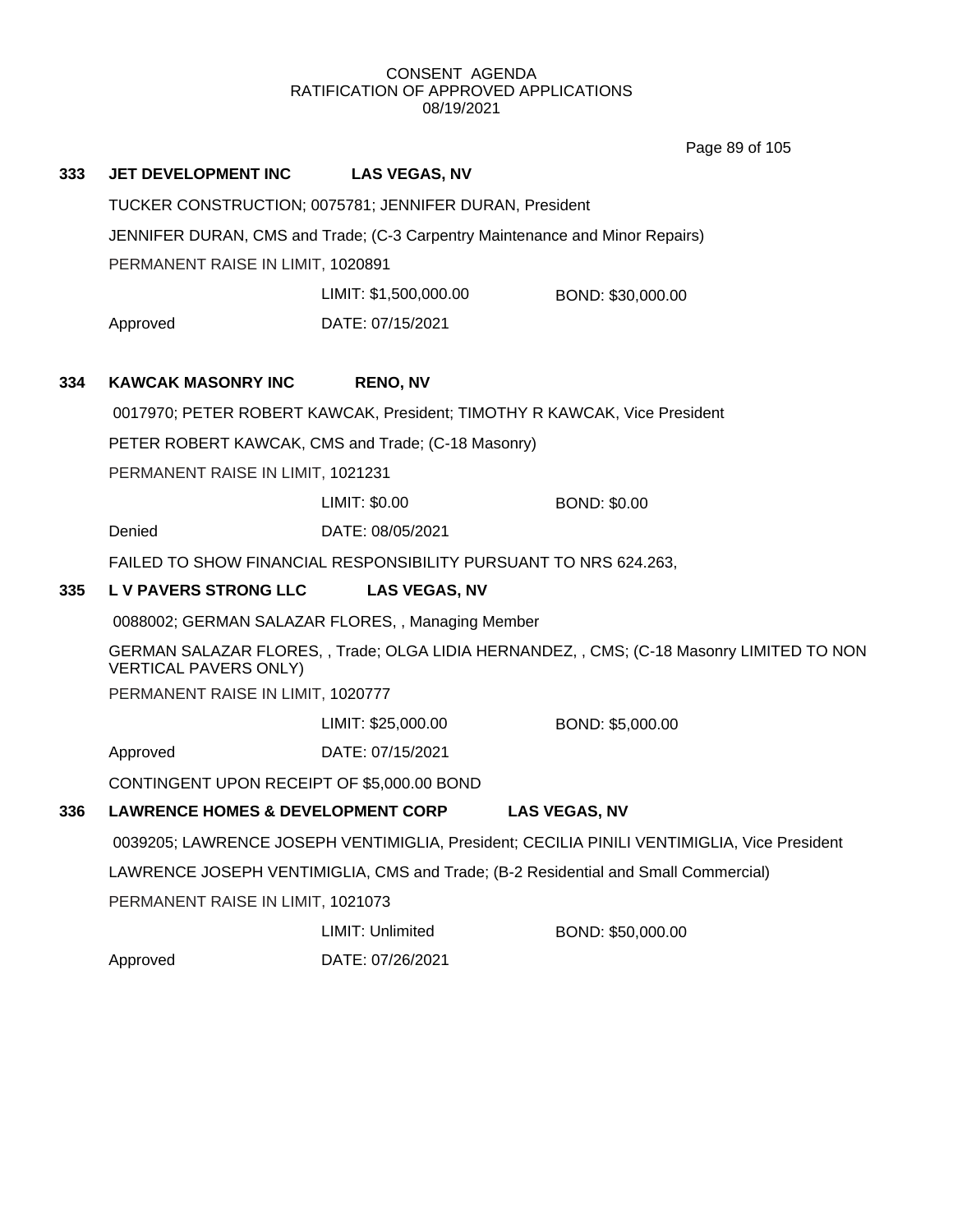CONSENT AGENDA
RATIFICATION OF APPROVED APPLICATIONS
08/19/2021

**333 JET DEVELOPMENT INC LAS VEGAS, NV**

TUCKER CONSTRUCTION; 0075781; JENNIFER DURAN, President

JENNIFER DURAN, CMS and Trade; (C-3 Carpentry Maintenance and Minor Repairs)

PERMANENT RAISE IN LIMIT, 1020891

LIMIT: $1,500,000.00 BOND: $30,000.00

Approved DATE: 07/15/2021

**334 KAWCAK MASONRY INC RENO, NV**

0017970; PETER ROBERT KAWCAK, President; TIMOTHY R KAWCAK, Vice President

PETER ROBERT KAWCAK, CMS and Trade; (C-18 Masonry)

PERMANENT RAISE IN LIMIT, 1021231

LIMIT: $0.00 BOND: $0.00

Denied DATE: 08/05/2021

FAILED TO SHOW FINANCIAL RESPONSIBILITY PURSUANT TO NRS 624.263,

**335 L V PAVERS STRONG LLC LAS VEGAS, NV**

0088002; GERMAN SALAZAR FLORES, , Managing Member

GERMAN SALAZAR FLORES, , Trade; OLGA LIDIA HERNANDEZ, , CMS; (C-18 Masonry LIMITED TO NON VERTICAL PAVERS ONLY)

PERMANENT RAISE IN LIMIT, 1020777

LIMIT: $25,000.00 BOND: $5,000.00

Approved DATE: 07/15/2021

CONTINGENT UPON RECEIPT OF $5,000.00 BOND

**336 LAWRENCE HOMES & DEVELOPMENT CORP LAS VEGAS, NV**

0039205; LAWRENCE JOSEPH VENTIMIGLIA, President; CECILIA PINILI VENTIMIGLIA, Vice President

LAWRENCE JOSEPH VENTIMIGLIA, CMS and Trade; (B-2 Residential and Small Commercial)

PERMANENT RAISE IN LIMIT, 1021073

LIMIT: Unlimited BOND: $50,000.00

Approved DATE: 07/26/2021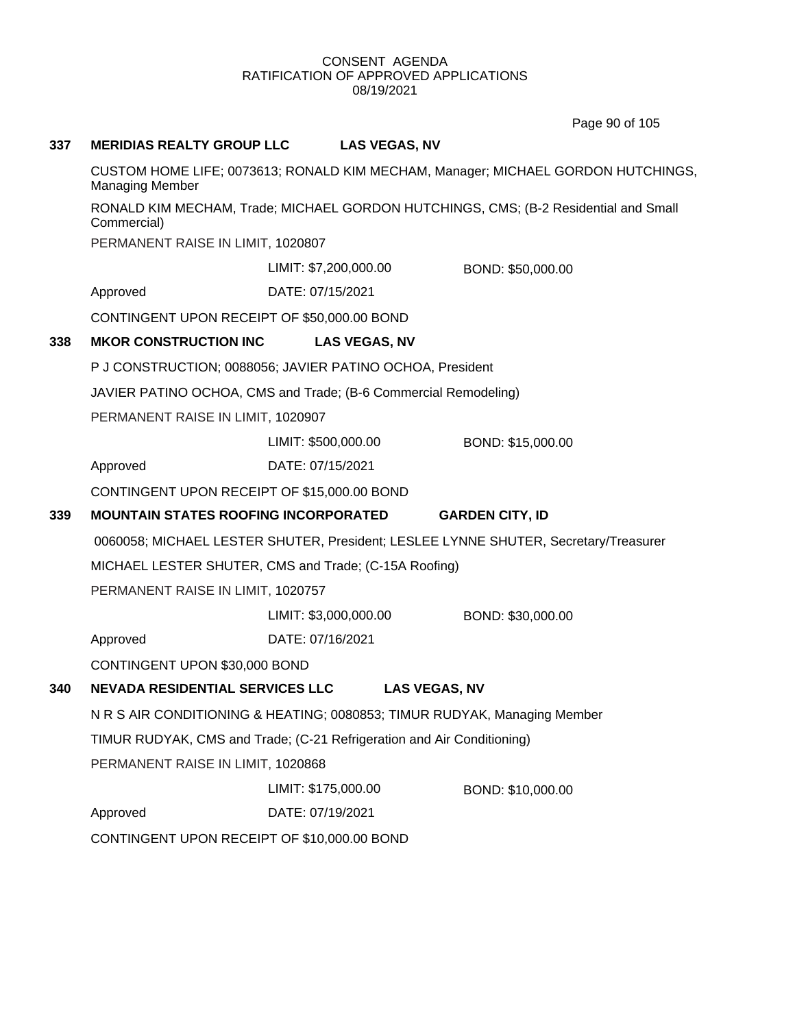CONSENT AGENDA
RATIFICATION OF APPROVED APPLICATIONS
08/19/2021

**337 MERIDIAS REALTY GROUP LLC LAS VEGAS, NV**

CUSTOM HOME LIFE; 0073613; RONALD KIM MECHAM, Manager; MICHAEL GORDON HUTCHINGS, Managing Member

RONALD KIM MECHAM, Trade; MICHAEL GORDON HUTCHINGS, CMS; (B-2 Residential and Small Commercial)

PERMANENT RAISE IN LIMIT, 1020807

LIMIT: $7,200,000.00 BOND: $50,000.00

Approved DATE: 07/15/2021

CONTINGENT UPON RECEIPT OF $50,000.00 BOND

**338 MKOR CONSTRUCTION INC LAS VEGAS, NV**

P J CONSTRUCTION; 0088056; JAVIER PATINO OCHOA, President

JAVIER PATINO OCHOA, CMS and Trade; (B-6 Commercial Remodeling)

PERMANENT RAISE IN LIMIT, 1020907

LIMIT: $500,000.00 BOND: $15,000.00

Approved DATE: 07/15/2021

CONTINGENT UPON RECEIPT OF $15,000.00 BOND

**339 MOUNTAIN STATES ROOFING INCORPORATED GARDEN CITY, ID**

0060058; MICHAEL LESTER SHUTER, President; LESLEE LYNNE SHUTER, Secretary/Treasurer

MICHAEL LESTER SHUTER, CMS and Trade; (C-15A Roofing)

PERMANENT RAISE IN LIMIT, 1020757

LIMIT: $3,000,000.00 BOND: $30,000.00

Approved DATE: 07/16/2021

CONTINGENT UPON $30,000 BOND

**340 NEVADA RESIDENTIAL SERVICES LLC LAS VEGAS, NV**

N R S AIR CONDITIONING & HEATING; 0080853; TIMUR RUDYAK, Managing Member

TIMUR RUDYAK, CMS and Trade; (C-21 Refrigeration and Air Conditioning)

PERMANENT RAISE IN LIMIT, 1020868

LIMIT: $175,000.00 BOND: $10,000.00

Approved DATE: 07/19/2021

CONTINGENT UPON RECEIPT OF $10,000.00 BOND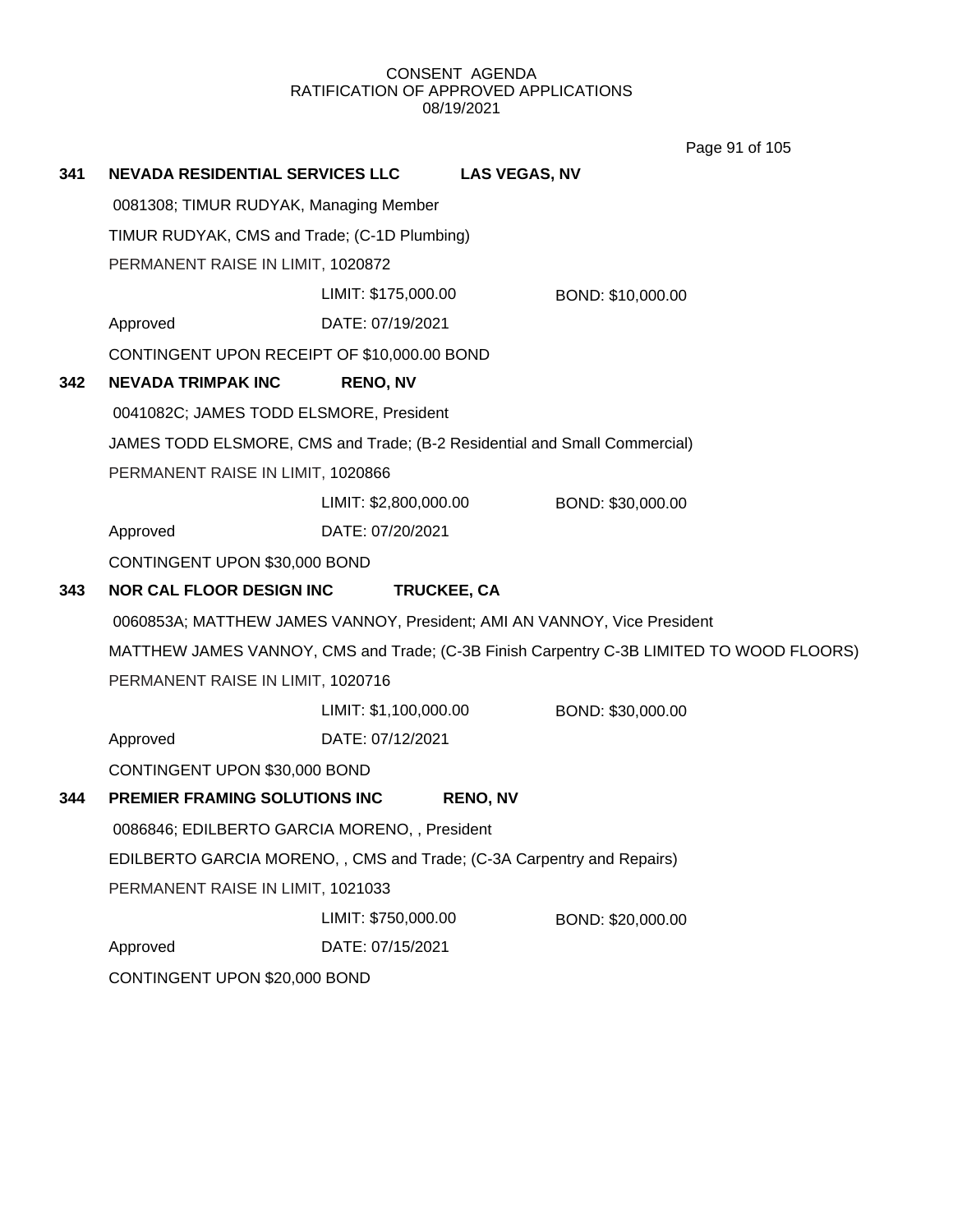CONSENT AGENDA
RATIFICATION OF APPROVED APPLICATIONS
08/19/2021

**341 NEVADA RESIDENTIAL SERVICES LLC** **LAS VEGAS, NV**

0081308; TIMUR RUDYAK, Managing Member

TIMUR RUDYAK, CMS and Trade; (C-1D Plumbing)

PERMANENT RAISE IN LIMIT, 1020872

LIMIT: $175,000.00 BOND: $10,000.00

Approved DATE: 07/19/2021

CONTINGENT UPON RECEIPT OF $10,000.00 BOND

**342 NEVADA TRIMPAK INC** **RENO, NV**

0041082C; JAMES TODD ELSMORE, President

JAMES TODD ELSMORE, CMS and Trade; (B-2 Residential and Small Commercial)

PERMANENT RAISE IN LIMIT, 1020866

LIMIT: $2,800,000.00 BOND: $30,000.00

Approved DATE: 07/20/2021

CONTINGENT UPON $30,000 BOND

**343 NOR CAL FLOOR DESIGN INC** **TRUCKEE, CA**

0060853A; MATTHEW JAMES VANNOY, President; AMI AN VANNOY, Vice President

MATTHEW JAMES VANNOY, CMS and Trade; (C-3B Finish Carpentry C-3B LIMITED TO WOOD FLOORS)

PERMANENT RAISE IN LIMIT, 1020716

LIMIT: $1,100,000.00 BOND: $30,000.00

Approved DATE: 07/12/2021

CONTINGENT UPON $30,000 BOND

**344 PREMIER FRAMING SOLUTIONS INC** **RENO, NV**

0086846; EDILBERTO GARCIA MORENO, , President

EDILBERTO GARCIA MORENO, , CMS and Trade; (C-3A Carpentry and Repairs)

PERMANENT RAISE IN LIMIT, 1021033

LIMIT: $750,000.00 BOND: $20,000.00

Approved DATE: 07/15/2021

CONTINGENT UPON $20,000 BOND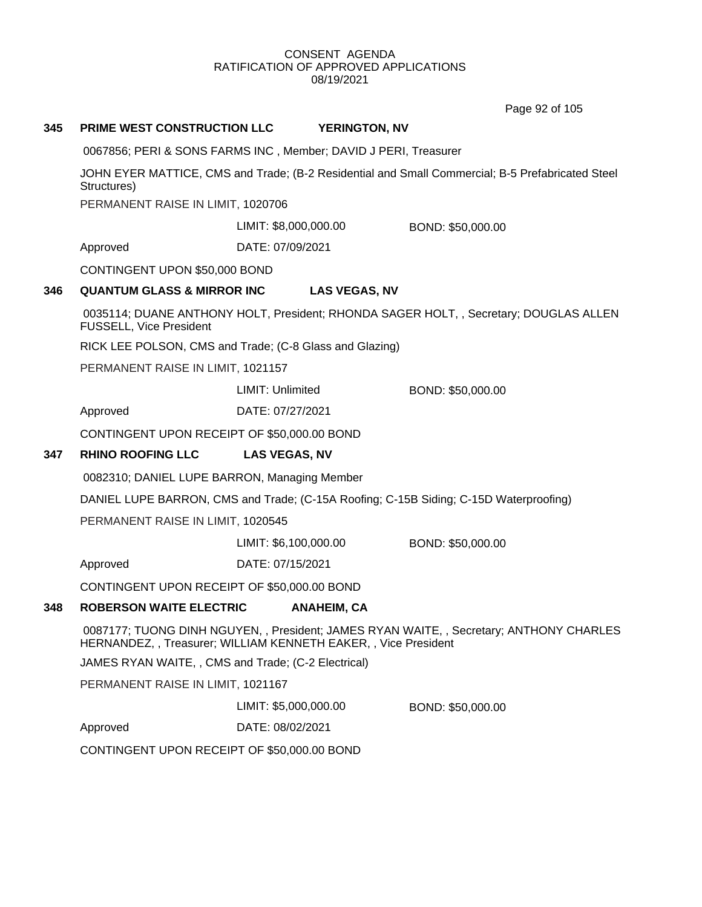CONSENT AGENDA
RATIFICATION OF APPROVED APPLICATIONS
08/19/2021

**345 PRIME WEST CONSTRUCTION LLC YERINGTON, NV**

0067856; PERI & SONS FARMS INC , Member; DAVID J PERI, Treasurer

JOHN EYER MATTICE, CMS and Trade; (B-2 Residential and Small Commercial; B-5 Prefabricated Steel Structures)

PERMANENT RAISE IN LIMIT, 1020706

LIMIT: $8,000,000.00 BOND: $50,000.00

Approved DATE: 07/09/2021

CONTINGENT UPON $50,000 BOND

**346 QUANTUM GLASS & MIRROR INC LAS VEGAS, NV**

0035114; DUANE ANTHONY HOLT, President; RHONDA SAGER HOLT, , Secretary; DOUGLAS ALLEN FUSSELL, Vice President

RICK LEE POLSON, CMS and Trade; (C-8 Glass and Glazing)

PERMANENT RAISE IN LIMIT, 1021157

LIMIT: Unlimited BOND: $50,000.00

Approved DATE: 07/27/2021

CONTINGENT UPON RECEIPT OF $50,000.00 BOND

**347 RHINO ROOFING LLC LAS VEGAS, NV**

0082310; DANIEL LUPE BARRON, Managing Member

DANIEL LUPE BARRON, CMS and Trade; (C-15A Roofing; C-15B Siding; C-15D Waterproofing)

PERMANENT RAISE IN LIMIT, 1020545

LIMIT: $6,100,000.00 BOND: $50,000.00

Approved DATE: 07/15/2021

CONTINGENT UPON RECEIPT OF $50,000.00 BOND

**348 ROBERSON WAITE ELECTRIC ANAHEIM, CA**

0087177; TUONG DINH NGUYEN, , President; JAMES RYAN WAITE, , Secretary; ANTHONY CHARLES HERNANDEZ, , Treasurer; WILLIAM KENNETH EAKER, , Vice President

JAMES RYAN WAITE, , CMS and Trade; (C-2 Electrical)

PERMANENT RAISE IN LIMIT, 1021167

LIMIT: $5,000,000.00 BOND: $50,000.00

Approved DATE: 08/02/2021

CONTINGENT UPON RECEIPT OF $50,000.00 BOND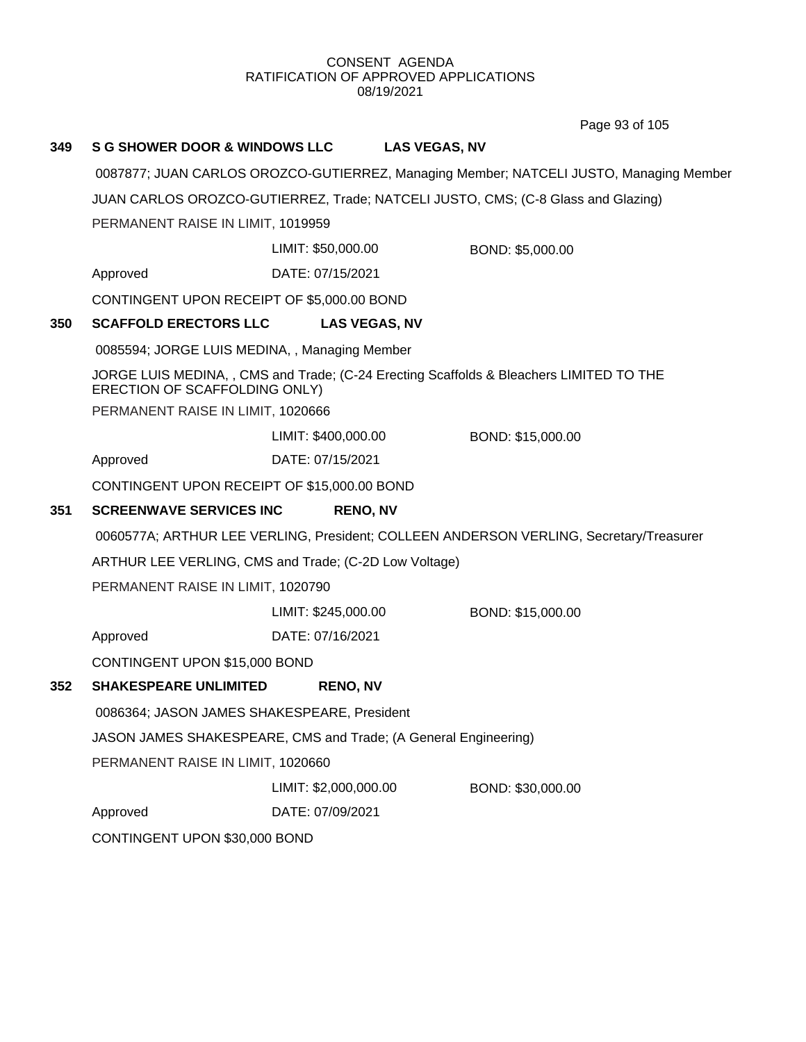CONSENT AGENDA
RATIFICATION OF APPROVED APPLICATIONS
08/19/2021

**349 S G SHOWER DOOR & WINDOWS LLC LAS VEGAS, NV**

0087877; JUAN CARLOS OROZCO-GUTIERREZ, Managing Member; NATCELI JUSTO, Managing Member

JUAN CARLOS OROZCO-GUTIERREZ, Trade; NATCELI JUSTO, CMS; (C-8 Glass and Glazing)

PERMANENT RAISE IN LIMIT, 1019959

LIMIT: $50,000.00 BOND: $5,000.00

Approved DATE: 07/15/2021

CONTINGENT UPON RECEIPT OF $5,000.00 BOND

**350 SCAFFOLD ERECTORS LLC LAS VEGAS, NV**

0085594; JORGE LUIS MEDINA, , Managing Member

JORGE LUIS MEDINA, , CMS and Trade; (C-24 Erecting Scaffolds & Bleachers LIMITED TO THE ERECTION OF SCAFFOLDING ONLY)

PERMANENT RAISE IN LIMIT, 1020666

LIMIT: $400,000.00 BOND: $15,000.00

Approved DATE: 07/15/2021

CONTINGENT UPON RECEIPT OF $15,000.00 BOND

**351 SCREENWAVE SERVICES INC RENO, NV**

0060577A; ARTHUR LEE VERLING, President; COLLEEN ANDERSON VERLING, Secretary/Treasurer

ARTHUR LEE VERLING, CMS and Trade; (C-2D Low Voltage)

PERMANENT RAISE IN LIMIT, 1020790

LIMIT: $245,000.00 BOND: $15,000.00

Approved DATE: 07/16/2021

CONTINGENT UPON $15,000 BOND

**352 SHAKESPEARE UNLIMITED RENO, NV**

0086364; JASON JAMES SHAKESPEARE, President

JASON JAMES SHAKESPEARE, CMS and Trade; (A General Engineering)

PERMANENT RAISE IN LIMIT, 1020660

LIMIT: $2,000,000.00 BOND: $30,000.00

Approved DATE: 07/09/2021

CONTINGENT UPON $30,000 BOND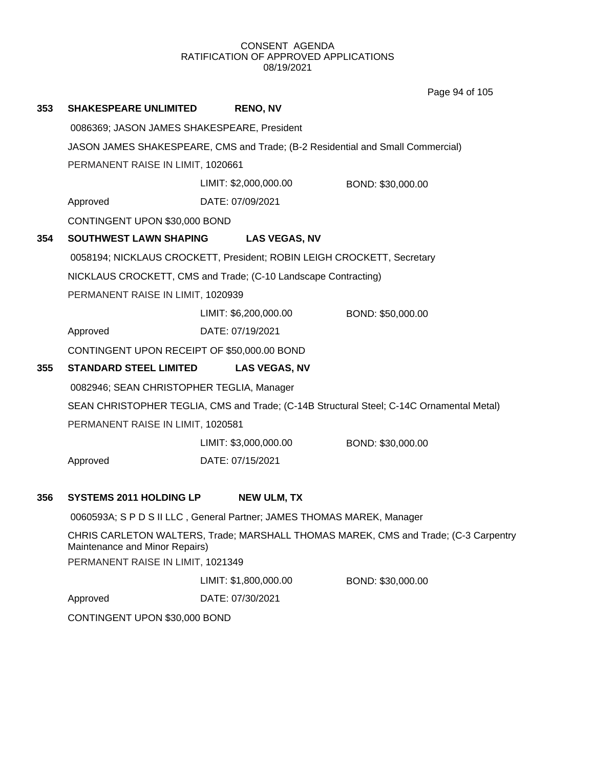CONSENT AGENDA
RATIFICATION OF APPROVED APPLICATIONS
08/19/2021

**353 SHAKESPEARE UNLIMITED RENO, NV**

0086369; JASON JAMES SHAKESPEARE, President

JASON JAMES SHAKESPEARE, CMS and Trade; (B-2 Residential and Small Commercial)

PERMANENT RAISE IN LIMIT, 1020661

LIMIT: $2,000,000.00 BOND: $30,000.00

Approved DATE: 07/09/2021

CONTINGENT UPON $30,000 BOND

**354 SOUTHWEST LAWN SHAPING LAS VEGAS, NV**

0058194; NICKLAUS CROCKETT, President; ROBIN LEIGH CROCKETT, Secretary

NICKLAUS CROCKETT, CMS and Trade; (C-10 Landscape Contracting)

PERMANENT RAISE IN LIMIT, 1020939

LIMIT: $6,200,000.00 BOND: $50,000.00

Approved DATE: 07/19/2021

CONTINGENT UPON RECEIPT OF $50,000.00 BOND

**355 STANDARD STEEL LIMITED LAS VEGAS, NV**

0082946; SEAN CHRISTOPHER TEGLIA, Manager

SEAN CHRISTOPHER TEGLIA, CMS and Trade; (C-14B Structural Steel; C-14C Ornamental Metal)

PERMANENT RAISE IN LIMIT, 1020581

LIMIT: $3,000,000.00 BOND: $30,000.00

Approved DATE: 07/15/2021

**356 SYSTEMS 2011 HOLDING LP NEW ULM, TX**

0060593A; S P D S II LLC , General Partner; JAMES THOMAS MAREK, Manager

CHRIS CARLETON WALTERS, Trade; MARSHALL THOMAS MAREK, CMS and Trade; (C-3 Carpentry Maintenance and Minor Repairs)

PERMANENT RAISE IN LIMIT, 1021349

LIMIT: $1,800,000.00 BOND: $30,000.00

Approved DATE: 07/30/2021

CONTINGENT UPON $30,000 BOND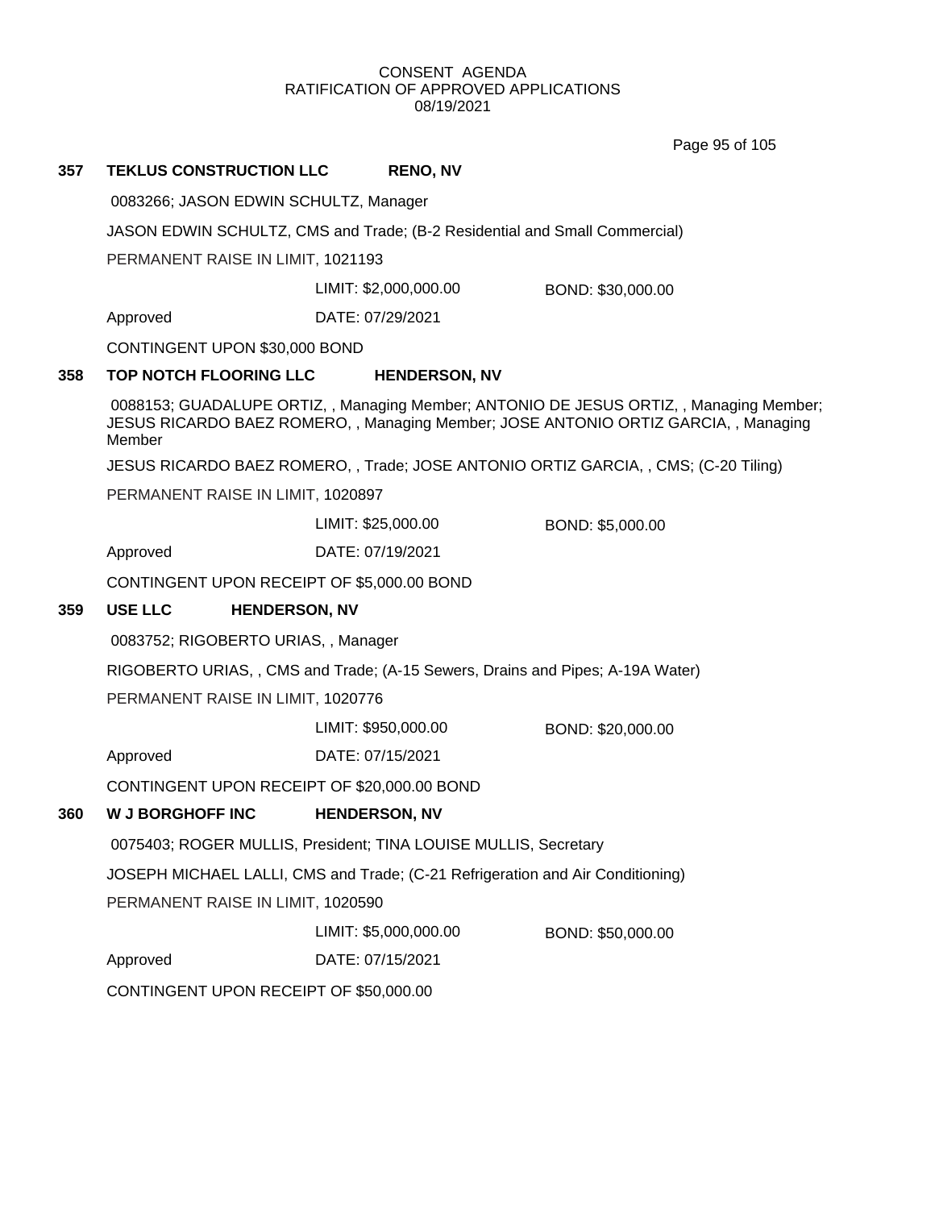CONSENT AGENDA
RATIFICATION OF APPROVED APPLICATIONS
08/19/2021

**357 TEKLUS CONSTRUCTION LLC RENO, NV**

0083266; JASON EDWIN SCHULTZ, Manager

JASON EDWIN SCHULTZ, CMS and Trade; (B-2 Residential and Small Commercial)

PERMANENT RAISE IN LIMIT, 1021193

LIMIT: $2,000,000.00 BOND: $30,000.00

Approved DATE: 07/29/2021

CONTINGENT UPON $30,000 BOND

**358 TOP NOTCH FLOORING LLC HENDERSON, NV**

0088153; GUADALUPE ORTIZ, , Managing Member; ANTONIO DE JESUS ORTIZ, , Managing Member; JESUS RICARDO BAEZ ROMERO, , Managing Member; JOSE ANTONIO ORTIZ GARCIA, , Managing Member

JESUS RICARDO BAEZ ROMERO, , Trade; JOSE ANTONIO ORTIZ GARCIA, , CMS; (C-20 Tiling)

PERMANENT RAISE IN LIMIT, 1020897

LIMIT: $25,000.00 BOND: $5,000.00

Approved DATE: 07/19/2021

CONTINGENT UPON RECEIPT OF $5,000.00 BOND

**359 USE LLC HENDERSON, NV**

0083752; RIGOBERTO URIAS, , Manager

RIGOBERTO URIAS, , CMS and Trade; (A-15 Sewers, Drains and Pipes; A-19A Water)

PERMANENT RAISE IN LIMIT, 1020776

LIMIT: $950,000.00 BOND: $20,000.00

Approved DATE: 07/15/2021

CONTINGENT UPON RECEIPT OF $20,000.00 BOND

**360 W J BORGHOFF INC HENDERSON, NV**

0075403; ROGER MULLIS, President; TINA LOUISE MULLIS, Secretary

JOSEPH MICHAEL LALLI, CMS and Trade; (C-21 Refrigeration and Air Conditioning)

PERMANENT RAISE IN LIMIT, 1020590

LIMIT: $5,000,000.00 BOND: $50,000.00

Approved DATE: 07/15/2021

CONTINGENT UPON RECEIPT OF $50,000.00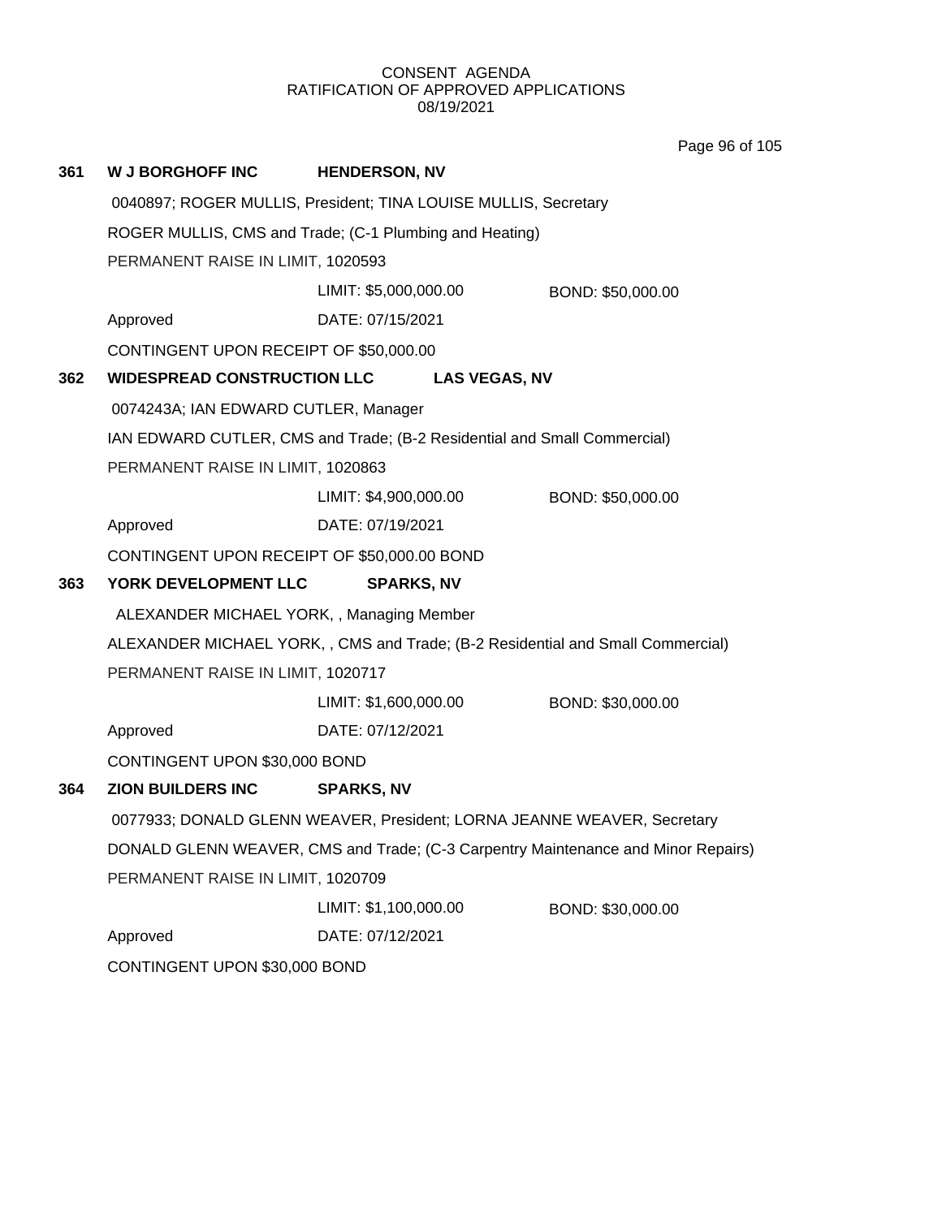CONSENT AGENDA
RATIFICATION OF APPROVED APPLICATIONS
08/19/2021

**361 W J BORGHOFF INC HENDERSON, NV**

0040897; ROGER MULLIS, President; TINA LOUISE MULLIS, Secretary

ROGER MULLIS, CMS and Trade; (C-1 Plumbing and Heating)

PERMANENT RAISE IN LIMIT, 1020593

LIMIT: $5,000,000.00 BOND: $50,000.00

Approved DATE: 07/15/2021

CONTINGENT UPON RECEIPT OF $50,000.00

**362 WIDESPREAD CONSTRUCTION LLC LAS VEGAS, NV**

0074243A; IAN EDWARD CUTLER, Manager

IAN EDWARD CUTLER, CMS and Trade; (B-2 Residential and Small Commercial)

PERMANENT RAISE IN LIMIT, 1020863

LIMIT: $4,900,000.00 BOND: $50,000.00

Approved DATE: 07/19/2021

CONTINGENT UPON RECEIPT OF $50,000.00 BOND

**363 YORK DEVELOPMENT LLC SPARKS, NV**

ALEXANDER MICHAEL YORK, , Managing Member

ALEXANDER MICHAEL YORK, , CMS and Trade; (B-2 Residential and Small Commercial)

PERMANENT RAISE IN LIMIT, 1020717

LIMIT: $1,600,000.00 BOND: $30,000.00

Approved DATE: 07/12/2021

CONTINGENT UPON $30,000 BOND

**364 ZION BUILDERS INC SPARKS, NV**

0077933; DONALD GLENN WEAVER, President; LORNA JEANNE WEAVER, Secretary

DONALD GLENN WEAVER, CMS and Trade; (C-3 Carpentry Maintenance and Minor Repairs)

PERMANENT RAISE IN LIMIT, 1020709

LIMIT: $1,100,000.00 BOND: $30,000.00

Approved DATE: 07/12/2021

CONTINGENT UPON $30,000 BOND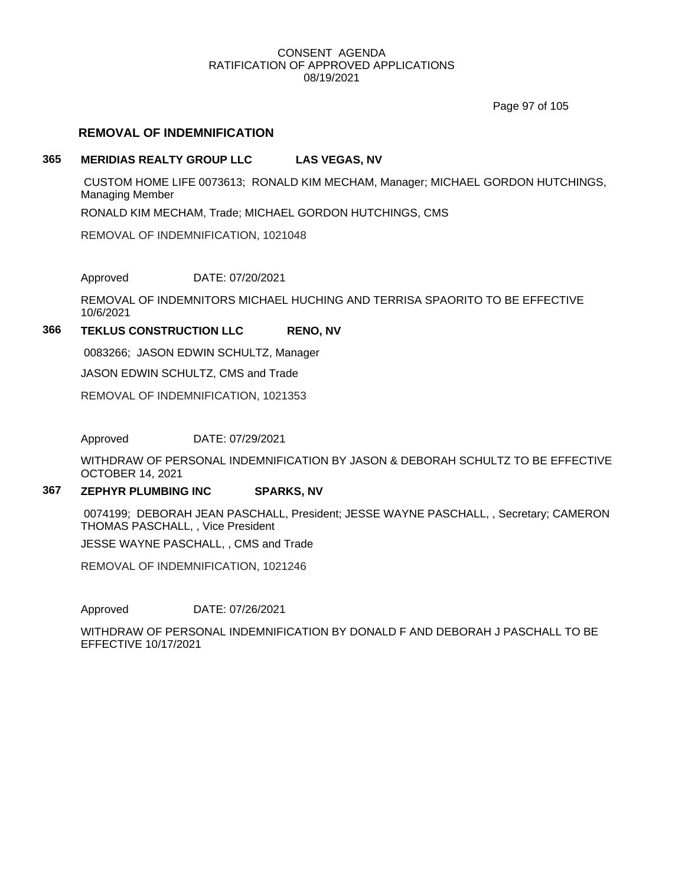CONSENT AGENDA
RATIFICATION OF APPROVED APPLICATIONS
08/19/2021

## REMOVAL OF INDEMNIFICATION

### 365 MERIDIAS REALTY GROUP LLC LAS VEGAS, NV

CUSTOM HOME LIFE 0073613; RONALD KIM MECHAM, Manager; MICHAEL GORDON HUTCHINGS, Managing Member

RONALD KIM MECHAM, Trade; MICHAEL GORDON HUTCHINGS, CMS

REMOVAL OF INDEMNIFICATION, 1021048

Approved DATE: 07/20/2021

REMOVAL OF INDEMNITORS MICHAEL HUCHING AND TERRISA SPAORITO TO BE EFFECTIVE 10/6/2021

### 366 TEKLUS CONSTRUCTION LLC RENO, NV

0083266; JASON EDWIN SCHULTZ, Manager

JASON EDWIN SCHULTZ, CMS and Trade

REMOVAL OF INDEMNIFICATION, 1021353

Approved DATE: 07/29/2021

WITHDRAW OF PERSONAL INDEMNIFICATION BY JASON & DEBORAH SCHULTZ TO BE EFFECTIVE OCTOBER 14, 2021

### 367 ZEPHYR PLUMBING INC SPARKS, NV

0074199; DEBORAH JEAN PASCHALL, President; JESSE WAYNE PASCHALL, , Secretary; CAMERON THOMAS PASCHALL, , Vice President

JESSE WAYNE PASCHALL, , CMS and Trade

REMOVAL OF INDEMNIFICATION, 1021246

Approved DATE: 07/26/2021

WITHDRAW OF PERSONAL INDEMNIFICATION BY DONALD F AND DEBORAH J PASCHALL TO BE EFFECTIVE 10/17/2021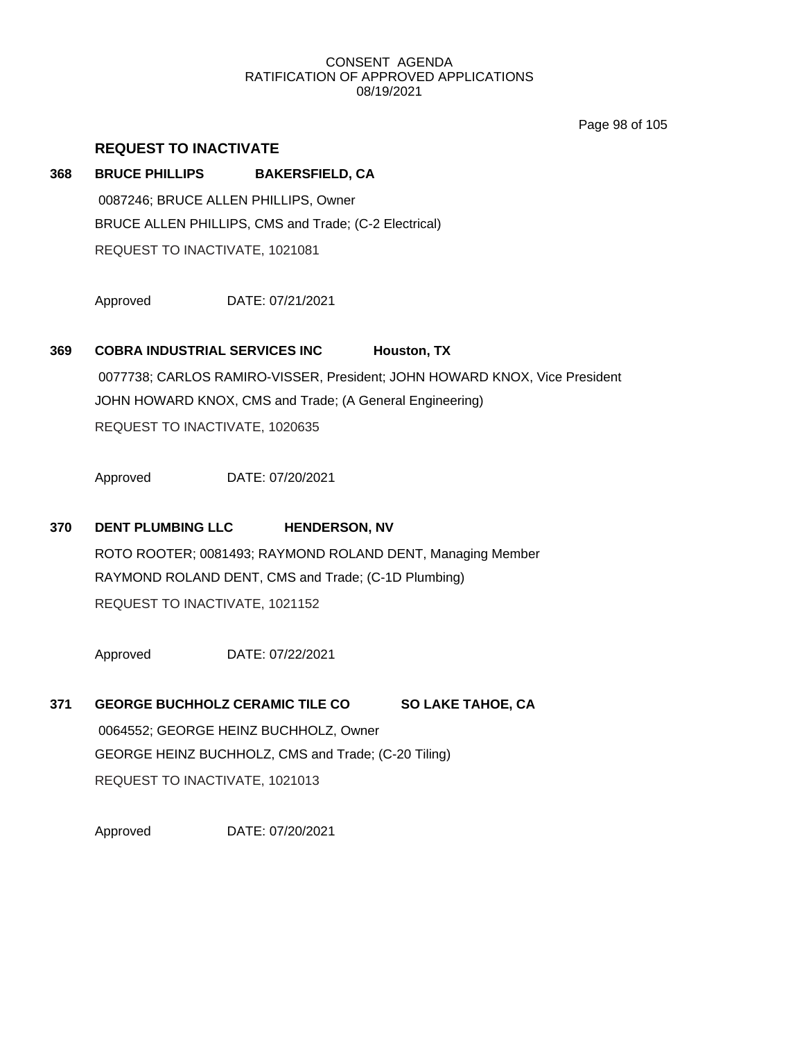CONSENT AGENDA
RATIFICATION OF APPROVED APPLICATIONS
08/19/2021

## REQUEST TO INACTIVATE

**368 BRUCE PHILLIPS BAKERSFIELD, CA**

0087246; BRUCE ALLEN PHILLIPS, Owner

BRUCE ALLEN PHILLIPS, CMS and Trade; (C-2 Electrical)

REQUEST TO INACTIVATE, 1021081

Approved DATE: 07/21/2021

**369 COBRA INDUSTRIAL SERVICES INC Houston, TX**

0077738; CARLOS RAMIRO-VISSER, President; JOHN HOWARD KNOX, Vice President

JOHN HOWARD KNOX, CMS and Trade; (A General Engineering)

REQUEST TO INACTIVATE, 1020635

Approved DATE: 07/20/2021

**370 DENT PLUMBING LLC HENDERSON, NV**

ROTO ROOTER; 0081493; RAYMOND ROLAND DENT, Managing Member

RAYMOND ROLAND DENT, CMS and Trade; (C-1D Plumbing)

REQUEST TO INACTIVATE, 1021152

Approved DATE: 07/22/2021

**371 GEORGE BUCHHOLZ CERAMIC TILE CO SO LAKE TAHOE, CA**

0064552; GEORGE HEINZ BUCHHOLZ, Owner

GEORGE HEINZ BUCHHOLZ, CMS and Trade; (C-20 Tiling)

REQUEST TO INACTIVATE, 1021013

Approved DATE: 07/20/2021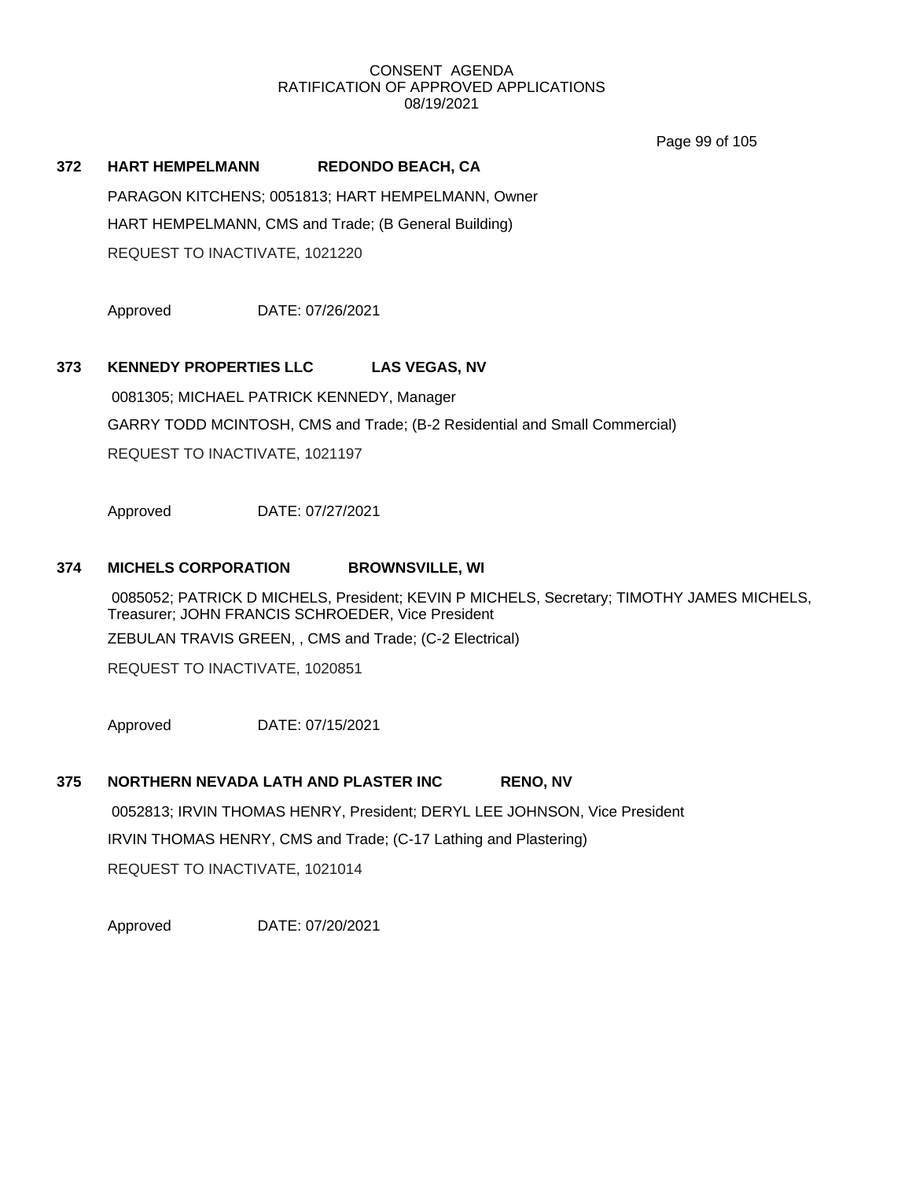CONSENT AGENDA
RATIFICATION OF APPROVED APPLICATIONS
08/19/2021

**372 HART HEMPELMANN REDONDO BEACH, CA**

PARAGON KITCHENS; 0051813; HART HEMPELMANN, Owner

HART HEMPELMANN, CMS and Trade; (B General Building)

REQUEST TO INACTIVATE, 1021220

Approved DATE: 07/26/2021

**373 KENNEDY PROPERTIES LLC LAS VEGAS, NV**

0081305; MICHAEL PATRICK KENNEDY, Manager

GARRY TODD MCINTOSH, CMS and Trade; (B-2 Residential and Small Commercial)

REQUEST TO INACTIVATE, 1021197

Approved DATE: 07/27/2021

**374 MICHELS CORPORATION BROWNSVILLE, WI**

0085052; PATRICK D MICHELS, President; KEVIN P MICHELS, Secretary; TIMOTHY JAMES MICHELS, Treasurer; JOHN FRANCIS SCHROEDER, Vice President

ZEBULAN TRAVIS GREEN, , CMS and Trade; (C-2 Electrical)

REQUEST TO INACTIVATE, 1020851

Approved DATE: 07/15/2021

**375 NORTHERN NEVADA LATH AND PLASTER INC RENO, NV**

0052813; IRVIN THOMAS HENRY, President; DERYL LEE JOHNSON, Vice President

IRVIN THOMAS HENRY, CMS and Trade; (C-17 Lathing and Plastering)

REQUEST TO INACTIVATE, 1021014

Approved DATE: 07/20/2021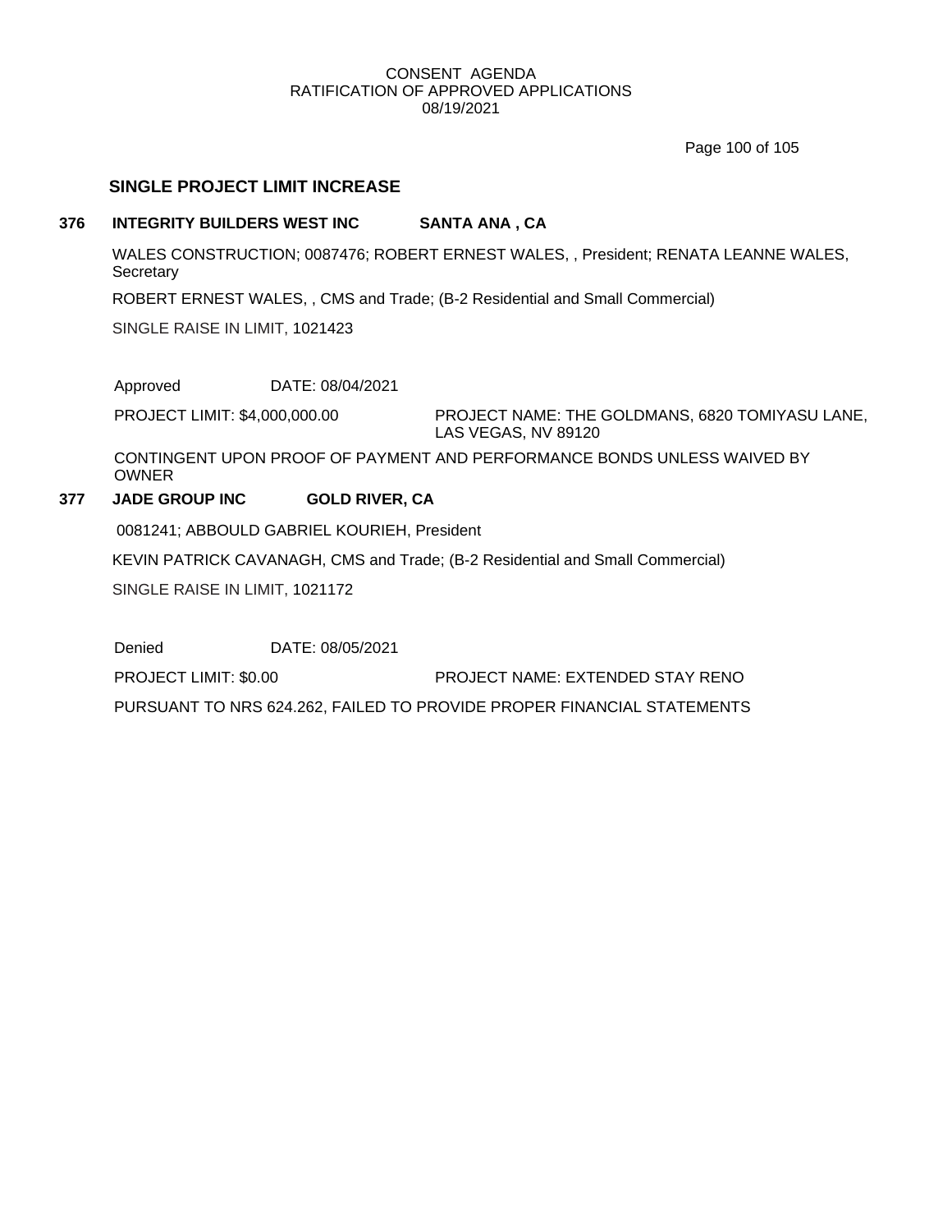CONSENT AGENDA
RATIFICATION OF APPROVED APPLICATIONS
08/19/2021

## SINGLE PROJECT LIMIT INCREASE

**376 INTEGRITY BUILDERS WEST INC SANTA ANA , CA**

WALES CONSTRUCTION; 0087476; ROBERT ERNEST WALES, , President; RENATA LEANNE WALES, Secretary

ROBERT ERNEST WALES, , CMS and Trade; (B-2 Residential and Small Commercial)

SINGLE RAISE IN LIMIT, 1021423

Approved DATE: 08/04/2021

PROJECT LIMIT: $4,000,000.00 PROJECT NAME: THE GOLDMANS, 6820 TOMIYASU LANE, LAS VEGAS, NV 89120

CONTINGENT UPON PROOF OF PAYMENT AND PERFORMANCE BONDS UNLESS WAIVED BY OWNER

**377 JADE GROUP INC GOLD RIVER, CA**

0081241; ABBOULD GABRIEL KOURIEH, President

KEVIN PATRICK CAVANAGH, CMS and Trade; (B-2 Residential and Small Commercial)

SINGLE RAISE IN LIMIT, 1021172

Denied DATE: 08/05/2021

PROJECT LIMIT: $0.00 PROJECT NAME: EXTENDED STAY RENO

PURSUANT TO NRS 624.262, FAILED TO PROVIDE PROPER FINANCIAL STATEMENTS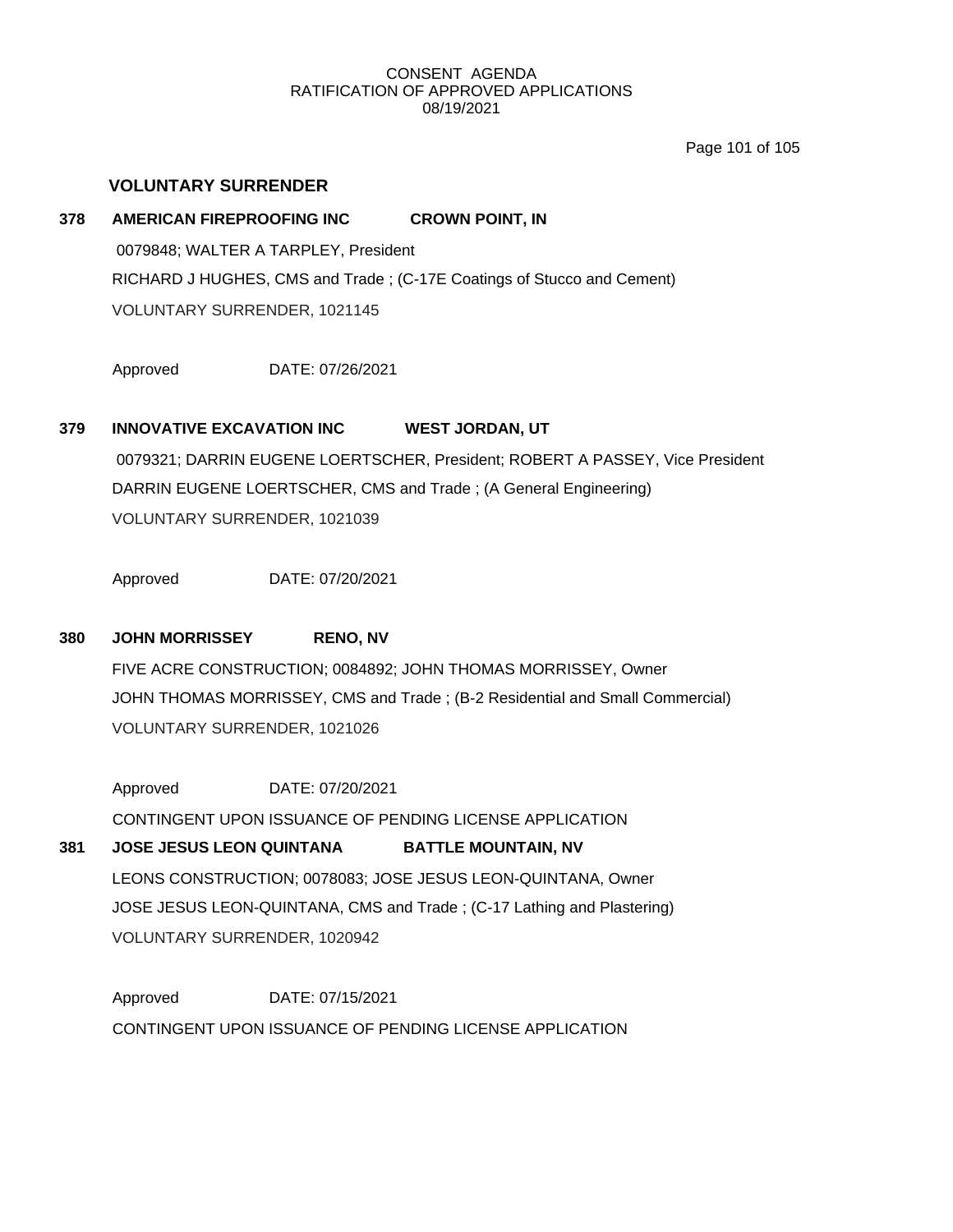CONSENT AGENDA
RATIFICATION OF APPROVED APPLICATIONS
08/19/2021

## VOLUNTARY SURRENDER

**378 AMERICAN FIREPROOFING INC CROWN POINT, IN**

0079848; WALTER A TARPLEY, President

RICHARD J HUGHES, CMS and Trade ; (C-17E Coatings of Stucco and Cement)

VOLUNTARY SURRENDER, 1021145

Approved DATE: 07/26/2021

**379 INNOVATIVE EXCAVATION INC WEST JORDAN, UT**

0079321; DARRIN EUGENE LOERTSCHER, President; ROBERT A PASSEY, Vice President

DARRIN EUGENE LOERTSCHER, CMS and Trade ; (A General Engineering)

VOLUNTARY SURRENDER, 1021039

Approved DATE: 07/20/2021

**380 JOHN MORRISSEY RENO, NV**

FIVE ACRE CONSTRUCTION; 0084892; JOHN THOMAS MORRISSEY, Owner

JOHN THOMAS MORRISSEY, CMS and Trade ; (B-2 Residential and Small Commercial)

VOLUNTARY SURRENDER, 1021026

Approved DATE: 07/20/2021

CONTINGENT UPON ISSUANCE OF PENDING LICENSE APPLICATION

**381 JOSE JESUS LEON QUINTANA BATTLE MOUNTAIN, NV**

LEONS CONSTRUCTION; 0078083; JOSE JESUS LEON-QUINTANA, Owner

JOSE JESUS LEON-QUINTANA, CMS and Trade ; (C-17 Lathing and Plastering)

VOLUNTARY SURRENDER, 1020942

Approved DATE: 07/15/2021

CONTINGENT UPON ISSUANCE OF PENDING LICENSE APPLICATION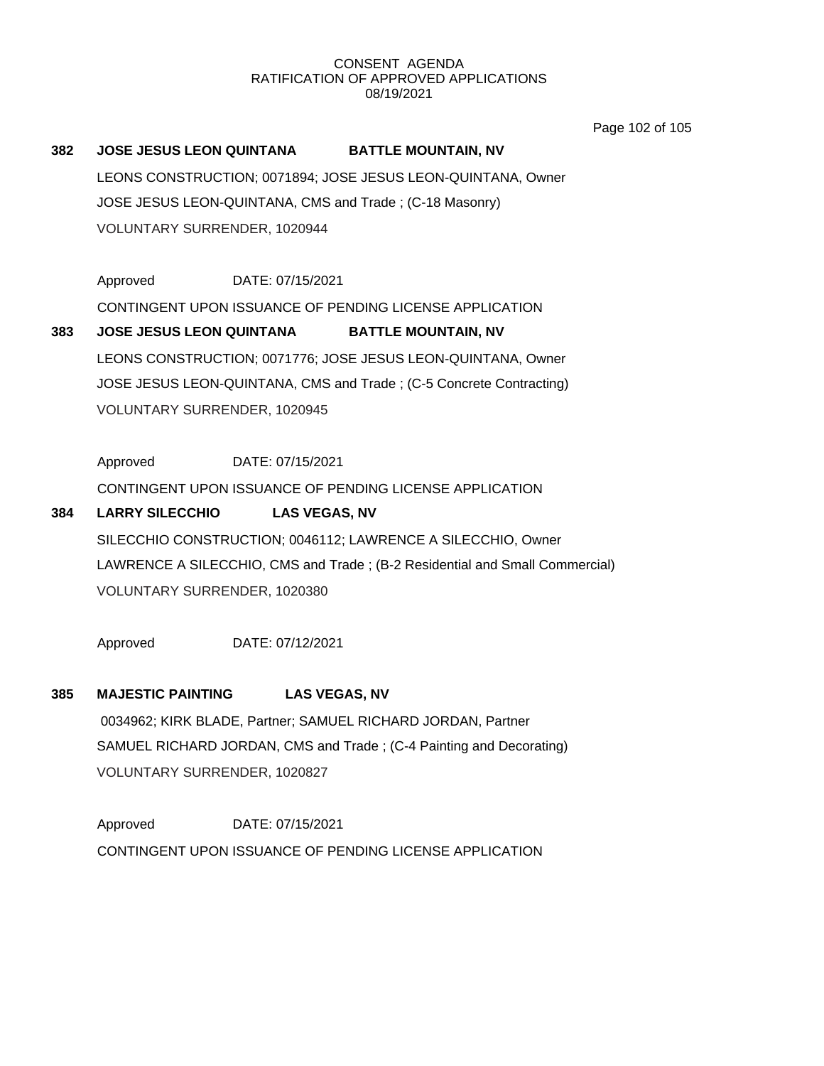CONSENT AGENDA
RATIFICATION OF APPROVED APPLICATIONS
08/19/2021

**382 JOSE JESUS LEON QUINTANA BATTLE MOUNTAIN, NV**

LEONS CONSTRUCTION; 0071894; JOSE JESUS LEON-QUINTANA, Owner

JOSE JESUS LEON-QUINTANA, CMS and Trade ; (C-18 Masonry)

VOLUNTARY SURRENDER, 1020944

Approved DATE: 07/15/2021

CONTINGENT UPON ISSUANCE OF PENDING LICENSE APPLICATION

**383 JOSE JESUS LEON QUINTANA BATTLE MOUNTAIN, NV**

LEONS CONSTRUCTION; 0071776; JOSE JESUS LEON-QUINTANA, Owner

JOSE JESUS LEON-QUINTANA, CMS and Trade ; (C-5 Concrete Contracting)

VOLUNTARY SURRENDER, 1020945

Approved DATE: 07/15/2021

CONTINGENT UPON ISSUANCE OF PENDING LICENSE APPLICATION

**384 LARRY SILECCHIO LAS VEGAS, NV**

SILECCHIO CONSTRUCTION; 0046112; LAWRENCE A SILECCHIO, Owner

LAWRENCE A SILECCHIO, CMS and Trade ; (B-2 Residential and Small Commercial)

VOLUNTARY SURRENDER, 1020380

Approved DATE: 07/12/2021

**385 MAJESTIC PAINTING LAS VEGAS, NV**

0034962; KIRK BLADE, Partner; SAMUEL RICHARD JORDAN, Partner

SAMUEL RICHARD JORDAN, CMS and Trade ; (C-4 Painting and Decorating)

VOLUNTARY SURRENDER, 1020827

Approved DATE: 07/15/2021

CONTINGENT UPON ISSUANCE OF PENDING LICENSE APPLICATION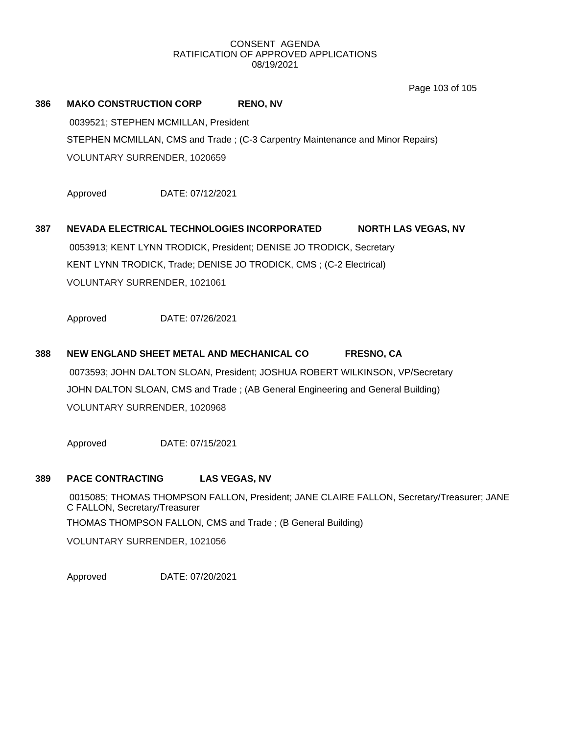CONSENT AGENDA
RATIFICATION OF APPROVED APPLICATIONS
08/19/2021

**386 MAKO CONSTRUCTION CORP RENO, NV**

0039521; STEPHEN MCMILLAN, President

STEPHEN MCMILLAN, CMS and Trade ; (C-3 Carpentry Maintenance and Minor Repairs)

VOLUNTARY SURRENDER, 1020659

Approved DATE: 07/12/2021

**387 NEVADA ELECTRICAL TECHNOLOGIES INCORPORATED NORTH LAS VEGAS, NV**

0053913; KENT LYNN TRODICK, President; DENISE JO TRODICK, Secretary

KENT LYNN TRODICK, Trade; DENISE JO TRODICK, CMS ; (C-2 Electrical)

VOLUNTARY SURRENDER, 1021061

Approved DATE: 07/26/2021

**388 NEW ENGLAND SHEET METAL AND MECHANICAL CO FRESNO, CA**

0073593; JOHN DALTON SLOAN, President; JOSHUA ROBERT WILKINSON, VP/Secretary

JOHN DALTON SLOAN, CMS and Trade ; (AB General Engineering and General Building)

VOLUNTARY SURRENDER, 1020968

Approved DATE: 07/15/2021

**389 PACE CONTRACTING LAS VEGAS, NV**

0015085; THOMAS THOMPSON FALLON, President; JANE CLAIRE FALLON, Secretary/Treasurer; JANE C FALLON, Secretary/Treasurer

THOMAS THOMPSON FALLON, CMS and Trade ; (B General Building)

VOLUNTARY SURRENDER, 1021056

Approved DATE: 07/20/2021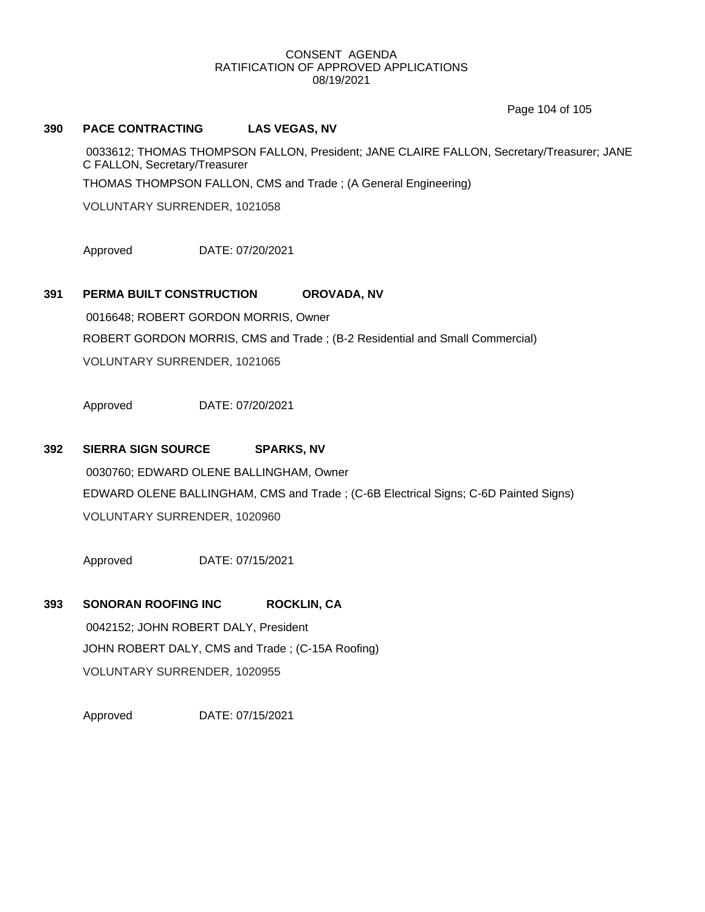## 390 PACE CONTRACTING LAS VEGAS, NV

0033612; THOMAS THOMPSON FALLON, President; JANE CLAIRE FALLON, Secretary/Treasurer; JANE C FALLON, Secretary/Treasurer

THOMAS THOMPSON FALLON, CMS and Trade ; (A General Engineering)

VOLUNTARY SURRENDER, 1021058

Approved DATE: 07/20/2021

## 391 PERMA BUILT CONSTRUCTION OROVADA, NV

0016648; ROBERT GORDON MORRIS, Owner

ROBERT GORDON MORRIS, CMS and Trade ; (B-2 Residential and Small Commercial)

VOLUNTARY SURRENDER, 1021065

Approved DATE: 07/20/2021

## 392 SIERRA SIGN SOURCE SPARKS, NV

0030760; EDWARD OLENE BALLINGHAM, Owner

EDWARD OLENE BALLINGHAM, CMS and Trade ; (C-6B Electrical Signs; C-6D Painted Signs)

VOLUNTARY SURRENDER, 1020960

Approved DATE: 07/15/2021

## 393 SONORAN ROOFING INC ROCKLIN, CA

0042152; JOHN ROBERT DALY, President

JOHN ROBERT DALY, CMS and Trade ; (C-15A Roofing)

VOLUNTARY SURRENDER, 1020955

Approved DATE: 07/15/2021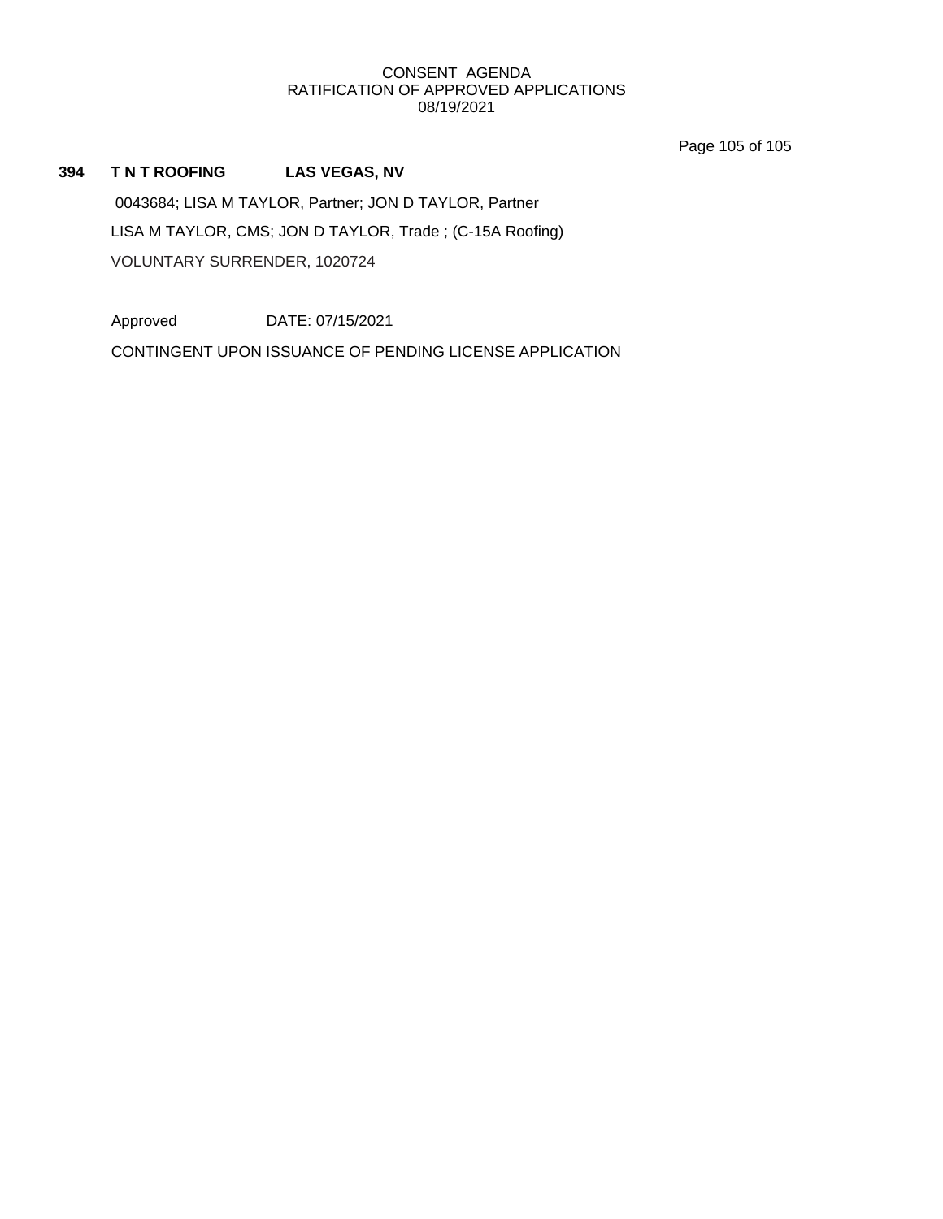CONSENT AGENDA
RATIFICATION OF APPROVED APPLICATIONS
08/19/2021

**394 T N T ROOFING LAS VEGAS, NV**

0043684; LISA M TAYLOR, Partner; JON D TAYLOR, Partner

LISA M TAYLOR, CMS; JON D TAYLOR, Trade ; (C-15A Roofing)

VOLUNTARY SURRENDER, 1020724

Approved DATE: 07/15/2021

CONTINGENT UPON ISSUANCE OF PENDING LICENSE APPLICATION